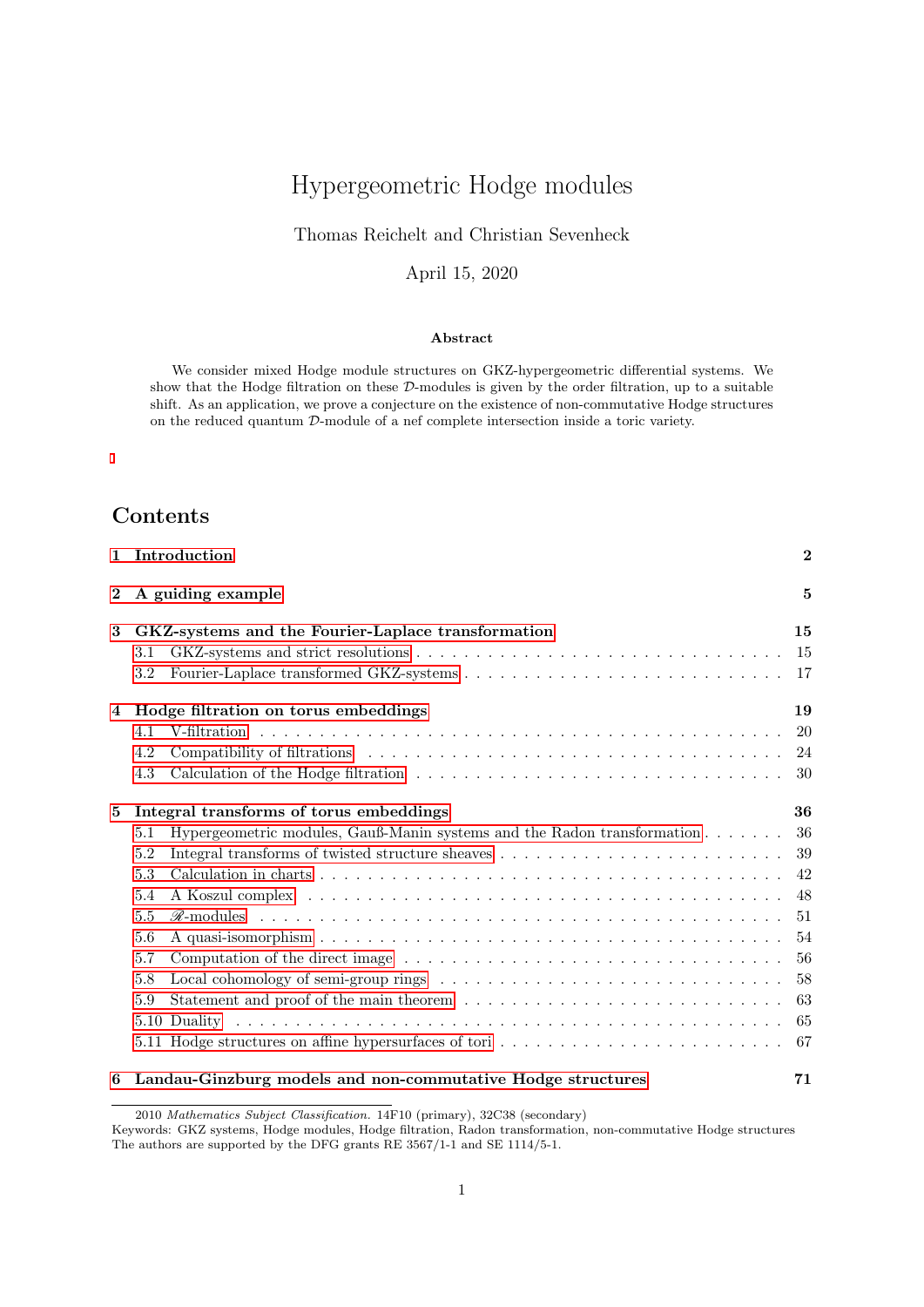# Hypergeometric Hodge modules

Thomas Reichelt and Christian Sevenheck

April 15, 2020

### Abstract

We consider mixed Hodge module structures on GKZ-hypergeometric differential systems. We show that the Hodge filtration on these $\mathcal{D}$-modules is given by the order filtration, up to a suitable shift. As an application, we prove a conjecture on the existence of non-commutative Hodge structures on the reduced quantum $\mathcal{D}$-module of a nef complete intersection inside a toric variety.

## Contents

**1 Introduction** — **2**

**2 A guiding example** — **5**

**3 GKZ-systems and the Fourier-Laplace transformation** — **15**
- 3.1 GKZ-systems and strict resolutions — 15
- 3.2 Fourier-Laplace transformed GKZ-systems — 17

**4 Hodge filtration on torus embeddings** — **19**
- 4.1 V-filtration — 20
- 4.2 Compatibility of filtrations — 24
- 4.3 Calculation of the Hodge filtration — 30

**5 Integral transforms of torus embeddings** — **36**
- 5.1 Hypergeometric modules, Gauß-Manin systems and the Radon transformation — 36
- 5.2 Integral transforms of twisted structure sheaves — 39
- 5.3 Calculation in charts — 42
- 5.4 A Koszul complex — 48
- 5.5 $\mathscr{R}$-modules — 51
- 5.6 A quasi-isomorphism — 54
- 5.7 Computation of the direct image — 56
- 5.8 Local cohomology of semi-group rings — 58
- 5.9 Statement and proof of the main theorem — 63
- 5.10 Duality — 65
- 5.11 Hodge structures on affine hypersurfaces of tori — 67

**6 Landau-Ginzburg models and non-commutative Hodge structures** — **71**

---

2010 *Mathematics Subject Classification.* 14F10 (primary), 32C38 (secondary)
Keywords: GKZ systems, Hodge modules, Hodge filtration, Radon transformation, non-commutative Hodge structures
The authors are supported by the DFG grants RE 3567/1-1 and SE 1114/5-1.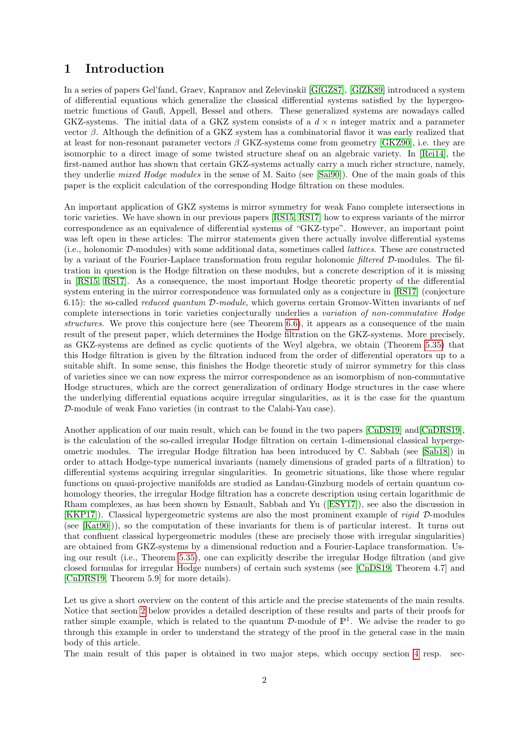# 1 Introduction

In a series of papers Gel'fand, Graev, Kapranov and Zelevinskiĭ [GfGZ87], [GfZK89] introduced a system of differential equations which generalize the classical differential systems satisfied by the hypergeometric functions of Gauß, Appell, Bessel and others. These generalized systems are nowadays called GKZ-systems. The initial data of a GKZ system consists of a $d \times n$ integer matrix and a parameter vector $\beta$. Although the definition of a GKZ system has a combinatorial flavor it was early realized that at least for non-resonant parameter vectors $\beta$ GKZ-systems come from geometry [GKZ90], i.e. they are isomorphic to a direct image of some twisted structure sheaf on an algebraic variety. In [Rei14], the first-named author has shown that certain GKZ-systems actually carry a much richer structure, namely, they underlie *mixed Hodge modules* in the sense of M. Saito (see [Sai90]). One of the main goals of this paper is the explicit calculation of the corresponding Hodge filtration on these modules.

An important application of GKZ systems is mirror symmetry for weak Fano complete intersections in toric varieties. We have shown in our previous papers [RS15, RS17] how to express variants of the mirror correspondence as an equivalence of differential systems of "GKZ-type". However, an important point was left open in these articles: The mirror statements given there actually involve differential systems (i.e., holonomic $\mathcal{D}$-modules) with some additional data, sometimes called *lattices*. These are constructed by a variant of the Fourier-Laplace transformation from regular holonomic *filtered* $\mathcal{D}$-modules. The filtration in question is the Hodge filtration on these modules, but a concrete description of it is missing in [RS15, RS17]. As a consequence, the most important Hodge theoretic property of the differential system entering in the mirror correspondence was formulated only as a conjecture in [RS17] (conjecture 6.15): the so-called *reduced quantum $\mathcal{D}$-module*, which governs certain Gromov-Witten invariants of nef complete intersections in toric varieties conjecturally underlies a *variation of non-commutative Hodge structures*. We prove this conjecture here (see Theorem 6.6), it appears as a consequence of the main result of the present paper, which determines the Hodge filtration on the GKZ-systems. More precisely, as GKZ-systems are defined as cyclic quotients of the Weyl algebra, we obtain (Theorem 5.35) that this Hodge filtration is given by the filtration induced from the order of differential operators up to a suitable shift. In some sense, this finishes the Hodge theoretic study of mirror symmetry for this class of varieties since we can now express the mirror correspondence as an isomorphism of non-commutative Hodge structures, which are the correct generalization of ordinary Hodge structures in the case where the underlying differential equations acquire irregular singularities, as it is the case for the quantum $\mathcal{D}$-module of weak Fano varieties (in contrast to the Calabi-Yau case).

Another application of our main result, which can be found in the two papers [CnDS19] and[CnDRS19], is the calculation of the so-called irregular Hodge filtration on certain 1-dimensional classical hypergeometric modules. The irregular Hodge filtration has been introduced by C. Sabbah (see [Sab18]) in order to attach Hodge-type numerical invariants (namely dimensions of graded parts of a filtration) to differential systems acquiring irregular singularities. In geometric situations, like those where regular functions on quasi-projective manifolds are studied as Landau-Ginzburg models of certain quantum cohomology theories, the irregular Hodge filtration has a concrete description using certain logarithmic de Rham complexes, as has been shown by Esnault, Sabbah and Yu ([ESY17]), see also the discussion in [KKP17]). Classical hypergeometric systems are also the most prominent example of *rigid* $\mathcal{D}$-modules (see [Kat90])), so the computation of these invariants for them is of particular interest. It turns out that confluent classical hypergeometric modules (these are precisely those with irregular singularities) are obtained from GKZ-systems by a dimensional reduction and a Fourier-Laplace transformation. Using our result (i.e., Theorem 5.35), one can explicitly describe the irregular Hodge filtration (and give closed formulas for irregular Hodge numbers) of certain such systems (see [CnDS19, Theorem 4.7] and [CnDRS19, Theorem 5.9] for more details).

Let us give a short overview on the content of this article and the precise statements of the main results. Notice that section 2 below provides a detailed description of these results and parts of their proofs for rather simple example, which is related to the quantum $\mathcal{D}$-module of $\mathbb{P}^1$. We advise the reader to go through this example in order to understand the strategy of the proof in the general case in the main body of this article.
The main result of this paper is obtained in two major steps, which occupy section 4 resp. sec-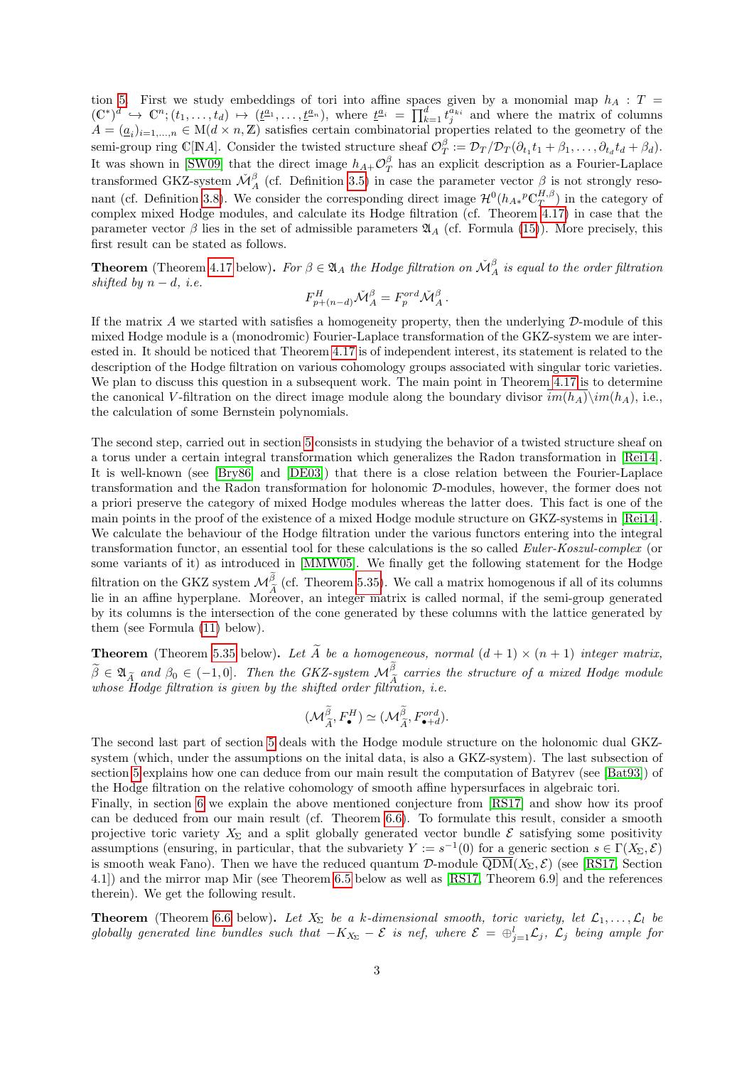tion 5. First we study embeddings of tori into affine spaces given by a monomial map $h_A : T = (\mathbb{C}^*)^d \hookrightarrow \mathbb{C}^n; (t_1, \ldots, t_d) \mapsto (\underline{t}^{\underline{a}_1}, \ldots, \underline{t}^{\underline{a}_n})$, where $\underline{t}^{\underline{a}_i} = \prod_{k=1}^d t_j^{a_{ki}}$ and where the matrix of columns $A = (\underline{a}_i)_{i=1,\ldots,n} \in \mathrm{M}(d \times n, \mathbb{Z})$ satisfies certain combinatorial properties related to the geometry of the semi-group ring $\mathbb{C}[\mathbb{N}A]$. Consider the twisted structure sheaf $\mathcal{O}_T^\beta := \mathcal{D}_T/\mathcal{D}_T(\partial_{t_1}t_1 + \beta_1, \ldots, \partial_{t_d}t_d + \beta_d)$. It was shown in [SW09] that the direct image $h_{A+}\mathcal{O}_T^\beta$ has an explicit description as a Fourier-Laplace transformed GKZ-system $\check{\mathcal{M}}_A^\beta$ (cf. Definition 3.5) in case the parameter vector $\beta$ is not strongly resonant (cf. Definition 3.8). We consider the corresponding direct image $\mathcal{H}^0(h_{A*}{}^p\mathbb{C}_T^{H,\beta})$ in the category of complex mixed Hodge modules, and calculate its Hodge filtration (cf. Theorem 4.17) in case that the parameter vector $\beta$ lies in the set of admissible parameters $\mathfrak{A}_A$ (cf. Formula (15)). More precisely, this first result can be stated as follows.

**Theorem** (Theorem 4.17 below)**.** *For $\beta \in \mathfrak{A}_A$ the Hodge filtration on $\check{\mathcal{M}}_A^\beta$ is equal to the order filtration shifted by $n-d$, i.e.*

$$F^H_{p+(n-d)}\check{\mathcal{M}}_A^\beta = F_p^{ord}\check{\mathcal{M}}_A^\beta .$$

If the matrix $A$ we started with satisfies a homogeneity property, then the underlying $\mathcal{D}$-module of this mixed Hodge module is a (monodromic) Fourier-Laplace transformation of the GKZ-system we are interested in. It should be noticed that Theorem 4.17 is of independent interest, its statement is related to the description of the Hodge filtration on various cohomology groups associated with singular toric varieties. We plan to discuss this question in a subsequent work. The main point in Theorem 4.17 is to determine the canonical $V$-filtration on the direct image module along the boundary divisor $\overline{im(h_A)}\backslash im(h_A)$, i.e., the calculation of some Bernstein polynomials.

The second step, carried out in section 5 consists in studying the behavior of a twisted structure sheaf on a torus under a certain integral transformation which generalizes the Radon transformation in [Rei14]. It is well-known (see [Bry86] and [DE03]) that there is a close relation between the Fourier-Laplace transformation and the Radon transformation for holonomic $\mathcal{D}$-modules, however, the former does not a priori preserve the category of mixed Hodge modules whereas the latter does. This fact is one of the main points in the proof of the existence of a mixed Hodge module structure on GKZ-systems in [Rei14]. We calculate the behaviour of the Hodge filtration under the various functors entering into the integral transformation functor, an essential tool for these calculations is the so called *Euler-Koszul-complex* (or some variants of it) as introduced in [MMW05]. We finally get the following statement for the Hodge filtration on the GKZ system $\mathcal{M}_{\widetilde{A}}^{\widetilde{\beta}}$ (cf. Theorem 5.35). We call a matrix homogenous if all of its columns lie in an affine hyperplane. Moreover, an integer matrix is called normal, if the semi-group generated by its columns is the intersection of the cone generated by these columns with the lattice generated by them (see Formula (11) below).

**Theorem** (Theorem 5.35 below)**.** *Let $\widetilde{A}$ be a homogeneous, normal $(d+1)\times(n+1)$ integer matrix, $\widetilde{\beta} \in \mathfrak{A}_{\widetilde{A}}$ and $\beta_0 \in (-1, 0]$. Then the GKZ-system $\mathcal{M}_{\widetilde{A}}^{\widetilde{\beta}}$ carries the structure of a mixed Hodge module whose Hodge filtration is given by the shifted order filtration, i.e.*

$$(\mathcal{M}_{\widetilde{A}}^{\widetilde{\beta}}, F_\bullet^H) \simeq (\mathcal{M}_{\widetilde{A}}^{\widetilde{\beta}}, F_{\bullet+d}^{ord}).$$

The second last part of section 5 deals with the Hodge module structure on the holonomic dual GKZ-system (which, under the assumptions on the inital data, is also a GKZ-system). The last subsection of section 5 explains how one can deduce from our main result the computation of Batyrev (see [Bat93]) of the Hodge filtration on the relative cohomology of smooth affine hypersurfaces in algebraic tori.
Finally, in section 6 we explain the above mentioned conjecture from [RS17] and show how its proof can be deduced from our main result (cf. Theorem 6.6). To formulate this result, consider a smooth projective toric variety $X_\Sigma$ and a split globally generated vector bundle $\mathcal{E}$ satisfying some positivity assumptions (ensuring, in particular, that the subvariety $Y := s^{-1}(0)$ for a generic section $s \in \Gamma(X_\Sigma, \mathcal{E})$ is smooth weak Fano). Then we have the reduced quantum $\mathcal{D}$-module $\overline{\mathrm{QDM}}(X_\Sigma, \mathcal{E})$ (see [RS17, Section 4.1]) and the mirror map Mir (see Theorem 6.5 below as well as [RS17, Theorem 6.9] and the references therein). We get the following result.

**Theorem** (Theorem 6.6 below)**.** *Let $X_\Sigma$ be a $k$-dimensional smooth, toric variety, let $\mathcal{L}_1, \ldots, \mathcal{L}_l$ be globally generated line bundles such that $-K_{X_\Sigma} - \mathcal{E}$ is nef, where $\mathcal{E} = \oplus_{j=1}^l \mathcal{L}_j$, $\mathcal{L}_j$ being ample for*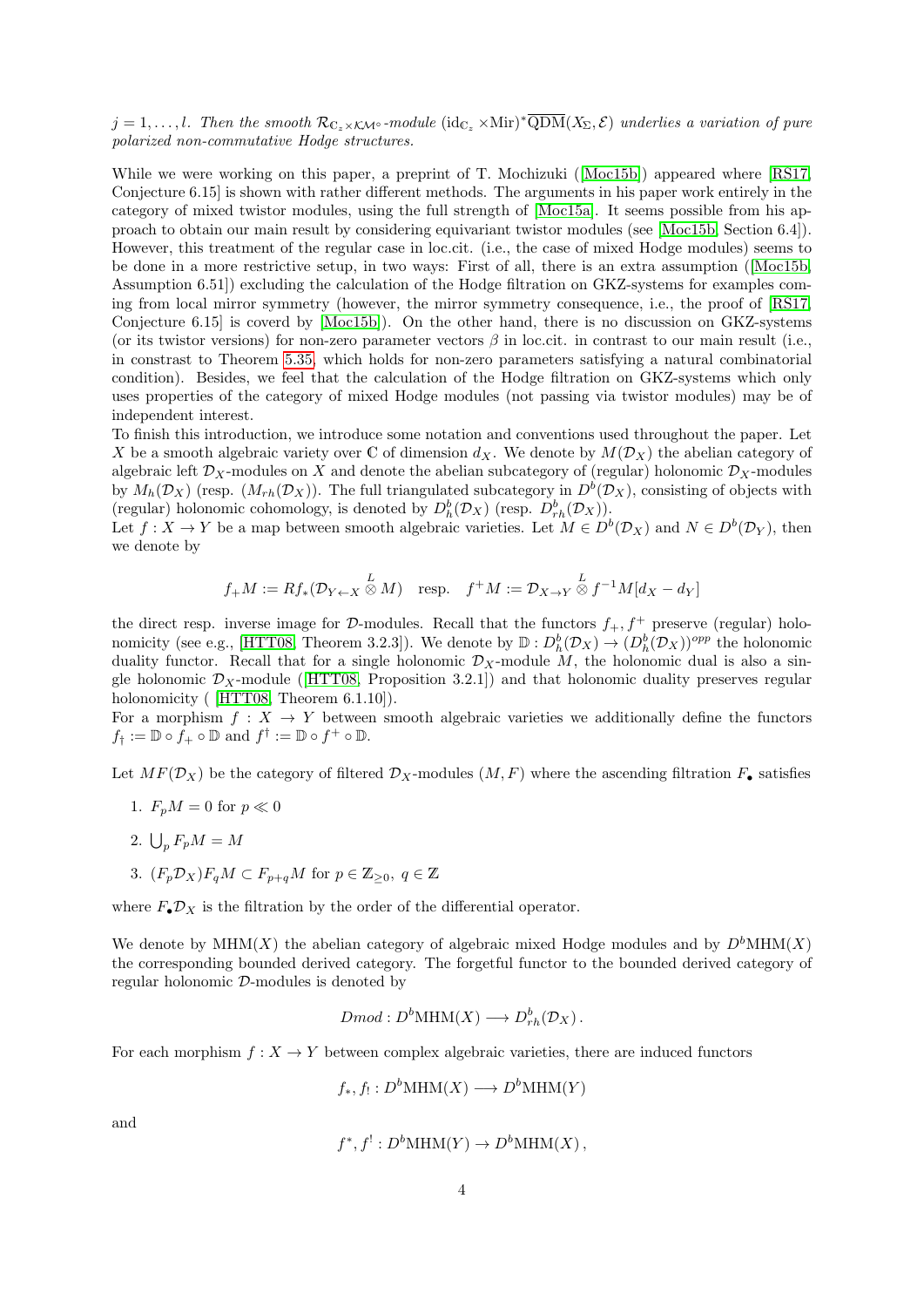*$j = 1, \ldots, l$. Then the smooth $\mathcal{R}_{\mathbb{C}_z \times \mathcal{KM}^\circ}$-module $(\mathrm{id}_{\mathbb{C}_z} \times \mathrm{Mir})^* \overline{\mathrm{QDM}}(X_\Sigma, \mathcal{E})$ underlies a variation of pure polarized non-commutative Hodge structures.*

While we were working on this paper, a preprint of T. Mochizuki ([Moc15b]) appeared where [RS17, Conjecture 6.15] is shown with rather different methods. The arguments in his paper work entirely in the category of mixed twistor modules, using the full strength of [Moc15a]. It seems possible from his approach to obtain our main result by considering equivariant twistor modules (see [Moc15b, Section 6.4]). However, this treatment of the regular case in loc.cit. (i.e., the case of mixed Hodge modules) seems to be done in a more restrictive setup, in two ways: First of all, there is an extra assumption ([Moc15b, Assumption 6.51]) excluding the calculation of the Hodge filtration on GKZ-systems for examples coming from local mirror symmetry (however, the mirror symmetry consequence, i.e., the proof of [RS17, Conjecture 6.15] is coverd by [Moc15b]). On the other hand, there is no discussion on GKZ-systems (or its twistor versions) for non-zero parameter vectors $\beta$ in loc.cit. in contrast to our main result (i.e., in constrast to Theorem 5.35, which holds for non-zero parameters satisfying a natural combinatorial condition). Besides, we feel that the calculation of the Hodge filtration on GKZ-systems which only uses properties of the category of mixed Hodge modules (not passing via twistor modules) may be of independent interest.

To finish this introduction, we introduce some notation and conventions used throughout the paper. Let $X$ be a smooth algebraic variety over $\mathbb{C}$ of dimension $d_X$. We denote by $M(\mathcal{D}_X)$ the abelian category of algebraic left $\mathcal{D}_X$-modules on $X$ and denote the abelian subcategory of (regular) holonomic $\mathcal{D}_X$-modules by $M_h(\mathcal{D}_X)$ (resp. $(M_{rh}(\mathcal{D}_X))$. The full triangulated subcategory in $D^b(\mathcal{D}_X)$, consisting of objects with (regular) holonomic cohomology, is denoted by $D^b_h(\mathcal{D}_X)$ (resp. $D^b_{rh}(\mathcal{D}_X)$).

Let $f : X \to Y$ be a map between smooth algebraic varieties. Let $M \in D^b(\mathcal{D}_X)$ and $N \in D^b(\mathcal{D}_Y)$, then we denote by

$$f_+ M := Rf_*(\mathcal{D}_{Y \leftarrow X} \overset{L}{\otimes} M) \quad \text{resp.} \quad f^+ M := \mathcal{D}_{X \to Y} \overset{L}{\otimes} f^{-1} M[d_X - d_Y]$$

the direct resp. inverse image for $\mathcal{D}$-modules. Recall that the functors $f_+, f^+$ preserve (regular) holonomicity (see e.g., [HTT08, Theorem 3.2.3]). We denote by $\mathbb{D} : D^b_h(\mathcal{D}_X) \to (D^b_h(\mathcal{D}_X))^{opp}$ the holonomic duality functor. Recall that for a single holonomic $\mathcal{D}_X$-module $M$, the holonomic dual is also a single holonomic $\mathcal{D}_X$-module ([HTT08, Proposition 3.2.1]) and that holonomic duality preserves regular holonomicity ( [HTT08, Theorem 6.1.10]).

For a morphism $f : X \to Y$ between smooth algebraic varieties we additionally define the functors $f_\dagger := \mathbb{D} \circ f_+ \circ \mathbb{D}$ and $f^\dagger := \mathbb{D} \circ f^+ \circ \mathbb{D}$.

Let $MF(\mathcal{D}_X)$ be the category of filtered $\mathcal{D}_X$-modules $(M, F)$ where the ascending filtration $F_\bullet$ satisfies

1. $F_p M = 0$ for $p \ll 0$
2. $\bigcup_p F_p M = M$
3. $(F_p \mathcal{D}_X) F_q M \subset F_{p+q} M$ for $p \in \mathbb{Z}_{\geq 0},\ q \in \mathbb{Z}$

where $F_\bullet \mathcal{D}_X$ is the filtration by the order of the differential operator.

We denote by $\mathrm{MHM}(X)$ the abelian category of algebraic mixed Hodge modules and by $D^b\mathrm{MHM}(X)$ the corresponding bounded derived category. The forgetful functor to the bounded derived category of regular holonomic $\mathcal{D}$-modules is denoted by

$$Dmod : D^b\mathrm{MHM}(X) \longrightarrow D^b_{rh}(\mathcal{D}_X)\,.$$

For each morphism $f : X \to Y$ between complex algebraic varieties, there are induced functors

$$f_*, f_! : D^b\mathrm{MHM}(X) \longrightarrow D^b\mathrm{MHM}(Y)$$

and

$$f^*, f^! : D^b\mathrm{MHM}(Y) \to D^b\mathrm{MHM}(X)\,,$$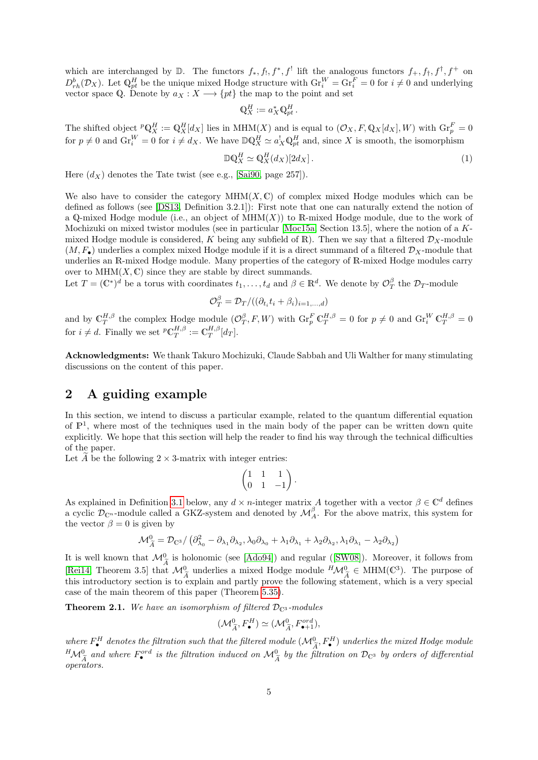which are interchanged by $\mathbb{D}$. The functors $f_*, f_!, f^*, f^!$ lift the analogous functors $f_+, f_\dagger, f^\dagger, f^+$ on $D^b_{rh}(\mathcal{D}_X)$. Let $\mathbb{Q}^H_{pt}$ be the unique mixed Hodge structure with $\mathrm{Gr}^W_i = \mathrm{Gr}^F_i = 0$ for $i \neq 0$ and underlying vector space $\mathbb{Q}$. Denote by $a_X : X \longrightarrow \{pt\}$ the map to the point and set

$$\mathbb{Q}^H_X := a_X^* \mathbb{Q}^H_{pt}.$$

The shifted object ${}^p\mathbb{Q}^H_X := \mathbb{Q}^H_X[d_X]$ lies in $\mathrm{MHM}(X)$ and is equal to $(\mathcal{O}_X, F, \mathbb{Q}_X[d_X], W)$ with $\mathrm{Gr}^F_p = 0$ for $p \neq 0$ and $\mathrm{Gr}^W_i = 0$ for $i \neq d_X$. We have $\mathbb{D}\mathbb{Q}^H_X \simeq a_X^! \mathbb{Q}^H_{pt}$ and, since $X$ is smooth, the isomorphism

$$\mathbb{D}\mathbb{Q}^H_X \simeq \mathbb{Q}^H_X(d_X)[2d_X]. \tag{1}$$

Here $(d_X)$ denotes the Tate twist (see e.g., [Sai90, page 257]).

We also have to consider the category $\mathrm{MHM}(X, \mathbb{C})$ of complex mixed Hodge modules which can be defined as follows (see [DS13, Definition 3.2.1]): First note that one can naturally extend the notion of a $\mathbb{Q}$-mixed Hodge module (i.e., an object of $\mathrm{MHM}(X)$) to $\mathbb{R}$-mixed Hodge module, due to the work of Mochizuki on mixed twistor modules (see in particular [Moc15a, Section 13.5], where the notion of a $K$-mixed Hodge module is considered, $K$ being any subfield of $\mathbb{R}$). Then we say that a filtered $\mathcal{D}_X$-module $(M, F_\bullet)$ underlies a complex mixed Hodge module if it is a direct summand of a filtered $\mathcal{D}_X$-module that underlies an $\mathbb{R}$-mixed Hodge module. Many properties of the category of $\mathbb{R}$-mixed Hodge modules carry over to $\mathrm{MHM}(X, \mathbb{C})$ since they are stable by direct summands.
Let $T = (\mathbb{C}^*)^d$ be a torus with coordinates $t_1, \ldots, t_d$ and $\beta \in \mathbb{R}^d$. We denote by $\mathcal{O}^\beta_T$ the $\mathcal{D}_T$-module

$$\mathcal{O}^\beta_T = \mathcal{D}_T / ((\partial_{t_i} t_i + \beta_i)_{i=1,\ldots,d})$$

and by $\mathbb{C}^{H,\beta}_T$ the complex Hodge module $(\mathcal{O}^\beta_T, F, W)$ with $\mathrm{Gr}^F_p \mathbb{C}^{H,\beta}_T = 0$ for $p \neq 0$ and $\mathrm{Gr}^W_i \mathbb{C}^{H,\beta}_T = 0$ for $i \neq d$. Finally we set ${}^p\mathbb{C}^{H,\beta}_T := \mathbb{C}^{H,\beta}_T[d_T]$.

**Acknowledgments:** We thank Takuro Mochizuki, Claude Sabbah and Uli Walther for many stimulating discussions on the content of this paper.

## 2 A guiding example

In this section, we intend to discuss a particular example, related to the quantum differential equation of $\mathbb{P}^1$, where most of the techniques used in the main body of the paper can be written down quite explicitly. We hope that this section will help the reader to find his way through the technical difficulties of the paper.
Let $\widetilde{A}$ be the following $2 \times 3$-matrix with integer entries:

$$\begin{pmatrix} 1 & 1 & 1 \\ 0 & 1 & -1 \end{pmatrix}.$$

As explained in Definition 3.1 below, any $d \times n$-integer matrix $A$ together with a vector $\beta \in \mathbb{C}^d$ defines a cyclic $\mathcal{D}_{\mathbb{C}^n}$-module called a GKZ-system and denoted by $\mathcal{M}^\beta_A$. For the above matrix, this system for the vector $\beta = 0$ is given by

$$\mathcal{M}^0_{\widetilde{A}} = \mathcal{D}_{\mathbb{C}^3} / \left(\partial^2_{\lambda_0} - \partial_{\lambda_1}\partial_{\lambda_2}, \lambda_0\partial_{\lambda_0} + \lambda_1\partial_{\lambda_1} + \lambda_2\partial_{\lambda_2}, \lambda_1\partial_{\lambda_1} - \lambda_2\partial_{\lambda_2}\right)$$

It is well known that $\mathcal{M}^0_{\widetilde{A}}$ is holonomic (see [Ado94]) and regular ([SW08]). Moreover, it follows from [Rei14, Theorem 3.5] that $\mathcal{M}^0_{\widetilde{A}}$ underlies a mixed Hodge module ${}^H\mathcal{M}^0_{\widetilde{A}} \in \mathrm{MHM}(\mathbb{C}^3)$. The purpose of this introductory section is to explain and partly prove the following statement, which is a very special case of the main theorem of this paper (Theorem 5.35).

**Theorem 2.1.** *We have an isomorphism of filtered $\mathcal{D}_{\mathbb{C}^3}$-modules*

$$(\mathcal{M}^0_{\widetilde{A}}, F^H_\bullet) \simeq (\mathcal{M}^0_{\widetilde{A}}, F^{ord}_{\bullet+1}),$$

*where $F^H_\bullet$ denotes the filtration such that the filtered module $(\mathcal{M}^0_{\widetilde{A}}, F^H_\bullet)$ underlies the mixed Hodge module ${}^H\mathcal{M}^0_{\widetilde{A}}$ and where $F^{ord}_\bullet$ is the filtration induced on $\mathcal{M}^0_{\widetilde{A}}$ by the filtration on $\mathcal{D}_{\mathbb{C}^3}$ by orders of differential operators.*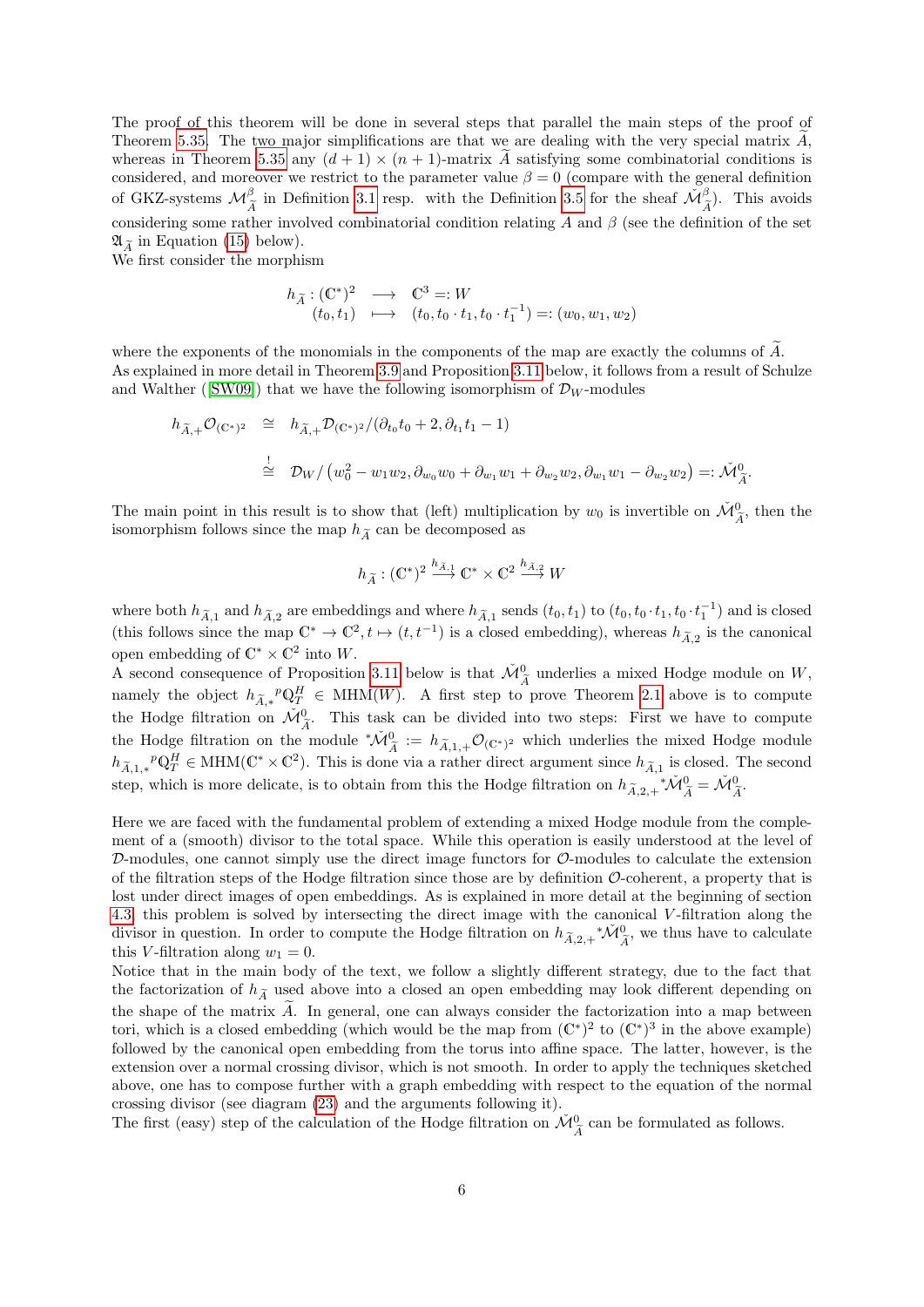The proof of this theorem will be done in several steps that parallel the main steps of the proof of Theorem 5.35. The two major simplifications are that we are dealing with the very special matrix $\widetilde{A}$, whereas in Theorem 5.35 any $(d+1)\times(n+1)$-matrix $\widetilde{A}$ satisfying some combinatorial conditions is considered, and moreover we restrict to the parameter value $\beta = 0$ (compare with the general definition of GKZ-systems $\mathcal{M}^{\beta}_{\widetilde{A}}$ in Definition 3.1 resp. with the Definition 3.5 for the sheaf $\check{\mathcal{M}}^{\beta}_{\widetilde{A}}$). This avoids considering some rather involved combinatorial condition relating $A$ and $\beta$ (see the definition of the set $\mathfrak{A}_{\widetilde{A}}$ in Equation (15) below).
We first consider the morphism

$$
\begin{array}{rccl}
h_{\widetilde{A}} : & (\mathbb{C}^*)^2 & \longrightarrow & \mathbb{C}^3 =: W \\
 & (t_0, t_1) & \longmapsto & (t_0, t_0 \cdot t_1, t_0 \cdot t_1^{-1}) =: (w_0, w_1, w_2)
\end{array}
$$

where the exponents of the monomials in the components of the map are exactly the columns of $\widetilde{A}$. As explained in more detail in Theorem 3.9 and Proposition 3.11 below, it follows from a result of Schulze and Walther ([SW09]) that we have the following isomorphism of $\mathcal{D}_W$-modules

$$
\begin{aligned}
h_{\widetilde{A},+}\mathcal{O}_{(\mathbb{C}^*)^2} &\cong h_{\widetilde{A},+}\mathcal{D}_{(\mathbb{C}^*)^2}/(\partial_{t_0}t_0 + 2, \partial_{t_1}t_1 - 1) \\
&\stackrel{!}{\cong} \mathcal{D}_W/\left(w_0^2 - w_1 w_2, \partial_{w_0}w_0 + \partial_{w_1}w_1 + \partial_{w_2}w_2, \partial_{w_1}w_1 - \partial_{w_2}w_2\right) =: \check{\mathcal{M}}^0_{\widetilde{A}}.
\end{aligned}
$$

The main point in this result is to show that (left) multiplication by $w_0$ is invertible on $\check{\mathcal{M}}^0_{\widetilde{A}}$, then the isomorphism follows since the map $h_{\widetilde{A}}$ can be decomposed as

$$
h_{\widetilde{A}} : (\mathbb{C}^*)^2 \xrightarrow{h_{\widetilde{A},1}} \mathbb{C}^* \times \mathbb{C}^2 \xrightarrow{h_{\widetilde{A},2}} W
$$

where both $h_{\widetilde{A},1}$ and $h_{\widetilde{A},2}$ are embeddings and where $h_{\widetilde{A},1}$ sends $(t_0, t_1)$ to $(t_0, t_0 \cdot t_1, t_0 \cdot t_1^{-1})$ and is closed (this follows since the map $\mathbb{C}^* \to \mathbb{C}^2, t \mapsto (t, t^{-1})$ is a closed embedding), whereas $h_{\widetilde{A},2}$ is the canonical open embedding of $\mathbb{C}^* \times \mathbb{C}^2$ into $W$.
A second consequence of Proposition 3.11 below is that $\check{\mathcal{M}}^0_{\widetilde{A}}$ underlies a mixed Hodge module on $W$, namely the object $h_{\widetilde{A},*}{}^p\mathbb{Q}^H_T \in \mathrm{MHM}(W)$. A first step to prove Theorem 2.1 above is to compute the Hodge filtration on $\check{\mathcal{M}}^0_{\widetilde{A}}$. This task can be divided into two steps: First we have to compute the Hodge filtration on the module ${}^*\check{\mathcal{M}}^0_{\widetilde{A}} := h_{\widetilde{A},1,+}\mathcal{O}_{(\mathbb{C}^*)^2}$ which underlies the mixed Hodge module $h_{\widetilde{A},1,*}{}^p\mathbb{Q}^H_T \in \mathrm{MHM}(\mathbb{C}^* \times \mathbb{C}^2)$. This is done via a rather direct argument since $h_{\widetilde{A},1}$ is closed. The second step, which is more delicate, is to obtain from this the Hodge filtration on $h_{\widetilde{A},2,+}{}^*\check{\mathcal{M}}^0_{\widetilde{A}} = \check{\mathcal{M}}^0_{\widetilde{A}}$.

Here we are faced with the fundamental problem of extending a mixed Hodge module from the complement of a (smooth) divisor to the total space. While this operation is easily understood at the level of $\mathcal{D}$-modules, one cannot simply use the direct image functors for $\mathcal{O}$-modules to calculate the extension of the filtration steps of the Hodge filtration since those are by definition $\mathcal{O}$-coherent, a property that is lost under direct images of open embeddings. As is explained in more detail at the beginning of section 4.3, this problem is solved by intersecting the direct image with the canonical $V$-filtration along the divisor in question. In order to compute the Hodge filtration on $h_{\widetilde{A},2,+}{}^*\check{\mathcal{M}}^0_{\widetilde{A}}$, we thus have to calculate this $V$-filtration along $w_1 = 0$.
Notice that in the main body of the text, we follow a slightly different strategy, due to the fact that the factorization of $h_{\widetilde{A}}$ used above into a closed an open embedding may look different depending on the shape of the matrix $\widetilde{A}$. In general, one can always consider the factorization into a map between tori, which is a closed embedding (which would be the map from $(\mathbb{C}^*)^2$ to $(\mathbb{C}^*)^3$ in the above example) followed by the canonical open embedding from the torus into affine space. The latter, however, is the extension over a normal crossing divisor, which is not smooth. In order to apply the techniques sketched above, one has to compose further with a graph embedding with respect to the equation of the normal crossing divisor (see diagram (23) and the arguments following it).
The first (easy) step of the calculation of the Hodge filtration on $\check{\mathcal{M}}^0_{\widetilde{A}}$ can be formulated as follows.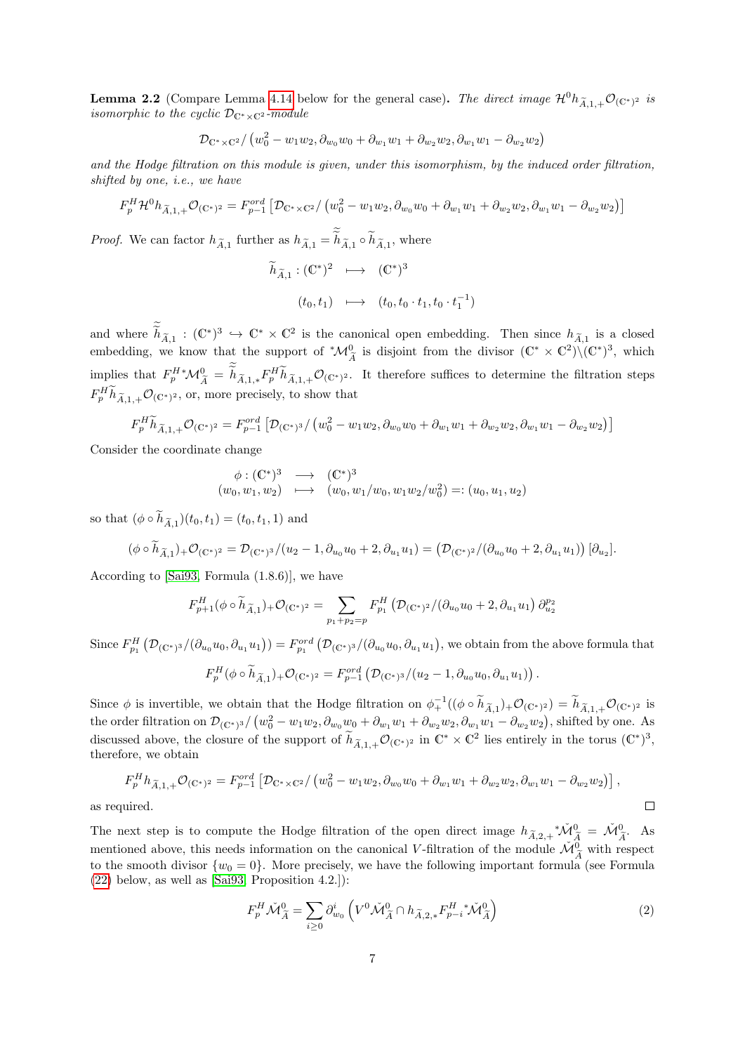**Lemma 2.2** (Compare Lemma 4.14 below for the general case)**.** *The direct image $\mathcal{H}^0 h_{\widetilde{A},1,+}\mathcal{O}_{(\mathbb{C}^*)^2}$ is isomorphic to the cyclic $\mathcal{D}_{\mathbb{C}^*\times\mathbb{C}^2}$-module*

$$\mathcal{D}_{\mathbb{C}^*\times\mathbb{C}^2}/\left(w_0^2 - w_1w_2, \partial_{w_0}w_0 + \partial_{w_1}w_1 + \partial_{w_2}w_2, \partial_{w_1}w_1 - \partial_{w_2}w_2\right)$$

*and the Hodge filtration on this module is given, under this isomorphism, by the induced order filtration, shifted by one, i.e., we have*

$$F_p^H \mathcal{H}^0 h_{\widetilde{A},1,+}\mathcal{O}_{(\mathbb{C}^*)^2} = F_{p-1}^{ord}\left[\mathcal{D}_{\mathbb{C}^*\times\mathbb{C}^2}/\left(w_0^2 - w_1w_2, \partial_{w_0}w_0 + \partial_{w_1}w_1 + \partial_{w_2}w_2, \partial_{w_1}w_1 - \partial_{w_2}w_2\right)\right]$$

*Proof.* We can factor $h_{\widetilde{A},1}$ further as $h_{\widetilde{A},1} = \widetilde{\widetilde{h}}_{\widetilde{A},1} \circ \widetilde{h}_{\widetilde{A},1}$, where

$$\begin{array}{rccc} \widetilde{h}_{\widetilde{A},1} : & (\mathbb{C}^*)^2 & \longmapsto & (\mathbb{C}^*)^3 \\ & (t_0, t_1) & \longmapsto & (t_0, t_0\cdot t_1, t_0 \cdot t_1^{-1}) \end{array}$$

and where $\widetilde{\widetilde{h}}_{\widetilde{A},1} : (\mathbb{C}^*)^3 \hookrightarrow \mathbb{C}^*\times\mathbb{C}^2$ is the canonical open embedding. Then since $h_{\widetilde{A},1}$ is a closed embedding, we know that the support of ${}^*\mathcal{M}^0_{\widetilde{A}}$ is disjoint from the divisor $(\mathbb{C}^*\times\mathbb{C}^2)\backslash(\mathbb{C}^*)^3$, which implies that $F_p^H {}^*\mathcal{M}^0_{\widetilde{A}} = \widetilde{\widetilde{h}}_{\widetilde{A},1,*} F_p^H \widetilde{h}_{\widetilde{A},1,+}\mathcal{O}_{(\mathbb{C}^*)^2}$. It therefore suffices to determine the filtration steps $F_p^H \widetilde{h}_{\widetilde{A},1,+}\mathcal{O}_{(\mathbb{C}^*)^2}$, or, more precisely, to show that

$$F_p^H \widetilde{h}_{\widetilde{A},1,+}\mathcal{O}_{(\mathbb{C}^*)^2} = F_{p-1}^{ord}\left[\mathcal{D}_{(\mathbb{C}^*)^3}/\left(w_0^2 - w_1w_2, \partial_{w_0}w_0 + \partial_{w_1}w_1 + \partial_{w_2}w_2, \partial_{w_1}w_1 - \partial_{w_2}w_2\right)\right]$$

Consider the coordinate change

$$\begin{array}{rccc} \phi : & (\mathbb{C}^*)^3 & \longrightarrow & (\mathbb{C}^*)^3 \\ & (w_0, w_1, w_2) & \longmapsto & (w_0, w_1/w_0, w_1w_2/w_0^2) =: (u_0, u_1, u_2) \end{array}$$

so that $(\phi \circ \widetilde{h}_{\widetilde{A},1})(t_0, t_1) = (t_0, t_1, 1)$ and

$$(\phi \circ \widetilde{h}_{\widetilde{A},1})_+\mathcal{O}_{(\mathbb{C}^*)^2} = \mathcal{D}_{(\mathbb{C}^*)^3}/(u_2 - 1, \partial_{u_0}u_0 + 2, \partial_{u_1}u_1) = \left(\mathcal{D}_{(\mathbb{C}^*)^2}/(\partial_{u_0}u_0 + 2, \partial_{u_1}u_1)\right)[\partial_{u_2}].$$

According to [Sai93, Formula (1.8.6)], we have

$$F_{p+1}^H(\phi \circ \widetilde{h}_{\widetilde{A},1})_+\mathcal{O}_{(\mathbb{C}^*)^2} = \sum_{p_1+p_2=p} F_{p_1}^H\left(\mathcal{D}_{(\mathbb{C}^*)^2}/(\partial_{u_0}u_0 + 2, \partial_{u_1}u_1)\,\partial_{u_2}^{p_2}\right.$$

Since $F_{p_1}^H\left(\mathcal{D}_{(\mathbb{C}^*)^3}/(\partial_{u_0}u_0, \partial_{u_1}u_1)\right) = F_{p_1}^{ord}\left(\mathcal{D}_{(\mathbb{C}^*)^3}/(\partial_{u_0}u_0, \partial_{u_1}u_1\right)$, we obtain from the above formula that

$$F_p^H(\phi \circ \widetilde{h}_{\widetilde{A},1})_+\mathcal{O}_{(\mathbb{C}^*)^2} = F_{p-1}^{ord}\left(\mathcal{D}_{(\mathbb{C}^*)^3}/(u_2 - 1, \partial_{u_0}u_0, \partial_{u_1}u_1)\right).$$

Since $\phi$ is invertible, we obtain that the Hodge filtration on $\phi_+^{-1}((\phi \circ \widetilde{h}_{\widetilde{A},1})_+\mathcal{O}_{(\mathbb{C}^*)^2}) = \widetilde{h}_{\widetilde{A},1,+}\mathcal{O}_{(\mathbb{C}^*)^2}$ is the order filtration on $\mathcal{D}_{(\mathbb{C}^*)^3}/\left(w_0^2 - w_1w_2, \partial_{w_0}w_0 + \partial_{w_1}w_1 + \partial_{w_2}w_2, \partial_{w_1}w_1 - \partial_{w_2}w_2\right)$, shifted by one. As discussed above, the closure of the support of $\widetilde{h}_{\widetilde{A},1,+}\mathcal{O}_{(\mathbb{C}^*)^2}$ in $\mathbb{C}^*\times\mathbb{C}^2$ lies entirely in the torus $(\mathbb{C}^*)^3$, therefore, we obtain

$$F_p^H h_{\widetilde{A},1,+}\mathcal{O}_{(\mathbb{C}^*)^2} = F_{p-1}^{ord}\left[\mathcal{D}_{\mathbb{C}^*\times\mathbb{C}^2}/\left(w_0^2 - w_1w_2, \partial_{w_0}w_0 + \partial_{w_1}w_1 + \partial_{w_2}w_2, \partial_{w_1}w_1 - \partial_{w_2}w_2\right)\right],$$

as required. □

The next step is to compute the Hodge filtration of the open direct image $h_{\widetilde{A},2,+}{}^*\check{\mathcal{M}}^0_{\widetilde{A}} = \check{\mathcal{M}}^0_{\widetilde{A}}$. As mentioned above, this needs information on the canonical $V$-filtration of the module $\check{\mathcal{M}}^0_{\widetilde{A}}$ with respect to the smooth divisor $\{w_0 = 0\}$. More precisely, we have the following important formula (see Formula (22) below, as well as [Sai93, Proposition 4.2.]):

$$F_p^H \check{\mathcal{M}}^0_{\widetilde{A}} = \sum_{i\geq 0} \partial_{w_0}^i \left(V^0 \check{\mathcal{M}}^0_{\widetilde{A}} \cap h_{\widetilde{A},2,*} F_{p-i}^H {}^*\check{\mathcal{M}}^0_{\widetilde{A}}\right) \tag{2}$$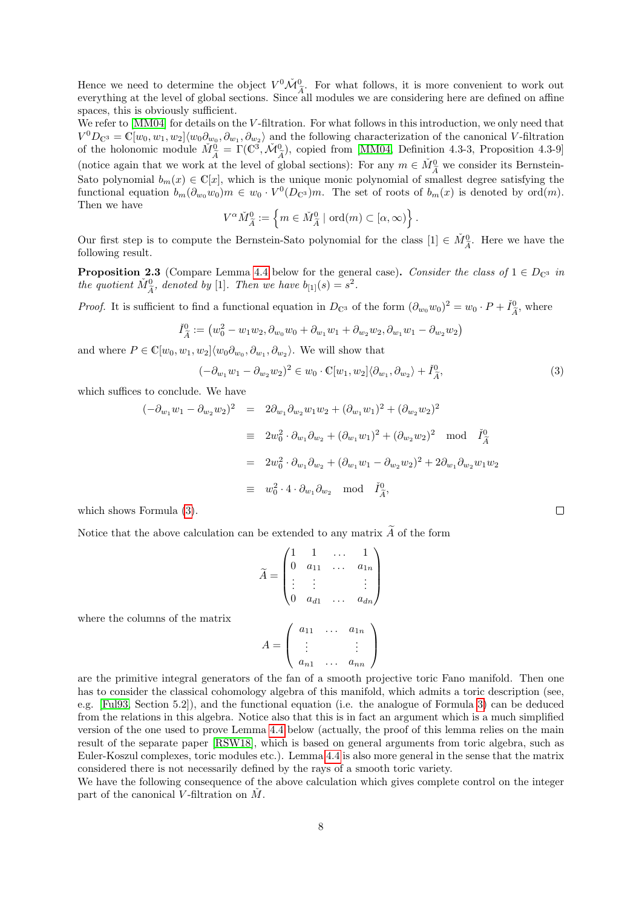Hence we need to determine the object $V^0\check{\mathcal{M}}^0_{\widetilde{A}}$. For what follows, it is more convenient to work out everything at the level of global sections. Since all modules we are considering here are defined on affine spaces, this is obviously sufficient.

We refer to [MM04] for details on the $V$-filtration. For what follows in this introduction, we only need that $V^0 D_{\mathbb{C}^3} = \mathbb{C}[w_0, w_1, w_2]\langle w_0\partial_{w_0}, \partial_{w_1}, \partial_{w_2}\rangle$ and the following characterization of the canonical $V$-filtration of the holonomic module $\check{M}^0_{\widetilde{A}} = \Gamma(\mathbb{C}^3, \check{\mathcal{M}}^0_{\widetilde{A}})$, copied from [MM04, Definition 4.3-3, Proposition 4.3-9] (notice again that we work at the level of global sections): For any $m \in \check{M}^0_{\widetilde{A}}$ we consider its Bernstein-Sato polynomial $b_m(x) \in \mathbb{C}[x]$, which is the unique monic polynomial of smallest degree satisfying the functional equation $b_m(\partial_{w_0} w_0)m \in w_0 \cdot V^0(D_{\mathbb{C}^3})m$. The set of roots of $b_m(x)$ is denoted by $\mathrm{ord}(m)$. Then we have

$$V^\alpha \check{M}^0_{\widetilde{A}} := \left\{ m \in \check{M}^0_{\widetilde{A}} \mid \mathrm{ord}(m) \subset [\alpha, \infty) \right\}.$$

Our first step is to compute the Bernstein-Sato polynomial for the class $[1] \in \check{M}^0_{\widetilde{A}}$. Here we have the following result.

**Proposition 2.3** (Compare Lemma 4.4 below for the general case)**.** *Consider the class of $1 \in D_{\mathbb{C}^3}$ in the quotient $\check{M}^0_{\widetilde{A}}$, denoted by [1]. Then we have $b_{[1]}(s) = s^2$.*

*Proof.* It is sufficient to find a functional equation in $D_{\mathbb{C}^3}$ of the form $(\partial_{w_0} w_0)^2 = w_0 \cdot P + \check{I}^0_{\widetilde{A}}$, where

$$\check{I}^0_{\widetilde{A}} := \left(w_0^2 - w_1 w_2, \partial_{w_0} w_0 + \partial_{w_1} w_1 + \partial_{w_2} w_2, \partial_{w_1} w_1 - \partial_{w_2} w_2\right)$$

and where $P \in \mathbb{C}[w_0, w_1, w_2]\langle w_0\partial_{w_0}, \partial_{w_1}, \partial_{w_2}\rangle$. We will show that

$$(-\partial_{w_1} w_1 - \partial_{w_2} w_2)^2 \in w_0 \cdot \mathbb{C}[w_1, w_2]\langle \partial_{w_1}, \partial_{w_2}\rangle + \check{I}^0_{\widetilde{A}}, \tag{3}$$

which suffices to conclude. We have

$$\begin{aligned}
(-\partial_{w_1} w_1 - \partial_{w_2} w_2)^2 &= 2\partial_{w_1}\partial_{w_2} w_1 w_2 + (\partial_{w_1} w_1)^2 + (\partial_{w_2} w_2)^2 \\
&\equiv 2w_0^2 \cdot \partial_{w_1}\partial_{w_2} + (\partial_{w_1} w_1)^2 + (\partial_{w_2} w_2)^2 \mod \check{I}^0_{\widetilde{A}} \\
&= 2w_0^2 \cdot \partial_{w_1}\partial_{w_2} + (\partial_{w_1} w_1 - \partial_{w_2} w_2)^2 + 2\partial_{w_1}\partial_{w_2} w_1 w_2 \\
&\equiv w_0^2 \cdot 4 \cdot \partial_{w_1}\partial_{w_2} \mod \check{I}^0_{\widetilde{A}},
\end{aligned}$$

which shows Formula (3). $\square$

Notice that the above calculation can be extended to any matrix $\widetilde{A}$ of the form

$$\widetilde{A} = \begin{pmatrix} 1 & 1 & \dots & 1 \\ 0 & a_{11} & \dots & a_{1n} \\ \vdots & \vdots & & \vdots \\ 0 & a_{d1} & \dots & a_{dn} \end{pmatrix}$$

where the columns of the matrix

$$A = \begin{pmatrix} a_{11} & \dots & a_{1n} \\ \vdots & & \vdots \\ a_{n1} & \dots & a_{nn} \end{pmatrix}$$

are the primitive integral generators of the fan of a smooth projective toric Fano manifold. Then one has to consider the classical cohomology algebra of this manifold, which admits a toric description (see, e.g. [Ful93, Section 5.2]), and the functional equation (i.e. the analogue of Formula 3) can be deduced from the relations in this algebra. Notice also that this is in fact an argument which is a much simplified version of the one used to prove Lemma 4.4 below (actually, the proof of this lemma relies on the main result of the separate paper [RSW18], which is based on general arguments from toric algebra, such as Euler-Koszul complexes, toric modules etc.). Lemma 4.4 is also more general in the sense that the matrix considered there is not necessarily defined by the rays of a smooth toric variety.

We have the following consequence of the above calculation which gives complete control on the integer part of the canonical $V$-filtration on $\check{M}$.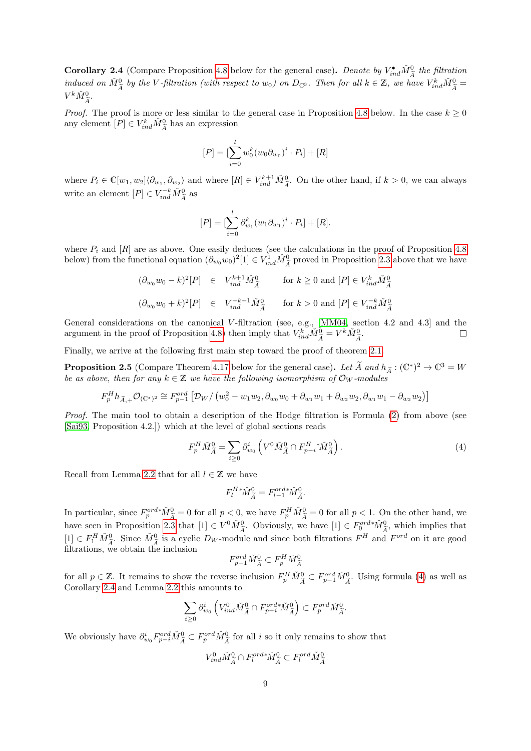**Corollary 2.4** (Compare Proposition 4.8 below for the general case)**.** *Denote by $V^\bullet_{ind}\check{M}^0_{\widetilde{A}}$ the filtration induced on $\check{M}^0_{\widetilde{A}}$ by the $V$-filtration (with respect to $w_0$) on $D_{\mathbb{C}^3}$. Then for all $k \in \mathbb{Z}$, we have $V^k_{ind}\check{M}^0_{\widetilde{A}} = V^k\check{M}^0_{\widetilde{A}}$.*

*Proof.* The proof is more or less similar to the general case in Proposition 4.8 below. In the case $k \geq 0$ any element $[P] \in V^k_{ind}\check{M}^0_{\widetilde{A}}$ has an expression

$$[P] = [\sum_{i=0}^{l} w_0^k (w_0\partial_{w_0})^i \cdot P_i] + [R]$$

where $P_i \in \mathbb{C}[w_1, w_2]\langle\partial_{w_1}, \partial_{w_2}\rangle$ and where $[R] \in V^{k+1}_{ind}\check{M}^0_{\widetilde{A}}$. On the other hand, if $k > 0$, we can always write an element $[P] \in V^{-k}_{ind}\check{M}^0_{\widetilde{A}}$ as

$$[P] = [\sum_{i=0}^{l} \partial^k_{w_1} (w_1\partial_{w_1})^i \cdot P_i] + [R].$$

where $P_i$ and $[R]$ are as above. One easily deduces (see the calculations in the proof of Proposition 4.8 below) from the functional equation $(\partial_{w_0} w_0)^2[1] \in V^1_{ind}\check{M}^0_{\widetilde{A}}$ proved in Proposition 2.3 above that we have

$$\begin{aligned}
(\partial_{w_0} w_0 - k)^2[P] &\in V^{k+1}_{ind}\check{M}^0_{\widetilde{A}} \qquad \text{for } k \geq 0 \text{ and } [P] \in V^k_{ind}\check{M}^0_{\widetilde{A}} \\
(\partial_{w_0} w_0 + k)^2[P] &\in V^{-k+1}_{ind}\check{M}^0_{\widetilde{A}} \qquad \text{for } k > 0 \text{ and } [P] \in V^{-k}_{ind}\check{M}^0_{\widetilde{A}}
\end{aligned}$$

General considerations on the canonical $V$-filtration (see, e.g., [MM04, section 4.2 and 4.3] and the argument in the proof of Proposition 4.8) then imply that $V^k_{ind}\check{M}^0_{\widetilde{A}} = V^k\check{M}^0_{\widetilde{A}}$. □

Finally, we arrive at the following first main step toward the proof of theorem 2.1.

**Proposition 2.5** (Compare Theorem 4.17 below for the general case)**.** *Let $\widetilde{A}$ and $h_{\widetilde{A}} : (\mathbb{C}^*)^2 \to \mathbb{C}^3 = W$ be as above, then for any $k \in \mathbb{Z}$ we have the following isomorphism of $\mathcal{O}_W$-modules*

$$F^H_p h_{\widetilde{A},+}\mathcal{O}_{(\mathbb{C}^*)^2} \cong F^{ord}_{p-1}\left[\mathcal{D}_W / \left(w_0^2 - w_1 w_2, \partial_{w_0} w_0 + \partial_{w_1} w_1 + \partial_{w_2} w_2, \partial_{w_1} w_1 - \partial_{w_2} w_2\right)\right]$$

*Proof.* The main tool to obtain a description of the Hodge filtration is Formula (2) from above (see [Sai93, Proposition 4.2.]) which at the level of global sections reads

$$F^H_p \check{M}^0_{\widetilde{A}} = \sum_{i \geq 0} \partial^i_{w_0} \left(V^0\check{M}^0_{\widetilde{A}} \cap F^H_{p-i}{}^*\check{M}^0_{\widetilde{A}}\right). \tag{4}$$

Recall from Lemma 2.2 that for all $l \in \mathbb{Z}$ we have

$$F^{H*}_l\check{M}^0_{\widetilde{A}} = F^{ord*}_{l-1}\check{M}^0_{\widetilde{A}}.$$

In particular, since $F^{ord*}_p\check{M}^0_{\widetilde{A}} = 0$ for all $p < 0$, we have $F^H_p\check{M}^0_{\widetilde{A}} = 0$ for all $p < 1$. On the other hand, we have seen in Proposition 2.3 that $[1] \in V^0\check{M}^0_{\widetilde{A}}$. Obviously, we have $[1] \in F^{ord*}_0\check{M}^0_{\widetilde{A}}$, which implies that $[1] \in F^H_1\check{M}^0_{\widetilde{A}}$. Since $\check{M}^0_{\widetilde{A}}$ is a cyclic $D_W$-module and since both filtrations $F^H$ and $F^{ord}$ on it are good filtrations, we obtain the inclusion

$$F^{ord}_{p-1}\check{M}^0_{\widetilde{A}} \subset F^H_p\check{M}^0_{\widetilde{A}}$$

for all $p \in \mathbb{Z}$. It remains to show the reverse inclusion $F^H_p\check{M}^0_{\widetilde{A}} \subset F^{ord}_{p-1}\check{M}^0_{\widetilde{A}}$. Using formula (4) as well as Corollary 2.4 and Lemma 2.2 this amounts to

$$\sum_{i \geq 0} \partial^i_{w_0} \left(V^0_{ind}\check{M}^0_{\widetilde{A}} \cap F^{ord*}_{p-i}\check{M}^0_{\widetilde{A}}\right) \subset F^{ord}_p\check{M}^0_{\widetilde{A}}.$$

We obviously have $\partial^i_{w_0} F^{ord}_{p-i}\check{M}^0_{\widetilde{A}} \subset F^{ord}_p\check{M}^0_{\widetilde{A}}$ for all $i$ so it only remains to show that

$$V^0_{ind}\check{M}^0_{\widetilde{A}} \cap F^{ord*}_l\check{M}^0_{\widetilde{A}} \subset F^{ord}_l\check{M}^0_{\widetilde{A}}$$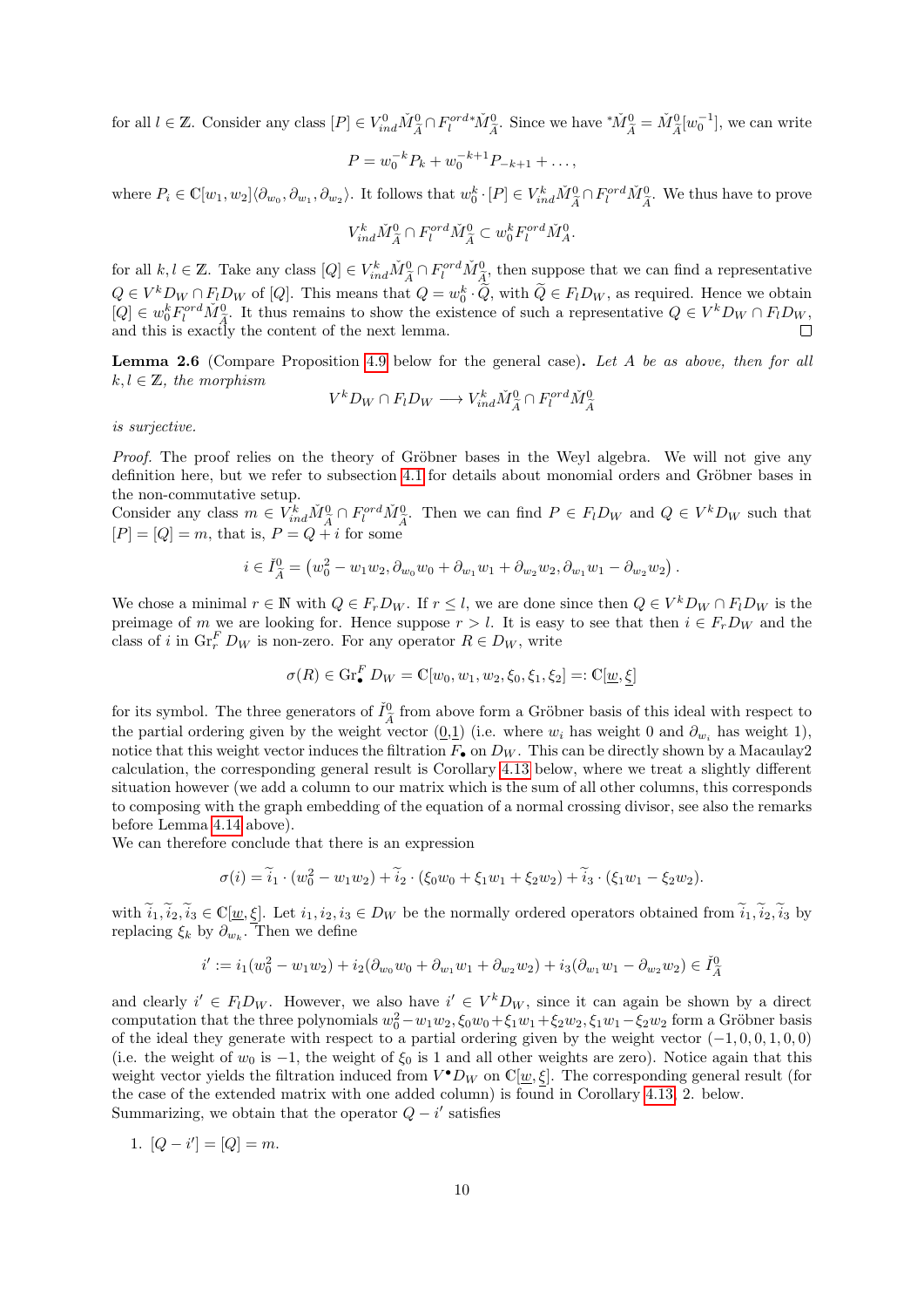for all $l \in \mathbb{Z}$. Consider any class $[P] \in V^0_{ind}\check{M}^0_{\widetilde{A}} \cap F^{ord}_l {}^*\check{M}^0_{\widetilde{A}}$. Since we have ${}^*\check{M}^0_{\widetilde{A}} = \check{M}^0_{\widetilde{A}}[w_0^{-1}]$, we can write

$$P = w_0^{-k} P_k + w_0^{-k+1} P_{-k+1} + \dots,$$

where $P_i \in \mathbb{C}[w_1, w_2]\langle \partial_{w_0}, \partial_{w_1}, \partial_{w_2}\rangle$. It follows that $w_0^k \cdot [P] \in V^k_{ind}\check{M}^0_{\widetilde{A}} \cap F^{ord}_l \check{M}^0_{\widetilde{A}}$. We thus have to prove

$$V^k_{ind}\check{M}^0_{\widetilde{A}} \cap F^{ord}_l \check{M}^0_{\widetilde{A}} \subset w_0^k F^{ord}_l \check{M}^0_A.$$

for all $k, l \in \mathbb{Z}$. Take any class $[Q] \in V^k_{ind}\check{M}^0_{\widetilde{A}} \cap F^{ord}_l \check{M}^0_{\widetilde{A}}$, then suppose that we can find a representative $Q \in V^k D_W \cap F_l D_W$ of $[Q]$. This means that $Q = w_0^k \cdot \widetilde{Q}$, with $\widetilde{Q} \in F_l D_W$, as required. Hence we obtain $[Q] \in w_0^k F^{ord}_l \check{M}^0_{\widetilde{A}}$. It thus remains to show the existence of such a representative $Q \in V^k D_W \cap F_l D_W$, and this is exactly the content of the next lemma. □

**Lemma 2.6** (Compare Proposition 4.9 below for the general case)**.** *Let $A$ be as above, then for all $k, l \in \mathbb{Z}$, the morphism*

$$V^k D_W \cap F_l D_W \longrightarrow V^k_{ind}\check{M}^0_{\widetilde{A}} \cap F^{ord}_l \check{M}^0_{\widetilde{A}}$$

*is surjective.*

*Proof.* The proof relies on the theory of Gröbner bases in the Weyl algebra. We will not give any definition here, but we refer to subsection 4.1 for details about monomial orders and Gröbner bases in the non-commutative setup.
Consider any class $m \in V^k_{ind}\check{M}^0_{\widetilde{A}} \cap F^{ord}_l \check{M}^0_{\widetilde{A}}$. Then we can find $P \in F_l D_W$ and $Q \in V^k D_W$ such that $[P] = [Q] = m$, that is, $P = Q + i$ for some

$$i \in \check{I}^0_{\widetilde{A}} = \left(w_0^2 - w_1 w_2, \partial_{w_0} w_0 + \partial_{w_1} w_1 + \partial_{w_2} w_2, \partial_{w_1} w_1 - \partial_{w_2} w_2\right).$$

We chose a minimal $r \in \mathbb{N}$ with $Q \in F_r D_W$. If $r \le l$, we are done since then $Q \in V^k D_W \cap F_l D_W$ is the preimage of $m$ we are looking for. Hence suppose $r > l$. It is easy to see that then $i \in F_r D_W$ and the class of $i$ in $\mathrm{Gr}^F_r D_W$ is non-zero. For any operator $R \in D_W$, write

$$\sigma(R) \in \mathrm{Gr}^F_\bullet D_W = \mathbb{C}[w_0, w_1, w_2, \xi_0, \xi_1, \xi_2] =: \mathbb{C}[\underline{w}, \underline{\xi}]$$

for its symbol. The three generators of $\check{I}^0_{\widetilde{A}}$ from above form a Gröbner basis of this ideal with respect to the partial ordering given by the weight vector $(\underline{0}, \underline{1})$ (i.e. where $w_i$ has weight 0 and $\partial_{w_i}$ has weight 1), notice that this weight vector induces the filtration $F_\bullet$ on $D_W$. This can be directly shown by a Macaulay2 calculation, the corresponding general result is Corollary 4.13 below, where we treat a slightly different situation however (we add a column to our matrix which is the sum of all other columns, this corresponds to composing with the graph embedding of the equation of a normal crossing divisor, see also the remarks before Lemma 4.14 above).
We can therefore conclude that there is an expression

$$\sigma(i) = \widetilde{i}_1 \cdot (w_0^2 - w_1 w_2) + \widetilde{i}_2 \cdot (\xi_0 w_0 + \xi_1 w_1 + \xi_2 w_2) + \widetilde{i}_3 \cdot (\xi_1 w_1 - \xi_2 w_2).$$

with $\widetilde{i}_1, \widetilde{i}_2, \widetilde{i}_3 \in \mathbb{C}[\underline{w}, \underline{\xi}]$. Let $i_1, i_2, i_3 \in D_W$ be the normally ordered operators obtained from $\widetilde{i}_1, \widetilde{i}_2, \widetilde{i}_3$ by replacing $\xi_k$ by $\partial_{w_k}$. Then we define

$$i' := i_1(w_0^2 - w_1 w_2) + i_2(\partial_{w_0} w_0 + \partial_{w_1} w_1 + \partial_{w_2} w_2) + i_3(\partial_{w_1} w_1 - \partial_{w_2} w_2) \in \check{I}^0_{\widetilde{A}}$$

and clearly $i' \in F_l D_W$. However, we also have $i' \in V^k D_W$, since it can again be shown by a direct computation that the three polynomials $w_0^2 - w_1 w_2, \xi_0 w_0 + \xi_1 w_1 + \xi_2 w_2, \xi_1 w_1 - \xi_2 w_2$ form a Gröbner basis of the ideal they generate with respect to a partial ordering given by the weight vector $(-1, 0, 0, 1, 0, 0)$ (i.e. the weight of $w_0$ is $-1$, the weight of $\xi_0$ is 1 and all other weights are zero). Notice again that this weight vector yields the filtration induced from $V^\bullet D_W$ on $\mathbb{C}[\underline{w}, \underline{\xi}]$. The corresponding general result (for the case of the extended matrix with one added column) is found in Corollary 4.13, 2. below.
Summarizing, we obtain that the operator $Q - i'$ satisfies

1. $[Q - i'] = [Q] = m$.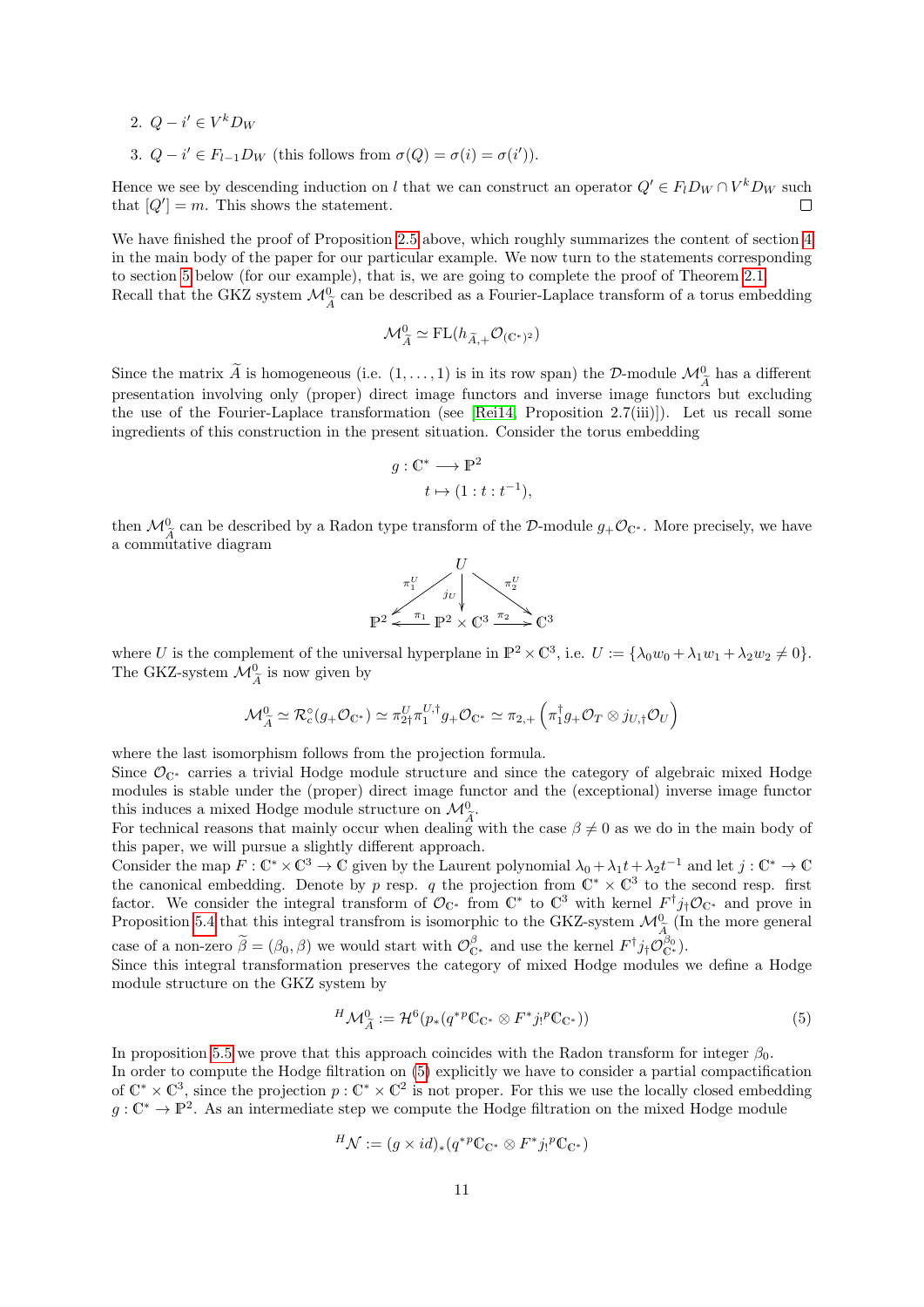2. $Q - i' \in V^k D_W$
3. $Q - i' \in F_{l-1} D_W$ (this follows from $\sigma(Q) = \sigma(i) = \sigma(i')$).

Hence we see by descending induction on $l$ that we can construct an operator $Q' \in F_l D_W \cap V^k D_W$ such that $[Q'] = m$. This shows the statement. ∎

We have finished the proof of Proposition 2.5 above, which roughly summarizes the content of section 4 in the main body of the paper for our particular example. We now turn to the statements corresponding to section 5 below (for our example), that is, we are going to complete the proof of Theorem 2.1.

Recall that the GKZ system $\mathcal{M}^0_{\widetilde{A}}$ can be described as a Fourier-Laplace transform of a torus embedding

$$\mathcal{M}^0_{\widetilde{A}} \simeq \mathrm{FL}(h_{\widetilde{A},+}\mathcal{O}_{(\mathbb{C}^*)^2})$$

Since the matrix $\widetilde{A}$ is homogeneous (i.e. $(1,\ldots,1)$ is in its row span) the $\mathcal{D}$-module $\mathcal{M}^0_{\widetilde{A}}$ has a different presentation involving only (proper) direct image functors and inverse image functors but excluding the use of the Fourier-Laplace transformation (see [Rei14, Proposition 2.7(iii)]). Let us recall some ingredients of this construction in the present situation. Consider the torus embedding

$$\begin{aligned} g : \mathbb{C}^* &\longrightarrow \mathbb{P}^2 \\ t &\mapsto (1 : t : t^{-1}), \end{aligned}$$

then $\mathcal{M}^0_{\widetilde{A}}$ can be described by a Radon type transform of the $\mathcal{D}$-module $g_+\mathcal{O}_{\mathbb{C}^*}$. More precisely, we have a commutative diagram

$$\begin{array}{ccccc} & & U & & \\ & \swarrow^{\pi_1^U} & \downarrow^{j_U} & \searrow^{\pi_2^U} & \\ \mathbb{P}^2 & \xleftarrow{\pi_1} & \mathbb{P}^2 \times \mathbb{C}^3 & \xrightarrow{\pi_2} & \mathbb{C}^3 \end{array}$$

where $U$ is the complement of the universal hyperplane in $\mathbb{P}^2 \times \mathbb{C}^3$, i.e. $U := \{\lambda_0 w_0 + \lambda_1 w_1 + \lambda_2 w_2 \neq 0\}$. The GKZ-system $\mathcal{M}^0_{\widetilde{A}}$ is now given by

$$\mathcal{M}^0_{\widetilde{A}} \simeq \mathcal{R}^\circ_c(g_+\mathcal{O}_{\mathbb{C}^*}) \simeq \pi^U_{2\dagger}\pi^{U,\dagger}_1 g_+\mathcal{O}_{\mathbb{C}^*} \simeq \pi_{2,+}\left(\pi_1^\dagger g_+\mathcal{O}_T \otimes j_{U,\dagger}\mathcal{O}_U\right)$$

where the last isomorphism follows from the projection formula.

Since $\mathcal{O}_{\mathbb{C}^*}$ carries a trivial Hodge module structure and since the category of algebraic mixed Hodge modules is stable under the (proper) direct image functor and the (exceptional) inverse image functor this induces a mixed Hodge module structure on $\mathcal{M}^0_{\widetilde{A}}$.

For technical reasons that mainly occur when dealing with the case $\beta \neq 0$ as we do in the main body of this paper, we will pursue a slightly different approach.

Consider the map $F : \mathbb{C}^* \times \mathbb{C}^3 \to \mathbb{C}$ given by the Laurent polynomial $\lambda_0 + \lambda_1 t + \lambda_2 t^{-1}$ and let $j : \mathbb{C}^* \to \mathbb{C}$ the canonical embedding. Denote by $p$ resp. $q$ the projection from $\mathbb{C}^* \times \mathbb{C}^3$ to the second resp. first factor. We consider the integral transform of $\mathcal{O}_{\mathbb{C}^*}$ from $\mathbb{C}^*$ to $\mathbb{C}^3$ with kernel $F^\dagger j_\dagger \mathcal{O}_{\mathbb{C}^*}$ and prove in Proposition 5.4 that this integral transfrom is isomorphic to the GKZ-system $\mathcal{M}^0_{\widetilde{A}}$ (In the more general case of a non-zero $\widetilde{\beta} = (\beta_0, \beta)$ we would start with $\mathcal{O}^\beta_{\mathbb{C}^*}$ and use the kernel $F^\dagger j_\dagger \mathcal{O}^{\beta_0}_{\mathbb{C}^*}$).

Since this integral transformation preserves the category of mixed Hodge modules we define a Hodge module structure on the GKZ system by

$$^H\mathcal{M}^0_{\widetilde{A}} := \mathcal{H}^6(p_*(q^{*p}\mathbb{C}_{\mathbb{C}^*} \otimes F^* j_! {}^p\mathbb{C}_{\mathbb{C}^*})) \tag{5}$$

In proposition 5.5 we prove that this approach coincides with the Radon transform for integer $\beta_0$.

In order to compute the Hodge filtration on (5) explicitly we have to consider a partial compactification of $\mathbb{C}^* \times \mathbb{C}^3$, since the projection $p : \mathbb{C}^* \times \mathbb{C}^2$ is not proper. For this we use the locally closed embedding $g : \mathbb{C}^* \to \mathbb{P}^2$. As an intermediate step we compute the Hodge filtration on the mixed Hodge module

$$^H\mathcal{N} := (g \times id)_*(q^{*p}\mathbb{C}_{\mathbb{C}^*} \otimes F^* j_! {}^p\mathbb{C}_{\mathbb{C}^*})$$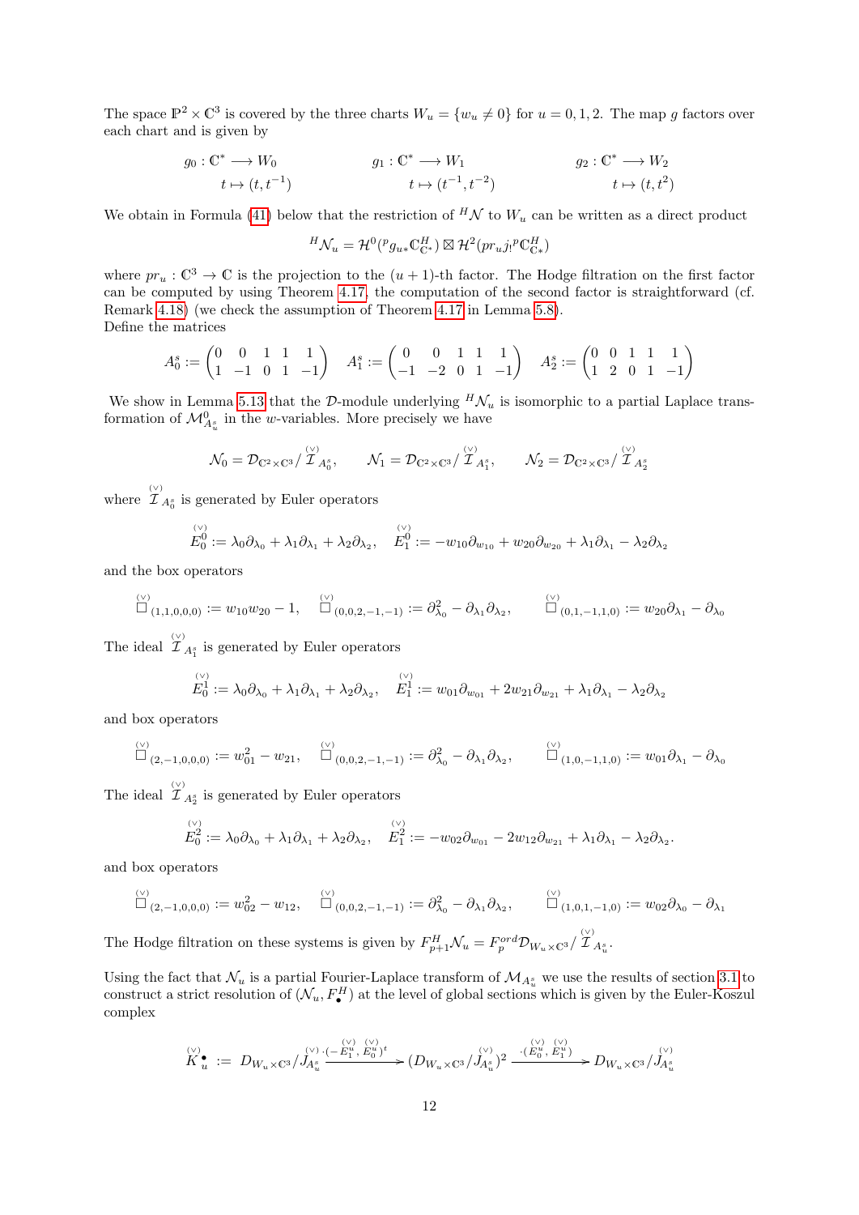The space $\mathbb{P}^2 \times \mathbb{C}^3$ is covered by the three charts $W_u = \{w_u \neq 0\}$ for $u = 0, 1, 2$. The map $g$ factors over each chart and is given by

$$
\begin{aligned}
g_0 : \mathbb{C}^* &\longrightarrow W_0 & \qquad g_1 : \mathbb{C}^* &\longrightarrow W_1 & \qquad g_2 : \mathbb{C}^* &\longrightarrow W_2 \\
t &\mapsto (t, t^{-1}) & t &\mapsto (t^{-1}, t^{-2}) & t &\mapsto (t, t^2)
\end{aligned}
$$

We obtain in Formula (41) below that the restriction of ${}^H\mathcal{N}$ to $W_u$ can be written as a direct product

$$
{}^H\mathcal{N}_u = \mathcal{H}^0({}^p g_{u*}\mathbb{C}^H_{\mathbb{C}^*}) \boxtimes \mathcal{H}^2(pr_u j_! {}^p\mathbb{C}^H_{\mathbb{C}*})
$$

where $pr_u : \mathbb{C}^3 \to \mathbb{C}$ is the projection to the $(u+1)$-th factor. The Hodge filtration on the first factor can be computed by using Theorem 4.17, the computation of the second factor is straightforward (cf. Remark 4.18) (we check the assumption of Theorem 4.17 in Lemma 5.8).
Define the matrices

$$
A_0^s := \begin{pmatrix} 0 & 0 & 1 & 1 & 1 \\ 1 & -1 & 0 & 1 & -1 \end{pmatrix} \quad A_1^s := \begin{pmatrix} 0 & 0 & 1 & 1 & 1 \\ -1 & -2 & 0 & 1 & -1 \end{pmatrix} \quad A_2^s := \begin{pmatrix} 0 & 0 & 1 & 1 & 1 \\ 1 & 2 & 0 & 1 & -1 \end{pmatrix}
$$

We show in Lemma 5.13 that the $\mathcal{D}$-module underlying ${}^H\mathcal{N}_u$ is isomorphic to a partial Laplace transformation of $\mathcal{M}^0_{A_u^s}$ in the $w$-variables. More precisely we have

$$
\mathcal{N}_0 = \mathcal{D}_{\mathbb{C}^2 \times \mathbb{C}^3} / \overset{(\vee)}{\mathcal{I}}_{A_0^s}, \qquad \mathcal{N}_1 = \mathcal{D}_{\mathbb{C}^2 \times \mathbb{C}^3} / \overset{(\vee)}{\mathcal{I}}_{A_1^s}, \qquad \mathcal{N}_2 = \mathcal{D}_{\mathbb{C}^2 \times \mathbb{C}^3} / \overset{(\vee)}{\mathcal{I}}_{A_2^s}
$$

where $\overset{(\vee)}{\mathcal{I}}_{A_0^s}$ is generated by Euler operators

$$
\overset{(\vee)}{E}{}_0^0 := \lambda_0 \partial_{\lambda_0} + \lambda_1 \partial_{\lambda_1} + \lambda_2 \partial_{\lambda_2}, \quad \overset{(\vee)}{E}{}_1^0 := -w_{10}\partial_{w_{10}} + w_{20}\partial_{w_{20}} + \lambda_1 \partial_{\lambda_1} - \lambda_2 \partial_{\lambda_2}
$$

and the box operators

$$
\overset{(\vee)}{\Box}_{(1,1,0,0,0)} := w_{10}w_{20} - 1, \quad \overset{(\vee)}{\Box}_{(0,0,2,-1,-1)} := \partial^2_{\lambda_0} - \partial_{\lambda_1}\partial_{\lambda_2}, \quad \overset{(\vee)}{\Box}_{(0,1,-1,1,0)} := w_{20}\partial_{\lambda_1} - \partial_{\lambda_0}
$$

The ideal $\overset{(\vee)}{\mathcal{I}}_{A_1^s}$ is generated by Euler operators

$$
\overset{(\vee)}{E}{}_0^1 := \lambda_0 \partial_{\lambda_0} + \lambda_1 \partial_{\lambda_1} + \lambda_2 \partial_{\lambda_2}, \quad \overset{(\vee)}{E}{}_1^1 := w_{01}\partial_{w_{01}} + 2w_{21}\partial_{w_{21}} + \lambda_1 \partial_{\lambda_1} - \lambda_2 \partial_{\lambda_2}
$$

and box operators

$$
\overset{(\vee)}{\Box}_{(2,-1,0,0,0)} := w_{01}^2 - w_{21}, \quad \overset{(\vee)}{\Box}_{(0,0,2,-1,-1)} := \partial^2_{\lambda_0} - \partial_{\lambda_1}\partial_{\lambda_2}, \quad \overset{(\vee)}{\Box}_{(1,0,-1,1,0)} := w_{01}\partial_{\lambda_1} - \partial_{\lambda_0}
$$

The ideal $\overset{(\vee)}{\mathcal{I}}_{A_2^s}$ is generated by Euler operators

$$
\overset{(\vee)}{E}{}_0^2 := \lambda_0 \partial_{\lambda_0} + \lambda_1 \partial_{\lambda_1} + \lambda_2 \partial_{\lambda_2}, \quad \overset{(\vee)}{E}{}_1^2 := -w_{02}\partial_{w_{01}} - 2w_{12}\partial_{w_{21}} + \lambda_1 \partial_{\lambda_1} - \lambda_2 \partial_{\lambda_2}.
$$

and box operators

$$
\overset{(\vee)}{\Box}_{(2,-1,0,0,0)} := w_{02}^2 - w_{12}, \quad \overset{(\vee)}{\Box}_{(0,0,2,-1,-1)} := \partial^2_{\lambda_0} - \partial_{\lambda_1}\partial_{\lambda_2}, \quad \overset{(\vee)}{\Box}_{(1,0,1,-1,0)} := w_{02}\partial_{\lambda_0} - \partial_{\lambda_1}
$$

The Hodge filtration on these systems is given by $F^H_{p+1}\mathcal{N}_u = F^{ord}_p \mathcal{D}_{W_u \times \mathbb{C}^3} / \overset{(\vee)}{\mathcal{I}}_{A_u^s}$.

Using the fact that $\mathcal{N}_u$ is a partial Fourier-Laplace transform of $\mathcal{M}_{A_u^s}$ we use the results of section 3.1 to construct a strict resolution of $(\mathcal{N}_u, F^H_\bullet)$ at the level of global sections which is given by the Euler-Koszul complex

$$
\overset{(\vee)}{K}{}^\bullet_u := D_{W_u \times \mathbb{C}^3} / \overset{(\vee)}{J}_{A_u^s} \xrightarrow{\cdot(-\overset{(\vee)}{E}{}_1^u, \overset{(\vee)}{E}{}_0^u)^t} (D_{W_u \times \mathbb{C}^3} / \overset{(\vee)}{J}_{A_u^s})^2 \xrightarrow{\cdot(\overset{(\vee)}{E}{}_0^u, \overset{(\vee)}{E}{}_1^u)} D_{W_u \times \mathbb{C}^3} / \overset{(\vee)}{J}_{A_u^s}
$$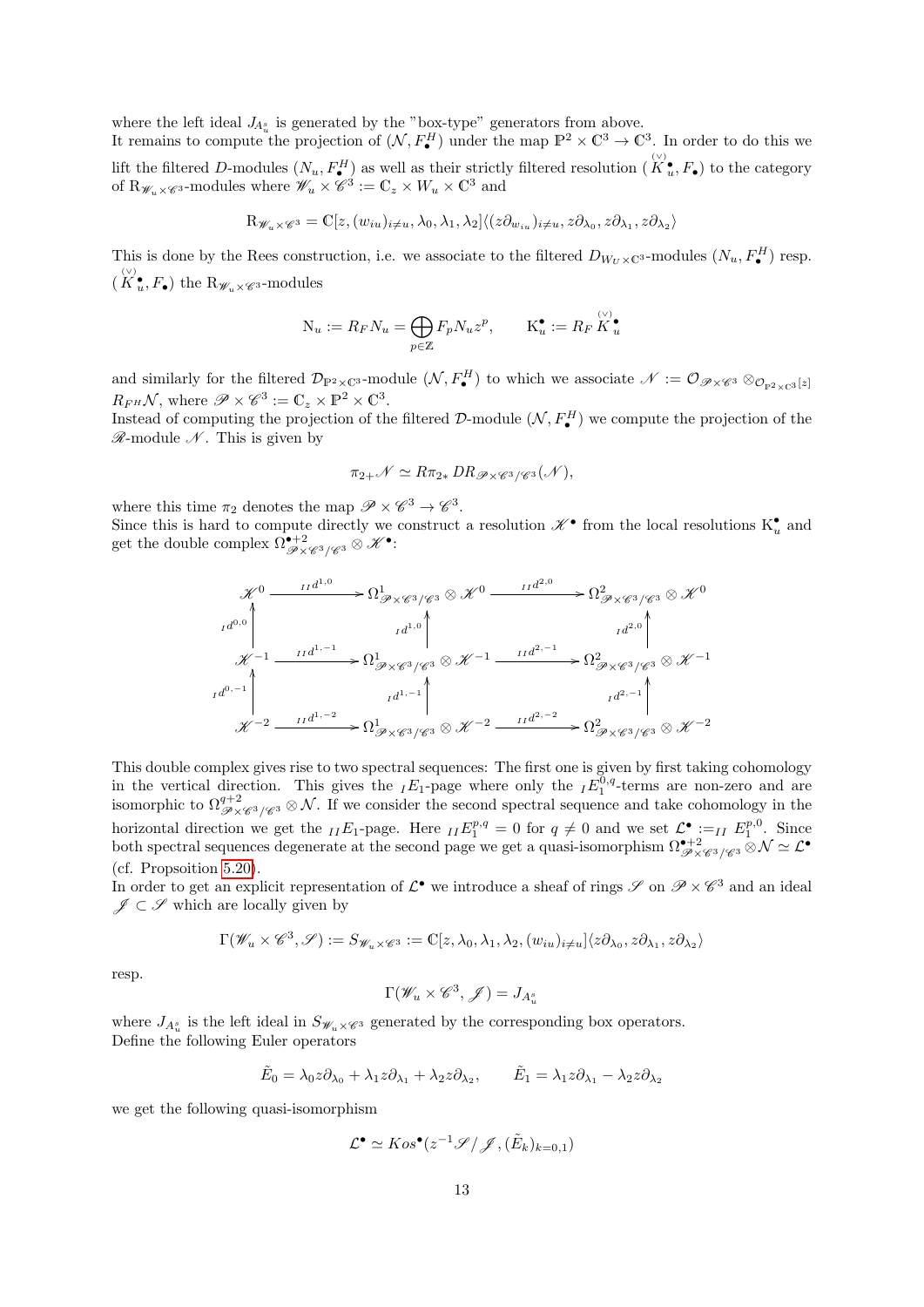where the left ideal $J_{A^s_u}$ is generated by the "box-type" generators from above.
It remains to compute the projection of $(\mathcal{N}, F^H_\bullet)$ under the map $\mathbb{P}^2 \times \mathbb{C}^3 \to \mathbb{C}^3$. In order to do this we lift the filtered $D$-modules $(N_u, F^H_\bullet)$ as well as their strictly filtered resolution $(\overset{(\vee)}{K}{}^\bullet_u, F_\bullet)$ to the category of $\mathrm{R}_{\mathscr{W}_u \times \mathscr{C}^3}$-modules where $\mathscr{W}_u \times \mathscr{C}^3 := \mathbb{C}_z \times W_u \times \mathbb{C}^3$ and

$$\mathrm{R}_{\mathscr{W}_u \times \mathscr{C}^3} = \mathbb{C}[z, (w_{iu})_{i\neq u}, \lambda_0, \lambda_1, \lambda_2]\langle (z\partial_{w_{iu}})_{i \neq u}, z\partial_{\lambda_0}, z\partial_{\lambda_1}, z\partial_{\lambda_2}\rangle$$

This is done by the Rees construction, i.e. we associate to the filtered $D_{W_U \times \mathbb{C}^3}$-modules $(N_u, F^H_\bullet)$ resp. $(\overset{(\vee)}{K}{}^\bullet_u, F_\bullet)$ the $\mathrm{R}_{\mathscr{W}_u \times \mathscr{C}^3}$-modules

$$\mathrm{N}_u := R_F N_u = \bigoplus_{p \in \mathbb{Z}} F_p N_u z^p, \qquad \mathrm{K}^\bullet_u := R_F \overset{(\vee)}{K}{}^\bullet_u$$

and similarly for the filtered $\mathcal{D}_{\mathbb{P}^2 \times \mathbb{C}^3}$-module $(\mathcal{N}, F^H_\bullet)$ to which we associate $\mathscr{N} := \mathcal{O}_{\mathscr{P} \times \mathscr{C}^3} \otimes_{\mathcal{O}_{\mathbb{P}^2 \times \mathbb{C}^3}[z]} R_{F^H}\mathcal{N}$, where $\mathscr{P} \times \mathscr{C}^3 := \mathbb{C}_z \times \mathbb{P}^2 \times \mathbb{C}^3$.
Instead of computing the projection of the filtered $\mathcal{D}$-module $(\mathcal{N}, F^H_\bullet)$ we compute the projection of the $\mathscr{R}$-module $\mathscr{N}$. This is given by

$$\pi_{2+}\mathscr{N} \simeq R\pi_{2*}\, DR_{\mathscr{P} \times \mathscr{C}^3/\mathscr{C}^3}(\mathscr{N}),$$

where this time $\pi_2$ denotes the map $\mathscr{P} \times \mathscr{C}^3 \to \mathscr{C}^3$.
Since this is hard to compute directly we construct a resolution $\mathscr{K}^\bullet$ from the local resolutions $\mathrm{K}^\bullet_u$ and get the double complex $\Omega^{\bullet+2}_{\mathscr{P}\times\mathscr{C}^3/\mathscr{C}^3} \otimes \mathscr{K}^\bullet$:

$$\begin{array}{ccccc}
\mathscr{K}^0 & \xrightarrow{{}_{II}d^{1,0}} & \Omega^1_{\mathscr{P}\times\mathscr{C}^3/\mathscr{C}^3} \otimes \mathscr{K}^0 & \xrightarrow{{}_{II}d^{2,0}} & \Omega^2_{\mathscr{P}\times\mathscr{C}^3/\mathscr{C}^3} \otimes \mathscr{K}^0 \\
\uparrow {}_{I}d^{0,0} & & \uparrow {}_{I}d^{1,0} & & \uparrow {}_{I}d^{2,0} \\
\mathscr{K}^{-1} & \xrightarrow{{}_{II}d^{1,-1}} & \Omega^1_{\mathscr{P}\times\mathscr{C}^3/\mathscr{C}^3} \otimes \mathscr{K}^{-1} & \xrightarrow{{}_{II}d^{2,-1}} & \Omega^2_{\mathscr{P}\times\mathscr{C}^3/\mathscr{C}^3} \otimes \mathscr{K}^{-1} \\
\uparrow {}_{I}d^{0,-1} & & \uparrow {}_{I}d^{1,-1} & & \uparrow {}_{I}d^{2,-1} \\
\mathscr{K}^{-2} & \xrightarrow{{}_{II}d^{1,-2}} & \Omega^1_{\mathscr{P}\times\mathscr{C}^3/\mathscr{C}^3} \otimes \mathscr{K}^{-2} & \xrightarrow{{}_{II}d^{2,-2}} & \Omega^2_{\mathscr{P}\times\mathscr{C}^3/\mathscr{C}^3} \otimes \mathscr{K}^{-2}
\end{array}$$

This double complex gives rise to two spectral sequences: The first one is given by first taking cohomology in the vertical direction. This gives the ${}_IE_1$-page where only the ${}_IE^{0,q}_1$-terms are non-zero and are isomorphic to $\Omega^{q+2}_{\mathscr{P}\times\mathscr{C}^3/\mathscr{C}^3} \otimes \mathcal{N}$. If we consider the second spectral sequence and take cohomology in the horizontal direction we get the ${}_{II}E_1$-page. Here ${}_{II}E^{p,q}_1 = 0$ for $q \neq 0$ and we set $\mathcal{L}^\bullet := {}_{II}E^{p,0}_1$. Since both spectral sequences degenerate at the second page we get a quasi-isomorphism $\Omega^{\bullet+2}_{\mathscr{P}\times\mathscr{C}^3/\mathscr{C}^3} \otimes \mathcal{N} \simeq \mathcal{L}^\bullet$ (cf. Propsoition 5.20).
In order to get an explicit representation of $\mathcal{L}^\bullet$ we introduce a sheaf of rings $\mathscr{S}$ on $\mathscr{P} \times \mathscr{C}^3$ and an ideal $\mathscr{J} \subset \mathscr{S}$ which are locally given by

$$\Gamma(\mathscr{W}_u \times \mathscr{C}^3, \mathscr{S}) := S_{\mathscr{W}_u \times \mathscr{C}^3} := \mathbb{C}[z, \lambda_0, \lambda_1, \lambda_2, (w_{iu})_{i\neq u}]\langle z\partial_{\lambda_0}, z\partial_{\lambda_1}, z\partial_{\lambda_2}\rangle$$

resp.

$$\Gamma(\mathscr{W}_u \times \mathscr{C}^3, \mathscr{J}) = J_{A^s_u}$$

where $J_{A^s_u}$ is the left ideal in $S_{\mathscr{W}_u \times \mathscr{C}^3}$ generated by the corresponding box operators.
Define the following Euler operators

$$\tilde{E}_0 = \lambda_0 z\partial_{\lambda_0} + \lambda_1 z\partial_{\lambda_1} + \lambda_2 z\partial_{\lambda_2}, \qquad \tilde{E}_1 = \lambda_1 z\partial_{\lambda_1} - \lambda_2 z\partial_{\lambda_2}$$

we get the following quasi-isomorphism

$$\mathcal{L}^\bullet \simeq Kos^\bullet(z^{-1}\mathscr{S}/\mathscr{J}, (\tilde{E}_k)_{k=0,1})$$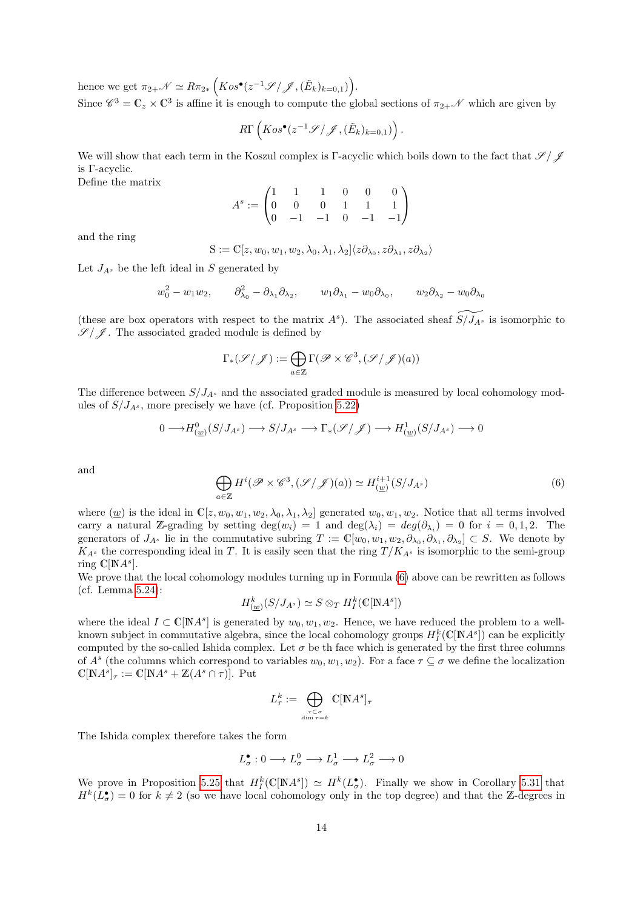hence we get $\pi_{2+}\mathscr{N} \simeq R\pi_{2*}\left(Kos^\bullet(z^{-1}\mathscr{S}/\mathscr{J}, (\tilde{E}_k)_{k=0,1})\right)$.
Since $\mathscr{C}^3 = \mathbb{C}_z \times \mathbb{C}^3$ is affine it is enough to compute the global sections of $\pi_{2+}\mathscr{N}$ which are given by

$$R\Gamma\left(Kos^\bullet(z^{-1}\mathscr{S}/\mathscr{J}, (\tilde{E}_k)_{k=0,1})\right).$$

We will show that each term in the Koszul complex is $\Gamma$-acyclic which boils down to the fact that $\mathscr{S}/\mathscr{J}$ is $\Gamma$-acyclic.
Define the matrix

$$A^s := \begin{pmatrix} 1 & 1 & 1 & 0 & 0 & 0 \\ 0 & 0 & 0 & 1 & 1 & 1 \\ 0 & -1 & -1 & 0 & -1 & -1 \end{pmatrix}$$

and the ring

$$\mathrm{S} := \mathbb{C}[z, w_0, w_1, w_2, \lambda_0, \lambda_1, \lambda_2]\langle z\partial_{\lambda_0}, z\partial_{\lambda_1}, z\partial_{\lambda_2}\rangle$$

Let $J_{A^s}$ be the left ideal in $S$ generated by

$$w_0^2 - w_1 w_2, \qquad \partial_{\lambda_0}^2 - \partial_{\lambda_1}\partial_{\lambda_2}, \qquad w_1\partial_{\lambda_1} - w_0\partial_{\lambda_0}, \qquad w_2\partial_{\lambda_2} - w_0\partial_{\lambda_0}$$

(these are box operators with respect to the matrix $A^s$). The associated sheaf $\widetilde{S/J_{A^s}}$ is isomorphic to $\mathscr{S}/\mathscr{J}$. The associated graded module is defined by

$$\Gamma_*(\mathscr{S}/\mathscr{J}) := \bigoplus_{a \in \mathbb{Z}} \Gamma(\mathscr{P} \times \mathscr{C}^3, (\mathscr{S}/\mathscr{J})(a))$$

The difference between $S/J_{A^s}$ and the associated graded module is measured by local cohomology modules of $S/J_{A^s}$, more precisely we have (cf. Proposition 5.22)

$$0 \longrightarrow H^0_{(\underline{w})}(S/J_{A^s}) \longrightarrow S/J_{A^s} \longrightarrow \Gamma_*(\mathscr{S}/\mathscr{J}) \longrightarrow H^1_{(\underline{w})}(S/J_{A^s}) \longrightarrow 0$$

and

$$\bigoplus_{a \in \mathbb{Z}} H^i(\mathscr{P} \times \mathscr{C}^3, (\mathscr{S}/\mathscr{J})(a)) \simeq H^{i+1}_{(\underline{w})}(S/J_{A^s}) \tag{6}$$

where $(\underline{w})$ is the ideal in $\mathbb{C}[z, w_0, w_1, w_2, \lambda_0, \lambda_1, \lambda_2]$ generated $w_0, w_1, w_2$. Notice that all terms involved carry a natural $\mathbb{Z}$-grading by setting $\deg(w_i) = 1$ and $\deg(\lambda_i) = deg(\partial_{\lambda_i}) = 0$ for $i = 0, 1, 2$. The generators of $J_{A^s}$ lie in the commutative subring $T := \mathbb{C}[w_0, w_1, w_2, \partial_{\lambda_0}, \partial_{\lambda_1}, \partial_{\lambda_2}] \subset S$. We denote by $K_{A^s}$ the corresponding ideal in $T$. It is easily seen that the ring $T/K_{A^s}$ is isomorphic to the semi-group ring $\mathbb{C}[\mathbb{N}A^s]$.
We prove that the local cohomology modules turning up in Formula (6) above can be rewritten as follows (cf. Lemma 5.24):

$$H^k_{(\underline{w})}(S/J_{A^s}) \simeq S \otimes_T H^k_I(\mathbb{C}[\mathbb{N}A^s])$$

where the ideal $I \subset \mathbb{C}[\mathbb{N}A^s]$ is generated by $w_0, w_1, w_2$. Hence, we have reduced the problem to a well-known subject in commutative algebra, since the local cohomology groups $H^k_I(\mathbb{C}[\mathbb{N}A^s])$ can be explicitly computed by the so-called Ishida complex. Let $\sigma$ be th face which is generated by the first three columns of $A^s$ (the columns which correspond to variables $w_0, w_1, w_2$). For a face $\tau \subseteq \sigma$ we define the localization $\mathbb{C}[\mathbb{N}A^s]_\tau := \mathbb{C}[\mathbb{N}A^s + \mathbb{Z}(A^s \cap \tau)]$. Put

$$L^k_\tau := \bigoplus_{\substack{\tau \subset \sigma \\ \dim \tau = k}} \mathbb{C}[\mathbb{N}A^s]_\tau$$

The Ishida complex therefore takes the form

$$L^\bullet_\sigma : 0 \longrightarrow L^0_\sigma \longrightarrow L^1_\sigma \longrightarrow L^2_\sigma \longrightarrow 0$$

We prove in Proposition 5.25 that $H^k_I(\mathbb{C}[\mathbb{N}A^s]) \simeq H^k(L^\bullet_\sigma)$. Finally we show in Corollary 5.31 that $H^k(L^\bullet_\sigma) = 0$ for $k \neq 2$ (so we have local cohomology only in the top degree) and that the $\mathbb{Z}$-degrees in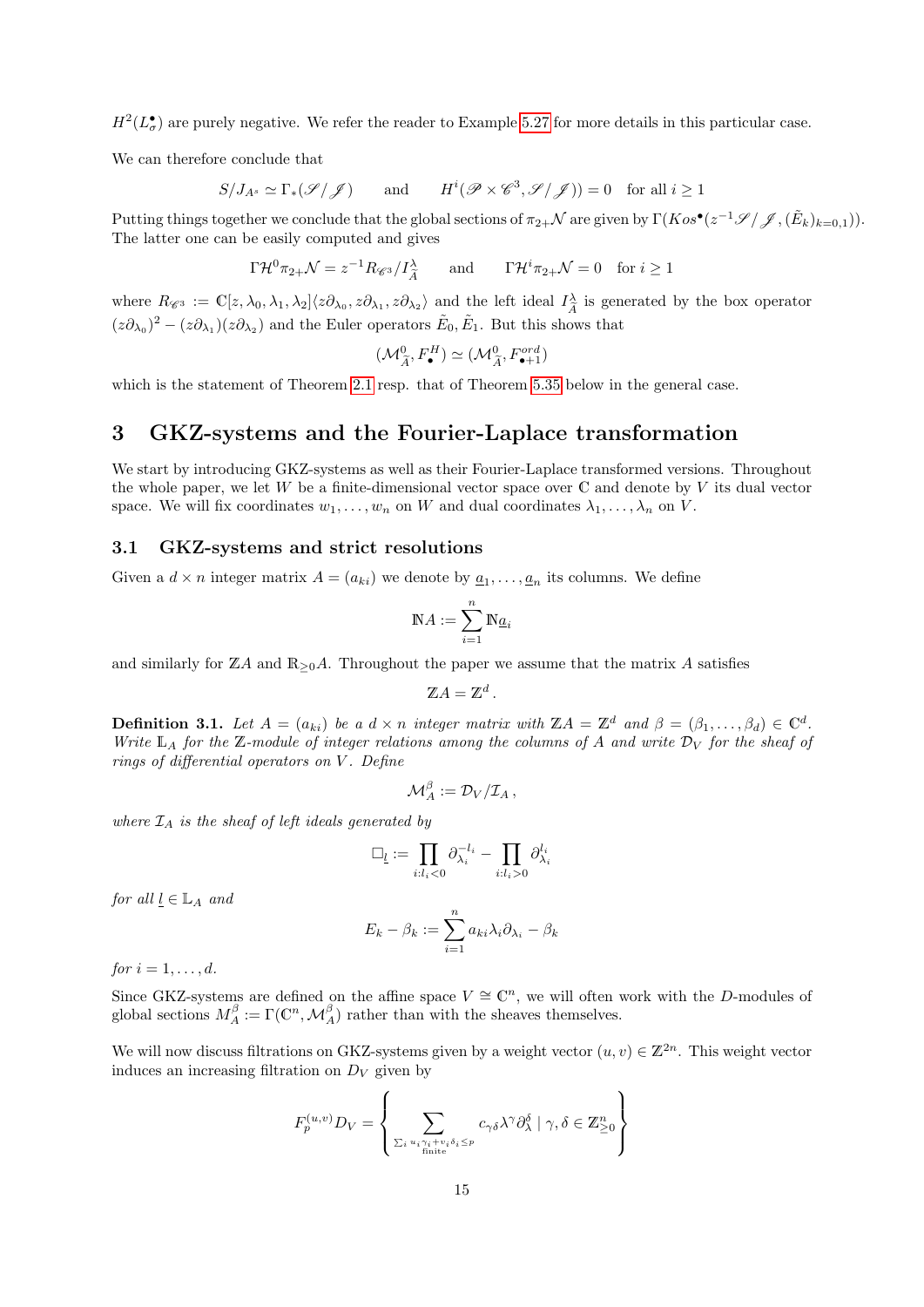$H^2(L^\bullet_\sigma)$ are purely negative. We refer the reader to Example 5.27 for more details in this particular case.

We can therefore conclude that

$$S/J_{A^s} \simeq \Gamma_*(\mathscr{S}/\mathscr{J}) \qquad \text{and} \qquad H^i(\mathscr{P} \times \mathscr{C}^3, \mathscr{S}/\mathscr{J})) = 0 \quad \text{for all } i \geq 1$$

Putting things together we conclude that the global sections of $\pi_{2+}\mathcal{N}$ are given by $\Gamma(Kos^\bullet(z^{-1}\mathscr{S}/\mathscr{J}, (\tilde{E}_k)_{k=0,1}))$. The latter one can be easily computed and gives

$$\Gamma\mathcal{H}^0\pi_{2+}\mathcal{N} = z^{-1}R_{\mathscr{C}^3}/I^\lambda_{\widetilde{A}} \qquad \text{and} \qquad \Gamma\mathcal{H}^i\pi_{2+}\mathcal{N} = 0 \quad \text{for } i \geq 1$$

where $R_{\mathscr{C}^3} := \mathbb{C}[z, \lambda_0, \lambda_1, \lambda_2]\langle z\partial_{\lambda_0}, z\partial_{\lambda_1}, z\partial_{\lambda_2}\rangle$ and the left ideal $I^\lambda_{\widetilde{A}}$ is generated by the box operator $(z\partial_{\lambda_0})^2 - (z\partial_{\lambda_1})(z\partial_{\lambda_2})$ and the Euler operators $\tilde{E}_0, \tilde{E}_1$. But this shows that

$$(\mathcal{M}^0_{\widetilde{A}}, F^H_\bullet) \simeq (\mathcal{M}^0_{\widetilde{A}}, F^{ord}_{\bullet+1})$$

which is the statement of Theorem 2.1 resp. that of Theorem 5.35 below in the general case.

# 3 GKZ-systems and the Fourier-Laplace transformation

We start by introducing GKZ-systems as well as their Fourier-Laplace transformed versions. Throughout the whole paper, we let $W$ be a finite-dimensional vector space over $\mathbb{C}$ and denote by $V$ its dual vector space. We will fix coordinates $w_1, \ldots, w_n$ on $W$ and dual coordinates $\lambda_1, \ldots, \lambda_n$ on $V$.

## 3.1 GKZ-systems and strict resolutions

Given a $d \times n$ integer matrix $A = (a_{ki})$ we denote by $\underline{a}_1, \ldots, \underline{a}_n$ its columns. We define

$$\mathbb{N}A := \sum_{i=1}^n \mathbb{N}\underline{a}_i$$

and similarly for $\mathbb{Z}A$ and $\mathbb{R}_{\geq 0}A$. Throughout the paper we assume that the matrix $A$ satisfies

$$\mathbb{Z}A = \mathbb{Z}^d.$$

**Definition 3.1.** *Let $A = (a_{ki})$ be a $d \times n$ integer matrix with $\mathbb{Z}A = \mathbb{Z}^d$ and $\beta = (\beta_1, \ldots, \beta_d) \in \mathbb{C}^d$. Write $\mathbb{L}_A$ for the $\mathbb{Z}$-module of integer relations among the columns of $A$ and write $\mathcal{D}_V$ for the sheaf of rings of differential operators on $V$. Define*

$$\mathcal{M}^\beta_A := \mathcal{D}_V/\mathcal{I}_A,$$

*where $\mathcal{I}_A$ is the sheaf of left ideals generated by*

$$\Box_{\underline{l}} := \prod_{i:l_i<0} \partial_{\lambda_i}^{-l_i} - \prod_{i:l_i>0} \partial_{\lambda_i}^{l_i}$$

*for all $\underline{l} \in \mathbb{L}_A$ and*

$$E_k - \beta_k := \sum_{i=1}^n a_{ki}\lambda_i\partial_{\lambda_i} - \beta_k$$

*for $i = 1, \ldots, d$.*

Since GKZ-systems are defined on the affine space $V \cong \mathbb{C}^n$, we will often work with the $D$-modules of global sections $M^\beta_A := \Gamma(\mathbb{C}^n, \mathcal{M}^\beta_A)$ rather than with the sheaves themselves.

We will now discuss filtrations on GKZ-systems given by a weight vector $(u, v) \in \mathbb{Z}^{2n}$. This weight vector induces an increasing filtration on $D_V$ given by

$$F^{(u,v)}_p D_V = \left\{ \sum_{\substack{\sum_i u_i\gamma_i + v_i\delta_i \leq p \\ \text{finite}}} c_{\gamma\delta}\lambda^\gamma\partial^\delta_\lambda \mid \gamma, \delta \in \mathbb{Z}^n_{\geq 0} \right\}$$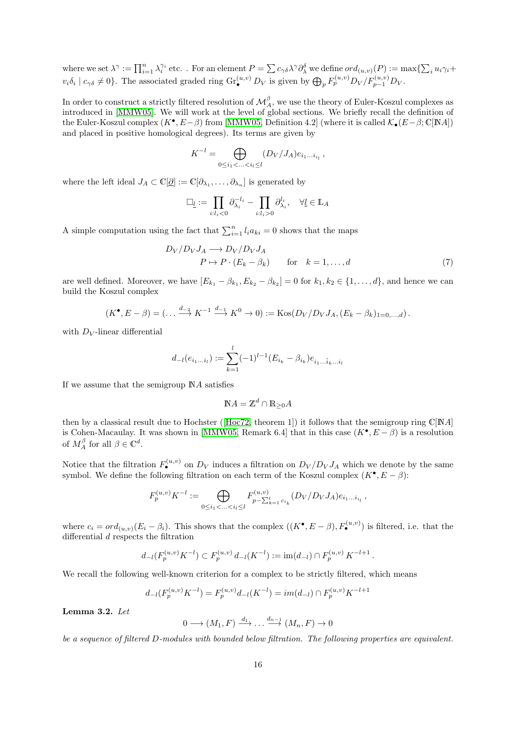where we set $\lambda^\gamma := \prod_{i=1}^n \lambda_i^{\gamma_i}$ etc. . For an element $P = \sum c_{\gamma\delta}\lambda^\gamma\partial_\lambda^\delta$ we define $ord_{(u,v)}(P) := \max\{\sum_i u_i\gamma_i + v_i\delta_i \mid c_{\gamma\delta} \neq 0\}$. The associated graded ring $\mathrm{Gr}_\bullet^{(u,v)} D_V$ is given by $\bigoplus_p F_p^{(u,v)} D_V / F_{p-1}^{(u,v)} D_V$.

In order to construct a strictly filtered resolution of $\mathcal{M}_A^\beta$, we use the theory of Euler-Koszul complexes as introduced in [MMW05]. We will work at the level of global sections. We briefly recall the definition of the Euler-Koszul complex $(K^\bullet, E-\beta)$ from [MMW05, Definition 4.2] (where it is called $\mathcal{K}_\bullet(E-\beta; \mathbb{C}[\mathbb{N}A])$ and placed in positive homological degrees). Its terms are given by

$$K^{-l} = \bigoplus_{0 \leq i_1 < \ldots < i_l \leq l} (D_V/J_A) e_{i_1 \ldots i_{i_l}}\,,$$

where the left ideal $J_A \subset \mathbb{C}[\underline{\partial}] := \mathbb{C}[\partial_{\lambda_1}, \ldots, \partial_{\lambda_n}]$ is generated by

$$\Box_{\underline{l}} := \prod_{i: l_i < 0} \partial_{\lambda_i}^{-l_i} - \prod_{i: l_i > 0} \partial_{\lambda_i}^{l_i}, \quad \forall \underline{l} \in \mathbb{L}_A$$

A simple computation using the fact that $\sum_{i=1}^n l_i a_{ki} = 0$ shows that the maps

$$\begin{aligned} D_V/D_V J_A &\longrightarrow D_V/D_V J_A \\ P &\mapsto P \cdot (E_k - \beta_k) \qquad \text{for} \quad k = 1, \ldots, d \end{aligned} \tag{7}$$

are well defined. Moreover, we have $[E_{k_1} - \beta_{k_1}, E_{k_2} - \beta_{k_2}] = 0$ for $k_1, k_2 \in \{1, \ldots, d\}$, and hence we can build the Koszul complex

$$(K^\bullet, E - \beta) = (\ldots \xrightarrow{d_{-2}} K^{-1} \xrightarrow{d_{-1}} K^0 \to 0) := \mathrm{Kos}(D_V/D_V J_A, (E_k - \beta_k)_{1=0,\ldots,d})\,.$$

with $D_V$-linear differential

$$d_{-l}(e_{i_1 \ldots i_l}) := \sum_{k=1}^l (-1)^{l-1} (E_{i_k} - \beta_{i_k}) e_{i_1 \ldots \hat{i}_k \ldots i_l}$$

If we assume that the semigroup $\mathbb{N}A$ satisfies

$$\mathbb{N}A = \mathbb{Z}^d \cap \mathbb{R}_{\geq 0} A$$

then by a classical result due to Hochster ([Hoc72, theorem 1]) it follows that the semigroup ring $\mathbb{C}[\mathbb{N}A]$ is Cohen-Macaulay. It was shown in [MMW05, Remark 6.4] that in this case $(K^\bullet, E - \beta)$ is a resolution of $M_A^\beta$ for all $\beta \in \mathbb{C}^d$.

Notice that the filtration $F_\bullet^{(u,v)}$ on $D_V$ induces a filtration on $D_V/D_V J_A$ which we denote by the same symbol. We define the following filtration on each term of the Koszul complex $(K^\bullet, E - \beta)$:

$$F_p^{(u,v)} K^{-l} := \bigoplus_{0 \leq i_1 < \ldots < i_l \leq l} F^{(u,v)}_{p - \sum_{k=1}^l c_{i_k}} (D_V/D_V J_A) e_{i_1 \ldots i_{i_l}}\,,$$

where $c_i = ord_{(u,v)}(E_i - \beta_i)$. This shows that the complex $((K^\bullet, E - \beta), F_\bullet^{(u,v)})$ is filtered, i.e. that the differential $d$ respects the filtration

$$d_{-l}(F_p^{(u,v)} K^{-l}) \subset F_p^{(u,v)} d_{-l}(K^{-l}) := \mathrm{im}(d_{-l}) \cap F_p^{(u,v)} K^{-l+1}\,.$$

We recall the following well-known criterion for a complex to be strictly filtered, which means

$$d_{-l}(F_p^{(u,v)} K^{-l}) = F_p^{(u,v)} d_{-l}(K^{-l}) = im(d_{-l}) \cap F_p^{(u,v)} K^{-l+1}$$

**Lemma 3.2.** *Let*

$$0 \longrightarrow (M_1, F) \xrightarrow{d_1} \ldots \xrightarrow{d_{n-1}} (M_n, F) \to 0$$

*be a sequence of filtered D-modules with bounded below filtration. The following properties are equivalent.*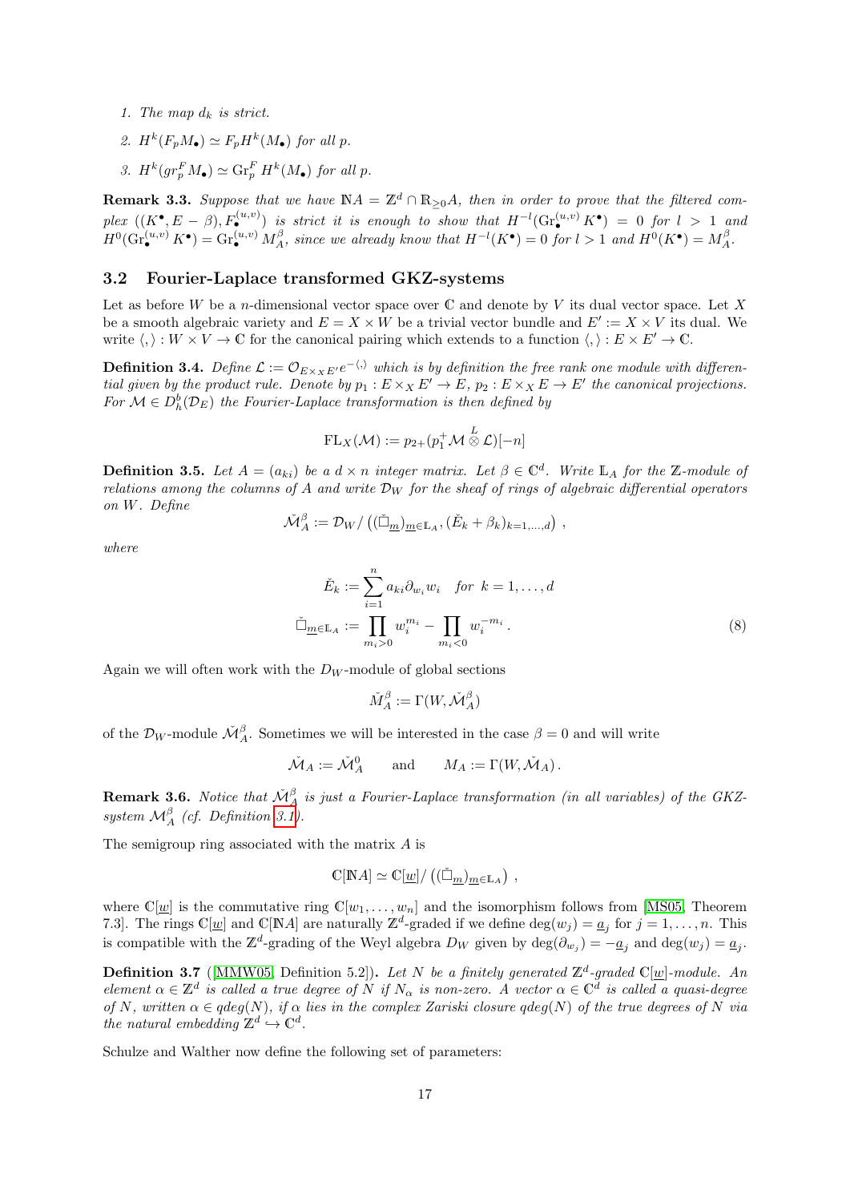1. *The map $d_k$ is strict.*
2. $H^k(F_p M_\bullet) \simeq F_p H^k(M_\bullet)$ *for all* $p$.
3. $H^k(gr_p^F M_\bullet) \simeq \mathrm{Gr}_p^F H^k(M_\bullet)$ *for all* $p$.

**Remark 3.3.** *Suppose that we have $\mathbb{N}A = \mathbb{Z}^d \cap \mathbb{R}_{\geq 0} A$, then in order to prove that the filtered complex $((K^\bullet, E - \beta), F_\bullet^{(u,v)})$ is strict it is enough to show that $H^{-l}(\mathrm{Gr}_\bullet^{(u,v)} K^\bullet) = 0$ for $l > 1$ and $H^0(\mathrm{Gr}_\bullet^{(u,v)} K^\bullet) = \mathrm{Gr}_\bullet^{(u,v)} M_A^\beta$, since we already know that $H^{-l}(K^\bullet) = 0$ for $l > 1$ and $H^0(K^\bullet) = M_A^\beta$.*

## 3.2 Fourier-Laplace transformed GKZ-systems

Let as before $W$ be a $n$-dimensional vector space over $\mathbb{C}$ and denote by $V$ its dual vector space. Let $X$ be a smooth algebraic variety and $E = X \times W$ be a trivial vector bundle and $E' := X \times V$ its dual. We write $\langle , \rangle : W \times V \to \mathbb{C}$ for the canonical pairing which extends to a function $\langle , \rangle : E \times E' \to \mathbb{C}$.

**Definition 3.4.** *Define $\mathcal{L} := \mathcal{O}_{E \times_X E'} e^{-\langle , \rangle}$ which is by definition the free rank one module with differential given by the product rule. Denote by $p_1 : E \times_X E' \to E$, $p_2 : E \times_X E \to E'$ the canonical projections. For $\mathcal{M} \in D_h^b(\mathcal{D}_E)$ the Fourier-Laplace transformation is then defined by*

$$\mathrm{FL}_X(\mathcal{M}) := p_{2+}(p_1^+ \mathcal{M} \overset{L}{\otimes} \mathcal{L})[-n]$$

**Definition 3.5.** *Let $A = (a_{ki})$ be a $d \times n$ integer matrix. Let $\beta \in \mathbb{C}^d$. Write $\mathbb{L}_A$ for the $\mathbb{Z}$-module of relations among the columns of $A$ and write $\mathcal{D}_W$ for the sheaf of rings of algebraic differential operators on $W$. Define*

$$\check{\mathcal{M}}_A^\beta := \mathcal{D}_W / \left( (\check{\Box}_{\underline{m}})_{\underline{m} \in \mathbb{L}_A}, (\check{E}_k + \beta_k)_{k=1,\dots,d} \right),$$

*where*

$$\begin{aligned}
\check{E}_k &:= \sum_{i=1}^n a_{ki} \partial_{w_i} w_i \quad \text{for } k = 1, \dots, d \\
\check{\Box}_{\underline{m} \in \mathbb{L}_A} &:= \prod_{m_i > 0} w_i^{m_i} - \prod_{m_i < 0} w_i^{-m_i} .
\end{aligned} \tag{8}$$

Again we will often work with the $D_W$-module of global sections

$$\check{M}_A^\beta := \Gamma(W, \check{\mathcal{M}}_A^\beta)$$

of the $\mathcal{D}_W$-module $\check{\mathcal{M}}_A^\beta$. Sometimes we will be interested in the case $\beta = 0$ and will write

$$\check{\mathcal{M}}_A := \check{\mathcal{M}}_A^0 \qquad \text{and} \qquad M_A := \Gamma(W, \check{\mathcal{M}}_A) .$$

**Remark 3.6.** *Notice that $\check{\mathcal{M}}_A^\beta$ is just a Fourier-Laplace transformation (in all variables) of the GKZ-system $\mathcal{M}_A^\beta$ (cf. Definition 3.1).*

The semigroup ring associated with the matrix $A$ is

$$\mathbb{C}[\mathbb{N}A] \simeq \mathbb{C}[\underline{w}] / \left( (\check{\Box}_{\underline{m}})_{\underline{m} \in \mathbb{L}_A} \right),$$

where $\mathbb{C}[\underline{w}]$ is the commutative ring $\mathbb{C}[w_1, \dots, w_n]$ and the isomorphism follows from [MS05, Theorem 7.3]. The rings $\mathbb{C}[\underline{w}]$ and $\mathbb{C}[\mathbb{N}A]$ are naturally $\mathbb{Z}^d$-graded if we define $\deg(w_j) = \underline{a}_j$ for $j = 1, \dots, n$. This is compatible with the $\mathbb{Z}^d$-grading of the Weyl algebra $D_W$ given by $\deg(\partial_{w_j}) = -\underline{a}_j$ and $\deg(w_j) = \underline{a}_j$.

**Definition 3.7** ([MMW05, Definition 5.2])**.** *Let $N$ be a finitely generated $\mathbb{Z}^d$-graded $\mathbb{C}[\underline{w}]$-module. An element $\alpha \in \mathbb{Z}^d$ is called a true degree of $N$ if $N_\alpha$ is non-zero. A vector $\alpha \in \mathbb{C}^d$ is called a quasi-degree of $N$, written $\alpha \in qdeg(N)$, if $\alpha$ lies in the complex Zariski closure $qdeg(N)$ of the true degrees of $N$ via the natural embedding $\mathbb{Z}^d \hookrightarrow \mathbb{C}^d$.*

Schulze and Walther now define the following set of parameters: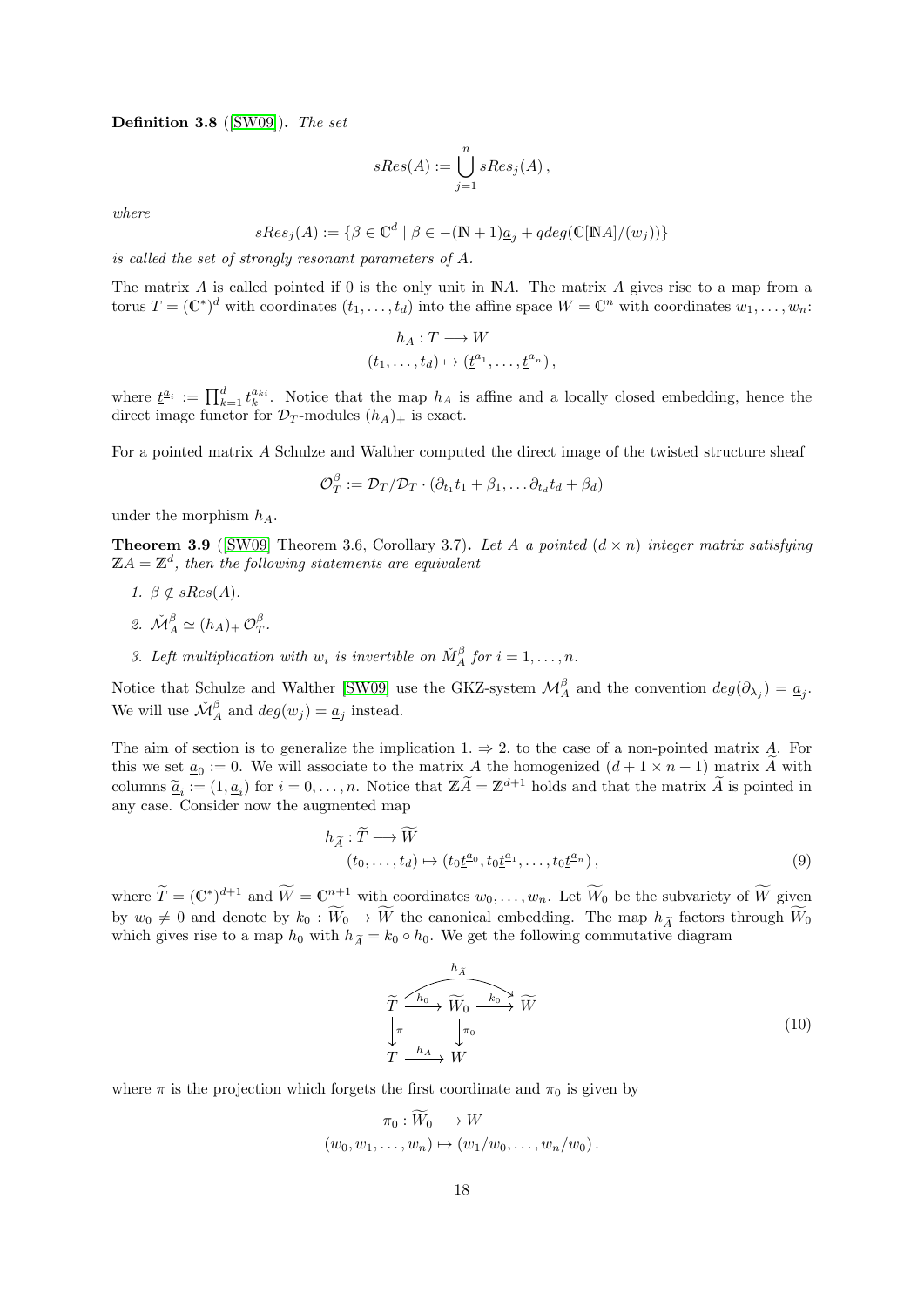**Definition 3.8** ([SW09]). *The set*

$$sRes(A) := \bigcup_{j=1}^{n} sRes_j(A)\,,$$

*where*

$$sRes_j(A) := \{\beta \in \mathbb{C}^d \mid \beta \in -(\mathbb{N}+1)\underline{a}_j + qdeg(\mathbb{C}[\mathbb{N}A]/(w_j))\}$$

*is called the set of strongly resonant parameters of A.*

The matrix $A$ is called pointed if 0 is the only unit in $\mathbb{N}A$. The matrix $A$ gives rise to a map from a torus $T = (\mathbb{C}^*)^d$ with coordinates $(t_1, \ldots, t_d)$ into the affine space $W = \mathbb{C}^n$ with coordinates $w_1, \ldots, w_n$:

$$\begin{aligned} h_A : T &\longrightarrow W \\ (t_1, \ldots, t_d) &\mapsto (\underline{t}^{\underline{a}_1}, \ldots, \underline{t}^{\underline{a}_n})\,, \end{aligned}$$

where $\underline{t}^{\underline{a}_i} := \prod_{k=1}^{d} t_k^{a_{ki}}$. Notice that the map $h_A$ is affine and a locally closed embedding, hence the direct image functor for $\mathcal{D}_T$-modules $(h_A)_+$ is exact.

For a pointed matrix $A$ Schulze and Walther computed the direct image of the twisted structure sheaf

$$\mathcal{O}_T^\beta := \mathcal{D}_T/\mathcal{D}_T \cdot (\partial_{t_1} t_1 + \beta_1, \ldots \partial_{t_d} t_d + \beta_d)$$

under the morphism $h_A$.

**Theorem 3.9** ([SW09] Theorem 3.6, Corollary 3.7). *Let $A$ a pointed $(d \times n)$ integer matrix satisfying $\mathbb{Z}A = \mathbb{Z}^d$, then the following statements are equivalent*

1. $\beta \notin sRes(A)$.
2. $\check{\mathcal{M}}_A^\beta \simeq (h_A)_+ \mathcal{O}_T^\beta$.
3. *Left multiplication with $w_i$ is invertible on $\check{M}_A^\beta$ for $i = 1, \ldots, n$.*

Notice that Schulze and Walther [SW09] use the GKZ-system $\mathcal{M}_A^\beta$ and the convention $deg(\partial_{\lambda_j}) = \underline{a}_j$. We will use $\check{\mathcal{M}}_A^\beta$ and $deg(w_j) = \underline{a}_j$ instead.

The aim of section is to generalize the implication 1. $\Rightarrow$ 2. to the case of a non-pointed matrix $A$. For this we set $\underline{a}_0 := 0$. We will associate to the matrix $A$ the homogenized $(d+1 \times n+1)$ matrix $\widetilde{A}$ with columns $\underline{\widetilde{a}}_i := (1, \underline{a}_i)$ for $i = 0, \ldots, n$. Notice that $\mathbb{Z}\widetilde{A} = \mathbb{Z}^{d+1}$ holds and that the matrix $\widetilde{A}$ is pointed in any case. Consider now the augmented map

$$\begin{aligned} h_{\widetilde{A}} : \widetilde{T} &\longrightarrow \widetilde{W} \\ (t_0, \ldots, t_d) &\mapsto (t_0 \underline{t}^{\underline{a}_0}, t_0 \underline{t}^{\underline{a}_1}, \ldots, t_0 \underline{t}^{\underline{a}_n})\,, \end{aligned} \tag{9}$$

where $\widetilde{T} = (\mathbb{C}^*)^{d+1}$ and $\widetilde{W} = \mathbb{C}^{n+1}$ with coordinates $w_0, \ldots, w_n$. Let $\widetilde{W}_0$ be the subvariety of $\widetilde{W}$ given by $w_0 \neq 0$ and denote by $k_0 : \widetilde{W}_0 \to \widetilde{W}$ the canonical embedding. The map $h_{\widetilde{A}}$ factors through $\widetilde{W}_0$ which gives rise to a map $h_0$ with $h_{\widetilde{A}} = k_0 \circ h_0$. We get the following commutative diagram

$$\begin{array}{ccccc} \widetilde{T} & \xrightarrow{h_0} & \widetilde{W}_0 & \xrightarrow{k_0} & \widetilde{W} \\ \downarrow{\scriptstyle \pi} & & \downarrow{\scriptstyle \pi_0} & & \\ T & \xrightarrow{h_A} & W & & \end{array} \tag{10}$$

(with $h_{\widetilde{A}} = k_0 \circ h_0 : \widetilde{T} \to \widetilde{W}$)

where $\pi$ is the projection which forgets the first coordinate and $\pi_0$ is given by

$$\begin{aligned} \pi_0 : \widetilde{W}_0 &\longrightarrow W \\ (w_0, w_1, \ldots, w_n) &\mapsto (w_1/w_0, \ldots, w_n/w_0)\,. \end{aligned}$$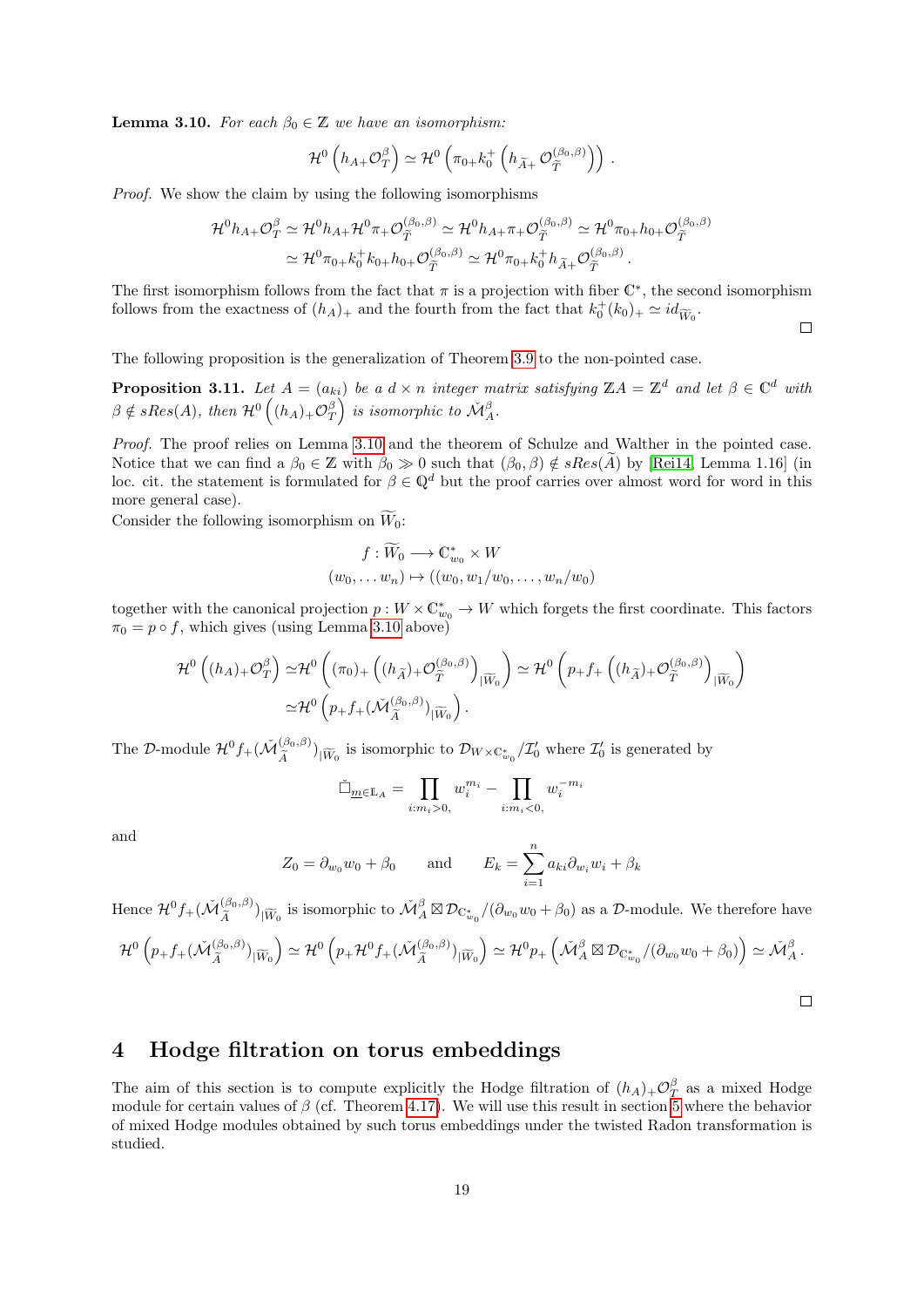**Lemma 3.10.** *For each $\beta_0 \in \mathbb{Z}$ we have an isomorphism:*

$$\mathcal{H}^0\left(h_{A+}\mathcal{O}_T^\beta\right) \simeq \mathcal{H}^0\left(\pi_{0+}k_0^+\left(h_{\widetilde{A}+}\mathcal{O}_{\widetilde{T}}^{(\beta_0,\beta)}\right)\right).$$

*Proof.* We show the claim by using the following isomorphisms

$$\begin{aligned}\mathcal{H}^0 h_{A+}\mathcal{O}_T^\beta &\simeq \mathcal{H}^0 h_{A+}\mathcal{H}^0\pi_+\mathcal{O}_{\widetilde{T}}^{(\beta_0,\beta)} \simeq \mathcal{H}^0 h_{A+}\pi_+\mathcal{O}_{\widetilde{T}}^{(\beta_0,\beta)} \simeq \mathcal{H}^0\pi_{0+}h_{0+}\mathcal{O}_{\widetilde{T}}^{(\beta_0,\beta)} \\ &\simeq \mathcal{H}^0\pi_{0+}k_0^+k_{0+}h_{0+}\mathcal{O}_{\widetilde{T}}^{(\beta_0,\beta)} \simeq \mathcal{H}^0\pi_{0+}k_0^+h_{\widetilde{A}+}\mathcal{O}_{\widetilde{T}}^{(\beta_0,\beta)}.\end{aligned}$$

The first isomorphism follows from the fact that $\pi$ is a projection with fiber $\mathbb{C}^*$, the second isomorphism follows from the exactness of $(h_A)_+$ and the fourth from the fact that $k_0^+(k_0)_+ \simeq id_{\widetilde{W}_0}$. $\square$

The following proposition is the generalization of Theorem 3.9 to the non-pointed case.

**Proposition 3.11.** *Let $A = (a_{ki})$ be a $d \times n$ integer matrix satisfying $\mathbb{Z}A = \mathbb{Z}^d$ and let $\beta \in \mathbb{C}^d$ with $\beta \notin sRes(A)$, then $\mathcal{H}^0\left((h_A)_+\mathcal{O}_T^\beta\right)$ is isomorphic to $\check{\mathcal{M}}_A^\beta$.*

*Proof.* The proof relies on Lemma 3.10 and the theorem of Schulze and Walther in the pointed case. Notice that we can find a $\beta_0 \in \mathbb{Z}$ with $\beta_0 \gg 0$ such that $(\beta_0, \beta) \notin sRes(\widetilde{A})$ by [Rei14, Lemma 1.16] (in loc. cit. the statement is formulated for $\beta \in \mathbb{Q}^d$ but the proof carries over almost word for word in this more general case).
Consider the following isomorphism on $\widetilde{W}_0$:

$$\begin{aligned} f : \widetilde{W}_0 &\longrightarrow \mathbb{C}^*_{w_0} \times W \\ (w_0, \ldots w_n) &\mapsto ((w_0, w_1/w_0, \ldots, w_n/w_0) \end{aligned}$$

together with the canonical projection $p : W \times \mathbb{C}^*_{w_0} \to W$ which forgets the first coordinate. This factors $\pi_0 = p \circ f$, which gives (using Lemma 3.10 above)

$$\begin{aligned}\mathcal{H}^0\left((h_A)_+\mathcal{O}_T^\beta\right) \simeq& \mathcal{H}^0\left((\pi_0)_+\left((h_{\widetilde{A}})_+\mathcal{O}_{\widetilde{T}}^{(\beta_0,\beta)}\right)_{|\widetilde{W}_0}\right) \simeq \mathcal{H}^0\left(p_+f_+\left((h_{\widetilde{A}})_+\mathcal{O}_{\widetilde{T}}^{(\beta_0,\beta)}\right)_{|\widetilde{W}_0}\right) \\ \simeq& \mathcal{H}^0\left(p_+f_+(\check{\mathcal{M}}_{\widetilde{A}}^{(\beta_0,\beta)})_{|\widetilde{W}_0}\right).\end{aligned}$$

The $\mathcal{D}$-module $\mathcal{H}^0 f_+(\check{\mathcal{M}}_{\widetilde{A}}^{(\beta_0,\beta)})_{|\widetilde{W}_0}$ is isomorphic to $\mathcal{D}_{W\times\mathbb{C}^*_{w_0}}/\mathcal{I}'_0$ where $\mathcal{I}'_0$ is generated by

$$\check{\Box}_{\underline{m}\in\mathbb{L}_A} = \prod_{i:m_i>0,} w_i^{m_i} - \prod_{i:m_i<0,} w_i^{-m_i}$$

and

$$Z_0 = \partial_{w_0}w_0 + \beta_0 \qquad \text{and} \qquad E_k = \sum_{i=1}^n a_{ki}\partial_{w_i}w_i + \beta_k$$

Hence $\mathcal{H}^0 f_+(\check{\mathcal{M}}_{\widetilde{A}}^{(\beta_0,\beta)})_{\widetilde{W}_0}$ is isomorphic to $\check{\mathcal{M}}_A^\beta \boxtimes \mathcal{D}_{\mathbb{C}^*_{w_0}}/(\partial_{w_0}w_0 + \beta_0)$ as a $\mathcal{D}$-module. We therefore have

$$\mathcal{H}^0\left(p_+f_+(\check{\mathcal{M}}_{\widetilde{A}}^{(\beta_0,\beta)})_{|\widetilde{W}_0}\right) \simeq \mathcal{H}^0\left(p_+\mathcal{H}^0 f_+(\check{\mathcal{M}}_{\widetilde{A}}^{(\beta_0,\beta)})_{|\widetilde{W}_0}\right) \simeq \mathcal{H}^0 p_+\left(\check{\mathcal{M}}_A^\beta \boxtimes \mathcal{D}_{\mathbb{C}^*_{w_0}}/(\partial_{w_0}w_0 + \beta_0)\right) \simeq \check{\mathcal{M}}_A^\beta.$$

$\square$

# 4 Hodge filtration on torus embeddings

The aim of this section is to compute explicitly the Hodge filtration of $(h_A)_+\mathcal{O}_T^\beta$ as a mixed Hodge module for certain values of $\beta$ (cf. Theorem 4.17). We will use this result in section 5 where the behavior of mixed Hodge modules obtained by such torus embeddings under the twisted Radon transformation is studied.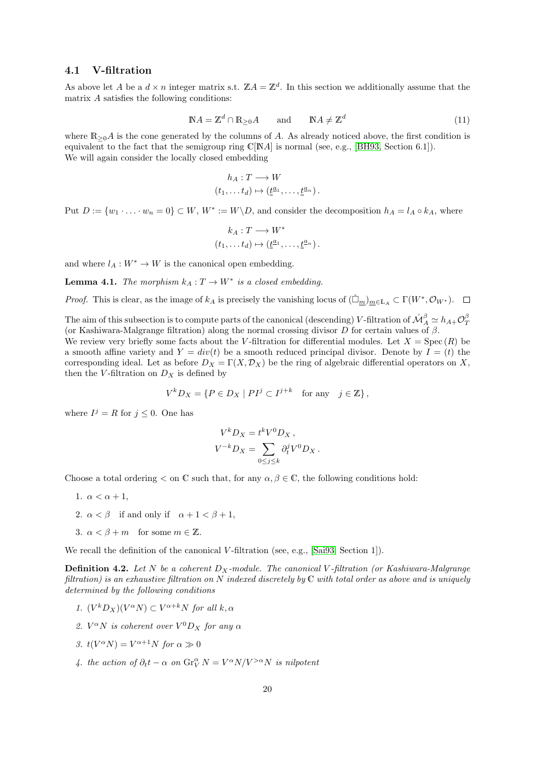### 4.1 V-filtration

As above let $A$ be a $d \times n$ integer matrix s.t. $\mathbb{Z}A = \mathbb{Z}^d$. In this section we additionally assume that the matrix $A$ satisfies the following conditions:

$$\mathbb{N}A = \mathbb{Z}^d \cap \mathbb{R}_{\geq 0}A \qquad \text{and} \qquad \mathbb{N}A \neq \mathbb{Z}^d \tag{11}$$

where $\mathbb{R}_{\geq 0}A$ is the cone generated by the columns of $A$. As already noticed above, the first condition is equivalent to the fact that the semigroup ring $\mathbb{C}[\mathbb{N}A]$ is normal (see, e.g., [BH93, Section 6.1]).
We will again consider the locally closed embedding

$$\begin{aligned} h_A : T &\longrightarrow W \\ (t_1, \dots t_d) &\mapsto (\underline{t}^{\underline{a}_1}, \dots, \underline{t}^{\underline{a}_n}) \,. \end{aligned}$$

Put $D := \{w_1 \cdot \ldots \cdot w_n = 0\} \subset W$, $W^* := W \backslash D$, and consider the decomposition $h_A = l_A \circ k_A$, where

$$\begin{aligned} k_A : T &\longrightarrow W^* \\ (t_1, \dots t_d) &\mapsto (\underline{t}^{\underline{a}_1}, \dots, \underline{t}^{\underline{a}_n}) \,. \end{aligned}$$

and where $l_A : W^* \to W$ is the canonical open embedding.

**Lemma 4.1.** *The morphism $k_A : T \to W^*$ is a closed embedding.*

*Proof.* This is clear, as the image of $k_A$ is precisely the vanishing locus of $(\check{\Box}_{\underline{m}})_{\underline{m} \in \mathbb{L}_A} \subset \Gamma(W^*, \mathcal{O}_{W^*})$. $\square$

The aim of this subsection is to compute parts of the canonical (descending) $V$-filtration of $\check{\mathcal{M}}^\beta_A \simeq h_{A+}\mathcal{O}^\beta_T$ (or Kashiwara-Malgrange filtration) along the normal crossing divisor $D$ for certain values of $\beta$.
We review very briefly some facts about the $V$-filtration for differential modules. Let $X = \operatorname{Spec}(R)$ be a smooth affine variety and $Y = div(t)$ be a smooth reduced principal divisor. Denote by $I = (t)$ the corresponding ideal. Let as before $D_X = \Gamma(X, \mathcal{D}_X)$ be the ring of algebraic differential operators on $X$, then the $V$-filtration on $D_X$ is defined by

$$V^k D_X = \{P \in D_X \mid PI^j \subset I^{j+k} \quad \text{for any} \quad j \in \mathbb{Z}\}\,,$$

where $I^j = R$ for $j \leq 0$. One has

$$\begin{aligned} V^k D_X &= t^k V^0 D_X \,, \\ V^{-k} D_X &= \sum_{0 \leq j \leq k} \partial_t^j V^0 D_X \,. \end{aligned}$$

Choose a total ordering $<$ on $\mathbb{C}$ such that, for any $\alpha, \beta \in \mathbb{C}$, the following conditions hold:

1. $\alpha < \alpha + 1$,
2. $\alpha < \beta$ if and only if $\alpha + 1 < \beta + 1$,
3. $\alpha < \beta + m$ for some $m \in \mathbb{Z}$.

We recall the definition of the canonical $V$-filtration (see, e.g., [Sai93, Section 1]).

**Definition 4.2.** *Let $N$ be a coherent $D_X$-module. The canonical $V$-filtration (or Kashiwara-Malgrange filtration) is an exhaustive filtration on $N$ indexed discretely by $\mathbb{C}$ with total order as above and is uniquely determined by the following conditions*

1. *$(V^k D_X)(V^\alpha N) \subset V^{\alpha+k} N$ for all $k, \alpha$*
2. *$V^\alpha N$ is coherent over $V^0 D_X$ for any $\alpha$*
3. *$t(V^\alpha N) = V^{\alpha+1} N$ for $\alpha \gg 0$*
4. *the action of $\partial_t t - \alpha$ on $\operatorname{Gr}^\alpha_V N = V^\alpha N / V^{>\alpha} N$ is nilpotent*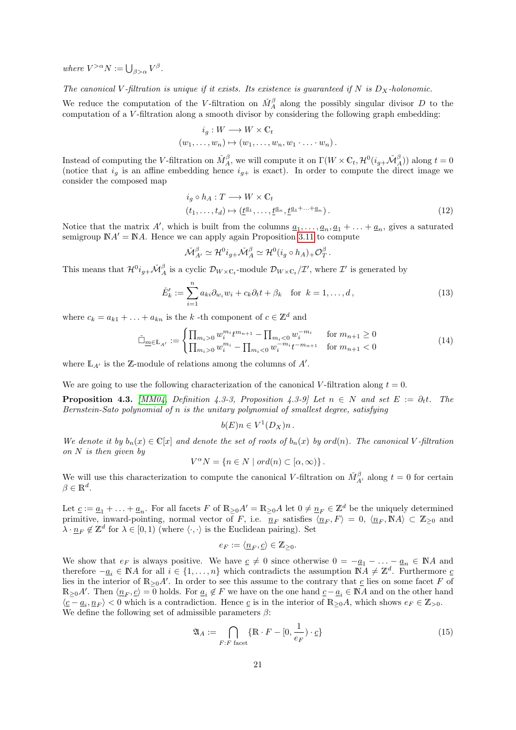*where* $V^{>\alpha}N := \bigcup_{\beta>\alpha} V^\beta$.

*The canonical $V$-filtration is unique if it exists. Its existence is guaranteed if $N$ is $D_X$-holonomic.*

We reduce the computation of the $V$-filtration on $\check{M}_A^\beta$ along the possibly singular divisor $D$ to the computation of a $V$-filtration along a smooth divisor by considering the following graph embedding:

$$
\begin{aligned}
i_g : W &\longrightarrow W \times \mathbb{C}_t \\
(w_1, \ldots, w_n) &\mapsto (w_1, \ldots, w_n, w_1 \cdot \ldots \cdot w_n)\,.
\end{aligned}
$$

Instead of computing the $V$-filtration on $\check{M}_A^\beta$, we will compute it on $\Gamma(W \times \mathbb{C}_t, \mathcal{H}^0(i_{g+}\check{\mathcal{M}}_A^\beta))$ along $t = 0$ (notice that $i_g$ is an affine embedding hence $i_{g+}$ is exact). In order to compute the direct image we consider the composed map

$$
\begin{aligned}
i_g \circ h_A : T &\longrightarrow W \times \mathbb{C}_t \\
(t_1, \ldots, t_d) &\mapsto (\underline{t}^{\underline{a}_1}, \ldots, \underline{t}^{\underline{a}_n}, \underline{t}^{\underline{a}_1 + \ldots + \underline{a}_n})\,.
\end{aligned} \tag{12}
$$

Notice that the matrix $A'$, which is built from the columns $\underline{a}_1, \ldots, \underline{a}_n, \underline{a}_1 + \ldots + \underline{a}_n$, gives a saturated semigroup $\mathbb{N}A' = \mathbb{N}A$. Hence we can apply again Proposition 3.11 to compute

$$
\check{\mathcal{M}}_{A'}^\beta \simeq \mathcal{H}^0 i_{g+} \check{\mathcal{M}}_A^\beta \simeq \mathcal{H}^0(i_g \circ h_A)_+ \mathcal{O}_T^\beta\,.
$$

This means that $\mathcal{H}^0 i_{g+}\check{\mathcal{M}}_A^\beta$ is a cyclic $\mathcal{D}_{W\times\mathbb{C}_t}$-module $\mathcal{D}_{W\times\mathbb{C}_t}/\mathcal{I}'$, where $\mathcal{I}'$ is generated by

$$
\check{E}'_k := \sum_{i=1}^n a_{ki}\partial_{w_i} w_i + c_k \partial_t t + \beta_k \quad \text{for } k = 1, \ldots, d\,, \tag{13}
$$

where $c_k = a_{k1} + \ldots + a_{kn}$ is the $k$ -th component of $c \in \mathbb{Z}^d$ and

$$
\check{\Box}_{\underline{m}\in\mathbb{L}_{A'}} := \begin{cases} \prod_{m_i>0} w_i^{m_i} t^{m_{n+1}} - \prod_{m_i<0} w_i^{-m_i} & \text{for } m_{n+1} \geq 0 \\ \prod_{m_i>0} w_i^{m_i} - \prod_{m_i<0} w_i^{-m_i} t^{-m_{n+1}} & \text{for } m_{n+1} < 0 \end{cases} \tag{14}
$$

where $\mathbb{L}_{A'}$ is the $\mathbb{Z}$-module of relations among the columns of $A'$.

We are going to use the following characterization of the canonical $V$-filtration along $t = 0$.

**Proposition 4.3.** [MM04, Definition 4.3-3, Proposition 4.3-9] *Let $n \in N$ and set $E := \partial_t t$. The Bernstein-Sato polynomial of $n$ is the unitary polynomial of smallest degree, satisfying*

$$
b(E)n \in V^1(D_X)n\,.
$$

*We denote it by $b_n(x) \in \mathbb{C}[x]$ and denote the set of roots of $b_n(x)$ by $ord(n)$. The canonical $V$-filtration on $N$ is then given by*

$$
V^\alpha N = \{n \in N \mid ord(n) \subset [\alpha, \infty)\}\,.
$$

We will use this characterization to compute the canonical $V$-filtration on $\check{M}_{A'}^\beta$ along $t = 0$ for certain $\beta \in \mathbb{R}^d$.

Let $\underline{c} := \underline{a}_1 + \ldots + \underline{a}_n$. For all facets $F$ of $\mathbb{R}_{\geq 0}A' = \mathbb{R}_{\geq 0}A$ let $0 \neq \underline{n}_F \in \mathbb{Z}^d$ be the uniquely determined primitive, inward-pointing, normal vector of $F$, i.e. $\underline{n}_F$ satisfies $\langle \underline{n}_F, F\rangle = 0$, $\langle \underline{n}_F, \mathbb{N}A\rangle \subset \mathbb{Z}_{\geq 0}$ and $\lambda \cdot \underline{n}_F \notin \mathbb{Z}^d$ for $\lambda \in [0,1)$ (where $\langle \cdot, \cdot \rangle$ is the Euclidean pairing). Set

$$
e_F := \langle \underline{n}_F, \underline{c}\rangle \in \mathbb{Z}_{\geq 0}.
$$

We show that $e_F$ is always positive. We have $\underline{c} \neq 0$ since otherwise $0 = -\underline{a}_1 - \ldots - \underline{a}_n \in \mathbb{N}A$ and therefore $-\underline{a}_i \in \mathbb{N}A$ for all $i \in \{1, \ldots, n\}$ which contradicts the assumption $\mathbb{N}A \neq \mathbb{Z}^d$. Furthermore $\underline{c}$ lies in the interior of $\mathbb{R}_{\geq 0}A'$. In order to see this assume to the contrary that $\underline{c}$ lies on some facet $F$ of $\mathbb{R}_{\geq 0}A'$. Then $\langle \underline{n}_F, \underline{c}\rangle = 0$ holds. For $\underline{a}_i \notin F$ we have on the one hand $\underline{c} - \underline{a}_i \in \mathbb{N}A$ and on the other hand $\langle \underline{c} - \underline{a}_i, \underline{n}_F\rangle < 0$ which is a contradiction. Hence $\underline{c}$ is in the interior of $\mathbb{R}_{\geq 0}A$, which shows $e_F \in \mathbb{Z}_{>0}$. We define the following set of admissible parameters $\beta$:

$$
\mathfrak{A}_A := \bigcap_{F : F \text{ facet}} \{\mathbb{R} \cdot F - [0, \frac{1}{e_F}) \cdot \underline{c}\} \tag{15}
$$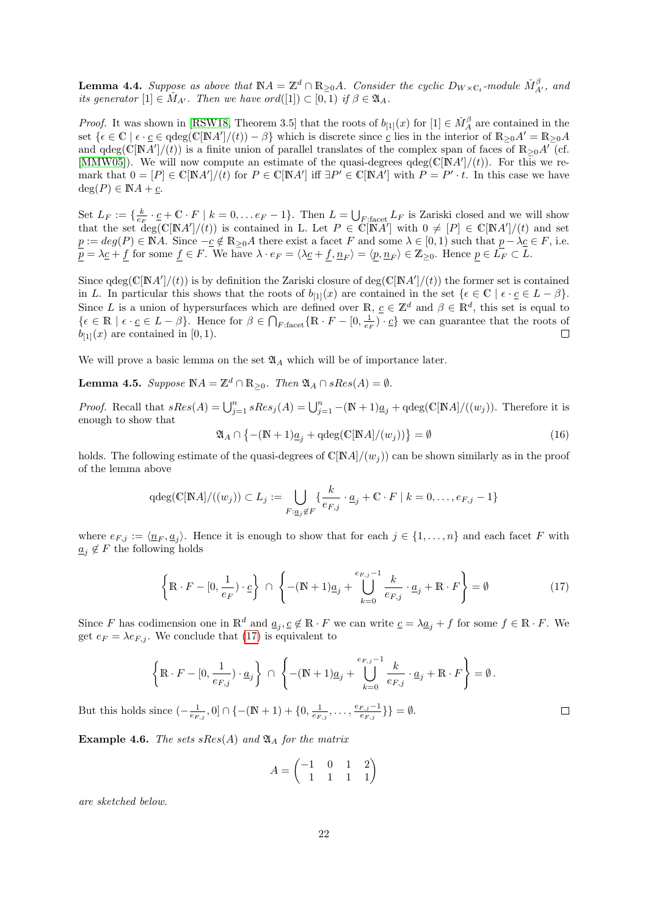**Lemma 4.4.** *Suppose as above that $\mathbb{N}A = \mathbb{Z}^d \cap \mathbb{R}_{\geq 0}A$. Consider the cyclic $D_{W\times\mathbb{C}_t}$-module $\check{M}^{\beta}_{A'}$, and its generator $[1] \in \check{M}_{A'}$. Then we have $ord([1]) \subset [0,1)$ if $\beta \in \mathfrak{A}_A$.*

*Proof.* It was shown in [RSW18, Theorem 3.5] that the roots of $b_{[1]}(x)$ for $[1] \in \check{M}^{\beta}_A$ are contained in the set $\{\epsilon \in \mathbb{C} \mid \epsilon \cdot \underline{c} \in \text{qdeg}(\mathbb{C}[\mathbb{N}A']/(t)) - \beta\}$ which is discrete since $\underline{c}$ lies in the interior of $\mathbb{R}_{\geq 0}A' = \mathbb{R}_{\geq 0}A$ and $\text{qdeg}(\mathbb{C}[\mathbb{N}A']/(t))$ is a finite union of parallel translates of the complex span of faces of $\mathbb{R}_{\geq 0}A'$ (cf. [MMW05]). We will now compute an estimate of the quasi-degrees $\text{qdeg}(\mathbb{C}[\mathbb{N}A']/(t))$. For this we remark that $0 = [P] \in \mathbb{C}[\mathbb{N}A']/(t)$ for $P \in \mathbb{C}[\mathbb{N}A']$ iff $\exists P' \in \mathbb{C}[\mathbb{N}A']$ with $P = P' \cdot t$. In this case we have $\deg(P) \in \mathbb{N}A + \underline{c}$.

Set $L_F := \{\frac{k}{e_F} \cdot \underline{c} + \mathbb{C} \cdot F \mid k = 0, \ldots e_F - 1\}$. Then $L = \bigcup_{F:\text{facet}} L_F$ is Zariski closed and we will show that the set $\deg(\mathbb{C}[\mathbb{N}A']/(t))$ is contained in L. Let $P \in \mathbb{C}[\mathbb{N}A']$ with $0 \neq [P] \in \mathbb{C}[\mathbb{N}A']/(t)$ and set $\underline{p} := deg(P) \in \mathbb{N}A$. Since $-\underline{c} \notin \mathbb{R}_{\geq 0}A$ there exist a facet $F$ and some $\lambda \in [0,1)$ such that $\underline{p} - \lambda\underline{c} \in F$, i.e. $\underline{p} = \lambda\underline{c} + \underline{f}$ for some $\underline{f} \in F$. We have $\lambda \cdot e_F = \langle \lambda\underline{c} + \underline{f}, \underline{n}_F\rangle = \langle \underline{p}, \underline{n}_F\rangle \in \mathbb{Z}_{\geq 0}$. Hence $\underline{p} \in L_F \subset L$.

Since $\text{qdeg}(\mathbb{C}[\mathbb{N}A']/(t))$ is by definition the Zariski closure of $\deg(\mathbb{C}[\mathbb{N}A']/(t))$ the former set is contained in $L$. In particular this shows that the roots of $b_{[1]}(x)$ are contained in the set $\{\epsilon \in \mathbb{C} \mid \epsilon \cdot \underline{c} \in L - \beta\}$. Since $L$ is a union of hypersurfaces which are defined over $\mathbb{R}$, $\underline{c} \in \mathbb{Z}^d$ and $\beta \in \mathbb{R}^d$, this set is equal to $\{\epsilon \in \mathbb{R} \mid \epsilon \cdot \underline{c} \in L - \beta\}$. Hence for $\beta \in \bigcap_{F:\text{facet}}\{\mathbb{R} \cdot F - [0, \frac{1}{e_F}) \cdot \underline{c}\}$ we can guarantee that the roots of $b_{[1]}(x)$ are contained in $[0,1)$. $\square$

We will prove a basic lemma on the set $\mathfrak{A}_A$ which will be of importance later.

**Lemma 4.5.** *Suppose $\mathbb{N}A = \mathbb{Z}^d \cap \mathbb{R}_{\geq 0}$. Then $\mathfrak{A}_A \cap sRes(A) = \emptyset$.*

*Proof.* Recall that $sRes(A) = \bigcup_{j=1}^n sRes_j(A) = \bigcup_{j=1}^n -(\mathbb{N}+1)\underline{a}_j + \text{qdeg}(\mathbb{C}[\mathbb{N}A]/((w_j))$. Therefore it is enough to show that

$$\mathfrak{A}_A \cap \left\{-(\mathbb{N}+1)\underline{a}_j + \text{qdeg}(\mathbb{C}[\mathbb{N}A]/(w_j))\right\} = \emptyset \tag{16}$$

holds. The following estimate of the quasi-degrees of $\mathbb{C}[\mathbb{N}A]/(w_j))$ can be shown similarly as in the proof of the lemma above

$$\text{qdeg}(\mathbb{C}[\mathbb{N}A]/((w_j)) \subset L_j := \bigcup_{F:\underline{a}_j \notin F} \{\frac{k}{e_{F,j}} \cdot \underline{a}_j + \mathbb{C} \cdot F \mid k = 0, \ldots, e_{F,j} - 1\}$$

where $e_{F,j} := \langle \underline{n}_F, \underline{a}_j \rangle$. Hence it is enough to show that for each $j \in \{1, \ldots, n\}$ and each facet $F$ with $\underline{a}_j \notin F$ the following holds

$$\left\{\mathbb{R} \cdot F - [0, \frac{1}{e_F}) \cdot \underline{c}\right\} \cap \left\{-(\mathbb{N}+1)\underline{a}_j + \bigcup_{k=0}^{e_{F,j}-1} \frac{k}{e_{F,j}} \cdot \underline{a}_j + \mathbb{R} \cdot F\right\} = \emptyset \tag{17}$$

Since $F$ has codimension one in $\mathbb{R}^d$ and $\underline{a}_j, \underline{c} \notin \mathbb{R} \cdot F$ we can write $\underline{c} = \lambda\underline{a}_j + f$ for some $f \in \mathbb{R} \cdot F$. We get $e_F = \lambda e_{F,j}$. We conclude that (17) is equivalent to

$$\left\{\mathbb{R} \cdot F - [0, \frac{1}{e_{F,j}}) \cdot \underline{a}_j\right\} \cap \left\{-(\mathbb{N}+1)\underline{a}_j + \bigcup_{k=0}^{e_{F,j}-1} \frac{k}{e_{F,j}} \cdot \underline{a}_j + \mathbb{R} \cdot F\right\} = \emptyset\,.$$

But this holds since $(-\frac{1}{e_{F,j}}, 0] \cap \{-(\mathbb{N}+1) + \{0, \frac{1}{e_{F,j}}, \ldots, \frac{e_{F,j}-1}{e_{F,j}}\}\} = \emptyset$. $\square$

**Example 4.6.** *The sets $sRes(A)$ and $\mathfrak{A}_A$ for the matrix*

$$A = \begin{pmatrix} -1 & 0 & 1 & 2 \\ 1 & 1 & 1 & 1 \end{pmatrix}$$

*are sketched below.*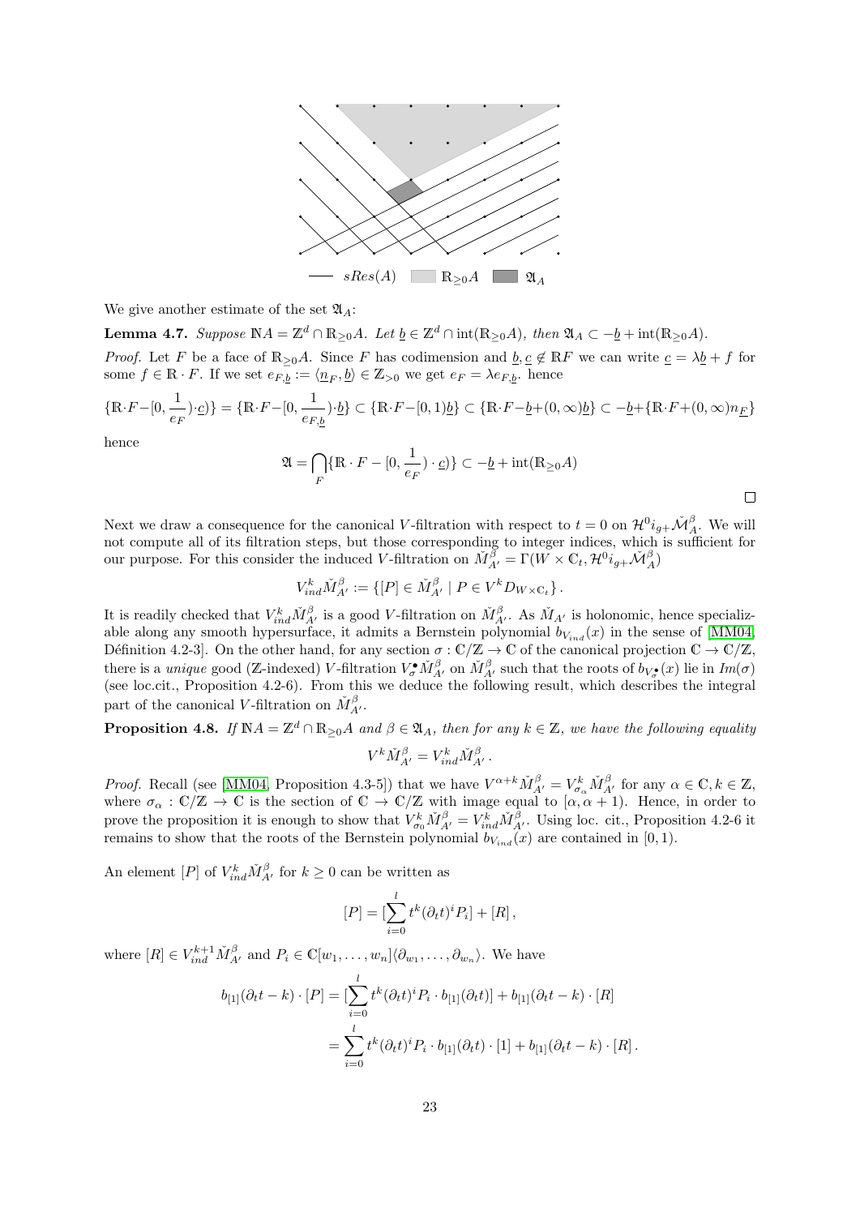— $sRes(A)$ $\mathbb{R}_{\geq 0}A$ $\mathfrak{A}_A$

We give another estimate of the set $\mathfrak{A}_A$:

**Lemma 4.7.** *Suppose $\mathbb{N}A = \mathbb{Z}^d \cap \mathbb{R}_{\geq 0}A$. Let $\underline{b} \in \mathbb{Z}^d \cap \operatorname{int}(\mathbb{R}_{\geq 0}A)$, then $\mathfrak{A}_A \subset -\underline{b} + \operatorname{int}(\mathbb{R}_{\geq 0}A)$.*

*Proof.* Let $F$ be a face of $\mathbb{R}_{\geq 0}A$. Since $F$ has codimension and $\underline{b}, \underline{c} \notin \mathbb{R}F$ we can write $\underline{c} = \lambda \underline{b} + f$ for some $f \in \mathbb{R} \cdot F$. If we set $e_{F,\underline{b}} := \langle \underline{n}_F, \underline{b} \rangle \in \mathbb{Z}_{>0}$ we get $e_F = \lambda e_{F,\underline{b}}$. hence

$$\{\mathbb{R}\cdot F - [0, \frac{1}{e_F}) \cdot \underline{c})\} = \{\mathbb{R}\cdot F - [0, \frac{1}{e_{F,\underline{b}}}) \cdot \underline{b}\} \subset \{\mathbb{R}\cdot F - [0,1)\underline{b}\} \subset \{\mathbb{R}\cdot F - \underline{b} + (0,\infty)\underline{b}\} \subset -\underline{b} + \{\mathbb{R}\cdot F + (0,\infty) n_{\underline{F}}\}$$

hence

$$\mathfrak{A} = \bigcap_F \{\mathbb{R} \cdot F - [0, \frac{1}{e_F}) \cdot \underline{c})\} \subset -\underline{b} + \operatorname{int}(\mathbb{R}_{\geq 0}A)$$

□

Next we draw a consequence for the canonical $V$-filtration with respect to $t = 0$ on $\mathcal{H}^0 i_{g+} \check{\mathcal{M}}_A^\beta$. We will not compute all of its filtration steps, but those corresponding to integer indices, which is sufficient for our purpose. For this consider the induced $V$-filtration on $\check{M}_{A'}^\beta = \Gamma(W \times \mathbb{C}_t, \mathcal{H}^0 i_{g+} \check{\mathcal{M}}_A^\beta)$

$$V_{ind}^k \check{M}_{A'}^\beta := \{[P] \in \check{M}_{A'}^\beta \mid P \in V^k D_{W \times \mathbb{C}_t}\}.$$

It is readily checked that $V_{ind}^k \check{M}_{A'}^\beta$ is a good $V$-filtration on $\check{M}_{A'}^\beta$. As $\check{M}_{A'}$ is holonomic, hence specializable along any smooth hypersurface, it admits a Bernstein polynomial $b_{V_{ind}}(x)$ in the sense of [MM04, Définition 4.2-3]. On the other hand, for any section $\sigma : \mathbb{C}/\mathbb{Z} \to \mathbb{C}$ of the canonical projection $\mathbb{C} \to \mathbb{C}/\mathbb{Z}$, there is a *unique* good ($\mathbb{Z}$-indexed) $V$-filtration $V_\sigma^\bullet \check{M}_{A'}^\beta$ on $\check{M}_{A'}^\beta$ such that the roots of $b_{V_\sigma^\bullet}(x)$ lie in $Im(\sigma)$ (see loc.cit., Proposition 4.2-6). From this we deduce the following result, which describes the integral part of the canonical $V$-filtration on $\check{M}_{A'}^\beta$.

**Proposition 4.8.** *If $\mathbb{N}A = \mathbb{Z}^d \cap \mathbb{R}_{\geq 0}A$ and $\beta \in \mathfrak{A}_A$, then for any $k \in \mathbb{Z}$, we have the following equality*

$$V^k \check{M}_{A'}^\beta = V_{ind}^k \check{M}_{A'}^\beta.$$

*Proof.* Recall (see [MM04, Proposition 4.3-5]) that we have $V^{\alpha+k} \check{M}_{A'}^\beta = V_{\sigma_\alpha}^k \check{M}_{A'}^\beta$ for any $\alpha \in \mathbb{C}, k \in \mathbb{Z}$, where $\sigma_\alpha : \mathbb{C}/\mathbb{Z} \to \mathbb{C}$ is the section of $\mathbb{C} \to \mathbb{C}/\mathbb{Z}$ with image equal to $[\alpha, \alpha+1)$. Hence, in order to prove the proposition it is enough to show that $V_{\sigma_0}^k \check{M}_{A'}^\beta = V_{ind}^k \check{M}_{A'}^\beta$. Using loc. cit., Proposition 4.2-6 it remains to show that the roots of the Bernstein polynomial $b_{V_{ind}}(x)$ are contained in $[0,1)$.

An element $[P]$ of $V_{ind}^k \check{M}_{A'}^\beta$ for $k \geq 0$ can be written as

$$[P] = [\sum_{i=0}^{l} t^k (\partial_t t)^i P_i] + [R],$$

where $[R] \in V_{ind}^{k+1} \check{M}_{A'}^\beta$ and $P_i \in \mathbb{C}[w_1, \ldots, w_n]\langle \partial_{w_1}, \ldots, \partial_{w_n} \rangle$. We have

$$\begin{aligned}
b_{[1]}(\partial_t t - k) \cdot [P] &= [\sum_{i=0}^{l} t^k (\partial_t t)^i P_i \cdot b_{[1]}(\partial_t t)] + b_{[1]}(\partial_t t - k) \cdot [R] \\
&= \sum_{i=0}^{l} t^k (\partial_t t)^i P_i \cdot b_{[1]}(\partial_t t) \cdot [1] + b_{[1]}(\partial_t t - k) \cdot [R].
\end{aligned}$$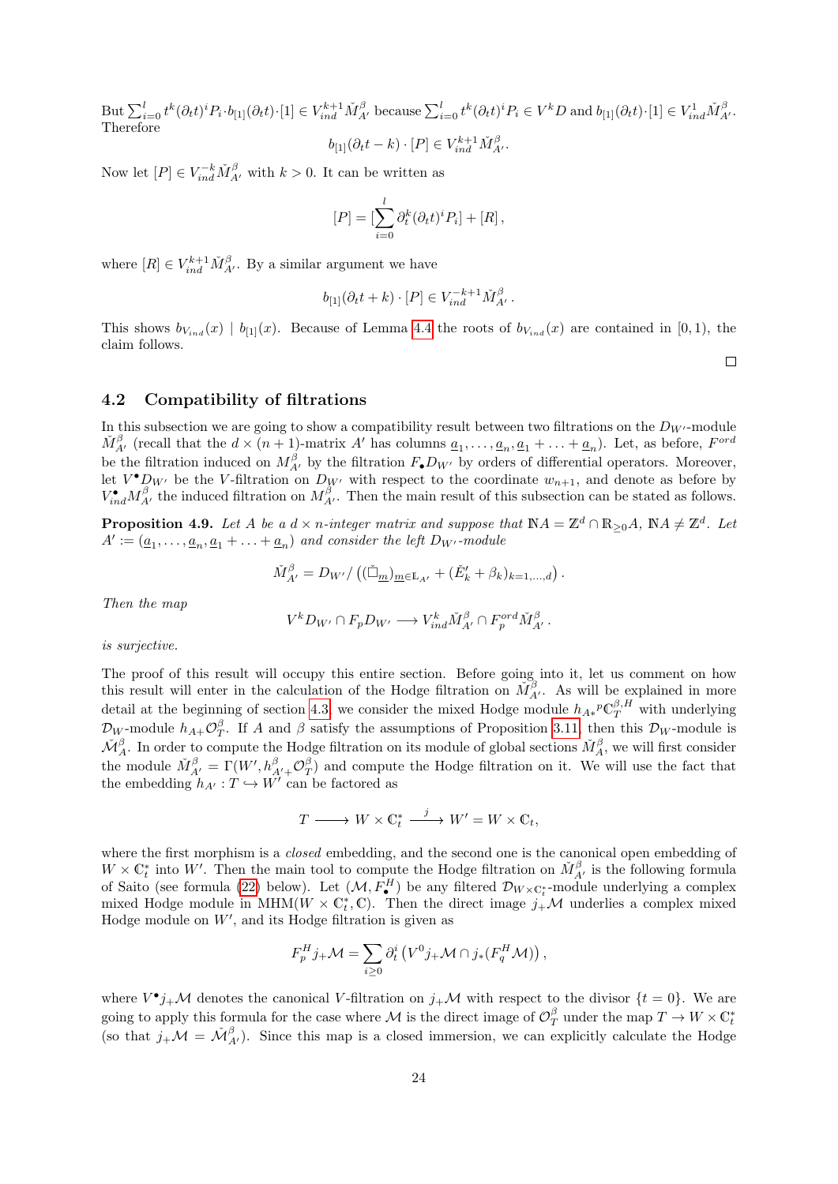But $\sum_{i=0}^{l} t^k(\partial_t t)^i P_i \cdot b_{[1]}(\partial_t t) \cdot [1] \in V_{ind}^{k+1} \check{M}_{A'}^{\beta}$ because $\sum_{i=0}^{l} t^k(\partial_t t)^i P_i \in V^k D$ and $b_{[1]}(\partial_t t) \cdot [1] \in V_{ind}^{1} \check{M}_{A'}^{\beta}$. Therefore

$$b_{[1]}(\partial_t t - k) \cdot [P] \in V_{ind}^{k+1} \check{M}_{A'}^{\beta}.$$

Now let $[P] \in V_{ind}^{-k} \check{M}_{A'}^{\beta}$ with $k > 0$. It can be written as

$$[P] = [\sum_{i=0}^{l} \partial_t^k (\partial_t t)^i P_i] + [R],$$

where $[R] \in V_{ind}^{k+1} \check{M}_{A'}^{\beta}$. By a similar argument we have

$$b_{[1]}(\partial_t t + k) \cdot [P] \in V_{ind}^{-k+1} \check{M}_{A'}^{\beta}.$$

This shows $b_{V_{ind}}(x) \mid b_{[1]}(x)$. Because of Lemma 4.4 the roots of $b_{V_{ind}}(x)$ are contained in $[0, 1)$, the claim follows. □

## 4.2 Compatibility of filtrations

In this subsection we are going to show a compatibility result between two filtrations on the $D_{W'}$-module $\check{M}_{A'}^{\beta}$ (recall that the $d \times (n+1)$-matrix $A'$ has columns $\underline{a}_1, \ldots, \underline{a}_n, \underline{a}_1 + \ldots + \underline{a}_n$). Let, as before, $F^{ord}$ be the filtration induced on $M_{A'}^{\beta}$ by the filtration $F_\bullet D_{W'}$ by orders of differential operators. Moreover, let $V^\bullet D_{W'}$ be the $V$-filtration on $D_{W'}$ with respect to the coordinate $w_{n+1}$, and denote as before by $V_{ind}^\bullet M_{A'}^{\beta}$ the induced filtration on $M_{A'}^{\beta}$. Then the main result of this subsection can be stated as follows.

**Proposition 4.9.** *Let $A$ be a $d \times n$-integer matrix and suppose that $\mathbb{N}A = \mathbb{Z}^d \cap \mathbb{R}_{\geq 0} A$, $\mathbb{N}A \neq \mathbb{Z}^d$. Let $A' := (\underline{a}_1, \ldots, \underline{a}_n, \underline{a}_1 + \ldots + \underline{a}_n)$ and consider the left $D_{W'}$-module*

$$\check{M}_{A'}^{\beta} = D_{W'} / \left( (\check{\Box}_{\underline{m}})_{\underline{m} \in \mathbb{L}_{A'}} + (\check{E}'_k + \beta_k)_{k=1,\ldots,d} \right).$$

*Then the map*

$$V^k D_{W'} \cap F_p D_{W'} \longrightarrow V_{ind}^k \check{M}_{A'}^{\beta} \cap F_p^{ord} \check{M}_{A'}^{\beta}.$$

*is surjective.*

The proof of this result will occupy this entire section. Before going into it, let us comment on how this result will enter in the calculation of the Hodge filtration on $\check{M}_{A'}^{\beta}$. As will be explained in more detail at the beginning of section 4.3, we consider the mixed Hodge module $h_{A*}{}^p\mathbb{C}_T^{\beta,H}$ with underlying $\mathcal{D}_W$-module $h_{A+}\mathcal{O}_T^{\beta}$. If $A$ and $\beta$ satisfy the assumptions of Proposition 3.11, then this $\mathcal{D}_W$-module is $\check{\mathcal{M}}_A^{\beta}$. In order to compute the Hodge filtration on its module of global sections $\check{M}_A^{\beta}$, we will first consider the module $\check{M}_{A'}^{\beta} = \Gamma(W', h_{A'+}^{\beta}\mathcal{O}_T^{\beta})$ and compute the Hodge filtration on it. We will use the fact that the embedding $h_{A'} : T \hookrightarrow W'$ can be factored as

$$T \longrightarrow W \times \mathbb{C}_t^* \xrightarrow{\ j\ } W' = W \times \mathbb{C}_t,$$

where the first morphism is a *closed* embedding, and the second one is the canonical open embedding of $W \times \mathbb{C}_t^*$ into $W'$. Then the main tool to compute the Hodge filtration on $\check{M}_{A'}^{\beta}$ is the following formula of Saito (see formula (22) below). Let $(\mathcal{M}, F_\bullet^H)$ be any filtered $\mathcal{D}_{W \times \mathbb{C}_t^*}$-module underlying a complex mixed Hodge module in $\mathrm{MHM}(W \times \mathbb{C}_t^*, \mathbb{C})$. Then the direct image $j_+\mathcal{M}$ underlies a complex mixed Hodge module on $W'$, and its Hodge filtration is given as

$$F_p^H j_+\mathcal{M} = \sum_{i \geq 0} \partial_t^i \left( V^0 j_+\mathcal{M} \cap j_*(F_q^H \mathcal{M}) \right),$$

where $V^\bullet j_+\mathcal{M}$ denotes the canonical $V$-filtration on $j_+\mathcal{M}$ with respect to the divisor $\{t = 0\}$. We are going to apply this formula for the case where $\mathcal{M}$ is the direct image of $\mathcal{O}_T^{\beta}$ under the map $T \to W \times \mathbb{C}_t^*$ (so that $j_+\mathcal{M} = \check{\mathcal{M}}_{A'}^{\beta}$). Since this map is a closed immersion, we can explicitly calculate the Hodge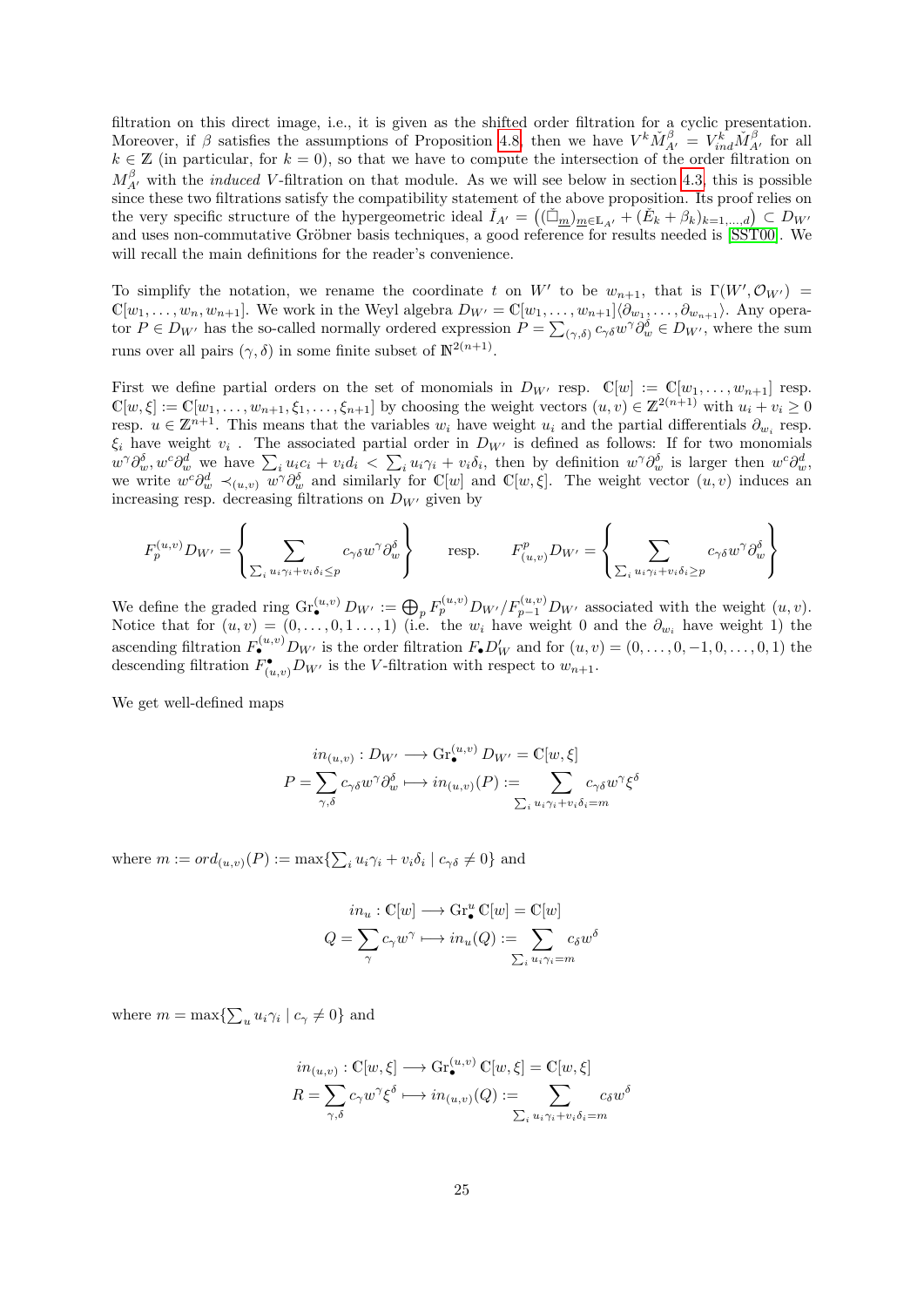filtration on this direct image, i.e., it is given as the shifted order filtration for a cyclic presentation. Moreover, if $\beta$ satisfies the assumptions of Proposition 4.8, then we have $V^k\check{M}^\beta_{A'} = V^k_{ind}\check{M}^\beta_{A'}$ for all $k \in \mathbb{Z}$ (in particular, for $k = 0$), so that we have to compute the intersection of the order filtration on $M^\beta_{A'}$ with the *induced* $V$-filtration on that module. As we will see below in section 4.3, this is possible since these two filtrations satisfy the compatibility statement of the above proposition. Its proof relies on the very specific structure of the hypergeometric ideal $\check{I}_{A'} = \left((\check{\Box}_{\underline{m}})_{\underline{m}\in\mathbb{L}_{A'}} + (\check{E}_k + \beta_k)_{k=1,\ldots,d}\right) \subset D_{W'}$ and uses non-commutative Gröbner basis techniques, a good reference for results needed is [SST00]. We will recall the main definitions for the reader's convenience.

To simplify the notation, we rename the coordinate $t$ on $W'$ to be $w_{n+1}$, that is $\Gamma(W', \mathcal{O}_{W'}) = \mathbb{C}[w_1, \ldots, w_n, w_{n+1}]$. We work in the Weyl algebra $D_{W'} = \mathbb{C}[w_1, \ldots, w_{n+1}]\langle\partial_{w_1}, \ldots, \partial_{w_{n+1}}\rangle$. Any operator $P \in D_{W'}$ has the so-called normally ordered expression $P = \sum_{(\gamma,\delta)} c_{\gamma\delta} w^\gamma \partial_w^\delta \in D_{W'}$, where the sum runs over all pairs $(\gamma, \delta)$ in some finite subset of $\mathbb{N}^{2(n+1)}$.

First we define partial orders on the set of monomials in $D_{W'}$ resp. $\mathbb{C}[w] := \mathbb{C}[w_1, \ldots, w_{n+1}]$ resp. $\mathbb{C}[w, \xi] := \mathbb{C}[w_1, \ldots, w_{n+1}, \xi_1, \ldots, \xi_{n+1}]$ by choosing the weight vectors $(u, v) \in \mathbb{Z}^{2(n+1)}$ with $u_i + v_i \geq 0$ resp. $u \in \mathbb{Z}^{n+1}$. This means that the variables $w_i$ have weight $u_i$ and the partial differentials $\partial_{w_i}$ resp. $\xi_i$ have weight $v_i$ . The associated partial order in $D_{W'}$ is defined as follows: If for two monomials $w^\gamma \partial_w^\delta, w^c \partial_w^d$ we have $\sum_i u_i c_i + v_i d_i < \sum_i u_i \gamma_i + v_i \delta_i$, then by definition $w^\gamma \partial_w^\delta$ is larger then $w^c \partial_w^d$, we write $w^c \partial_w^d \prec_{(u,v)} w^\gamma \partial_w^\delta$ and similarly for $\mathbb{C}[w]$ and $\mathbb{C}[w, \xi]$. The weight vector $(u, v)$ induces an increasing resp. decreasing filtrations on $D_{W'}$ given by

$$F_p^{(u,v)} D_{W'} = \left\{ \sum_{\sum_i u_i\gamma_i + v_i\delta_i \leq p} c_{\gamma\delta} w^\gamma \partial_w^\delta \right\} \qquad \text{resp.} \qquad F^p_{(u,v)} D_{W'} = \left\{ \sum_{\sum_i u_i\gamma_i + v_i\delta_i \geq p} c_{\gamma\delta} w^\gamma \partial_w^\delta \right\}$$

We define the graded ring $\mathrm{Gr}^{(u,v)}_\bullet D_{W'} := \bigoplus_p F_p^{(u,v)} D_{W'} / F_{p-1}^{(u,v)} D_{W'}$ associated with the weight $(u, v)$. Notice that for $(u, v) = (0, \ldots, 0, 1 \ldots, 1)$ (i.e. the $w_i$ have weight 0 and the $\partial_{w_i}$ have weight 1) the ascending filtration $F^{(u,v)}_\bullet D_{W'}$ is the order filtration $F_\bullet D'_W$ and for $(u, v) = (0, \ldots, 0, -1, 0, \ldots, 0, 1)$ the descending filtration $F^\bullet_{(u,v)} D_{W'}$ is the $V$-filtration with respect to $w_{n+1}$.

We get well-defined maps

$$\begin{aligned} in_{(u,v)} : D_{W'} &\longrightarrow \mathrm{Gr}^{(u,v)}_\bullet D_{W'} = \mathbb{C}[w, \xi] \\ P = \sum_{\gamma,\delta} c_{\gamma\delta} w^\gamma \partial_w^\delta &\longmapsto in_{(u,v)}(P) := \sum_{\sum_i u_i\gamma_i + v_i\delta_i = m} c_{\gamma\delta} w^\gamma \xi^\delta \end{aligned}$$

where $m := ord_{(u,v)}(P) := \max\{\sum_i u_i\gamma_i + v_i\delta_i \mid c_{\gamma\delta} \neq 0\}$ and

$$\begin{aligned} in_u : \mathbb{C}[w] &\longrightarrow \mathrm{Gr}^u_\bullet \mathbb{C}[w] = \mathbb{C}[w] \\ Q = \sum_\gamma c_\gamma w^\gamma &\longmapsto in_u(Q) := \sum_{\sum_i u_i\gamma_i = m} c_\delta w^\delta \end{aligned}$$

where $m = \max\{\sum_u u_i\gamma_i \mid c_\gamma \neq 0\}$ and

$$\begin{aligned} in_{(u,v)} : \mathbb{C}[w, \xi] &\longrightarrow \mathrm{Gr}^{(u,v)}_\bullet \mathbb{C}[w, \xi] = \mathbb{C}[w, \xi] \\ R = \sum_{\gamma,\delta} c_\gamma w^\gamma \xi^\delta &\longmapsto in_{(u,v)}(Q) := \sum_{\sum_i u_i\gamma_i + v_i\delta_i = m} c_\delta w^\delta \end{aligned}$$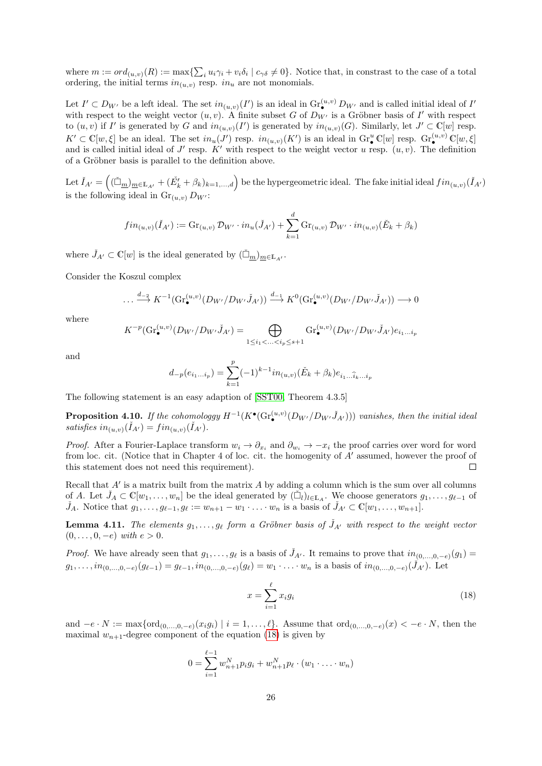where $m := ord_{(u,v)}(R) := \max\{\sum_i u_i\gamma_i + v_i\delta_i \mid c_{\gamma\delta} \neq 0\}$. Notice that, in constrast to the case of a total ordering, the initial terms $in_{(u,v)}$ resp. $in_u$ are not monomials.

Let $I' \subset D_{W'}$ be a left ideal. The set $in_{(u,v)}(I')$ is an ideal in $\mathrm{Gr}_\bullet^{(u,v)} D_{W'}$ and is called initial ideal of $I'$ with respect to the weight vector $(u,v)$. A finite subset $G$ of $D_{W'}$ is a Gröbner basis of $I'$ with respect to $(u,v)$ if $I'$ is generated by $G$ and $in_{(u,v)}(I')$ is generated by $in_{(u,v)}(G)$. Similarly, let $J' \subset \mathbb{C}[w]$ resp. $K' \subset \mathbb{C}[w,\xi]$ be an ideal. The set $in_u(J')$ resp. $in_{(u,v)}(K')$ is an ideal in $\mathrm{Gr}_\bullet^u \mathbb{C}[w]$ resp. $\mathrm{Gr}_\bullet^{(u,v)} \mathbb{C}[w,\xi]$ and is called initial ideal of $J'$ resp. $K'$ with respect to the weight vector $u$ resp. $(u,v)$. The definition of a Gröbner basis is parallel to the definition above.

Let $\check{I}_{A'} = \Big( (\check{\Box}_{\underline{m}})_{\underline{m} \in \mathbb{L}_{A'}} + (\check{E}'_k + \beta_k)_{k=1,\ldots,d} \Big)$ be the hypergeometric ideal. The fake initial ideal $fin_{(u,v)}(\check{I}_{A'})$ is the following ideal in $\mathrm{Gr}_{(u,v)} D_{W'}$:

$$fin_{(u,v)}(\check{I}_{A'}) := \mathrm{Gr}_{(u,v)} \mathcal{D}_{W'} \cdot in_u(\check{J}_{A'}) + \sum_{k=1}^{d} \mathrm{Gr}_{(u,v)} \mathcal{D}_{W'} \cdot in_{(u,v)}(\check{E}_k + \beta_k)$$

where $\check{J}_{A'} \subset \mathbb{C}[w]$ is the ideal generated by $(\check{\Box}_{\underline{m}})_{\underline{m} \in \mathbb{L}_{A'}}$.

Consider the Koszul complex

$$\ldots \xrightarrow{d_{-2}} K^{-1}(\mathrm{Gr}_\bullet^{(u,v)}(D_{W'}/D_{W'}\check{J}_{A'})) \xrightarrow{d_{-1}} K^{0}(\mathrm{Gr}_\bullet^{(u,v)}(D_{W'}/D_{W'}\check{J}_{A'})) \longrightarrow 0$$

where

$$K^{-p}(\mathrm{Gr}_\bullet^{(u,v)}(D_{W'}/D_{W'}\check{J}_{A'}) = \bigoplus_{1 \leq i_1 < \ldots < i_p \leq s+1} \mathrm{Gr}_\bullet^{(u,v)}(D_{W'}/D_{W'}\check{J}_{A'}) e_{i_1 \ldots i_p}$$

and

$$d_{-p}(e_{i_1 \ldots i_p}) = \sum_{k=1}^{p} (-1)^{k-1} in_{(u,v)}(\check{E}_k + \beta_k) e_{i_1 \ldots \widehat{i}_k \ldots i_p}$$

The following statement is an easy adaption of [SST00, Theorem 4.3.5]

**Proposition 4.10.** *If the cohomologgy $H^{-1}(K^\bullet(\mathrm{Gr}_\bullet^{(u,v)}(D_{W'}/D_{W'}\check{J}_{A'})))$ vanishes, then the initial ideal satisfies $in_{(u,v)}(\check{I}_{A'}) = fin_{(u,v)}(\check{I}_{A'})$.*

*Proof.* After a Fourier-Laplace transform $w_i \to \partial_{x_i}$ and $\partial_{w_i} \to -x_i$ the proof carries over word for word from loc. cit. (Notice that in Chapter 4 of loc. cit. the homogenity of $A'$ assumed, however the proof of this statement does not need this requirement). □

Recall that $A'$ is a matrix built from the matrix $A$ by adding a column which is the sum over all columns of $A$. Let $\check{J}_A \subset \mathbb{C}[w_1, \ldots, w_n]$ be the ideal generated by $(\check{\Box}_l)_{l \in \mathbb{L}_A}$. We choose generators $g_1, \ldots, g_{\ell-1}$ of $\check{J}_A$. Notice that $g_1, \ldots, g_{\ell-1}, g_\ell := w_{n+1} - w_1 \cdot \ldots \cdot w_n$ is a basis of $\check{J}_{A'} \subset \mathbb{C}[w_1, \ldots, w_{n+1}]$.

**Lemma 4.11.** *The elements $g_1, \ldots, g_\ell$ form a Gröbner basis of $\check{J}_{A'}$ with respect to the weight vector $(0, \ldots, 0, -e)$ with $e > 0$.*

*Proof.* We have already seen that $g_1, \ldots, g_\ell$ is a basis of $\check{J}_{A'}$. It remains to prove that $in_{(0,\ldots,0,-e)}(g_1) = g_1, \ldots, in_{(0,\ldots,0,-e)}(g_{\ell-1}) = g_{\ell-1}, in_{(0,\ldots,0,-e)}(g_\ell) = w_1 \cdot \ldots \cdot w_n$ is a basis of $in_{(0,\ldots,0,-e)}(\check{J}_{A'})$. Let

$$x = \sum_{i=1}^{\ell} x_i g_i \tag{18}$$

and $-e \cdot N := \max\{\mathrm{ord}_{(0,\ldots,0,-e)}(x_i g_i) \mid i = 1, \ldots, \ell\}$. Assume that $\mathrm{ord}_{(0,\ldots,0,-e)}(x) < -e \cdot N$, then the maximal $w_{n+1}$-degree component of the equation (18) is given by

$$0 = \sum_{i=1}^{\ell-1} w_{n+1}^N p_i g_i + w_{n+1}^N p_\ell \cdot (w_1 \cdot \ldots \cdot w_n)$$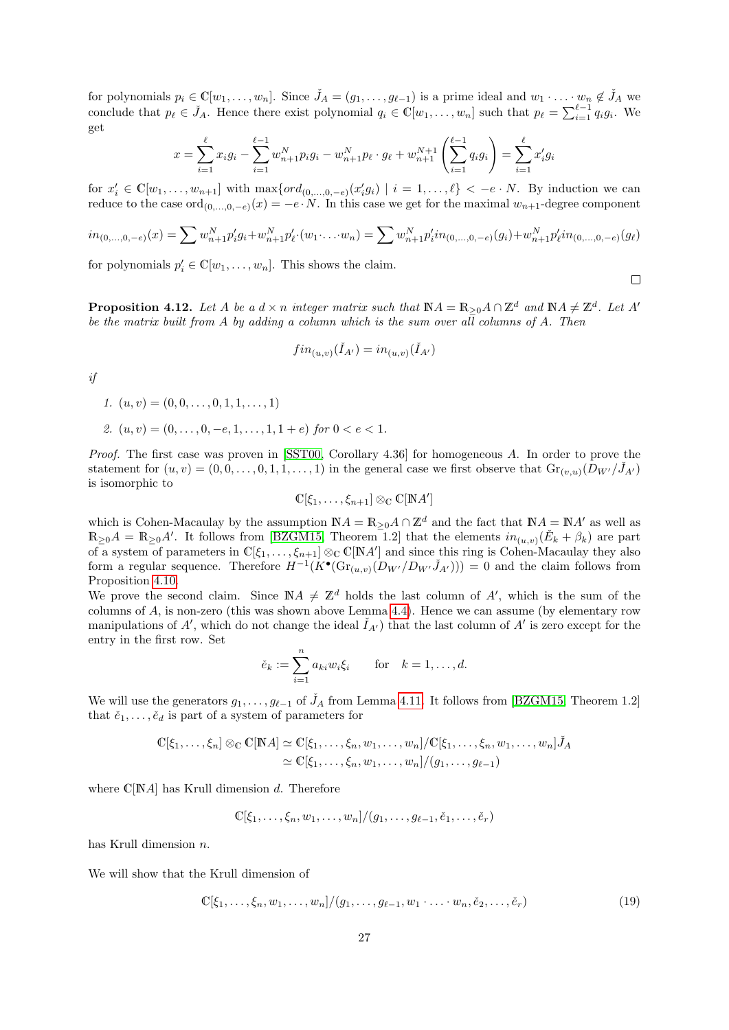for polynomials $p_i \in \mathbb{C}[w_1, \ldots, w_n]$. Since $\check{J}_A = (g_1, \ldots, g_{\ell-1})$ is a prime ideal and $w_1 \cdot \ldots \cdot w_n \notin \check{J}_A$ we conclude that $p_\ell \in \check{J}_A$. Hence there exist polynomial $q_i \in \mathbb{C}[w_1, \ldots, w_n]$ such that $p_\ell = \sum_{i=1}^{\ell-1} q_i g_i$. We get

$$x = \sum_{i=1}^{\ell} x_i g_i - \sum_{i=1}^{\ell-1} w_{n+1}^N p_i g_i - w_{n+1}^N p_\ell \cdot g_\ell + w_{n+1}^{N+1} \left( \sum_{i=1}^{\ell-1} q_i g_i \right) = \sum_{i=1}^{\ell} x_i' g_i$$

for $x_i' \in \mathbb{C}[w_1, \ldots, w_{n+1}]$ with $\max\{ord_{(0,\ldots,0,-e)}(x_i' g_i) \mid i = 1, \ldots, \ell\} < -e \cdot N$. By induction we can reduce to the case $\mathrm{ord}_{(0,\ldots,0,-e)}(x) = -e \cdot N$. In this case we get for the maximal $w_{n+1}$-degree component

$$in_{(0,\ldots,0,-e)}(x) = \sum w_{n+1}^N p_i' g_i + w_{n+1}^N p_\ell' \cdot (w_1 \cdot \ldots \cdot w_n) = \sum w_{n+1}^N p_i' in_{(0,\ldots,0,-e)}(g_i) + w_{n+1}^N p_\ell' in_{(0,\ldots,0,-e)}(g_\ell)$$

for polynomials $p_i' \in \mathbb{C}[w_1, \ldots, w_n]$. This shows the claim. □

**Proposition 4.12.** *Let $A$ be a $d \times n$ integer matrix such that $\mathbb{N}A = \mathbb{R}_{\geq 0} A \cap \mathbb{Z}^d$ and $\mathbb{N}A \neq \mathbb{Z}^d$. Let $A'$ be the matrix built from $A$ by adding a column which is the sum over all columns of $A$. Then*

$$fin_{(u,v)}(\check{I}_{A'}) = in_{(u,v)}(\check{I}_{A'})$$

*if*

1. $(u, v) = (0, 0, \ldots, 0, 1, 1, \ldots, 1)$
2. $(u, v) = (0, \ldots, 0, -e, 1, \ldots, 1, 1 + e)$ *for* $0 < e < 1$.

*Proof.* The first case was proven in [SST00, Corollary 4.36] for homogeneous $A$. In order to prove the statement for $(u, v) = (0, 0, \ldots, 0, 1, 1, \ldots, 1)$ in the general case we first observe that $\mathrm{Gr}_{(v,u)}(D_{W'}/\check{J}_{A'})$ is isomorphic to

$$\mathbb{C}[\xi_1, \ldots, \xi_{n+1}] \otimes_{\mathbb{C}} \mathbb{C}[\mathbb{N}A']$$

which is Cohen-Macaulay by the assumption $\mathbb{N}A = \mathbb{R}_{\geq 0} A \cap \mathbb{Z}^d$ and the fact that $\mathbb{N}A = \mathbb{N}A'$ as well as $\mathbb{R}_{\geq 0} A = \mathbb{R}_{\geq 0} A'$. It follows from [BZGM15, Theorem 1.2] that the elements $in_{(u,v)}(\check{E}_k + \beta_k)$ are part of a system of parameters in $\mathbb{C}[\xi_1, \ldots, \xi_{n+1}] \otimes_{\mathbb{C}} \mathbb{C}[\mathbb{N}A']$ and since this ring is Cohen-Macaulay they also form a regular sequence. Therefore $H^{-1}(K^\bullet(\mathrm{Gr}_{(u,v)}(D_{W'}/D_{W'}\check{J}_{A'}))) = 0$ and the claim follows from Proposition 4.10.

We prove the second claim. Since $\mathbb{N}A \neq \mathbb{Z}^d$ holds the last column of $A'$, which is the sum of the columns of $A$, is non-zero (this was shown above Lemma 4.4). Hence we can assume (by elementary row manipulations of $A'$, which do not change the ideal $\check{I}_{A'}$) that the last column of $A'$ is zero except for the entry in the first row. Set

$$\check{e}_k := \sum_{i=1}^{n} a_{ki} w_i \xi_i \qquad \text{for} \quad k = 1, \ldots, d.$$

We will use the generators $g_1, \ldots, g_{\ell-1}$ of $\check{J}_A$ from Lemma 4.11. It follows from [BZGM15, Theorem 1.2] that $\check{e}_1, \ldots, \check{e}_d$ is part of a system of parameters for

$$\begin{aligned}
\mathbb{C}[\xi_1, \ldots, \xi_n] \otimes_{\mathbb{C}} \mathbb{C}[\mathbb{N}A] &\simeq \mathbb{C}[\xi_1, \ldots, \xi_n, w_1, \ldots, w_n]/\mathbb{C}[\xi_1, \ldots, \xi_n, w_1, \ldots, w_n]\check{J}_A \\
&\simeq \mathbb{C}[\xi_1, \ldots, \xi_n, w_1, \ldots, w_n]/(g_1, \ldots, g_{\ell-1})
\end{aligned}$$

where $\mathbb{C}[\mathbb{N}A]$ has Krull dimension $d$. Therefore

$$\mathbb{C}[\xi_1, \ldots, \xi_n, w_1, \ldots, w_n]/(g_1, \ldots, g_{\ell-1}, \check{e}_1, \ldots, \check{e}_r)$$

has Krull dimension $n$.

We will show that the Krull dimension of

$$\mathbb{C}[\xi_1, \ldots, \xi_n, w_1, \ldots, w_n]/(g_1, \ldots, g_{\ell-1}, w_1 \cdot \ldots \cdot w_n, \check{e}_2, \ldots, \check{e}_r) \tag{19}$$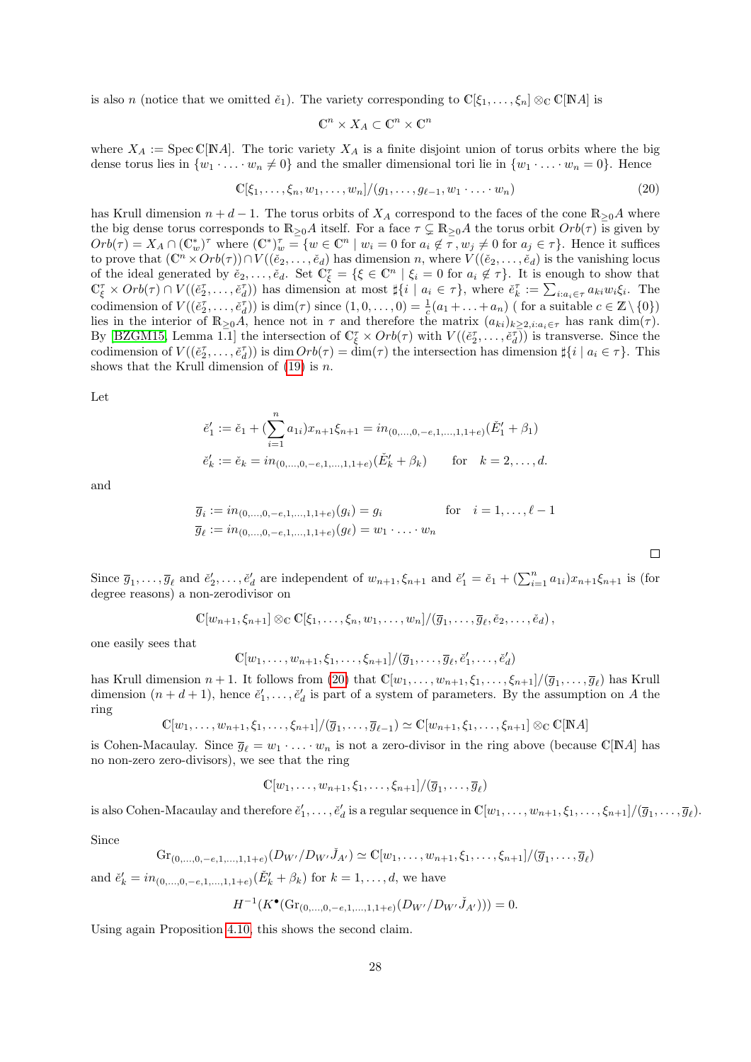is also $n$ (notice that we omitted $\check{e}_1$). The variety corresponding to $\mathbb{C}[\xi_1,\dots,\xi_n]\otimes_{\mathbb{C}}\mathbb{C}[\mathbb{N}A]$ is

$$\mathbb{C}^n \times X_A \subset \mathbb{C}^n \times \mathbb{C}^n$$

where $X_A := \operatorname{Spec}\mathbb{C}[\mathbb{N}A]$. The toric variety $X_A$ is a finite disjoint union of torus orbits where the big dense torus lies in $\{w_1\cdot\ldots\cdot w_n \neq 0\}$ and the smaller dimensional tori lie in $\{w_1\cdot\ldots\cdot w_n = 0\}$. Hence

$$\mathbb{C}[\xi_1,\dots,\xi_n,w_1,\dots,w_n]/(g_1,\dots,g_{\ell-1},w_1\cdot\ldots\cdot w_n) \tag{20}$$

has Krull dimension $n+d-1$. The torus orbits of $X_A$ correspond to the faces of the cone $\mathbb{R}_{\geq 0}A$ where the big dense torus corresponds to $\mathbb{R}_{\geq 0}A$ itself. For a face $\tau \subsetneq \mathbb{R}_{\geq 0}A$ the torus orbit $Orb(\tau)$ is given by $Orb(\tau) = X_A \cap (\mathbb{C}^*_w)^\tau$ where $(\mathbb{C}^*)^\tau_w = \{w\in\mathbb{C}^n \mid w_i = 0 \text{ for } a_i\notin\tau, w_j\neq 0 \text{ for } a_j \in \tau\}$. Hence it suffices to prove that $(\mathbb{C}^n\times Orb(\tau))\cap V((\check{e}_2,\dots,\check{e}_d)$ has dimension $n$, where $V((\check{e}_2,\dots,\check{e}_d)$ is the vanishing locus of the ideal generated by $\check{e}_2,\dots,\check{e}_d$. Set $\mathbb{C}^\tau_\xi = \{\xi\in\mathbb{C}^n \mid \xi_i = 0 \text{ for } a_i\notin\tau\}$. It is enough to show that $\mathbb{C}^\tau_\xi\times Orb(\tau)\cap V((\check{e}^\tau_2,\dots,\check{e}^\tau_d))$ has dimension at most $\sharp\{i \mid a_i\in\tau\}$, where $\check{e}^\tau_k := \sum_{i:a_i\in\tau} a_{ki}w_i\xi_i$. The codimension of $V((\check{e}^\tau_2,\dots,\check{e}^\tau_d))$ is $\dim(\tau)$ since $(1,0,\dots,0)=\frac{1}{c}(a_1+\ldots+a_n)$ ( for a suitable $c\in\mathbb{Z}\setminus\{0\}$) lies in the interior of $\mathbb{R}_{\geq 0}A$, hence not in $\tau$ and therefore the matrix $(a_{ki})_{k\geq 2, i:a_i\in\tau}$ has rank $\dim(\tau)$. By [BZGM15, Lemma 1.1] the intersection of $\mathbb{C}^\tau_\xi\times Orb(\tau)$ with $V((\check{e}^\tau_2,\dots,\check{e}^\tau_d))$ is transverse. Since the codimension of $V((\check{e}^\tau_2,\dots,\check{e}^\tau_d))$ is $\dim Orb(\tau) = \dim(\tau)$ the intersection has dimension $\sharp\{i \mid a_i\in\tau\}$. This shows that the Krull dimension of (19) is $n$.

Let

$$\check{e}'_1 := \check{e}_1 + (\sum_{i=1}^n a_{1i})x_{n+1}\xi_{n+1} = in_{(0,\dots,0,-e,1,\dots,1,1+e)}(\check{E}'_1+\beta_1)$$
$$\check{e}'_k := \check{e}_k = in_{(0,\dots,0,-e,1,\dots,1,1+e)}(\check{E}'_k+\beta_k) \qquad \text{for} \quad k=2,\dots,d.$$

and

$$\overline{g}_i := in_{(0,\dots,0,-e,1,\dots,1,1+e)}(g_i) = g_i \qquad\qquad \text{for} \quad i=1,\dots,\ell-1$$
$$\overline{g}_\ell := in_{(0,\dots,0,-e,1,\dots,1,1+e)}(g_\ell) = w_1\cdot\ldots\cdot w_n$$

□

Since $\overline{g}_1,\dots,\overline{g}_\ell$ and $\check{e}'_2,\dots,\check{e}'_d$ are independent of $w_{n+1},\xi_{n+1}$ and $\check{e}'_1 = \check{e}_1 + (\sum_{i=1}^n a_{1i})x_{n+1}\xi_{n+1}$ is (for degree reasons) a non-zerodivisor on

$$\mathbb{C}[w_{n+1},\xi_{n+1}]\otimes_{\mathbb{C}}\mathbb{C}[\xi_1,\dots,\xi_n,w_1,\dots,w_n]/(\overline{g}_1,\dots,\overline{g}_\ell,\check{e}_2,\dots,\check{e}_d),$$

one easily sees that

$$\mathbb{C}[w_1,\dots,w_{n+1},\xi_1,\dots,\xi_{n+1}]/(\overline{g}_1,\dots,\overline{g}_\ell,\check{e}'_1,\dots,\check{e}'_d)$$

has Krull dimension $n+1$. It follows from (20) that $\mathbb{C}[w_1,\dots,w_{n+1},\xi_1,\dots,\xi_{n+1}]/(\overline{g}_1,\dots,\overline{g}_\ell)$ has Krull dimension $(n+d+1)$, hence $\check{e}'_1,\dots,\check{e}'_d$ is part of a system of parameters. By the assumption on $A$ the ring

$$\mathbb{C}[w_1,\dots,w_{n+1},\xi_1,\dots,\xi_{n+1}]/(\overline{g}_1,\dots,\overline{g}_{\ell-1}) \simeq \mathbb{C}[w_{n+1},\xi_{n+1}]\otimes_{\mathbb{C}}\mathbb{C}[\mathbb{N}A]$$

is Cohen-Macaulay. Since $\overline{g}_\ell = w_1\cdot\ldots\cdot w_n$ is not a zero-divisor in the ring above (because $\mathbb{C}[\mathbb{N}A]$ has no non-zero zero-divisors), we see that the ring

$$\mathbb{C}[w_1,\dots,w_{n+1},\xi_1,\dots,\xi_{n+1}]/(\overline{g}_1,\dots,\overline{g}_\ell)$$

is also Cohen-Macaulay and therefore $\check{e}'_1,\dots,\check{e}'_d$ is a regular sequence in $\mathbb{C}[w_1,\dots,w_{n+1},\xi_1,\dots,\xi_{n+1}]/(\overline{g}_1,\dots,\overline{g}_\ell)$.

Since

$$\operatorname{Gr}_{(0,\dots,0,-e,1,\dots,1,1+e)}(D_{W'}/D_{W'}\check{J}_{A'}) \simeq \mathbb{C}[w_1,\dots,w_{n+1},\xi_1,\dots,\xi_{n+1}]/(\overline{g}_1,\dots,\overline{g}_\ell)$$

and $\check{e}'_k = in_{(0,\dots,0,-e,1,\dots,1,1+e)}(\check{E}'_k+\beta_k)$ for $k=1,\dots,d$, we have

$$H^{-1}(K^\bullet(\operatorname{Gr}_{(0,\dots,0,-e,1,\dots,1,1+e)}(D_{W'}/D_{W'}\check{J}_{A'})))=0.$$

Using again Proposition 4.10, this shows the second claim.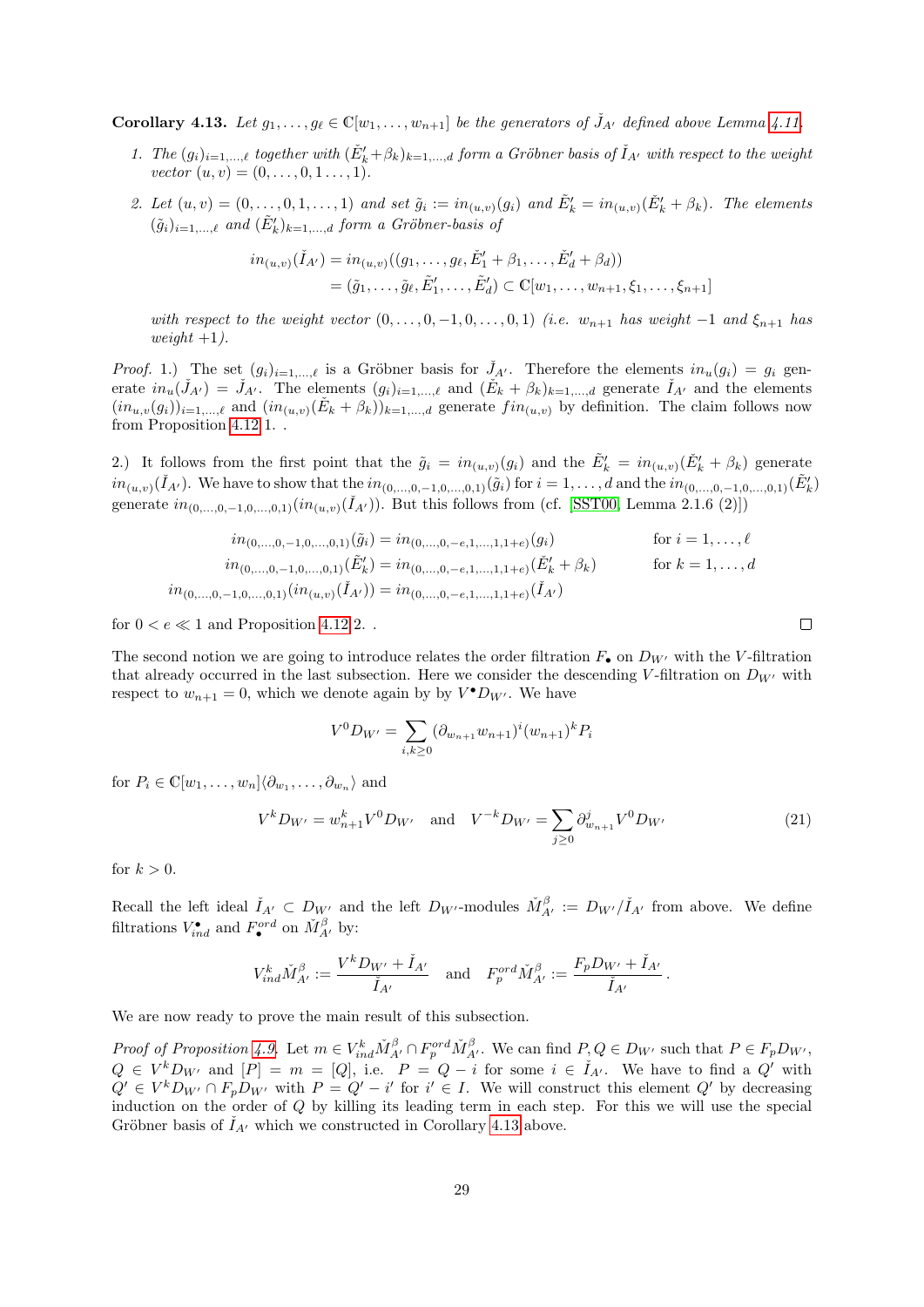**Corollary 4.13.** *Let $g_1, \ldots, g_\ell \in \mathbb{C}[w_1, \ldots, w_{n+1}]$ be the generators of $\check{J}_{A'}$ defined above Lemma 4.11.*

1. *The $(g_i)_{i=1,\ldots,\ell}$ together with $(\check{E}'_k + \beta_k)_{k=1,\ldots,d}$ form a Gröbner basis of $\check{I}_{A'}$ with respect to the weight vector $(u,v) = (0,\ldots,0,1\ldots,1)$.*

2. *Let $(u,v) = (0,\ldots,0,1,\ldots,1)$ and set $\tilde{g}_i := in_{(u,v)}(g_i)$ and $\tilde{E}'_k = in_{(u,v)}(\check{E}'_k + \beta_k)$. The elements $(\tilde{g}_i)_{i=1,\ldots,\ell}$ and $(\tilde{E}'_k)_{k=1,\ldots,d}$ form a Gröbner-basis of*

$$\begin{aligned} in_{(u,v)}(\check{I}_{A'}) &= in_{(u,v)}((g_1, \ldots, g_\ell, \check{E}'_1 + \beta_1, \ldots, \check{E}'_d + \beta_d)) \\ &= (\tilde{g}_1, \ldots, \tilde{g}_\ell, \tilde{E}'_1, \ldots, \tilde{E}'_d) \subset \mathbb{C}[w_1, \ldots, w_{n+1}, \xi_1, \ldots, \xi_{n+1}] \end{aligned}$$

*with respect to the weight vector $(0,\ldots,0,-1,0,\ldots,0,1)$ (i.e. $w_{n+1}$ has weight $-1$ and $\xi_{n+1}$ has weight $+1$).*

*Proof.* 1.) The set $(g_i)_{i=1,\ldots,\ell}$ is a Gröbner basis for $\check{J}_{A'}$. Therefore the elements $in_u(g_i) = g_i$ generate $in_u(\check{J}_{A'}) = \check{J}_{A'}$. The elements $(g_i)_{i=1,\ldots,\ell}$ and $(\check{E}_k + \beta_k)_{k=1,\ldots,d}$ generate $\check{I}_{A'}$ and the elements $(in_{u,v}(g_i))_{i=1,\ldots,\ell}$ and $(in_{(u,v)}(\check{E}_k + \beta_k))_{k=1,\ldots,d}$ generate $fin_{(u,v)}$ by definition. The claim follows now from Proposition 4.12 1. .

2.) It follows from the first point that the $\tilde{g}_i = in_{(u,v)}(g_i)$ and the $\tilde{E}'_k = in_{(u,v)}(\check{E}'_k + \beta_k)$ generate $in_{(u,v)}(\check{I}_{A'})$. We have to show that the $in_{(0,\ldots,0,-1,0,\ldots,0,1)}(\tilde{g}_i)$ for $i = 1,\ldots,d$ and the $in_{(0,\ldots,0,-1,0,\ldots,0,1)}(\tilde{E}'_k)$ generate $in_{(0,\ldots,0,-1,0,\ldots,0,1)}(in_{(u,v)}(\check{I}_{A'}))$. But this follows from (cf. [SST00, Lemma 2.1.6 (2)])

$$\begin{aligned} in_{(0,\ldots,0,-1,0,\ldots,0,1)}(\tilde{g}_i) &= in_{(0,\ldots,0,-e,1,\ldots,1,1+e)}(g_i) && \text{for } i = 1,\ldots,\ell \\ in_{(0,\ldots,0,-1,0,\ldots,0,1)}(\tilde{E}'_k) &= in_{(0,\ldots,0,-e,1,\ldots,1,1+e)}(\check{E}'_k + \beta_k) && \text{for } k = 1,\ldots,d \\ in_{(0,\ldots,0,-1,0,\ldots,0,1)}(in_{(u,v)}(\check{I}_{A'})) &= in_{(0,\ldots,0,-e,1,\ldots,1,1+e)}(\check{I}_{A'}) \end{aligned}$$

for $0 < e \ll 1$ and Proposition 4.12 2. . $\square$

The second notion we are going to introduce relates the order filtration $F_\bullet$ on $D_{W'}$ with the $V$-filtration that already occurred in the last subsection. Here we consider the descending $V$-filtration on $D_{W'}$ with respect to $w_{n+1} = 0$, which we denote again by by $V^\bullet D_{W'}$. We have

$$V^0 D_{W'} = \sum_{i,k \geq 0} (\partial_{w_{n+1}} w_{n+1})^i (w_{n+1})^k P_i$$

for $P_i \in \mathbb{C}[w_1, \ldots, w_n]\langle \partial_{w_1}, \ldots, \partial_{w_n} \rangle$ and

$$V^k D_{W'} = w_{n+1}^k V^0 D_{W'} \quad \text{and} \quad V^{-k} D_{W'} = \sum_{j \geq 0} \partial^j_{w_{n+1}} V^0 D_{W'} \tag{21}$$

for $k > 0$.

Recall the left ideal $\check{I}_{A'} \subset D_{W'}$ and the left $D_{W'}$-modules $\check{M}^\beta_{A'} := D_{W'}/\check{I}_{A'}$ from above. We define filtrations $V^\bullet_{ind}$ and $F^{ord}_\bullet$ on $\check{M}^\beta_{A'}$ by:

$$V^k_{ind} \check{M}^\beta_{A'} := \frac{V^k D_{W'} + \check{I}_{A'}}{\check{I}_{A'}} \quad \text{and} \quad F^{ord}_p \check{M}^\beta_{A'} := \frac{F_p D_{W'} + \check{I}_{A'}}{\check{I}_{A'}}.$$

We are now ready to prove the main result of this subsection.

*Proof of Proposition 4.9.* Let $m \in V^k_{ind} \check{M}^\beta_{A'} \cap F^{ord}_p \check{M}^\beta_{A'}$. We can find $P, Q \in D_{W'}$ such that $P \in F_p D_{W'}$, $Q \in V^k D_{W'}$ and $[P] = m = [Q]$, i.e. $P = Q - i$ for some $i \in \check{I}_{A'}$. We have to find a $Q'$ with $Q' \in V^k D_{W'} \cap F_p D_{W'}$ with $P = Q' - i'$ for $i' \in I$. We will construct this element $Q'$ by decreasing induction on the order of $Q$ by killing its leading term in each step. For this we will use the special Gröbner basis of $\check{I}_{A'}$ which we constructed in Corollary 4.13 above.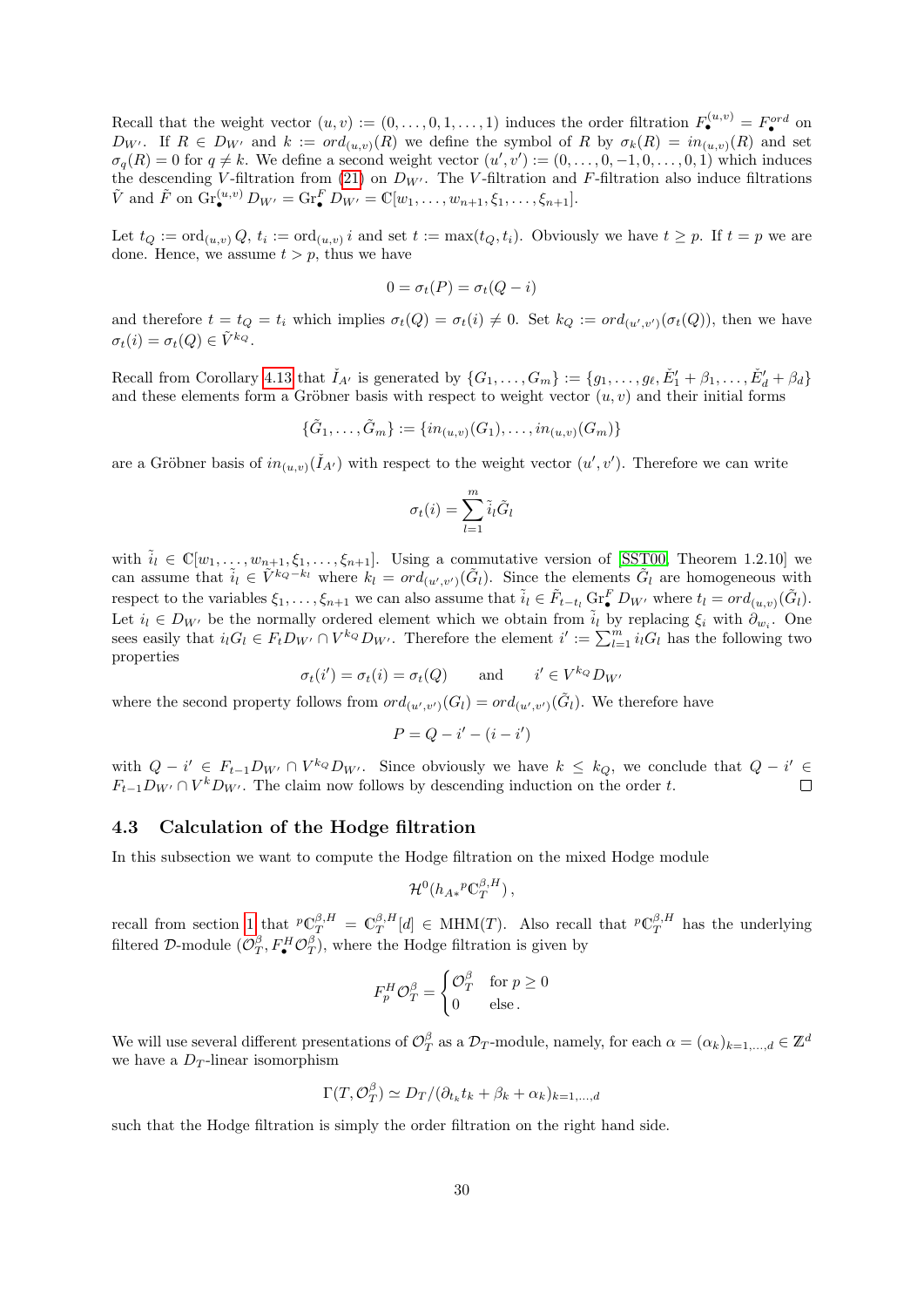Recall that the weight vector $(u,v) := (0,\dots,0,1,\dots,1)$ induces the order filtration $F^{(u,v)}_\bullet = F^{ord}_\bullet$ on $D_{W'}$. If $R \in D_{W'}$ and $k := ord_{(u,v)}(R)$ we define the symbol of $R$ by $\sigma_k(R) = in_{(u,v)}(R)$ and set $\sigma_q(R) = 0$ for $q \neq k$. We define a second weight vector $(u',v') := (0,\dots,0,-1,0,\dots,0,1)$ which induces the descending $V$-filtration from (21) on $D_{W'}$. The $V$-filtration and $F$-filtration also induce filtrations $\tilde{V}$ and $\tilde{F}$ on $\mathrm{Gr}^{(u,v)}_\bullet D_{W'} = \mathrm{Gr}^F_\bullet D_{W'} = \mathbb{C}[w_1,\dots,w_{n+1},\xi_1,\dots,\xi_{n+1}]$.

Let $t_Q := \mathrm{ord}_{(u,v)} Q$, $t_i := \mathrm{ord}_{(u,v)} i$ and set $t := \max(t_Q, t_i)$. Obviously we have $t \geq p$. If $t = p$ we are done. Hence, we assume $t > p$, thus we have

$$0 = \sigma_t(P) = \sigma_t(Q - i)$$

and therefore $t = t_Q = t_i$ which implies $\sigma_t(Q) = \sigma_t(i) \neq 0$. Set $k_Q := ord_{(u',v')}(\sigma_t(Q))$, then we have $\sigma_t(i) = \sigma_t(Q) \in \tilde{V}^{k_Q}$.

Recall from Corollary 4.13 that $\check{I}_{A'}$ is generated by $\{G_1,\dots,G_m\} := \{g_1,\dots,g_\ell,\check{E}'_1+\beta_1,\dots,\check{E}'_d+\beta_d\}$ and these elements form a Gröbner basis with respect to weight vector $(u,v)$ and their initial forms

$$\{\tilde{G}_1,\dots,\tilde{G}_m\} := \{in_{(u,v)}(G_1),\dots,in_{(u,v)}(G_m)\}$$

are a Gröbner basis of $in_{(u,v)}(\check{I}_{A'})$ with respect to the weight vector $(u',v')$. Therefore we can write

$$\sigma_t(i) = \sum_{l=1}^{m} \tilde{i}_l \tilde{G}_l$$

with $\tilde{i}_l \in \mathbb{C}[w_1,\dots,w_{n+1},\xi_1,\dots,\xi_{n+1}]$. Using a commutative version of [SST00, Theorem 1.2.10] we can assume that $\tilde{i}_l \in \tilde{V}^{k_Q - k_l}$ where $k_l = ord_{(u',v')}(\tilde{G}_l)$. Since the elements $\tilde{G}_l$ are homogeneous with respect to the variables $\xi_1,\dots,\xi_{n+1}$ we can also assume that $\tilde{i}_l \in \tilde{F}_{t-t_l} \mathrm{Gr}^F_\bullet D_{W'}$ where $t_l = ord_{(u,v)}(\tilde{G}_l)$. Let $i_l \in D_{W'}$ be the normally ordered element which we obtain from $\tilde{i}_l$ by replacing $\xi_i$ with $\partial_{w_i}$. One sees easily that $i_l G_l \in F_t D_{W'} \cap V^{k_Q} D_{W'}$. Therefore the element $i' := \sum_{l=1}^m i_l G_l$ has the following two properties

$$\sigma_t(i') = \sigma_t(i) = \sigma_t(Q) \qquad \text{and} \qquad i' \in V^{k_Q} D_{W'}$$

where the second property follows from $ord_{(u',v')}(G_l) = ord_{(u',v')}(\tilde{G}_l)$. We therefore have

$$P = Q - i' - (i - i')$$

with $Q - i' \in F_{t-1} D_{W'} \cap V^{k_Q} D_{W'}$. Since obviously we have $k \leq k_Q$, we conclude that $Q - i' \in F_{t-1} D_{W'} \cap V^k D_{W'}$. The claim now follows by descending induction on the order $t$. ∎

### 4.3 Calculation of the Hodge filtration

In this subsection we want to compute the Hodge filtration on the mixed Hodge module

$$\mathcal{H}^0(h_{A*}\,{}^p\mathbb{C}^{\beta,H}_T)\,,$$

recall from section 1 that ${}^p\mathbb{C}^{\beta,H}_T = \mathbb{C}^{\beta,H}_T[d] \in \mathrm{MHM}(T)$. Also recall that ${}^p\mathbb{C}^{\beta,H}_T$ has the underlying filtered $\mathcal{D}$-module $(\mathcal{O}^\beta_T, F^H_\bullet \mathcal{O}^\beta_T)$, where the Hodge filtration is given by

$$F^H_p \mathcal{O}^\beta_T = \begin{cases} \mathcal{O}^\beta_T & \text{for } p \geq 0 \\ 0 & \text{else}\,. \end{cases}$$

We will use several different presentations of $\mathcal{O}^\beta_T$ as a $\mathcal{D}_T$-module, namely, for each $\alpha = (\alpha_k)_{k=1,\dots,d} \in \mathbb{Z}^d$ we have a $D_T$-linear isomorphism

$$\Gamma(T, \mathcal{O}^\beta_T) \simeq D_T/(\partial_{t_k} t_k + \beta_k + \alpha_k)_{k=1,\dots,d}$$

such that the Hodge filtration is simply the order filtration on the right hand side.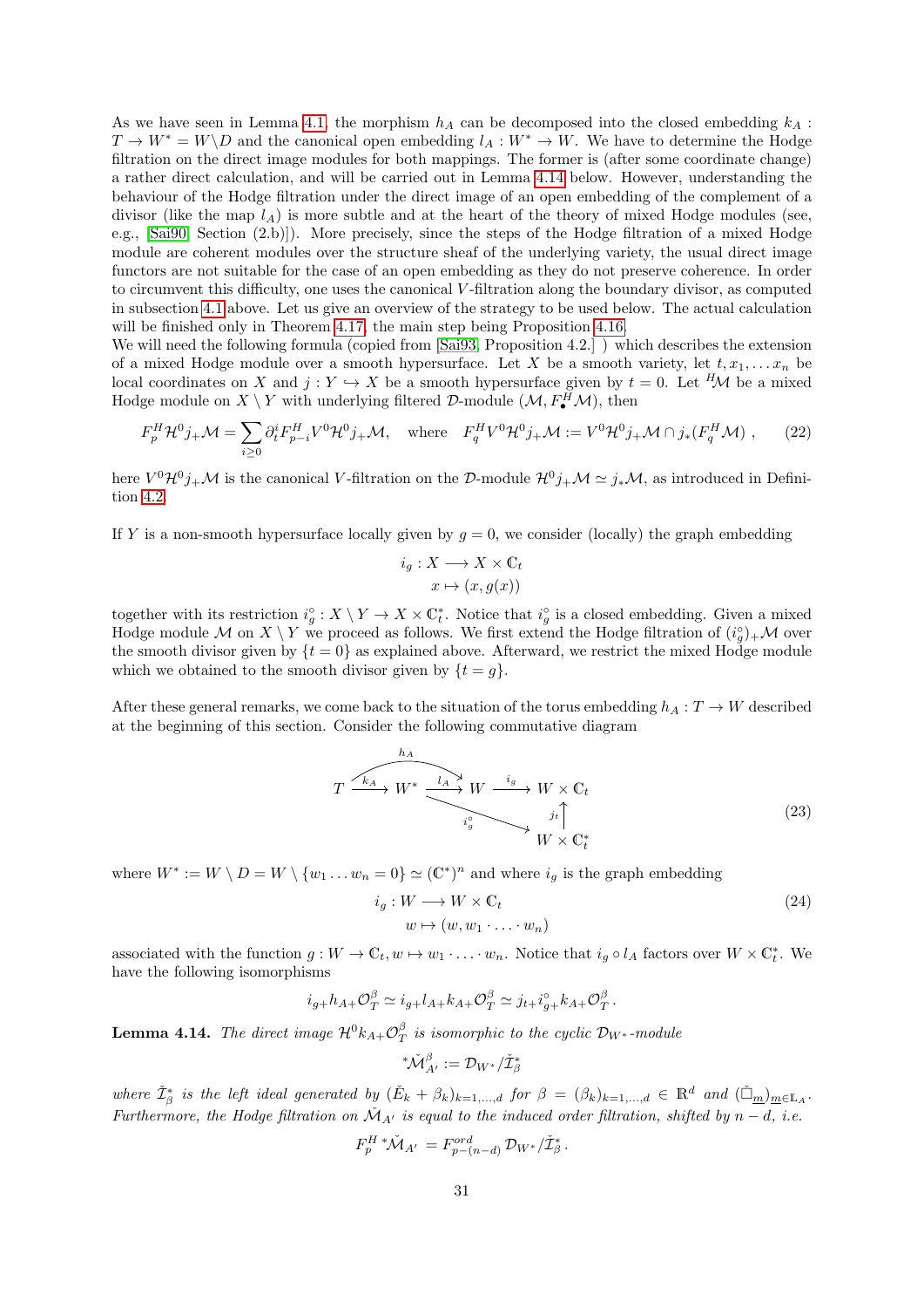As we have seen in Lemma 4.1, the morphism $h_A$ can be decomposed into the closed embedding $k_A : T \to W^* = W \backslash D$ and the canonical open embedding $l_A : W^* \to W$. We have to determine the Hodge filtration on the direct image modules for both mappings. The former is (after some coordinate change) a rather direct calculation, and will be carried out in Lemma 4.14 below. However, understanding the behaviour of the Hodge filtration under the direct image of an open embedding of the complement of a divisor (like the map $l_A$) is more subtle and at the heart of the theory of mixed Hodge modules (see, e.g., [Sai90, Section (2.b)]). More precisely, since the steps of the Hodge filtration of a mixed Hodge module are coherent modules over the structure sheaf of the underlying variety, the usual direct image functors are not suitable for the case of an open embedding as they do not preserve coherence. In order to circumvent this difficulty, one uses the canonical $V$-filtration along the boundary divisor, as computed in subsection 4.1 above. Let us give an overview of the strategy to be used below. The actual calculation will be finished only in Theorem 4.17, the main step being Proposition 4.16.
We will need the following formula (copied from [Sai93, Proposition 4.2.] ) which describes the extension of a mixed Hodge module over a smooth hypersurface. Let $X$ be a smooth variety, let $t, x_1, \ldots x_n$ be local coordinates on $X$ and $j : Y \hookrightarrow X$ be a smooth hypersurface given by $t = 0$. Let ${}^H\mathcal{M}$ be a mixed Hodge module on $X \setminus Y$ with underlying filtered $\mathcal{D}$-module $(\mathcal{M}, F^H_\bullet \mathcal{M})$, then

$$F^H_p \mathcal{H}^0 j_+ \mathcal{M} = \sum_{i \geq 0} \partial_t^i F^H_{p-i} V^0 \mathcal{H}^0 j_+ \mathcal{M}, \quad \text{where} \quad F^H_q V^0 \mathcal{H}^0 j_+ \mathcal{M} := V^0 \mathcal{H}^0 j_+ \mathcal{M} \cap j_*(F^H_q \mathcal{M}) \,, \tag{22}$$

here $V^0 \mathcal{H}^0 j_+ \mathcal{M}$ is the canonical $V$-filtration on the $\mathcal{D}$-module $\mathcal{H}^0 j_+ \mathcal{M} \simeq j_* \mathcal{M}$, as introduced in Definition 4.2.

If $Y$ is a non-smooth hypersurface locally given by $g = 0$, we consider (locally) the graph embedding

$$\begin{aligned} i_g : X &\longrightarrow X \times \mathbb{C}_t \\ x &\mapsto (x, g(x)) \end{aligned}$$

together with its restriction $i_g^\circ : X \setminus Y \to X \times \mathbb{C}_t^*$. Notice that $i_g^\circ$ is a closed embedding. Given a mixed Hodge module $\mathcal{M}$ on $X \setminus Y$ we proceed as follows. We first extend the Hodge filtration of $(i_g^\circ)_+ \mathcal{M}$ over the smooth divisor given by $\{t = 0\}$ as explained above. Afterward, we restrict the mixed Hodge module which we obtained to the smooth divisor given by $\{t = g\}$.

After these general remarks, we come back to the situation of the torus embedding $h_A : T \to W$ described at the beginning of this section. Consider the following commutative diagram

$$\begin{array}{ccccccc} & & & h_A & & & \\ T & \xrightarrow{k_A} & W^* & \xrightarrow{l_A} & W & \xrightarrow{i_g} & W \times \mathbb{C}_t \\ & & & \searrow^{i_g^\circ} & & & \uparrow j_t \\ & & & & & & W \times \mathbb{C}_t^* \end{array} \tag{23}$$

where $W^* := W \setminus D = W \setminus \{w_1 \ldots w_n = 0\} \simeq (\mathbb{C}^*)^n$ and where $i_g$ is the graph embedding

$$\begin{aligned} i_g : W &\longrightarrow W \times \mathbb{C}_t \\ w &\mapsto (w, w_1 \cdot \ldots \cdot w_n) \end{aligned} \tag{24}$$

associated with the function $g : W \to \mathbb{C}_t, w \mapsto w_1 \cdot \ldots \cdot w_n$. Notice that $i_g \circ l_A$ factors over $W \times \mathbb{C}_t^*$. We have the following isomorphisms

$$i_{g+} h_{A+} \mathcal{O}_T^\beta \simeq i_{g+} l_{A+} k_{A+} \mathcal{O}_T^\beta \simeq j_{t+} i_{g+}^\circ k_{A+} \mathcal{O}_T^\beta \,.$$

**Lemma 4.14.** *The direct image $\mathcal{H}^0 k_{A+} \mathcal{O}_T^\beta$ is isomorphic to the cyclic $\mathcal{D}_{W^*}$-module*

$${}^*\check{\mathcal{M}}_{A'}^\beta := \mathcal{D}_{W^*} / \check{\mathcal{I}}_\beta^*$$

*where $\check{\mathcal{I}}_\beta^*$ is the left ideal generated by $(\check{E}_k + \beta_k)_{k=1,\ldots,d}$ for $\beta = (\beta_k)_{k=1,\ldots,d} \in \mathbb{R}^d$ and $(\check{\Box}_{\underline{m}})_{\underline{m} \in \mathbb{L}_A}$. Furthermore, the Hodge filtration on $\check{\mathcal{M}}_{A'}$ is equal to the induced order filtration, shifted by $n - d$, i.e.*

$$F_p^H \, {}^*\check{\mathcal{M}}_{A'} = F_{p-(n-d)}^{ord} \, \mathcal{D}_{W^*} / \check{\mathcal{I}}_\beta^* \,.$$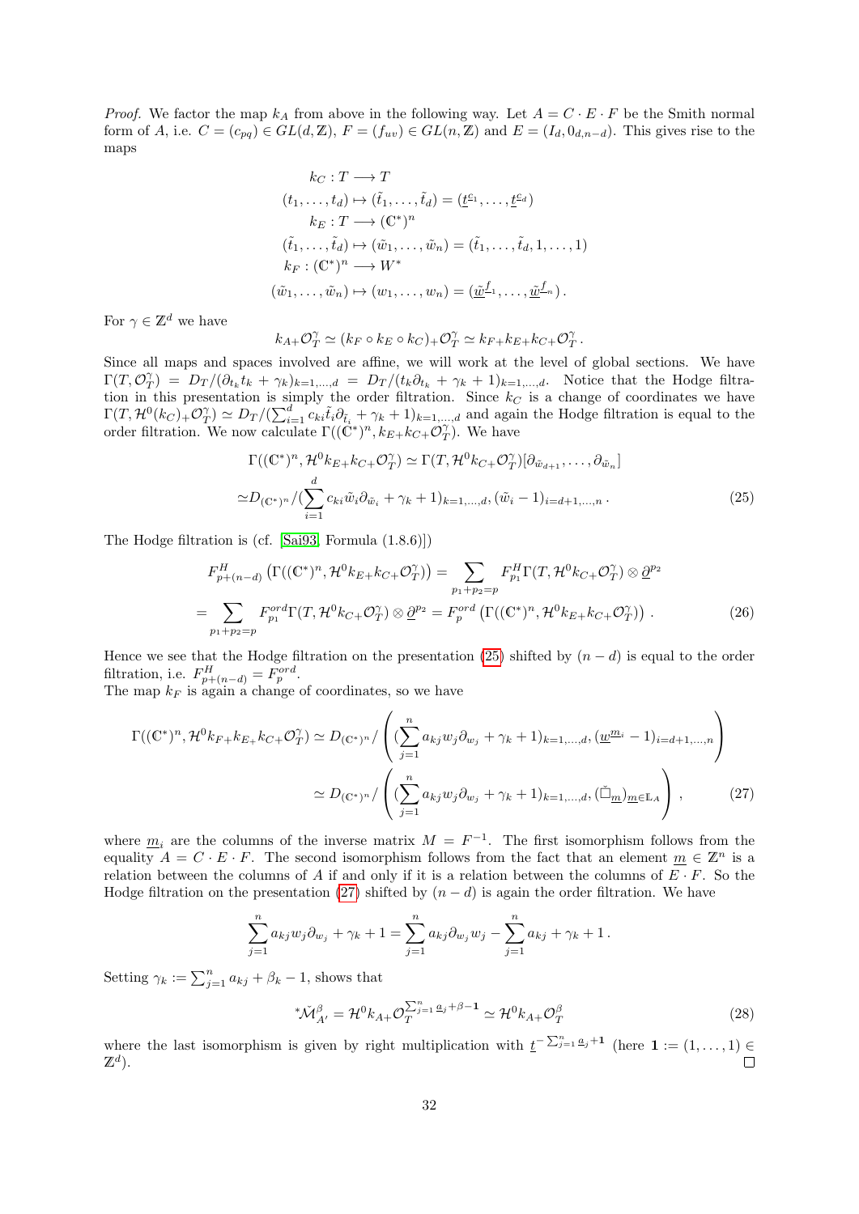*Proof.* We factor the map $k_A$ from above in the following way. Let $A = C \cdot E \cdot F$ be the Smith normal form of $A$, i.e. $C = (c_{pq}) \in GL(d,\mathbb{Z})$, $F = (f_{uv}) \in GL(n,\mathbb{Z})$ and $E = (I_d, 0_{d,n-d})$. This gives rise to the maps

$$
\begin{aligned}
k_C : T &\longrightarrow T \\
(t_1,\ldots,t_d) &\mapsto (\tilde{t}_1,\ldots,\tilde{t}_d) = (\underline{t}^{\underline{c}_1},\ldots,\underline{t}^{\underline{c}_d}) \\
k_E : T &\longrightarrow (\mathbb{C}^*)^n \\
(\tilde{t}_1,\ldots,\tilde{t}_d) &\mapsto (\tilde{w}_1,\ldots,\tilde{w}_n) = (\tilde{t}_1,\ldots,\tilde{t}_d,1,\ldots,1) \\
k_F : (\mathbb{C}^*)^n &\longrightarrow W^* \\
(\tilde{w}_1,\ldots,\tilde{w}_n) &\mapsto (w_1,\ldots,w_n) = (\underline{\tilde{w}}^{\underline{f}_1},\ldots,\underline{\tilde{w}}^{\underline{f}_n}).
\end{aligned}
$$

For $\gamma \in \mathbb{Z}^d$ we have

$$
k_{A+}\mathcal{O}_T^\gamma \simeq (k_F \circ k_E \circ k_C)_+\mathcal{O}_T^\gamma \simeq k_{F+}k_{E+}k_{C+}\mathcal{O}_T^\gamma .
$$

Since all maps and spaces involved are affine, we will work at the level of global sections. We have $\Gamma(T,\mathcal{O}_T^\gamma) = D_T/(\partial_{t_k}t_k + \gamma_k)_{k=1,\ldots,d} = D_T/(t_k\partial_{t_k} + \gamma_k + 1)_{k=1,\ldots,d}$. Notice that the Hodge filtration in this presentation is simply the order filtration. Since $k_C$ is a change of coordinates we have $\Gamma(T,\mathcal{H}^0(k_C)_+\mathcal{O}_T^\gamma) \simeq D_T/(\sum_{i=1}^d c_{ki}\tilde{t}_i\partial_{\tilde{t}_i} + \gamma_k + 1)_{k=1,\ldots,d}$ and again the Hodge filtration is equal to the order filtration. We now calculate $\Gamma((\mathbb{C}^*)^n, k_{E+}k_{C+}\mathcal{O}_T^\gamma)$. We have

$$
\begin{aligned}
&\Gamma((\mathbb{C}^*)^n,\mathcal{H}^0k_{E+}k_{C+}\mathcal{O}_T^\gamma) \simeq \Gamma(T,\mathcal{H}^0k_{C+}\mathcal{O}_T^\gamma)[\partial_{\tilde{w}_{d+1}},\ldots,\partial_{\tilde{w}_n}] \\
\simeq &D_{(\mathbb{C}^*)^n}/(\sum_{i=1}^d c_{ki}\tilde{w}_i\partial_{\tilde{w}_i} + \gamma_k + 1)_{k=1,\ldots,d}, (\tilde{w}_i - 1)_{i=d+1,\ldots,n} .
\end{aligned} \tag{25}
$$

The Hodge filtration is (cf. [Sai93, Formula (1.8.6)])

$$
\begin{aligned}
&F^H_{p+(n-d)}\left(\Gamma((\mathbb{C}^*)^n,\mathcal{H}^0k_{E+}k_{C+}\mathcal{O}_T^\gamma)\right) = \sum_{p_1+p_2=p} F^H_{p_1}\Gamma(T,\mathcal{H}^0k_{C+}\mathcal{O}_T^\gamma)\otimes\underline{\partial}^{p_2} \\
= &\sum_{p_1+p_2=p} F^{ord}_{p_1}\Gamma(T,\mathcal{H}^0k_{C+}\mathcal{O}_T^\gamma)\otimes\underline{\partial}^{p_2} = F^{ord}_p\left(\Gamma((\mathbb{C}^*)^n,\mathcal{H}^0k_{E+}k_{C+}\mathcal{O}_T^\gamma)\right) .
\end{aligned} \tag{26}
$$

Hence we see that the Hodge filtration on the presentation (25) shifted by $(n-d)$ is equal to the order filtration, i.e. $F^H_{p+(n-d)} = F^{ord}_p$.
The map $k_F$ is again a change of coordinates, so we have

$$
\begin{aligned}
\Gamma((\mathbb{C}^*)^n,\mathcal{H}^0k_{F+}k_{E+}k_{C+}\mathcal{O}_T^\gamma) &\simeq D_{(\mathbb{C}^*)^n}/\left((\sum_{j=1}^n a_{kj}w_j\partial_{w_j} + \gamma_k + 1)_{k=1,\ldots,d}, (\underline{w}^{\underline{m}_i} - 1)_{i=d+1,\ldots,n}\right) \\
&\simeq D_{(\mathbb{C}^*)^n}/\left((\sum_{j=1}^n a_{kj}w_j\partial_{w_j} + \gamma_k + 1)_{k=1,\ldots,d}, (\check{\Box}_{\underline{m}})_{\underline{m}\in\mathbb{L}_A}\right) ,
\end{aligned} \tag{27}
$$

where $\underline{m}_i$ are the columns of the inverse matrix $M = F^{-1}$. The first isomorphism follows from the equality $A = C\cdot E\cdot F$. The second isomorphism follows from the fact that an element $\underline{m}\in\mathbb{Z}^n$ is a relation between the columns of $A$ if and only if it is a relation between the columns of $E\cdot F$. So the Hodge filtration on the presentation (27) shifted by $(n-d)$ is again the order filtration. We have

$$
\sum_{j=1}^n a_{kj}w_j\partial_{w_j} + \gamma_k + 1 = \sum_{j=1}^n a_{kj}\partial_{w_j}w_j - \sum_{j=1}^n a_{kj} + \gamma_k + 1 .
$$

Setting $\gamma_k := \sum_{j=1}^n a_{kj} + \beta_k - 1$, shows that

$$
{}^*\check{\mathcal{M}}^\beta_{A'} = \mathcal{H}^0k_{A+}\mathcal{O}_T^{\sum_{j=1}^n\underline{a}_j+\beta-\mathbf{1}} \simeq \mathcal{H}^0k_{A+}\mathcal{O}_T^\beta \tag{28}
$$

where the last isomorphism is given by right multiplication with $\underline{t}^{-\sum_{j=1}^n\underline{a}_j+\mathbf{1}}$ (here $\mathbf{1} := (1,\ldots,1)\in\mathbb{Z}^d$). $\square$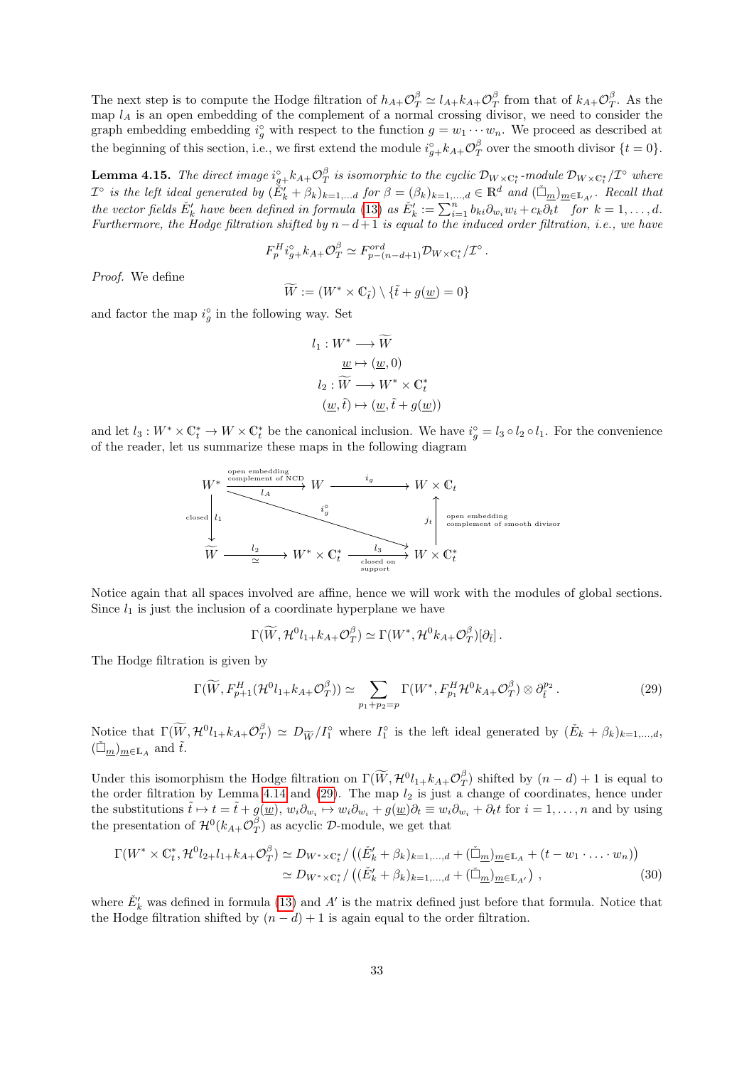The next step is to compute the Hodge filtration of $h_{A+}\mathcal{O}_T^\beta \simeq l_{A+}k_{A+}\mathcal{O}_T^\beta$ from that of $k_{A+}\mathcal{O}_T^\beta$. As the map $l_A$ is an open embedding of the complement of a normal crossing divisor, we need to consider the graph embedding embedding $i_g^\circ$ with respect to the function $g = w_1 \cdots w_n$. We proceed as described at the beginning of this section, i.e., we first extend the module $i_{g+}^\circ k_{A+}\mathcal{O}_T^\beta$ over the smooth divisor $\{t = 0\}$.

**Lemma 4.15.** *The direct image $i_{g+}^\circ k_{A+}\mathcal{O}_T^\beta$ is isomorphic to the cyclic $\mathcal{D}_{W\times\mathbb{C}_t^*}$-module $\mathcal{D}_{W\times\mathbb{C}_t^*}/\mathcal{I}^\circ$ where $\mathcal{I}^\circ$ is the left ideal generated by $(\check{E}'_k + \beta_k)_{k=1,\ldots d}$ for $\beta = (\beta_k)_{k=1,\ldots,d} \in \mathbb{R}^d$ and $(\check{\Box}_{\underline{m}})_{\underline{m}\in\mathbb{L}_{A'}}$. Recall that the vector fields $\check{E}'_k$ have been defined in formula (13) as $\check{E}'_k := \sum_{i=1}^n b_{ki}\partial_{w_i}w_i + c_k\partial_t t \quad for\ k = 1,\ldots,d$. Furthermore, the Hodge filtration shifted by $n-d+1$ is equal to the induced order filtration, i.e., we have*

$$F_p^H i_{g+}^\circ k_{A+}\mathcal{O}_T^\beta \simeq F^{ord}_{p-(n-d+1)}\mathcal{D}_{W\times\mathbb{C}_t^*}/\mathcal{I}^\circ\,.$$

*Proof.* We define

$$\widetilde{W} := (W^* \times \mathbb{C}_{\tilde{t}}) \setminus \{\tilde{t} + g(\underline{w}) = 0\}$$

and factor the map $i_g^\circ$ in the following way. Set

$$\begin{aligned} l_1 : W^* &\longrightarrow \widetilde{W} \\ \underline{w} &\mapsto (\underline{w}, 0) \\ l_2 : \widetilde{W} &\longrightarrow W^* \times \mathbb{C}_t^* \\ (\underline{w}, \tilde{t}) &\mapsto (\underline{w}, \tilde{t} + g(\underline{w})) \end{aligned}$$

and let $l_3 : W^* \times \mathbb{C}_t^* \to W \times \mathbb{C}_t^*$ be the canonical inclusion. We have $i_g^\circ = l_3 \circ l_2 \circ l_1$. For the convenience of the reader, let us summarize these maps in the following diagram

$$\begin{array}{ccccc}
W^* & \xrightarrow[\;l_A\;]{\text{open embedding, complement of NCD}} & W & \xrightarrow{\;i_g\;} & W \times \mathbb{C}_t \\
\text{closed}\ \big\downarrow l_1 & & \searrow^{\,i_g^\circ} & & \big\uparrow j_t\ \text{open embedding, complement of smooth divisor} \\
\widetilde{W} & \xrightarrow[\;\simeq\;]{\;l_2\;} & W^* \times \mathbb{C}_t^* & \xrightarrow[\text{closed on support}]{\;l_3\;} & W \times \mathbb{C}_t^*
\end{array}$$

Notice again that all spaces involved are affine, hence we will work with the modules of global sections. Since $l_1$ is just the inclusion of a coordinate hyperplane we have

$$\Gamma(\widetilde{W}, \mathcal{H}^0 l_{1+}k_{A+}\mathcal{O}_T^\beta) \simeq \Gamma(W^*, \mathcal{H}^0 k_{A+}\mathcal{O}_T^\beta)[\partial_{\tilde{t}}]\,.$$

The Hodge filtration is given by

$$\Gamma(\widetilde{W}, F_{p+1}^H(\mathcal{H}^0 l_{1+}k_{A+}\mathcal{O}_T^\beta)) \simeq \sum_{p_1+p_2=p} \Gamma(W^*, F_{p_1}^H \mathcal{H}^0 k_{A+}\mathcal{O}_T^\beta) \otimes \partial_{\tilde{t}}^{p_2}\,. \tag{29}$$

Notice that $\Gamma(\widetilde{W}, \mathcal{H}^0 l_{1+}k_{A+}\mathcal{O}_T^\beta) \simeq D_{\widetilde{W}}/I_1^\circ$ where $I_1^\circ$ is the left ideal generated by $(\check{E}_k + \beta_k)_{k=1,\ldots,d}$, $(\check{\Box}_{\underline{m}})_{\underline{m}\in\mathbb{L}_A}$ and $\tilde{t}$.

Under this isomorphism the Hodge filtration on $\Gamma(\widetilde{W}, \mathcal{H}^0 l_{1+}k_{A+}\mathcal{O}_T^\beta)$ shifted by $(n-d)+1$ is equal to the order filtration by Lemma 4.14 and (29). The map $l_2$ is just a change of coordinates, hence under the substitutions $\tilde{t} \mapsto t = \tilde{t} + g(\underline{w})$, $w_i\partial_{w_i} \mapsto w_i\partial_{w_i} + g(\underline{w})\partial_t \equiv w_i\partial_{w_i} + \partial_t t$ for $i = 1,\ldots,n$ and by using the presentation of $\mathcal{H}^0(k_{A+}\mathcal{O}_T^\beta)$ as acyclic $\mathcal{D}$-module, we get that

$$\begin{aligned}
\Gamma(W^* \times \mathbb{C}_t^*, \mathcal{H}^0 l_{2+}l_{1+}k_{A+}\mathcal{O}_T^\beta) &\simeq D_{W^*\times\mathbb{C}_t^*}/\left((\check{E}'_k + \beta_k)_{k=1,\ldots,d} + (\check{\Box}_{\underline{m}})_{\underline{m}\in\mathbb{L}_A} + (t - w_1\cdot\ldots\cdot w_n)\right) \\
&\simeq D_{W^*\times\mathbb{C}_t^*}/\left((\check{E}'_k + \beta_k)_{k=1,\ldots,d} + (\check{\Box}_{\underline{m}})_{\underline{m}\in\mathbb{L}_{A'}}\right)\,,
\end{aligned} \tag{30}$$

where $\check{E}'_k$ was defined in formula (13) and $A'$ is the matrix defined just before that formula. Notice that the Hodge filtration shifted by $(n-d)+1$ is again equal to the order filtration.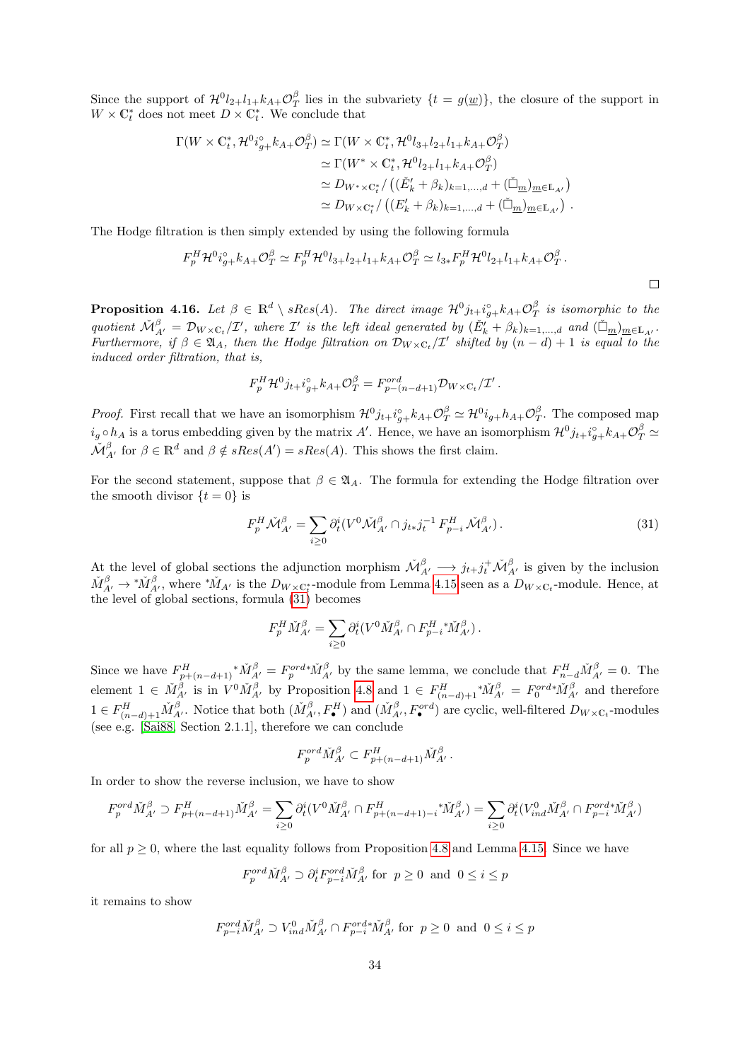Since the support of $\mathcal{H}^0 l_{2+} l_{1+} k_{A+} \mathcal{O}_T^\beta$ lies in the subvariety $\{t = g(\underline{w})\}$, the closure of the support in $W \times \mathbb{C}_t^*$ does not meet $D \times \mathbb{C}_t^*$. We conclude that

$$
\begin{aligned}
\Gamma(W \times \mathbb{C}_t^*, \mathcal{H}^0 i_{g+}^\circ k_{A+} \mathcal{O}_T^\beta) &\simeq \Gamma(W \times \mathbb{C}_t^*, \mathcal{H}^0 l_{3+} l_{2+} l_{1+} k_{A+} \mathcal{O}_T^\beta) \\
&\simeq \Gamma(W^* \times \mathbb{C}_t^*, \mathcal{H}^0 l_{2+} l_{1+} k_{A+} \mathcal{O}_T^\beta) \\
&\simeq D_{W^* \times \mathbb{C}_t^*} / \left( (\check{E}'_k + \beta_k)_{k=1,\ldots,d} + (\check{\Box}_{\underline{m}})_{\underline{m} \in \mathbb{L}_{A'}} \right) \\
&\simeq D_{W \times \mathbb{C}_t^*} / \left( (E'_k + \beta_k)_{k=1,\ldots,d} + (\check{\Box}_{\underline{m}})_{\underline{m} \in \mathbb{L}_{A'}} \right) .
\end{aligned}
$$

The Hodge filtration is then simply extended by using the following formula

$$
F_p^H \mathcal{H}^0 i_{g+}^\circ k_{A+} \mathcal{O}_T^\beta \simeq F_p^H \mathcal{H}^0 l_{3+} l_{2+} l_{1+} k_{A+} \mathcal{O}_T^\beta \simeq l_{3*} F_p^H \mathcal{H}^0 l_{2+} l_{1+} k_{A+} \mathcal{O}_T^\beta .
$$

□

**Proposition 4.16.** *Let $\beta \in \mathbb{R}^d \setminus sRes(A)$. The direct image $\mathcal{H}^0 j_{t+} i_{g+}^\circ k_{A+} \mathcal{O}_T^\beta$ is isomorphic to the quotient $\check{\mathcal{M}}_{A'}^\beta = \mathcal{D}_{W \times \mathbb{C}_t} / \mathcal{I}'$, where $\mathcal{I}'$ is the left ideal generated by $(\check{E}'_k + \beta_k)_{k=1,\ldots,d}$ and $(\check{\Box}_{\underline{m}})_{\underline{m} \in \mathbb{L}_{A'}}$. Furthermore, if $\beta \in \mathfrak{A}_A$, then the Hodge filtration on $\mathcal{D}_{W \times \mathbb{C}_t} / \mathcal{I}'$ shifted by $(n-d)+1$ is equal to the induced order filtration, that is,*

$$
F_p^H \mathcal{H}^0 j_{t+} i_{g+}^\circ k_{A+} \mathcal{O}_T^\beta = F_{p-(n-d+1)}^{ord} \mathcal{D}_{W \times \mathbb{C}_t} / \mathcal{I}' .
$$

*Proof.* First recall that we have an isomorphism $\mathcal{H}^0 j_{t+} i_{g+}^\circ k_{A+} \mathcal{O}_T^\beta \simeq \mathcal{H}^0 i_{g+} h_{A+} \mathcal{O}_T^\beta$. The composed map $i_g \circ h_A$ is a torus embedding given by the matrix $A'$. Hence, we have an isomorphism $\mathcal{H}^0 j_{t+} i_{g+}^\circ k_{A+} \mathcal{O}_T^\beta \simeq \check{\mathcal{M}}_{A'}^\beta$ for $\beta \in \mathbb{R}^d$ and $\beta \notin sRes(A') = sRes(A)$. This shows the first claim.

For the second statement, suppose that $\beta \in \mathfrak{A}_A$. The formula for extending the Hodge filtration over the smooth divisor $\{t = 0\}$ is

$$
F_p^H \check{\mathcal{M}}_{A'}^\beta = \sum_{i \geq 0} \partial_t^i (V^0 \check{\mathcal{M}}_{A'}^\beta \cap j_{t*} j_t^{-1} F_{p-i}^H \check{\mathcal{M}}_{A'}^\beta) . \tag{31}
$$

At the level of global sections the adjunction morphism $\check{\mathcal{M}}_{A'}^\beta \longrightarrow j_{t+} j_t^+ \check{\mathcal{M}}_{A'}^\beta$ is given by the inclusion $\check{M}_{A'}^\beta \to {}^*\check{M}_{A'}^\beta$, where ${}^*\check{M}_{A'}$ is the $D_{W \times \mathbb{C}_t^*}$-module from Lemma 4.15 seen as a $D_{W \times \mathbb{C}_t}$-module. Hence, at the level of global sections, formula (31) becomes

$$
F_p^H \check{M}_{A'}^\beta = \sum_{i \geq 0} \partial_t^i (V^0 \check{M}_{A'}^\beta \cap F_{p-i}^H {}^*\check{M}_{A'}^\beta) .
$$

Since we have $F_{p+(n-d+1)}^H {}^*\check{M}_{A'}^\beta = F_p^{ord} {}^*\check{M}_{A'}^\beta$ by the same lemma, we conclude that $F_{n-d}^H \check{M}_{A'}^\beta = 0$. The element $1 \in \check{M}_{A'}^\beta$ is in $V^0 \check{M}_{A'}^\beta$ by Proposition 4.8 and $1 \in F_{(n-d)+1}^H {}^*\check{M}_{A'}^\beta = F_0^{ord} {}^*\check{M}_{A'}^\beta$ and therefore $1 \in F_{(n-d)+1}^H \check{M}_{A'}^\beta$. Notice that both $(\check{M}_{A'}^\beta, F_\bullet^H)$ and $(\check{M}_{A'}^\beta, F_\bullet^{ord})$ are cyclic, well-filtered $D_{W \times \mathbb{C}_t}$-modules (see e.g. [Sai88, Section 2.1.1], therefore we can conclude

$$
F_p^{ord} \check{M}_{A'}^\beta \subset F_{p+(n-d+1)}^H \check{M}_{A'}^\beta .
$$

In order to show the reverse inclusion, we have to show

$$
F_p^{ord} \check{M}_{A'}^\beta \supset F_{p+(n-d+1)}^H \check{M}_{A'}^\beta = \sum_{i \geq 0} \partial_t^i (V^0 \check{M}_{A'}^\beta \cap F_{p+(n-d+1)-i}^H {}^*\check{M}_{A'}^\beta) = \sum_{i \geq 0} \partial_t^i (V_{ind}^0 \check{M}_{A'}^\beta \cap F_{p-i}^{ord} {}^*\check{M}_{A'}^\beta)
$$

for all $p \geq 0$, where the last equality follows from Proposition 4.8 and Lemma 4.15. Since we have

$$
F_p^{ord} \check{M}_{A'}^\beta \supset \partial_t^i F_{p-i}^{ord} \check{M}_{A'}^\beta \text{ for } p \geq 0 \text{ and } 0 \leq i \leq p
$$

it remains to show

$$
F_{p-i}^{ord} \check{M}_{A'}^\beta \supset V_{ind}^0 \check{M}_{A'}^\beta \cap F_{p-i}^{ord} {}^*\check{M}_{A'}^\beta \text{ for } p \geq 0 \text{ and } 0 \leq i \leq p
$$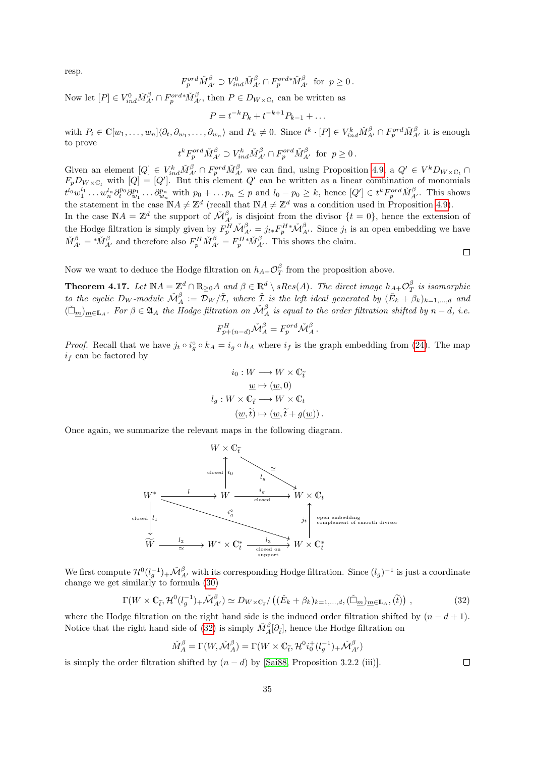resp.

$$F_p^{ord}\check{M}_{A'}^\beta \supset V^0_{ind}\check{M}_{A'}^\beta \cap F_p^{ord*}\check{M}_{A'}^\beta \;\text{ for }\; p\geq 0\,.$$

Now let $[P] \in V^0_{ind}\check{M}_{A'}^\beta \cap F_p^{ord*}\check{M}_{A'}^\beta$, then $P \in D_{W\times\mathbb{C}_t}$ can be written as

$$P = t^{-k}P_k + t^{-k+1}P_{k-1} + \ldots$$

with $P_i \in \mathbb{C}[w_1,\ldots,w_n]\langle\partial_t,\partial_{w_1},\ldots,\partial_{w_n}\rangle$ and $P_k \neq 0$. Since $t^k\cdot[P] \in V^k_{ind}\check{M}_{A'}^\beta \cap F_p^{ord}\check{M}_{A'}^\beta$ it is enough to prove

$$t^kF_p^{ord}\check{M}_{A'}^\beta \supset V^k_{ind}\check{M}_{A'}^\beta \cap F_p^{ord}\check{M}_{A'}^\beta \;\text{ for }\; p\geq 0\,.$$

Given an element $[Q] \in V^k_{ind}\check{M}_{A'}^\beta \cap F_p^{ord}\check{M}_{A'}^\beta$ we can find, using Proposition 4.9, a $Q' \in V^kD_{W\times\mathbb{C}_t} \cap F_pD_{W\times\mathbb{C}_t}$ with $[Q]=[Q']$. But this element $Q'$ can be written as a linear combination of monomials $t^{l_0}w_1^{l_1}\ldots w_n^{l_n}\partial_t^{p_0}\partial_{w_1}^{p_1}\ldots\partial_{w_n}^{p_n}$ with $p_0+\ldots p_n \leq p$ and $l_0 - p_0 \geq k$, hence $[Q'] \in t^kF_p^{ord}\check{M}_{A'}^\beta$. This shows the statement in the case $\mathbb{N}A \neq \mathbb{Z}^d$ (recall that $\mathbb{N}A\neq\mathbb{Z}^d$ was a condition used in Proposition 4.9).
In the case $\mathbb{N}A = \mathbb{Z}^d$ the support of $\check{\mathcal{M}}_{A'}^\beta$ is disjoint from the divisor $\{t=0\}$, hence the extension of the Hodge filtration is simply given by $F_p^H\check{\mathcal{M}}_{A'}^\beta = j_{t*}F_p^{H*}\check{\mathcal{M}}_{A'}^\beta$. Since $j_t$ is an open embedding we have $\check{M}_{A'}^\beta = {}^*\check{M}_{A'}^\beta$ and therefore also $F_p^H\check{M}_{A'}^\beta = F_p^{H*}\check{M}_{A'}^\beta$. This shows the claim. ∎

Now we want to deduce the Hodge filtration on $h_{A+}\mathcal{O}_T^\beta$ from the proposition above.

**Theorem 4.17.** *Let $\mathbb{N}A = \mathbb{Z}^d \cap \mathbb{R}_{\geq 0}A$ and $\beta \in \mathbb{R}^d \setminus sRes(A)$. The direct image $h_{A+}\mathcal{O}_T^\beta$ is isomorphic to the cyclic $D_W$-module $\check{\mathcal{M}}_A^\beta := \mathcal{D}_W/\check{\mathcal{I}}$, where $\check{\mathcal{I}}$ is the left ideal generated by $(\check{E}_k+\beta_k)_{k=1,\ldots,d}$ and $(\check{\Box}_{\underline{m}})_{\underline{m}\in\mathbb{L}_A}$. For $\beta \in \mathfrak{A}_A$ the Hodge filtration on $\check{\mathcal{M}}_A^\beta$ is equal to the order filtration shifted by $n-d$, i.e.*

$$F^H_{p+(n-d)}\check{\mathcal{M}}_A^\beta = F_p^{ord}\check{\mathcal{M}}_A^\beta\,.$$

*Proof.* Recall that we have $j_t \circ i_g^\circ \circ k_A = i_g \circ h_A$ where $i_f$ is the graph embedding from (24). The map $i_f$ can be factored by

$$\begin{aligned} i_0 : W &\longrightarrow W\times\mathbb{C}_{\widetilde{t}} \\ \underline{w} &\mapsto (\underline{w},0) \\ l_g : W\times\mathbb{C}_{\widetilde{t}} &\longrightarrow W\times\mathbb{C}_t \\ (\underline{w},\widetilde{t}) &\mapsto (\underline{w},\widetilde{t}+g(\underline{w}))\,. \end{aligned}$$

Once again, we summarize the relevant maps in the following diagram.

$$\begin{array}{ccccc}
 & & W\times\mathbb{C}_{\widetilde{t}} & & \\
 & & \uparrow{\scriptstyle i_0}\ (\text{closed}) & \searrow{\scriptstyle l_g}\ (\simeq) & \\
W^* & \xrightarrow{\;l\;} & W & \xrightarrow[\text{closed}]{\;i_g\;} & W\times\mathbb{C}_t \\
\downarrow{\scriptstyle l_1}\ (\text{closed}) & & \searrow{\scriptstyle i_g^\circ} & & \uparrow{\scriptstyle j_t}\ (\text{open embedding, complement of smooth divisor}) \\
\widetilde{W} & \xrightarrow[\simeq]{\;l_2\;} & W^*\times\mathbb{C}_t^* & \xrightarrow[\text{closed on support}]{\;l_3\;} & W\times\mathbb{C}_t^*
\end{array}$$

We first compute $\mathcal{H}^0(l_g^{-1})_+\check{\mathcal{M}}_{A'}^\beta$ with its corresponding Hodge filtration. Since $(l_g)^{-1}$ is just a coordinate change we get similarly to formula (30)

$$\Gamma(W\times\mathbb{C}_{\widetilde{t}},\mathcal{H}^0(l_g^{-1})_+\check{\mathcal{M}}_{A'}^\beta) \simeq D_{W\times\mathbb{C}_{\widetilde{t}}}/\left((\check{E}_k+\beta_k)_{k=1,\ldots,d},(\check{\Box}_{\underline{m}})_{\underline{m}\in\mathbb{L}_A},(\widetilde{t})\right)\,, \tag{32}$$

where the Hodge filtration on the right hand side is the induced order filtration shifted by $(n-d+1)$. Notice that the right hand side of (32) is simply $\check{M}_A^\beta[\partial_{\widetilde{t}}]$, hence the Hodge filtration on

$$\check{M}_A^\beta = \Gamma(W,\check{\mathcal{M}}_A^\beta) = \Gamma(W\times\mathbb{C}_{\widetilde{t}},\mathcal{H}^0 i_0^+(l_g^{-1})_+\check{\mathcal{M}}_{A'}^\beta)$$

is simply the order filtration shifted by $(n-d)$ by [Sai88, Proposition 3.2.2 (iii)]. ∎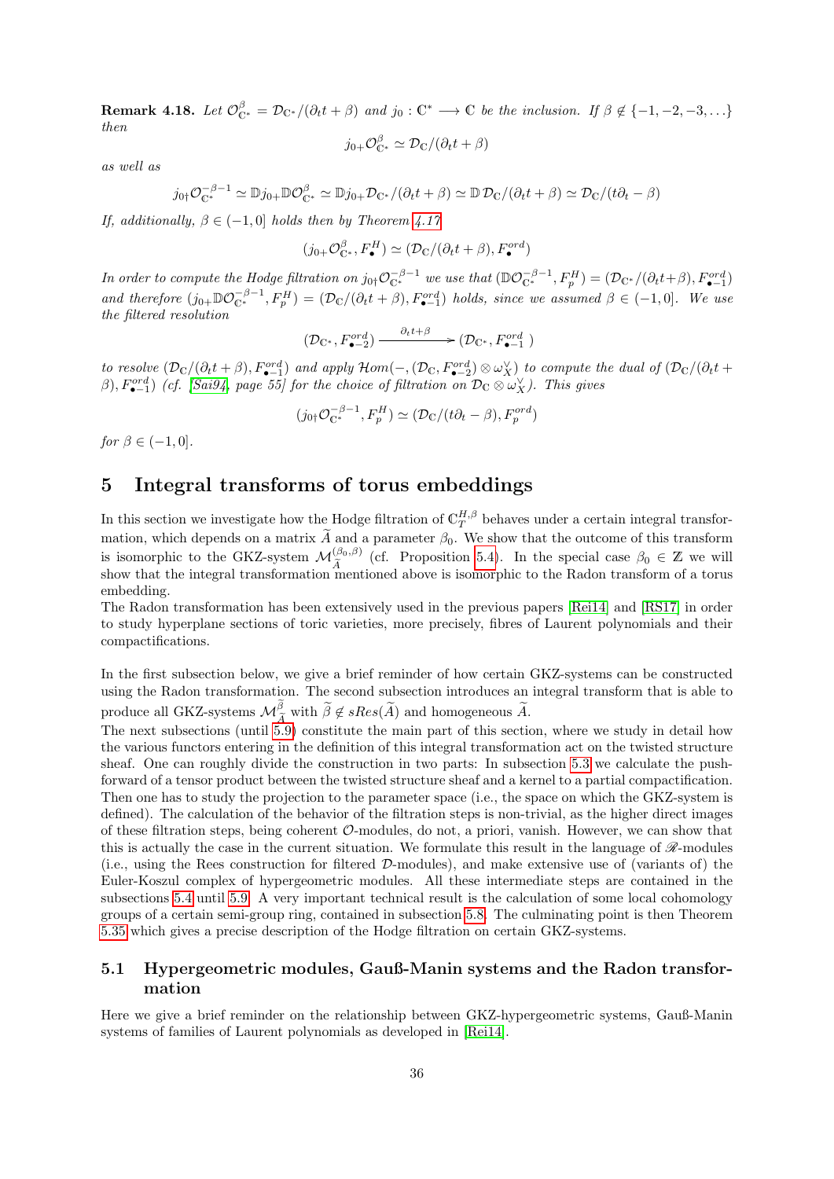**Remark 4.18.** *Let $\mathcal{O}^\beta_{\mathbb{C}^*} = \mathcal{D}_{\mathbb{C}^*}/(\partial_t t + \beta)$ and $j_0 : \mathbb{C}^* \longrightarrow \mathbb{C}$ be the inclusion. If $\beta \notin \{-1,-2,-3,\ldots\}$ then*

$$j_{0+}\mathcal{O}^\beta_{\mathbb{C}^*} \simeq \mathcal{D}_{\mathbb{C}}/(\partial_t t + \beta)$$

*as well as*

$$j_{0\dagger}\mathcal{O}^{-\beta-1}_{\mathbb{C}^*} \simeq \mathbb{D} j_{0+}\mathbb{D}\mathcal{O}^\beta_{\mathbb{C}^*} \simeq \mathbb{D} j_{0+}\mathcal{D}_{\mathbb{C}^*}/(\partial_t t + \beta) \simeq \mathbb{D}\,\mathcal{D}_{\mathbb{C}}/(\partial_t t + \beta) \simeq \mathcal{D}_{\mathbb{C}}/(t\partial_t - \beta)$$

*If, additionally, $\beta \in (-1, 0]$ holds then by Theorem 4.17*

$$(j_{0+}\mathcal{O}^\beta_{\mathbb{C}^*}, F^H_\bullet) \simeq (\mathcal{D}_{\mathbb{C}}/(\partial_t t + \beta), F^{ord}_\bullet)$$

*In order to compute the Hodge filtration on $j_{0\dagger}\mathcal{O}^{-\beta-1}_{\mathbb{C}^*}$ we use that $(\mathbb{D}\mathcal{O}^{-\beta-1}_{\mathbb{C}^*}, F^H_p) = (\mathcal{D}_{\mathbb{C}^*}/(\partial_t t + \beta), F^{ord}_{\bullet-1})$ and therefore $(j_{0+}\mathbb{D}\mathcal{O}^{-\beta-1}_{\mathbb{C}^*}, F^H_p) = (\mathcal{D}_{\mathbb{C}}/(\partial_t t + \beta), F^{ord}_{\bullet-1})$ holds, since we assumed $\beta \in (-1, 0]$. We use the filtered resolution*

$$(\mathcal{D}_{\mathbb{C}^*}, F^{ord}_{\bullet-2}) \xrightarrow{\ \partial_t t + \beta\ } (\mathcal{D}_{\mathbb{C}^*}, F^{ord}_{\bullet-1})$$

*to resolve $(\mathcal{D}_{\mathbb{C}}/(\partial_t t + \beta), F^{ord}_{\bullet-1})$ and apply $\mathcal{H}om(-, (\mathcal{D}_{\mathbb{C}}, F^{ord}_{\bullet-2}) \otimes \omega^\vee_X)$ to compute the dual of $(\mathcal{D}_{\mathbb{C}}/(\partial_t t + \beta), F^{ord}_{\bullet-1})$ (cf. [Sai94, page 55] for the choice of filtration on $\mathcal{D}_{\mathbb{C}} \otimes \omega^\vee_X$). This gives*

$$(j_{0\dagger}\mathcal{O}^{-\beta-1}_{\mathbb{C}^*}, F^H_p) \simeq (\mathcal{D}_{\mathbb{C}}/(t\partial_t - \beta), F^{ord}_p)$$

*for $\beta \in (-1, 0]$.*

# 5 Integral transforms of torus embeddings

In this section we investigate how the Hodge filtration of $\mathbb{C}^{H,\beta}_T$ behaves under a certain integral transformation, which depends on a matrix $\widetilde{A}$ and a parameter $\beta_0$. We show that the outcome of this transform is isomorphic to the GKZ-system $\mathcal{M}^{(\beta_0,\beta)}_{\widetilde{A}}$ (cf. Proposition 5.4). In the special case $\beta_0 \in \mathbb{Z}$ we will show that the integral transformation mentioned above is isomorphic to the Radon transform of a torus embedding.

The Radon transformation has been extensively used in the previous papers [Rei14] and [RS17] in order to study hyperplane sections of toric varieties, more precisely, fibres of Laurent polynomials and their compactifications.

In the first subsection below, we give a brief reminder of how certain GKZ-systems can be constructed using the Radon transformation. The second subsection introduces an integral transform that is able to produce all GKZ-systems $\mathcal{M}^{\widetilde{\beta}}_{\widetilde{A}}$ with $\widetilde{\beta} \notin sRes(\widetilde{A})$ and homogeneous $\widetilde{A}$.

The next subsections (until 5.9) constitute the main part of this section, where we study in detail how the various functors entering in the definition of this integral transformation act on the twisted structure sheaf. One can roughly divide the construction in two parts: In subsection 5.3 we calculate the push-forward of a tensor product between the twisted structure sheaf and a kernel to a partial compactification. Then one has to study the projection to the parameter space (i.e., the space on which the GKZ-system is defined). The calculation of the behavior of the filtration steps is non-trivial, as the higher direct images of these filtration steps, being coherent $\mathcal{O}$-modules, do not, a priori, vanish. However, we can show that this is actually the case in the current situation. We formulate this result in the language of $\mathscr{R}$-modules (i.e., using the Rees construction for filtered $\mathcal{D}$-modules), and make extensive use of (variants of) the Euler-Koszul complex of hypergeometric modules. All these intermediate steps are contained in the subsections 5.4 until 5.9. A very important technical result is the calculation of some local cohomology groups of a certain semi-group ring, contained in subsection 5.8. The culminating point is then Theorem 5.35 which gives a precise description of the Hodge filtration on certain GKZ-systems.

## 5.1 Hypergeometric modules, Gauß-Manin systems and the Radon transformation

Here we give a brief reminder on the relationship between GKZ-hypergeometric systems, Gauß-Manin systems of families of Laurent polynomials as developed in [Rei14].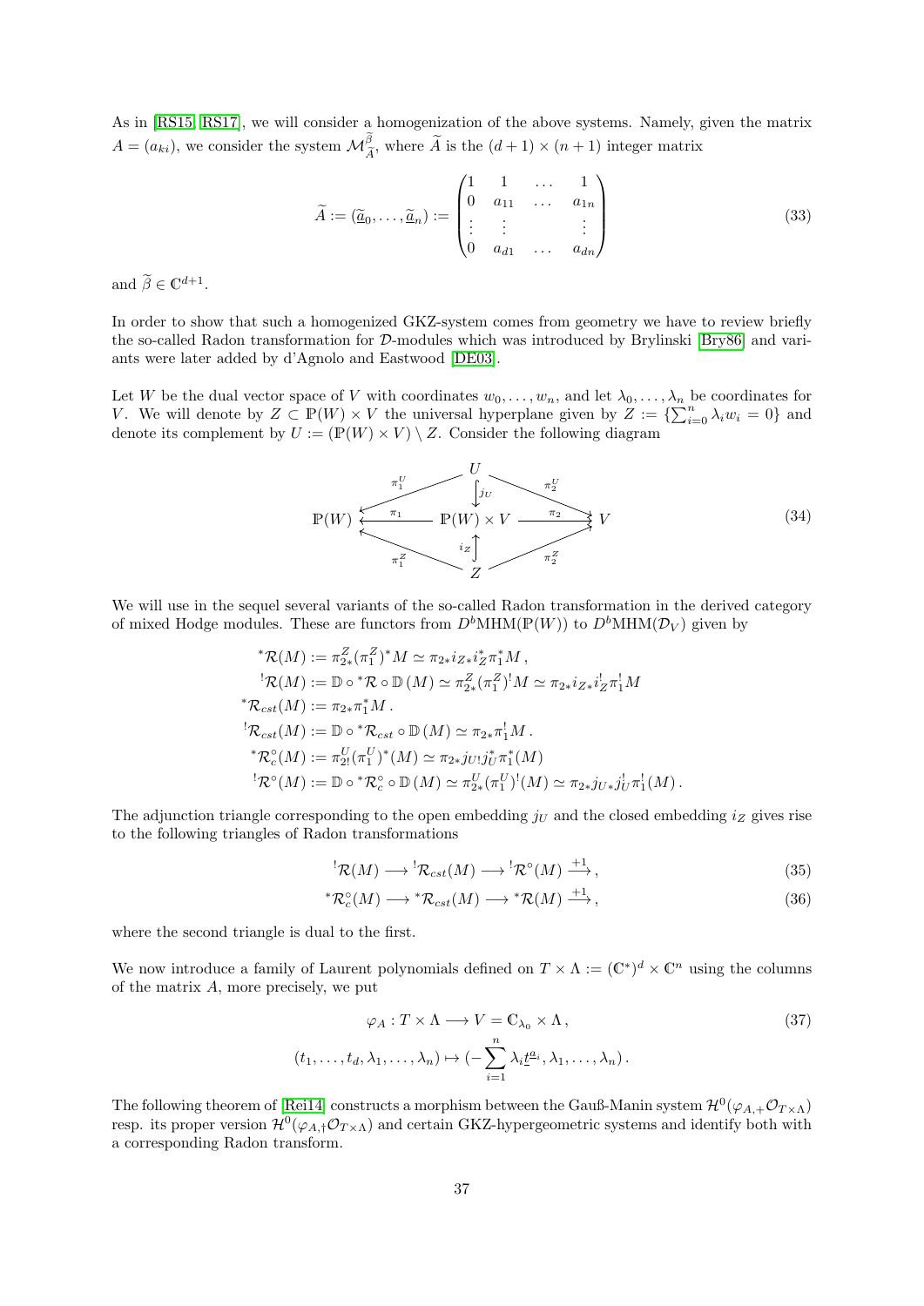As in [RS15, RS17], we will consider a homogenization of the above systems. Namely, given the matrix $A = (a_{ki})$, we consider the system $\mathcal{M}^{\widetilde{\beta}}_{\widetilde{A}}$, where $\widetilde{A}$ is the $(d+1) \times (n+1)$ integer matrix

$$
\widetilde{A} := (\underline{\widetilde{a}}_0, \ldots, \underline{\widetilde{a}}_n) := \begin{pmatrix} 1 & 1 & \ldots & 1 \\ 0 & a_{11} & \ldots & a_{1n} \\ \vdots & \vdots & & \vdots \\ 0 & a_{d1} & \ldots & a_{dn} \end{pmatrix} \tag{33}
$$

and $\widetilde{\beta} \in \mathbb{C}^{d+1}$.

In order to show that such a homogenized GKZ-system comes from geometry we have to review briefly the so-called Radon transformation for $\mathcal{D}$-modules which was introduced by Brylinski [Bry86] and variants were later added by d'Agnolo and Eastwood [DE03].

Let $W$ be the dual vector space of $V$ with coordinates $w_0, \ldots, w_n$, and let $\lambda_0, \ldots, \lambda_n$ be coordinates for $V$. We will denote by $Z \subset \mathbb{P}(W) \times V$ the universal hyperplane given by $Z := \{\sum_{i=0}^n \lambda_i w_i = 0\}$ and denote its complement by $U := (\mathbb{P}(W) \times V) \setminus Z$. Consider the following diagram

$$
\begin{array}{ccccc}
 & \overset{\pi_1^U}{\swarrow} & U & \overset{\pi_2^U}{\searrow} & \\
 & & \downarrow{\scriptstyle j_U} & & \\
\mathbb{P}(W) & \xleftarrow{\pi_1} & \mathbb{P}(W) \times V & \xrightarrow{\pi_2} & V \\
 & & \uparrow{\scriptstyle i_Z} & & \\
 & \underset{\pi_1^Z}{\nwarrow} & Z & \underset{\pi_2^Z}{\nearrow} &
\end{array} \tag{34}
$$

We will use in the sequel several variants of the so-called Radon transformation in the derived category of mixed Hodge modules. These are functors from $D^b\mathrm{MHM}(\mathbb{P}(W))$ to $D^b\mathrm{MHM}(\mathcal{D}_V)$ given by

$$
\begin{aligned}
{}^*\mathcal{R}(M) &:= \pi^Z_{2*}(\pi^Z_1)^* M \simeq \pi_{2*} i_{Z*} i_Z^* \pi_1^* M \,, \\
{}^!\mathcal{R}(M) &:= \mathbb{D} \circ {}^*\mathcal{R} \circ \mathbb{D}\,(M) \simeq \pi^Z_{2*}(\pi^Z_1)^! M \simeq \pi_{2*} i_{Z*} i_Z^! \pi_1^! M \\
{}^*\mathcal{R}_{cst}(M) &:= \pi_{2*}\pi_1^* M \,. \\
{}^!\mathcal{R}_{cst}(M) &:= \mathbb{D} \circ {}^*\mathcal{R}_{cst} \circ \mathbb{D}\,(M) \simeq \pi_{2*}\pi_1^! M \,. \\
{}^*\mathcal{R}^\circ_c(M) &:= \pi^U_{2!}(\pi^U_1)^*(M) \simeq \pi_{2*} j_{U!} j_U^* \pi_1^*(M) \\
{}^!\mathcal{R}^\circ(M) &:= \mathbb{D} \circ {}^*\mathcal{R}^\circ_c \circ \mathbb{D}\,(M) \simeq \pi^U_{2*}(\pi^U_1)^!(M) \simeq \pi_{2*} j_{U*} j_U^! \pi_1^!(M) \,.
\end{aligned}
$$

The adjunction triangle corresponding to the open embedding $j_U$ and the closed embedding $i_Z$ gives rise to the following triangles of Radon transformations

$$
{}^!\mathcal{R}(M) \longrightarrow {}^!\mathcal{R}_{cst}(M) \longrightarrow {}^!\mathcal{R}^\circ(M) \xrightarrow{+1}, \tag{35}
$$

$$
{}^*\mathcal{R}^\circ_c(M) \longrightarrow {}^*\mathcal{R}_{cst}(M) \longrightarrow {}^*\mathcal{R}(M) \xrightarrow{+1}, \tag{36}
$$

where the second triangle is dual to the first.

We now introduce a family of Laurent polynomials defined on $T \times \Lambda := (\mathbb{C}^*)^d \times \mathbb{C}^n$ using the columns of the matrix $A$, more precisely, we put

$$
\begin{aligned}
\varphi_A : T \times \Lambda &\longrightarrow V = \mathbb{C}_{\lambda_0} \times \Lambda \,, \\
(t_1, \ldots, t_d, \lambda_1, \ldots, \lambda_n) &\mapsto (-\sum_{i=1}^n \lambda_i \underline{t}^{\underline{a}_i}, \lambda_1, \ldots, \lambda_n) \,.
\end{aligned} \tag{37}
$$

The following theorem of [Rei14] constructs a morphism between the Gauß-Manin system $\mathcal{H}^0(\varphi_{A,+}\mathcal{O}_{T\times\Lambda})$ resp. its proper version $\mathcal{H}^0(\varphi_{A,\dagger}\mathcal{O}_{T\times\Lambda})$ and certain GKZ-hypergeometric systems and identify both with a corresponding Radon transform.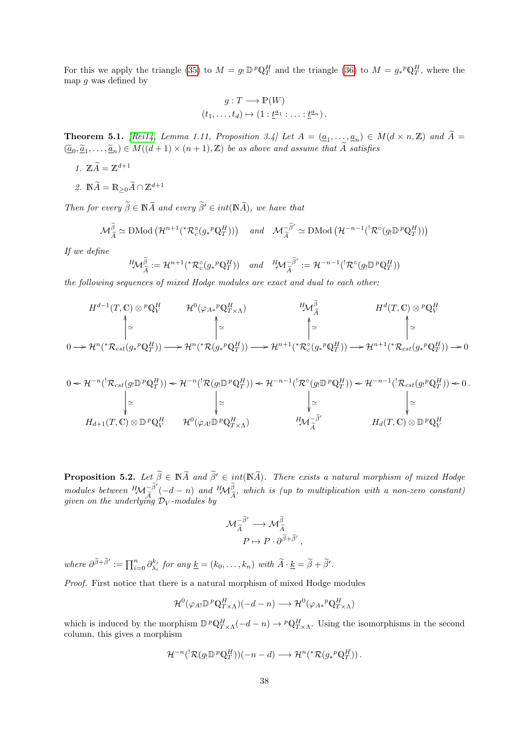For this we apply the triangle (35) to $M = g_! \mathbb{D}\, {}^p\mathbb{Q}^H_T$ and the triangle (36) to $M = g_* {}^p\mathbb{Q}^H_T$, where the map $g$ was defined by

$$g : T \longrightarrow \mathbb{P}(W)$$
$$(t_1, \ldots, t_d) \mapsto (1 : \underline{t}^{\underline{a}_1} : \ldots : \underline{t}^{\underline{a}_n}).$$

**Theorem 5.1.** *[Rei14, Lemma 1.11, Proposition 3.4] Let $A = (\underline{a}_1, \ldots, \underline{a}_n) \in M(d \times n, \mathbb{Z})$ and $\widetilde{A} = (\underline{\widetilde{a}}_0, \underline{\widetilde{a}}_1, \ldots, \underline{\widetilde{a}}_n) \in M((d+1) \times (n+1), \mathbb{Z})$ be as above and assume that $\widetilde{A}$ satisfies*

1. $\mathbb{Z}\widetilde{A} = \mathbb{Z}^{d+1}$
2. $\mathbb{N}\widetilde{A} = \mathbb{R}_{\geq 0}\widetilde{A} \cap \mathbb{Z}^{d+1}$

*Then for every $\widetilde{\beta} \in \mathbb{N}\widetilde{A}$ and every $\widetilde{\beta}' \in int(\mathbb{N}\widetilde{A})$, we have that*

$$\mathcal{M}^{\widetilde{\beta}}_{\widetilde{A}} \simeq \mathrm{DMod}\left(\mathcal{H}^{n+1}({}^*\mathcal{R}^\circ_c(g_* {}^p\mathbb{Q}^H_T))\right) \quad \text{and} \quad \mathcal{M}^{-\widetilde{\beta}'}_{\widetilde{A}} \simeq \mathrm{DMod}\left(\mathcal{H}^{-n-1}({}^!\mathcal{R}^\circ(g_! \mathbb{D}\, {}^p\mathbb{Q}^H_T))\right)$$

*If we define*

$${}^H\!\mathcal{M}^{\widetilde{\beta}}_{\widetilde{A}} := \mathcal{H}^{n+1}({}^*\mathcal{R}^\circ_c(g_* {}^p\mathbb{Q}^H_T)) \quad \text{and} \quad {}^H\!\mathcal{M}^{-\widetilde{\beta}'}_{\widetilde{A}} := \mathcal{H}^{-n-1}({}^!\mathcal{R}^\circ(g_! \mathbb{D}\, {}^p\mathbb{Q}^H_T))$$

*the following sequences of mixed Hodge modules are exact and dual to each other:*

$$\begin{array}{ccccccccc}
& & H^{d-1}(T,\mathbb{C}) \otimes {}^p\mathbb{Q}^H_V & & \mathcal{H}^0(\varphi_{A*} {}^p\mathbb{Q}^H_{T\times\Lambda}) & & {}^H\!\mathcal{M}^{\widetilde{\beta}}_{\widetilde{A}} & & H^d(T,\mathbb{C}) \otimes {}^p\mathbb{Q}^H_V \\
& & \uparrow \simeq & & \uparrow \simeq & & \uparrow \simeq & & \uparrow \simeq \\
0 & \to & \mathcal{H}^n({}^*\mathcal{R}_{cst}(g_* {}^p\mathbb{Q}^H_T)) & \to & \mathcal{H}^n({}^*\mathcal{R}(g_* {}^p\mathbb{Q}^H_T)) & \to & \mathcal{H}^{n+1}({}^*\mathcal{R}^\circ_c(g_* {}^p\mathbb{Q}^H_T)) & \to & \mathcal{H}^{n+1}({}^*\mathcal{R}_{cst}(g_* {}^p\mathbb{Q}^H_T)) \to 0
\end{array}$$

$$\begin{array}{ccccccccc}
0 & \leftarrow & \mathcal{H}^{-n}({}^!\mathcal{R}_{cst}(g_! \mathbb{D}\, {}^p\mathbb{Q}^H_T)) & \leftarrow & \mathcal{H}^{-n}({}^!\mathcal{R}(g_! \mathbb{D}\, {}^p\mathbb{Q}^H_T)) & \leftarrow & \mathcal{H}^{-n-1}({}^!\mathcal{R}^\circ(g_! \mathbb{D}\, {}^p\mathbb{Q}^H_T)) & \leftarrow & \mathcal{H}^{-n-1}({}^!\mathcal{R}_{cst}(g_! {}^p\mathbb{Q}^H_T)) \leftarrow 0. \\
& & \downarrow \simeq & & \downarrow \simeq & & \downarrow \simeq & & \downarrow \simeq \\
& & H_{d+1}(T,\mathbb{C}) \otimes \mathbb{D}\, {}^p\mathbb{Q}^H_V & & \mathcal{H}^0(\varphi_{A!} \mathbb{D}\, {}^p\mathbb{Q}^H_{T\times\Lambda}) & & {}^H\!\mathcal{M}^{-\widetilde{\beta}'}_{\widetilde{A}} & & H_d(T,\mathbb{C}) \otimes \mathbb{D}\, {}^p\mathbb{Q}^H_V
\end{array}$$

**Proposition 5.2.** *Let $\widetilde{\beta} \in \mathbb{N}\widetilde{A}$ and $\widetilde{\beta}' \in int(\mathbb{N}\widetilde{A})$. There exists a natural morphism of mixed Hodge modules between ${}^H\!\mathcal{M}^{-\widetilde{\beta}'}_{\widetilde{A}}(-d-n)$ and ${}^H\!\mathcal{M}^{\widetilde{\beta}}_{\widetilde{A}}$, which is (up to multiplication with a non-zero constant) given on the underlying $\mathcal{D}_V$-modules by*

$$\mathcal{M}^{-\widetilde{\beta}'}_{\widetilde{A}} \longrightarrow \mathcal{M}^{\widetilde{\beta}}_{\widetilde{A}}$$
$$P \mapsto P \cdot \partial^{\widetilde{\beta}+\widetilde{\beta}'},$$

*where $\partial^{\widetilde{\beta}+\widetilde{\beta}'} := \prod_{i=0}^n \partial_{\lambda_i}^{k_i}$ for any $\underline{k} = (k_0, \ldots, k_n)$ with $\widetilde{A} \cdot \underline{k} = \widetilde{\beta} + \widetilde{\beta}'$.*

*Proof.* First notice that there is a natural morphism of mixed Hodge modules

$$\mathcal{H}^0(\varphi_{A!} \mathbb{D}\, {}^p\mathbb{Q}^H_{T\times\Lambda})(-d-n) \longrightarrow \mathcal{H}^0(\varphi_{A*} {}^p\mathbb{Q}^H_{T\times\Lambda})$$

which is induced by the morphism $\mathbb{D}\, {}^p\mathbb{Q}^H_{T\times\Lambda}(-d-n) \to {}^p\mathbb{Q}^H_{T\times\Lambda}$. Using the isomorphisms in the second column, this gives a morphism

$$\mathcal{H}^{-n}({}^!\mathcal{R}(g_! \mathbb{D}\, {}^p\mathbb{Q}^H_T))(-n-d) \longrightarrow \mathcal{H}^n({}^*\mathcal{R}(g_* {}^p\mathbb{Q}^H_T)).$$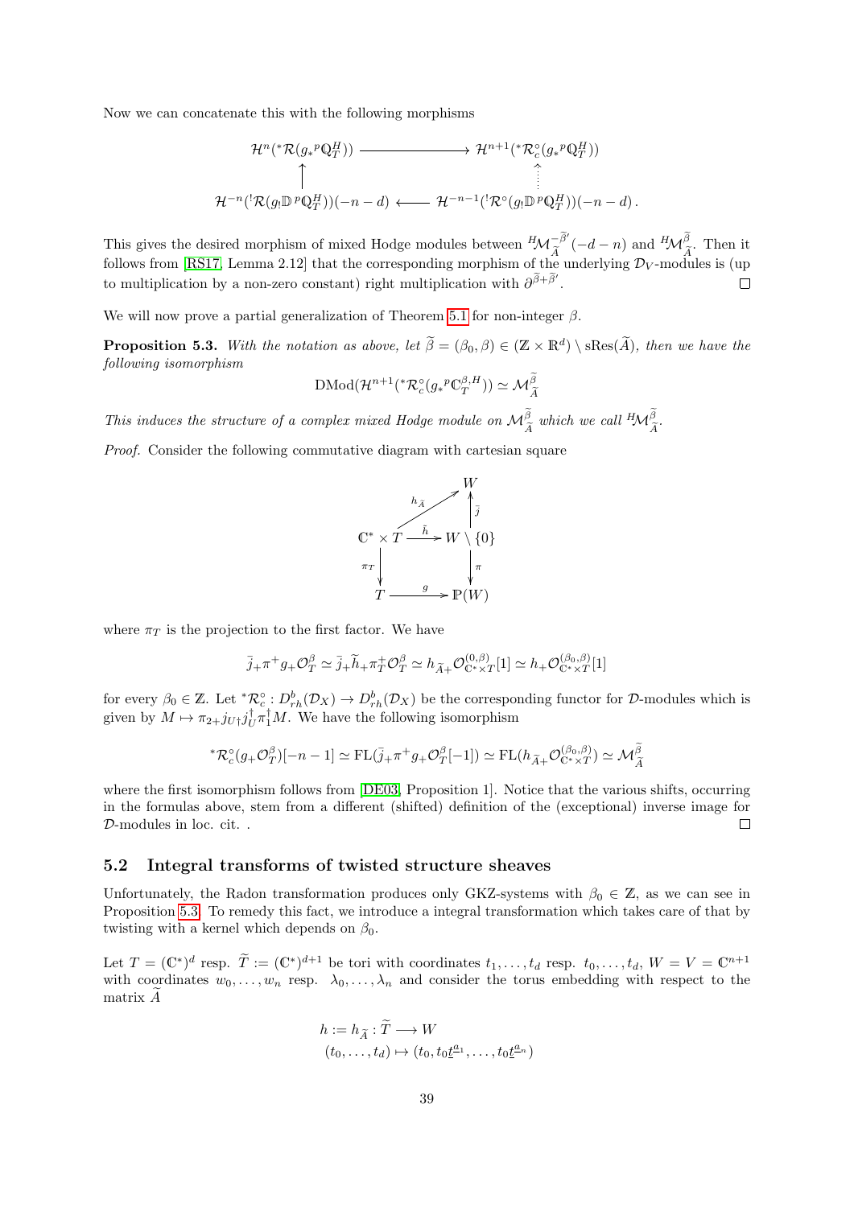Now we can concatenate this with the following morphisms

$$
\begin{array}{ccc}
\mathcal{H}^n({}^*\mathcal{R}(g_* {}^p\mathbb{Q}^H_T)) & \longrightarrow & \mathcal{H}^{n+1}({}^*\mathcal{R}^\circ_c(g_* {}^p\mathbb{Q}^H_T)) \\
\uparrow & & \vdots \\
\mathcal{H}^{-n}({}^!\mathcal{R}(g_! \mathbb{D}\, {}^p\mathbb{Q}^H_T))(-n-d) & \longleftarrow & \mathcal{H}^{-n-1}({}^!\mathcal{R}^\circ(g_! \mathbb{D}\, {}^p\mathbb{Q}^H_T))(-n-d)\,.
\end{array}
$$

This gives the desired morphism of mixed Hodge modules between ${}^H\mathcal{M}^{-\widetilde{\beta}'}_{\widetilde{A}}(-d-n)$ and ${}^H\mathcal{M}^{\widetilde{\beta}}_{\widetilde{A}}$. Then it follows from [RS17, Lemma 2.12] that the corresponding morphism of the underlying $\mathcal{D}_V$-modules is (up to multiplication by a non-zero constant) right multiplication with $\partial^{\widetilde{\beta}+\widetilde{\beta}'}$. $\square$

We will now prove a partial generalization of Theorem 5.1 for non-integer $\beta$.

**Proposition 5.3.** *With the notation as above, let $\widetilde{\beta} = (\beta_0, \beta) \in (\mathbb{Z} \times \mathbb{R}^d) \setminus \mathrm{sRes}(\widetilde{A})$, then we have the following isomorphism*

$$\mathrm{DMod}(\mathcal{H}^{n+1}({}^*\mathcal{R}^\circ_c(g_* {}^p\mathbb{C}^{\beta,H}_T)) \simeq \mathcal{M}^{\widetilde{\beta}}_{\widetilde{A}}$$

*This induces the structure of a complex mixed Hodge module on $\mathcal{M}^{\widetilde{\beta}}_{\widetilde{A}}$ which we call ${}^H\mathcal{M}^{\widetilde{\beta}}_{\widetilde{A}}$.*

*Proof.* Consider the following commutative diagram with cartesian square

$$
\begin{array}{ccc}
 & & W \\
 & \nearrow^{h_{\widetilde{A}}} & \uparrow \bar{j} \\
\mathbb{C}^* \times T & \xrightarrow{\tilde{h}} & W \setminus \{0\} \\
\downarrow \pi_T & & \downarrow \pi \\
T & \xrightarrow{g} & \mathbb{P}(W)
\end{array}
$$

where $\pi_T$ is the projection to the first factor. We have

$$\bar{j}_+ \pi^+ g_+ \mathcal{O}^\beta_T \simeq \bar{j}_+ \widetilde{h}_+ \pi^+_T \mathcal{O}^\beta_T \simeq h_{\widetilde{A}+} \mathcal{O}^{(0,\beta)}_{\mathbb{C}^* \times T}[1] \simeq h_+ \mathcal{O}^{(\beta_0,\beta)}_{\mathbb{C}^* \times T}[1]$$

for every $\beta_0 \in \mathbb{Z}$. Let ${}^*\mathcal{R}^\circ_c : D^b_{rh}(\mathcal{D}_X) \to D^b_{rh}(\mathcal{D}_X)$ be the corresponding functor for $\mathcal{D}$-modules which is given by $M \mapsto \pi_{2+} j_{U\dagger} j^\dagger_U \pi^\dagger_1 M$. We have the following isomorphism

$${}^*\mathcal{R}^\circ_c(g_+ \mathcal{O}^\beta_T)[-n-1] \simeq \mathrm{FL}(\bar{j}_+ \pi^+ g_+ \mathcal{O}^\beta_T[-1]) \simeq \mathrm{FL}(h_{\widetilde{A}+} \mathcal{O}^{(\beta_0,\beta)}_{\mathbb{C}^* \times T}) \simeq \mathcal{M}^{\widetilde{\beta}}_{\widetilde{A}}$$

where the first isomorphism follows from [DE03, Proposition 1]. Notice that the various shifts, occurring in the formulas above, stem from a different (shifted) definition of the (exceptional) inverse image for $\mathcal{D}$-modules in loc. cit. . $\square$

## 5.2 Integral transforms of twisted structure sheaves

Unfortunately, the Radon transformation produces only GKZ-systems with $\beta_0 \in \mathbb{Z}$, as we can see in Proposition 5.3. To remedy this fact, we introduce a integral transformation which takes care of that by twisting with a kernel which depends on $\beta_0$.

Let $T = (\mathbb{C}^*)^d$ resp. $\widetilde{T} := (\mathbb{C}^*)^{d+1}$ be tori with coordinates $t_1, \ldots, t_d$ resp. $t_0, \ldots, t_d$, $W = V = \mathbb{C}^{n+1}$ with coordinates $w_0, \ldots, w_n$ resp. $\lambda_0, \ldots, \lambda_n$ and consider the torus embedding with respect to the matrix $\widetilde{A}$

$$
\begin{aligned}
h := h_{\widetilde{A}} : \widetilde{T} &\longrightarrow W \\
(t_0, \ldots, t_d) &\mapsto (t_0, t_0 \underline{t}^{\underline{a}_1}, \ldots, t_0 \underline{t}^{\underline{a}_n})
\end{aligned}
$$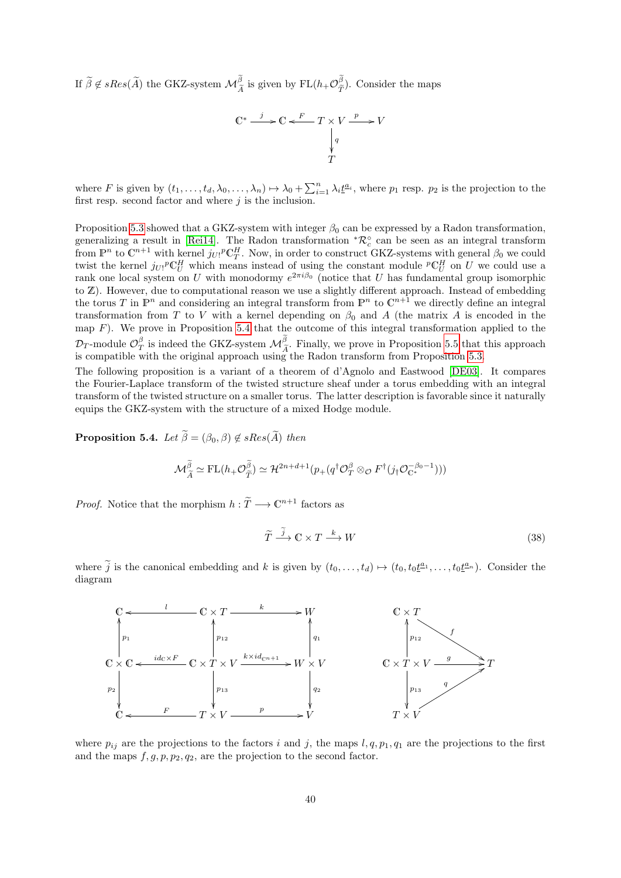If $\widetilde{\beta} \notin sRes(\widetilde{A})$ the GKZ-system $\mathcal{M}_{\widetilde{A}}^{\widetilde{\beta}}$ is given by $\mathrm{FL}(h_+\mathcal{O}_{\widetilde{T}}^{\widetilde{\beta}})$. Consider the maps

$$\begin{array}{ccccccc}
\mathbb{C}^* & \xrightarrow{j} & \mathbb{C} & \xleftarrow{F} & T \times V & \xrightarrow{p} & V \\
& & & & \downarrow{\scriptstyle q} & & \\
& & & & T & &
\end{array}$$

where $F$ is given by $(t_1, \ldots, t_d, \lambda_0, \ldots, \lambda_n) \mapsto \lambda_0 + \sum_{i=1}^n \lambda_i \underline{t}^{\underline{a}_i}$, where $p_1$ resp. $p_2$ is the projection to the first resp. second factor and where $j$ is the inclusion.

Proposition 5.3 showed that a GKZ-system with integer $\beta_0$ can be expressed by a Radon transformation, generalizing a result in [Rei14]. The Radon transformation ${}^*\mathcal{R}_c^\circ$ can be seen as an integral transform from $\mathbb{P}^n$ to $\mathbb{C}^{n+1}$ with kernel $j_{U!}{}^p\mathbb{C}_T^H$. Now, in order to construct GKZ-systems with general $\beta_0$ we could twist the kernel $j_{U!}{}^p\mathbb{C}_U^H$ which means instead of using the constant module ${}^p\mathbb{C}_U^H$ on $U$ we could use a rank one local system on $U$ with monodormy $e^{2\pi i\beta_0}$ (notice that $U$ has fundamental group isomorphic to $\mathbb{Z}$). However, due to computational reason we use a slightly different approach. Instead of embedding the torus $T$ in $\mathbb{P}^n$ and considering an integral transform from $\mathbb{P}^n$ to $\mathbb{C}^{n+1}$ we directly define an integral transformation from $T$ to $V$ with a kernel depending on $\beta_0$ and $A$ (the matrix $A$ is encoded in the map $F$). We prove in Proposition 5.4 that the outcome of this integral transformation applied to the $\mathcal{D}_T$-module $\mathcal{O}_T^\beta$ is indeed the GKZ-system $\mathcal{M}_{\widetilde{A}}^{\widetilde{\beta}}$. Finally, we prove in Proposition 5.5 that this approach is compatible with the original approach using the Radon transform from Proposition 5.3.

The following proposition is a variant of a theorem of d'Agnolo and Eastwood [DE03]. It compares the Fourier-Laplace transform of the twisted structure sheaf under a torus embedding with an integral transform of the twisted structure on a smaller torus. The latter description is favorable since it naturally equips the GKZ-system with the structure of a mixed Hodge module.

**Proposition 5.4.** *Let $\widetilde{\beta} = (\beta_0, \beta) \notin sRes(\widetilde{A})$ then*

$$\mathcal{M}_{\widetilde{A}}^{\widetilde{\beta}} \simeq \mathrm{FL}(h_+\mathcal{O}_{\widetilde{T}}^{\widetilde{\beta}}) \simeq \mathcal{H}^{2n+d+1}(p_+(q^\dagger\mathcal{O}_T^\beta \otimes_{\mathcal{O}} F^\dagger(j_\dagger\mathcal{O}_{\mathbb{C}^*}^{-\beta_0-1})))$$

*Proof.* Notice that the morphism $h : \widetilde{T} \longrightarrow \mathbb{C}^{n+1}$ factors as

$$\widetilde{T} \xrightarrow{\widetilde{j}} \mathbb{C} \times T \xrightarrow{k} W \tag{38}$$

where $\widetilde{j}$ is the canonical embedding and $k$ is given by $(t_0, \ldots, t_d) \mapsto (t_0, t_0\underline{t}^{\underline{a}_1}, \ldots, t_0\underline{t}^{\underline{a}_n})$. Consider the diagram

$$\begin{array}{ccccc}
\mathbb{C} & \xleftarrow{l} & \mathbb{C} \times T & \xrightarrow{k} & W \\
\uparrow{\scriptstyle p_1} & & \uparrow{\scriptstyle p_{12}} & & \uparrow{\scriptstyle q_1} \\
\mathbb{C} \times \mathbb{C} & \xleftarrow{id_{\mathbb{C}} \times F} & \mathbb{C} \times T \times V & \xrightarrow{k \times id_{\mathbb{C}^{n+1}}} & W \times V \\
\downarrow{\scriptstyle p_2} & & \downarrow{\scriptstyle p_{13}} & & \downarrow{\scriptstyle q_2} \\
\mathbb{C} & \xleftarrow{F} & T \times V & \xrightarrow{p} & V
\end{array}
\qquad
\begin{array}{ccc}
\mathbb{C} \times T & & \\
\uparrow{\scriptstyle p_{12}} & \searrow{\scriptstyle f} & \\
\mathbb{C} \times T \times V & \xrightarrow{g} & T \\
\downarrow{\scriptstyle p_{13}} & \nearrow{\scriptstyle q} & \\
T \times V & &
\end{array}$$

where $p_{ij}$ are the projections to the factors $i$ and $j$, the maps $l, q, p_1, q_1$ are the projections to the first and the maps $f, g, p, p_2, q_2$, are the projection to the second factor.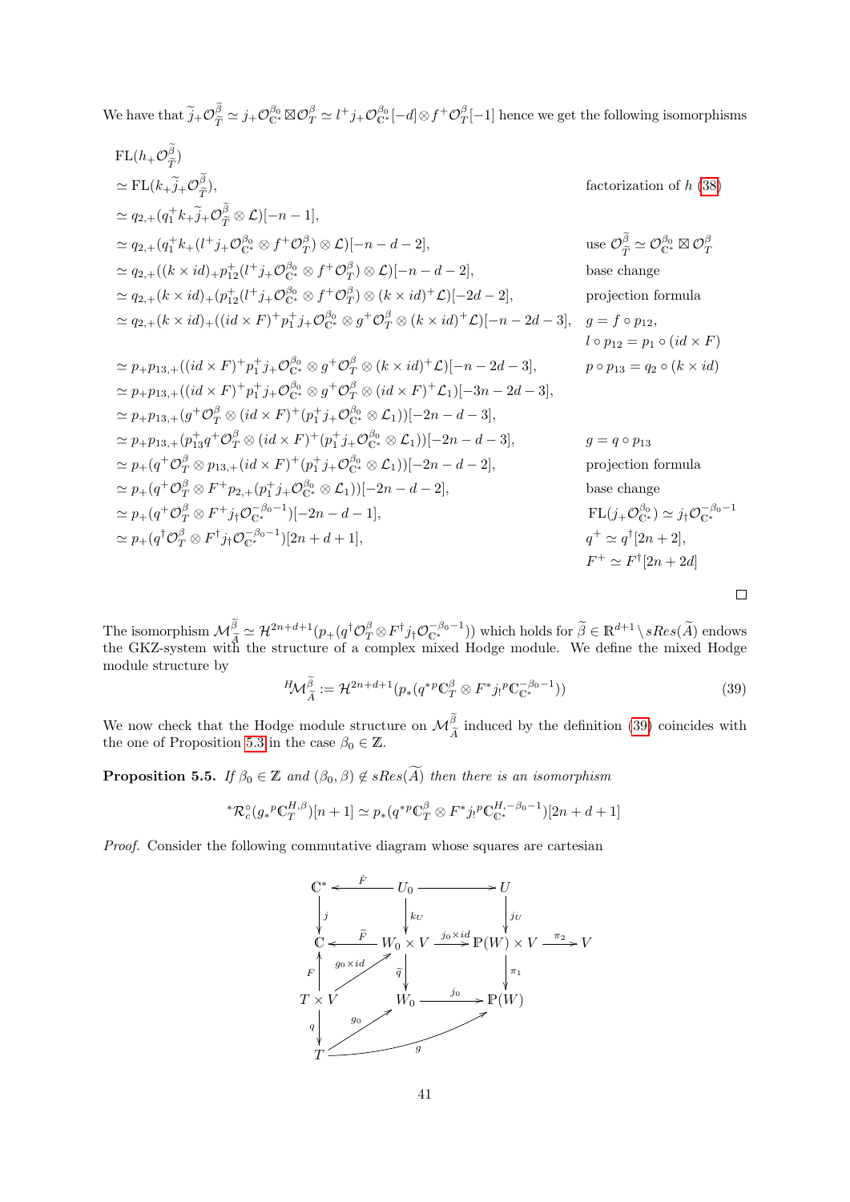We have that $\widetilde{j}_+\mathcal{O}_{\widetilde{T}}^{\widetilde{\beta}} \simeq j_+\mathcal{O}_{\mathbb{C}^*}^{\beta_0} \boxtimes \mathcal{O}_T^{\beta} \simeq l^+ j_+\mathcal{O}_{\mathbb{C}^*}^{\beta_0}[-d] \otimes f^+\mathcal{O}_T^{\beta}[-1]$ hence we get the following isomorphisms

$$
\begin{aligned}
& \mathrm{FL}(h_+\mathcal{O}_{\widetilde{T}}^{\widetilde{\beta}}) & \\
& \simeq \mathrm{FL}(k_+\widetilde{j}_+\mathcal{O}_{\widetilde{T}}^{\widetilde{\beta}}), & \text{factorization of } h \text{ (38)} \\
& \simeq q_{2,+}(q_1^+ k_+\widetilde{j}_+\mathcal{O}_{\widetilde{T}}^{\widetilde{\beta}} \otimes \mathcal{L})[-n-1], & \\
& \simeq q_{2,+}(q_1^+ k_+(l^+ j_+\mathcal{O}_{\mathbb{C}^*}^{\beta_0} \otimes f^+\mathcal{O}_T^{\beta}) \otimes \mathcal{L})[-n-d-2], & \text{use } \mathcal{O}_{\widetilde{T}}^{\widetilde{\beta}} \simeq \mathcal{O}_{\mathbb{C}^*}^{\beta_0} \boxtimes \mathcal{O}_T^{\beta} \\
& \simeq q_{2,+}((k\times id)_+ p_{12}^+(l^+ j_+\mathcal{O}_{\mathbb{C}^*}^{\beta_0} \otimes f^+\mathcal{O}_T^{\beta}) \otimes \mathcal{L})[-n-d-2], & \text{base change} \\
& \simeq q_{2,+}(k\times id)_+(p_{12}^+(l^+ j_+\mathcal{O}_{\mathbb{C}^*}^{\beta_0} \otimes f^+\mathcal{O}_T^{\beta}) \otimes (k\times id)^+\mathcal{L})[-2d-2], & \text{projection formula} \\
& \simeq q_{2,+}(k\times id)_+((id\times F)^+ p_1^+ j_+\mathcal{O}_{\mathbb{C}^*}^{\beta_0} \otimes g^+\mathcal{O}_T^{\beta} \otimes (k\times id)^+\mathcal{L})[-n-2d-3], & g = f\circ p_{12}, \\
& & l\circ p_{12} = p_1\circ(id\times F) \\
& \simeq p_+ p_{13,+}((id\times F)^+ p_1^+ j_+\mathcal{O}_{\mathbb{C}^*}^{\beta_0} \otimes g^+\mathcal{O}_T^{\beta} \otimes (k\times id)^+\mathcal{L})[-n-2d-3], & p\circ p_{13} = q_2\circ(k\times id) \\
& \simeq p_+ p_{13,+}((id\times F)^+ p_1^+ j_+\mathcal{O}_{\mathbb{C}^*}^{\beta_0} \otimes g^+\mathcal{O}_T^{\beta} \otimes (id\times F)^+\mathcal{L}_1)[-3n-2d-3], & \\
& \simeq p_+ p_{13,+}(g^+\mathcal{O}_T^{\beta} \otimes (id\times F)^+(p_1^+ j_+\mathcal{O}_{\mathbb{C}^*}^{\beta_0} \otimes \mathcal{L}_1))[-2n-d-3], & \\
& \simeq p_+ p_{13,+}(p_{13}^+ q^+\mathcal{O}_T^{\beta} \otimes (id\times F)^+(p_1^+ j_+\mathcal{O}_{\mathbb{C}^*}^{\beta_0} \otimes \mathcal{L}_1))[-2n-d-3], & g = q\circ p_{13} \\
& \simeq p_+(q^+\mathcal{O}_T^{\beta} \otimes p_{13,+}(id\times F)^+(p_1^+ j_+\mathcal{O}_{\mathbb{C}^*}^{\beta_0} \otimes \mathcal{L}_1))[-2n-d-2], & \text{projection formula} \\
& \simeq p_+(q^+\mathcal{O}_T^{\beta} \otimes F^+ p_{2,+}(p_1^+ j_+\mathcal{O}_{\mathbb{C}^*}^{\beta_0} \otimes \mathcal{L}_1))[-2n-d-2], & \text{base change} \\
& \simeq p_+(q^+\mathcal{O}_T^{\beta} \otimes F^+ j_\dagger\mathcal{O}_{\mathbb{C}^*}^{-\beta_0-1})[-2n-d-1], & \mathrm{FL}(j_+\mathcal{O}_{\mathbb{C}^*}^{\beta_0}) \simeq j_\dagger\mathcal{O}_{\mathbb{C}^*}^{-\beta_0-1} \\
& \simeq p_+(q^\dagger\mathcal{O}_T^{\beta} \otimes F^\dagger j_\dagger\mathcal{O}_{\mathbb{C}^*}^{-\beta_0-1})[2n+d+1], & q^+ \simeq q^\dagger[2n+2], \\
& & F^+ \simeq F^\dagger[2n+2d]
\end{aligned}
$$

□

The isomorphism $\mathcal{M}_{\widetilde{A}}^{\widetilde{\beta}} \simeq \mathcal{H}^{2n+d+1}(p_+(q^\dagger\mathcal{O}_T^{\beta} \otimes F^\dagger j_\dagger\mathcal{O}_{\mathbb{C}^*}^{-\beta_0-1}))$ which holds for $\widetilde{\beta} \in \mathbb{R}^{d+1}\setminus sRes(\widetilde{A})$ endows the GKZ-system with the structure of a complex mixed Hodge module. We define the mixed Hodge module structure by

$$
{}^H\!\mathcal{M}_{\widetilde{A}}^{\widetilde{\beta}} := \mathcal{H}^{2n+d+1}(p_*(q^{*p}\mathbb{C}_T^{\beta} \otimes F^* j_!{}^p\mathbb{C}_{\mathbb{C}^*}^{-\beta_0-1})) \tag{39}
$$

We now check that the Hodge module structure on $\mathcal{M}_{\widetilde{A}}^{\widetilde{\beta}}$ induced by the definition (39) coincides with the one of Proposition 5.3 in the case $\beta_0 \in \mathbb{Z}$.

**Proposition 5.5.** *If $\beta_0 \in \mathbb{Z}$ and $(\beta_0, \beta) \notin sRes(\widetilde{A})$ then there is an isomorphism*

$$
{}^*\mathcal{R}_c^\circ(g_*{}^p\mathbb{C}_T^{H,\beta})[n+1] \simeq p_*(q^{*p}\mathbb{C}_T^{\beta} \otimes F^* j_!{}^p\mathbb{C}_{\mathbb{C}^*}^{H,-\beta_0-1})[2n+d+1]
$$

*Proof.* Consider the following commutative diagram whose squares are cartesian

$$
\begin{array}{ccccccc}
\mathbb{C}^* & \xleftarrow{\dot{F}} & U_0 & \longrightarrow & U & & \\
\downarrow j & & \downarrow k_U & & \downarrow j_U & & \\
\mathbb{C} & \xleftarrow{\widetilde{F}} & W_0\times V & \xrightarrow{j_0\times id} & \mathbb{P}(W)\times V & \xrightarrow{\pi_2} & V \\
\uparrow F & \nearrow g_0\times id & \downarrow \widetilde{q} & & \downarrow \pi_1 & & \\
T\times V & & W_0 & \xrightarrow{j_0} & \mathbb{P}(W) & & \\
\downarrow q & \nearrow g_0 & & \nearrow g & & & \\
T & & & & & &
\end{array}
$$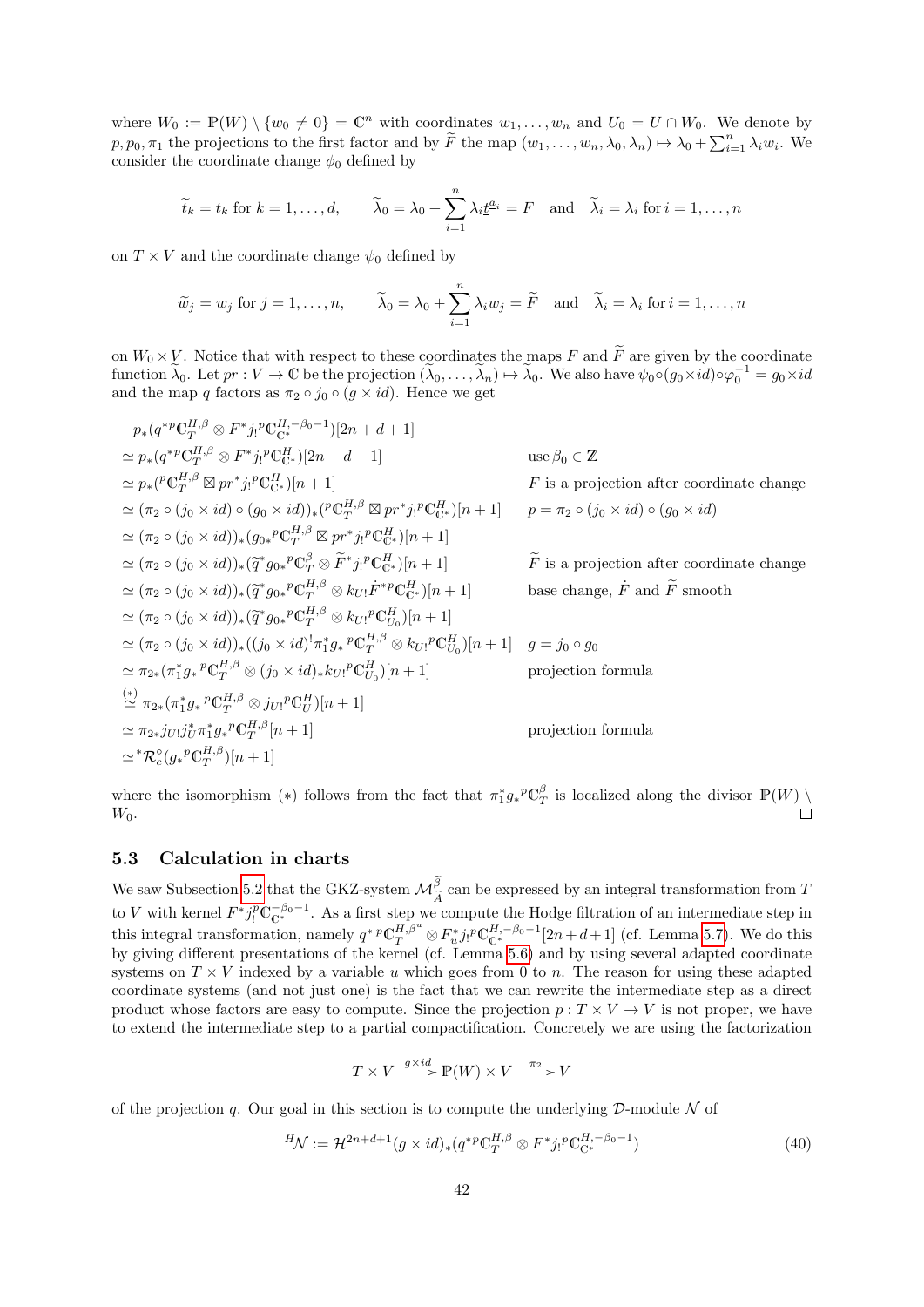where $W_0 := \mathbb{P}(W) \setminus \{w_0 \neq 0\} = \mathbb{C}^n$ with coordinates $w_1, \ldots, w_n$ and $U_0 = U \cap W_0$. We denote by $p, p_0, \pi_1$ the projections to the first factor and by $\widetilde{F}$ the map $(w_1, \ldots, w_n, \lambda_0, \lambda_n) \mapsto \lambda_0 + \sum_{i=1}^n \lambda_i w_i$. We consider the coordinate change $\phi_0$ defined by

$$\widetilde{t}_k = t_k \text{ for } k = 1, \ldots, d, \qquad \widetilde{\lambda}_0 = \lambda_0 + \sum_{i=1}^n \lambda_i \underline{t}^{\underline{a}_i} = F \quad \text{and} \quad \widetilde{\lambda}_i = \lambda_i \text{ for } i = 1, \ldots, n$$

on $T \times V$ and the coordinate change $\psi_0$ defined by

$$\widetilde{w}_j = w_j \text{ for } j = 1, \ldots, n, \qquad \widetilde{\lambda}_0 = \lambda_0 + \sum_{i=1}^n \lambda_i w_j = \widetilde{F} \quad \text{and} \quad \widetilde{\lambda}_i = \lambda_i \text{ for } i = 1, \ldots, n$$

on $W_0 \times V$. Notice that with respect to these coordinates the maps $F$ and $\widetilde{F}$ are given by the coordinate function $\widetilde{\lambda}_0$. Let $pr : V \to \mathbb{C}$ be the projection $(\widetilde{\lambda}_0, \ldots, \widetilde{\lambda}_n) \mapsto \widetilde{\lambda}_0$. We also have $\psi_0 \circ (g_0 \times id) \circ \varphi_0^{-1} = g_0 \times id$ and the map $q$ factors as $\pi_2 \circ j_0 \circ (g \times id)$. Hence we get

$$\begin{aligned}
& p_*(q^{*p}\mathbb{C}_T^{H,\beta} \otimes F^* j_!{}^p\mathbb{C}_{\mathbb{C}^*}^{H,-\beta_0-1})[2n+d+1] \\
\simeq\ & p_*(q^{*p}\mathbb{C}_T^{H,\beta} \otimes F^* j_!{}^p\mathbb{C}_{\mathbb{C}^*}^{H})[2n+d+1] && \text{use } \beta_0 \in \mathbb{Z} \\
\simeq\ & p_*({}^p\mathbb{C}_T^{H,\beta} \boxtimes pr^* j_!{}^p\mathbb{C}_{\mathbb{C}^*}^{H})[n+1] && F \text{ is a projection after coordinate change} \\
\simeq\ & (\pi_2 \circ (j_0 \times id) \circ (g_0 \times id))_*({}^p\mathbb{C}_T^{H,\beta} \boxtimes pr^* j_!{}^p\mathbb{C}_{\mathbb{C}^*}^{H})[n+1] && p = \pi_2 \circ (j_0 \times id) \circ (g_0 \times id) \\
\simeq\ & (\pi_2 \circ (j_0 \times id))_*(g_{0*}{}^p\mathbb{C}_T^{H,\beta} \boxtimes pr^* j_!{}^p\mathbb{C}_{\mathbb{C}^*}^{H})[n+1] \\
\simeq\ & (\pi_2 \circ (j_0 \times id))_*(\widetilde{q}^* g_{0*}{}^p\mathbb{C}_T^{\beta} \otimes \widetilde{F}^* j_!{}^p\mathbb{C}_{\mathbb{C}^*}^{H})[n+1] && \widetilde{F} \text{ is a projection after coordinate change} \\
\simeq\ & (\pi_2 \circ (j_0 \times id))_*(\widetilde{q}^* g_{0*}{}^p\mathbb{C}_T^{H,\beta} \otimes k_{U!}\dot{F}^{*p}\mathbb{C}_{\mathbb{C}^*}^{H})[n+1] && \text{base change, } \dot{F} \text{ and } \widetilde{F} \text{ smooth} \\
\simeq\ & (\pi_2 \circ (j_0 \times id))_*(\widetilde{q}^* g_{0*}{}^p\mathbb{C}_T^{H,\beta} \otimes k_{U!}{}^p\mathbb{C}_{U_0}^{H})[n+1] \\
\simeq\ & (\pi_2 \circ (j_0 \times id))_*((j_0 \times id)^! \pi_1^* g_*{}^p\mathbb{C}_T^{H,\beta} \otimes k_{U!}{}^p\mathbb{C}_{U_0}^{H})[n+1] && g = j_0 \circ g_0 \\
\simeq\ & \pi_{2*}(\pi_1^* g_*{}^p\mathbb{C}_T^{H,\beta} \otimes (j_0 \times id)_* k_{U!}{}^p\mathbb{C}_{U_0}^{H})[n+1] && \text{projection formula} \\
\overset{(*)}{\simeq}\ & \pi_{2*}(\pi_1^* g_*{}^p\mathbb{C}_T^{H,\beta} \otimes j_{U!}{}^p\mathbb{C}_U^{H})[n+1] \\
\simeq\ & \pi_{2*} j_{U!} j_U^* \pi_1^* g_*{}^p\mathbb{C}_T^{H,\beta}[n+1] && \text{projection formula} \\
\simeq\ & {}^*\mathcal{R}_c^\circ(g_*{}^p\mathbb{C}_T^{H,\beta})[n+1]
\end{aligned}$$

where the isomorphism $(*)$ follows from the fact that $\pi_1^* g_*{}^p\mathbb{C}_T^{\beta}$ is localized along the divisor $\mathbb{P}(W) \setminus W_0$. □

### 5.3 Calculation in charts

We saw Subsection 5.2 that the GKZ-system $\mathcal{M}_{\widetilde{A}}^{\widetilde{\beta}}$ can be expressed by an integral transformation from $T$ to $V$ with kernel $F^* j_!^p \mathbb{C}_{\mathbb{C}^*}^{-\beta_0-1}$. As a first step we compute the Hodge filtration of an intermediate step in this integral transformation, namely $q^{*}{}^p\mathbb{C}_T^{H,\beta^u} \otimes F_u^* j_!{}^p\mathbb{C}_{\mathbb{C}^*}^{H,-\beta_0-1}[2n+d+1]$ (cf. Lemma 5.7). We do this by giving different presentations of the kernel (cf. Lemma 5.6) and by using several adapted coordinate systems on $T \times V$ indexed by a variable $u$ which goes from $0$ to $n$. The reason for using these adapted coordinate systems (and not just one) is the fact that we can rewrite the intermediate step as a direct product whose factors are easy to compute. Since the projection $p : T \times V \to V$ is not proper, we have to extend the intermediate step to a partial compactification. Concretely we are using the factorization

$$T \times V \xrightarrow{g \times id} \mathbb{P}(W) \times V \xrightarrow{\pi_2} V$$

of the projection $q$. Our goal in this section is to compute the underlying $\mathcal{D}$-module $\mathcal{N}$ of

$${}^H\mathcal{N} := \mathcal{H}^{2n+d+1}(g \times id)_*(q^{*p}\mathbb{C}_T^{H,\beta} \otimes F^* j_!{}^p\mathbb{C}_{\mathbb{C}^*}^{H,-\beta_0-1}) \tag{40}$$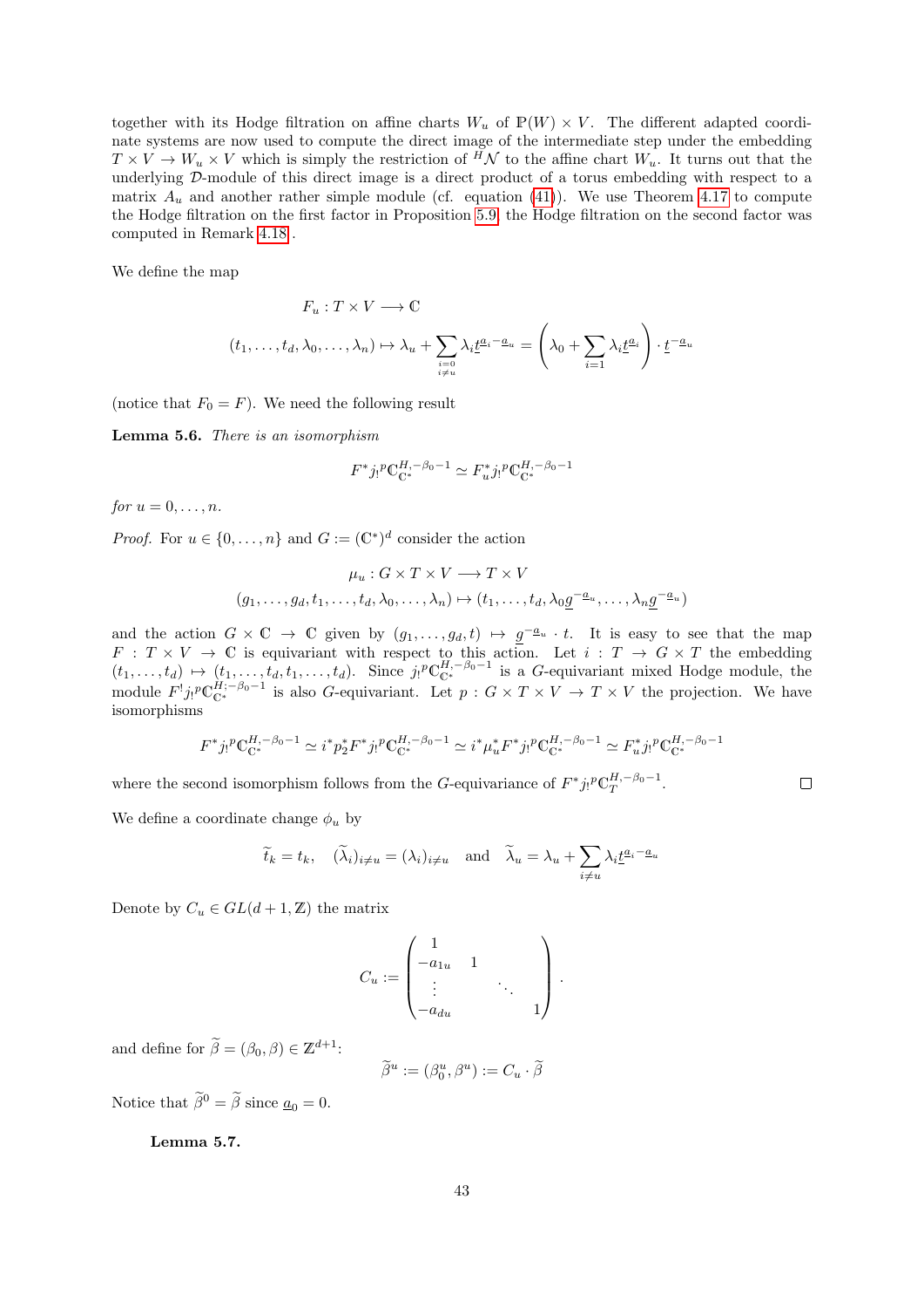together with its Hodge filtration on affine charts $W_u$ of $\mathbb{P}(W) \times V$. The different adapted coordinate systems are now used to compute the direct image of the intermediate step under the embedding $T \times V \to W_u \times V$ which is simply the restriction of ${}^H\mathcal{N}$ to the affine chart $W_u$. It turns out that the underlying $\mathcal{D}$-module of this direct image is a direct product of a torus embedding with respect to a matrix $A_u$ and another rather simple module (cf. equation (41)). We use Theorem 4.17 to compute the Hodge filtration on the first factor in Proposition 5.9, the Hodge filtration on the second factor was computed in Remark 4.18.

We define the map

$$
\begin{aligned}
F_u : T \times V &\longrightarrow \mathbb{C} \\
(t_1, \ldots, t_d, \lambda_0, \ldots, \lambda_n) &\mapsto \lambda_u + \sum_{\substack{i=0 \\ i \neq u}} \lambda_i \underline{t}^{\underline{a}_i - \underline{a}_u} = \left( \lambda_0 + \sum_{i=1} \lambda_i \underline{t}^{\underline{a}_i} \right) \cdot \underline{t}^{-\underline{a}_u}
\end{aligned}
$$

(notice that $F_0 = F$). We need the following result

**Lemma 5.6.** *There is an isomorphism*

$$
F^* j_! {}^p\mathbb{C}^{H,-\beta_0-1}_{\mathbb{C}^*} \simeq F_u^* j_! {}^p\mathbb{C}^{H,-\beta_0-1}_{\mathbb{C}^*}
$$

*for* $u = 0, \ldots, n$.

*Proof.* For $u \in \{0, \ldots, n\}$ and $G := (\mathbb{C}^*)^d$ consider the action

$$
\begin{aligned}
\mu_u : G \times T \times V &\longrightarrow T \times V \\
(g_1, \ldots, g_d, t_1, \ldots, t_d, \lambda_0, \ldots, \lambda_n) &\mapsto (t_1, \ldots, t_d, \lambda_0 \underline{g}^{-\underline{a}_u}, \ldots, \lambda_n \underline{g}^{-\underline{a}_u})
\end{aligned}
$$

and the action $G \times \mathbb{C} \to \mathbb{C}$ given by $(g_1, \ldots, g_d, t) \mapsto \underline{g}^{-\underline{a}_u} \cdot t$. It is easy to see that the map $F : T \times V \to \mathbb{C}$ is equivariant with respect to this action. Let $i : T \to G \times T$ the embedding $(t_1, \ldots, t_d) \mapsto (t_1, \ldots, t_d, t_1, \ldots, t_d)$. Since $j_! {}^p\mathbb{C}^{H,-\beta_0-1}_{\mathbb{C}^*}$ is a $G$-equivariant mixed Hodge module, the module $F^! j_! {}^p\mathbb{C}^{H;-\beta_0-1}_{\mathbb{C}^*}$ is also $G$-equivariant. Let $p : G \times T \times V \to T \times V$ the projection. We have isomorphisms

$$
F^* j_! {}^p\mathbb{C}^{H,-\beta_0-1}_{\mathbb{C}^*} \simeq i^* p_2^* F^* j_! {}^p\mathbb{C}^{H,-\beta_0-1}_{\mathbb{C}^*} \simeq i^* \mu_u^* F^* j_! {}^p\mathbb{C}^{H,-\beta_0-1}_{\mathbb{C}^*} \simeq F_u^* j_! {}^p\mathbb{C}^{H,-\beta_0-1}_{\mathbb{C}^*}
$$

where the second isomorphism follows from the $G$-equivariance of $F^* j_! {}^p\mathbb{C}^{H,-\beta_0-1}_T$. $\square$

We define a coordinate change $\phi_u$ by

$$
\widetilde{t}_k = t_k, \quad (\widetilde{\lambda}_i)_{i \neq u} = (\lambda_i)_{i \neq u} \quad \text{and} \quad \widetilde{\lambda}_u = \lambda_u + \sum_{i \neq u} \lambda_i \underline{t}^{\underline{a}_i - \underline{a}_u}
$$

Denote by $C_u \in GL(d+1, \mathbb{Z})$ the matrix

$$
C_u := \begin{pmatrix} 1 & & & \\ -a_{1u} & 1 & & \\ \vdots & & \ddots & \\ -a_{du} & & & 1 \end{pmatrix}.
$$

and define for $\widetilde{\beta} = (\beta_0, \beta) \in \mathbb{Z}^{d+1}$:

$$
\widetilde{\beta}^u := (\beta_0^u, \beta^u) := C_u \cdot \widetilde{\beta}
$$

Notice that $\widetilde{\beta}^0 = \widetilde{\beta}$ since $\underline{a}_0 = 0$.

**Lemma 5.7.**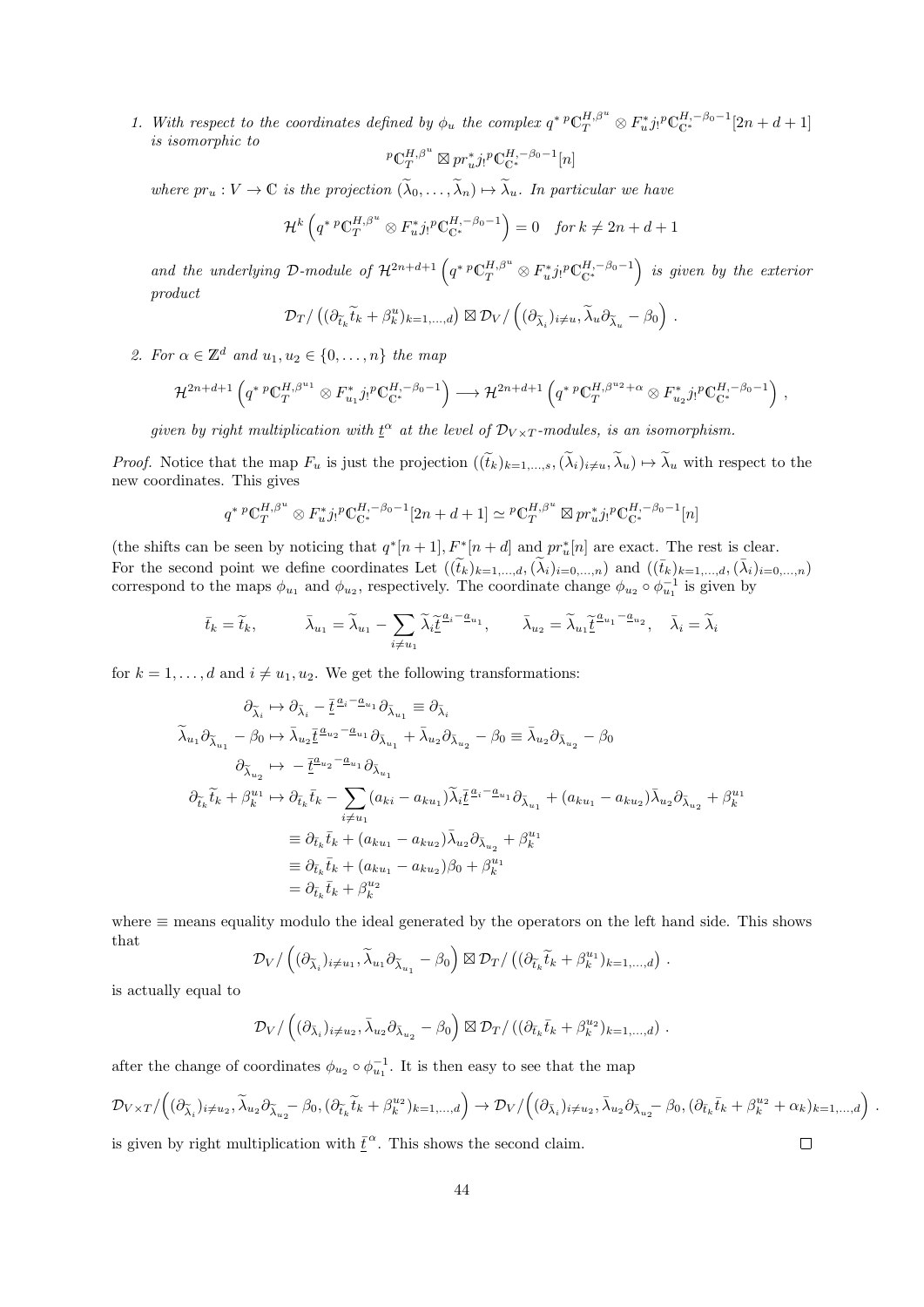1. *With respect to the coordinates defined by $\phi_u$ the complex $q^* \,{}^p\mathbb{C}_T^{H,\beta^u} \otimes F_u^* j_! {}^p\mathbb{C}_{\mathbb{C}^*}^{H,-\beta_0-1}[2n+d+1]$ is isomorphic to*
$$ {}^p\mathbb{C}_T^{H,\beta^u} \boxtimes pr_u^* j_! {}^p\mathbb{C}_{\mathbb{C}^*}^{H,-\beta_0-1}[n] $$
*where $pr_u : V \to \mathbb{C}$ is the projection $(\widetilde{\lambda}_0, \ldots, \widetilde{\lambda}_n) \mapsto \widetilde{\lambda}_u$. In particular we have*
$$ \mathcal{H}^k\left(q^* \,{}^p\mathbb{C}_T^{H,\beta^u} \otimes F_u^* j_! {}^p\mathbb{C}_{\mathbb{C}^*}^{H,-\beta_0-1}\right) = 0 \quad \textit{for } k \neq 2n+d+1 $$
*and the underlying $\mathcal{D}$-module of $\mathcal{H}^{2n+d+1}\left(q^* \,{}^p\mathbb{C}_T^{H,\beta^u} \otimes F_u^* j_! {}^p\mathbb{C}_{\mathbb{C}^*}^{H,-\beta_0-1}\right)$ is given by the exterior product*
$$ \mathcal{D}_T / \left((\partial_{\widetilde{t}_k}\widetilde{t}_k + \beta_k^u)_{k=1,\ldots,d}\right) \boxtimes \mathcal{D}_V / \left((\partial_{\widetilde{\lambda}_i})_{i\neq u}, \widetilde{\lambda}_u \partial_{\widetilde{\lambda}_u} - \beta_0\right). $$

2. *For $\alpha \in \mathbb{Z}^d$ and $u_1, u_2 \in \{0, \ldots, n\}$ the map*
$$ \mathcal{H}^{2n+d+1}\left(q^* \,{}^p\mathbb{C}_T^{H,\beta^{u_1}} \otimes F_{u_1}^* j_! {}^p\mathbb{C}_{\mathbb{C}^*}^{H,-\beta_0-1}\right) \longrightarrow \mathcal{H}^{2n+d+1}\left(q^* \,{}^p\mathbb{C}_T^{H,\beta^{u_2}+\alpha} \otimes F_{u_2}^* j_! {}^p\mathbb{C}_{\mathbb{C}^*}^{H,-\beta_0-1}\right), $$
*given by right multiplication with $\underline{t}^\alpha$ at the level of $\mathcal{D}_{V\times T}$-modules, is an isomorphism.*

*Proof.* Notice that the map $F_u$ is just the projection $((\widetilde{t}_k)_{k=1,\ldots,s}, (\widetilde{\lambda}_i)_{i\neq u}, \widetilde{\lambda}_u) \mapsto \widetilde{\lambda}_u$ with respect to the new coordinates. This gives
$$ q^* \,{}^p\mathbb{C}_T^{H,\beta^u} \otimes F_u^* j_! {}^p\mathbb{C}_{\mathbb{C}^*}^{H,-\beta_0-1}[2n+d+1] \simeq {}^p\mathbb{C}_T^{H,\beta^u} \boxtimes pr_u^* j_! {}^p\mathbb{C}_{\mathbb{C}^*}^{H,-\beta_0-1}[n] $$
(the shifts can be seen by noticing that $q^*[n+1], F^*[n+d]$ and $pr_u^*[n]$ are exact. The rest is clear.
For the second point we define coordinates Let $((\widetilde{t}_k)_{k=1,\ldots,d}, (\widetilde{\lambda}_i)_{i=0,\ldots,n})$ and $((\bar{t}_k)_{k=1,\ldots,d}, (\bar{\lambda}_i)_{i=0,\ldots,n})$ correspond to the maps $\phi_{u_1}$ and $\phi_{u_2}$, respectively. The coordinate change $\phi_{u_2} \circ \phi_{u_1}^{-1}$ is given by
$$ \bar{t}_k = \widetilde{t}_k, \qquad \bar{\lambda}_{u_1} = \widetilde{\lambda}_{u_1} - \sum_{i\neq u_1} \widetilde{\lambda}_i \underline{\widetilde{t}}^{\underline{a}_i - \underline{a}_{u_1}}, \qquad \bar{\lambda}_{u_2} = \widetilde{\lambda}_{u_1} \underline{\widetilde{t}}^{\underline{a}_{u_1} - \underline{a}_{u_2}}, \quad \bar{\lambda}_i = \widetilde{\lambda}_i $$
for $k = 1, \ldots, d$ and $i \neq u_1, u_2$. We get the following transformations:
$$
\begin{aligned}
\partial_{\widetilde{\lambda}_i} &\mapsto \partial_{\bar{\lambda}_i} - \underline{\bar{t}}^{\underline{a}_i - \underline{a}_{u_1}} \partial_{\bar{\lambda}_{u_1}} \equiv \partial_{\bar{\lambda}_i} \\
\widetilde{\lambda}_{u_1} \partial_{\widetilde{\lambda}_{u_1}} - \beta_0 &\mapsto \bar{\lambda}_{u_2} \underline{\bar{t}}^{\underline{a}_{u_2} - \underline{a}_{u_1}} \partial_{\bar{\lambda}_{u_1}} + \bar{\lambda}_{u_2} \partial_{\bar{\lambda}_{u_2}} - \beta_0 \equiv \bar{\lambda}_{u_2} \partial_{\bar{\lambda}_{u_2}} - \beta_0 \\
\partial_{\widetilde{\lambda}_{u_2}} &\mapsto -\underline{\bar{t}}^{\underline{a}_{u_2} - \underline{a}_{u_1}} \partial_{\bar{\lambda}_{u_1}} \\
\partial_{\widetilde{t}_k}\widetilde{t}_k + \beta_k^{u_1} &\mapsto \partial_{\bar{t}_k}\bar{t}_k - \sum_{i\neq u_1} (a_{ki} - a_{ku_1}) \widetilde{\lambda}_i \underline{\bar{t}}^{\underline{a}_i - \underline{a}_{u_1}} \partial_{\bar{\lambda}_{u_1}} + (a_{ku_1} - a_{ku_2}) \bar{\lambda}_{u_2} \partial_{\bar{\lambda}_{u_2}} + \beta_k^{u_1} \\
&\equiv \partial_{\bar{t}_k}\bar{t}_k + (a_{ku_1} - a_{ku_2}) \bar{\lambda}_{u_2} \partial_{\bar{\lambda}_{u_2}} + \beta_k^{u_1} \\
&\equiv \partial_{\bar{t}_k}\bar{t}_k + (a_{ku_1} - a_{ku_2}) \beta_0 + \beta_k^{u_1} \\
&= \partial_{\bar{t}_k}\bar{t}_k + \beta_k^{u_2}
\end{aligned}
$$
where $\equiv$ means equality modulo the ideal generated by the operators on the left hand side. This shows that
$$ \mathcal{D}_V / \left((\partial_{\widetilde{\lambda}_i})_{i\neq u_1}, \widetilde{\lambda}_{u_1} \partial_{\widetilde{\lambda}_{u_1}} - \beta_0\right) \boxtimes \mathcal{D}_T / \left((\partial_{\widetilde{t}_k}\widetilde{t}_k + \beta_k^{u_1})_{k=1,\ldots,d}\right). $$
is actually equal to
$$ \mathcal{D}_V / \left((\partial_{\bar{\lambda}_i})_{i\neq u_2}, \bar{\lambda}_{u_2} \partial_{\bar{\lambda}_{u_2}} - \beta_0\right) \boxtimes \mathcal{D}_T / \left((\partial_{\bar{t}_k}\bar{t}_k + \beta_k^{u_2})_{k=1,\ldots,d}\right). $$
after the change of coordinates $\phi_{u_2} \circ \phi_{u_1}^{-1}$. It is then easy to see that the map
$$ \mathcal{D}_{V\times T} / \left((\partial_{\widetilde{\lambda}_i})_{i\neq u_2}, \widetilde{\lambda}_{u_2} \partial_{\widetilde{\lambda}_{u_2}} - \beta_0, (\partial_{\widetilde{t}_k}\widetilde{t}_k + \beta_k^{u_2})_{k=1,\ldots,d}\right) \to \mathcal{D}_V / \left((\partial_{\bar{\lambda}_i})_{i\neq u_2}, \bar{\lambda}_{u_2} \partial_{\bar{\lambda}_{u_2}} - \beta_0, (\partial_{\bar{t}_k}\bar{t}_k + \beta_k^{u_2} + \alpha_k)_{k=1,\ldots,d}\right). $$
is given by right multiplication with $\underline{\bar{t}}^\alpha$. This shows the second claim. $\square$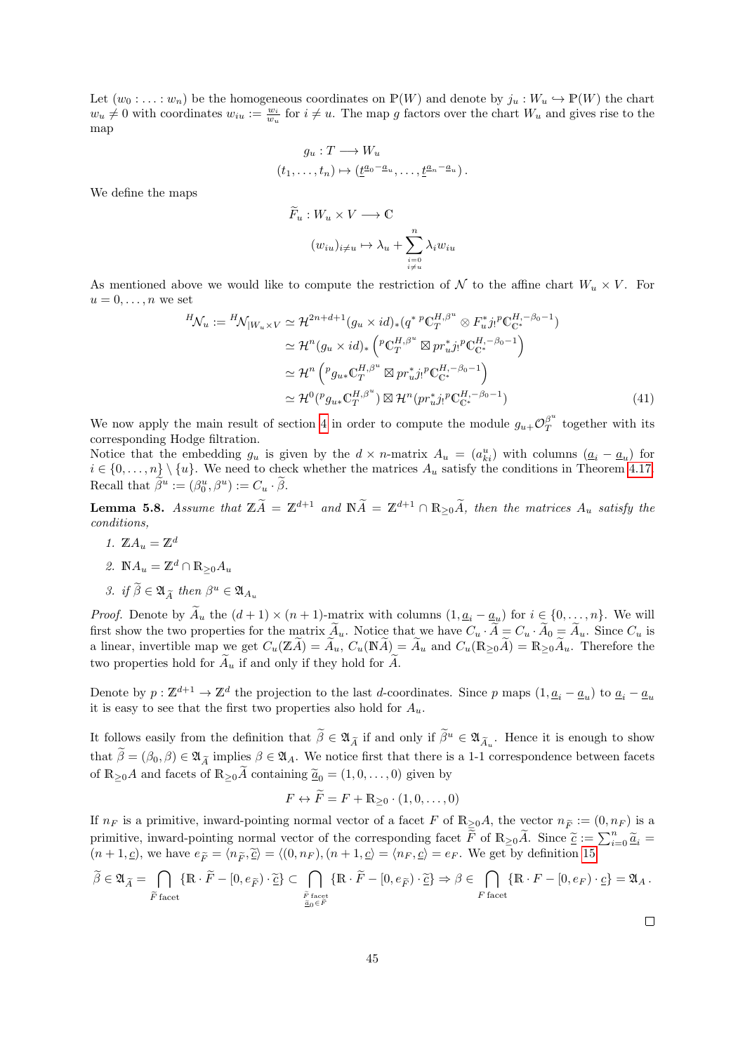Let $(w_0 : \ldots : w_n)$ be the homogeneous coordinates on $\mathbb{P}(W)$ and denote by $j_u : W_u \hookrightarrow \mathbb{P}(W)$ the chart $w_u \neq 0$ with coordinates $w_{iu} := \frac{w_i}{w_u}$ for $i \neq u$. The map $g$ factors over the chart $W_u$ and gives rise to the map

$$
\begin{aligned}
g_u : T &\longrightarrow W_u \\
(t_1, \ldots, t_n) &\mapsto (\underline{t}^{\underline{a}_0 - \underline{a}_u}, \ldots, \underline{t}^{\underline{a}_n - \underline{a}_u}) .
\end{aligned}
$$

We define the maps

$$
\begin{aligned}
\widetilde{F}_u : W_u \times V &\longrightarrow \mathbb{C} \\
(w_{iu})_{i \neq u} &\mapsto \lambda_u + \sum_{\substack{i=0 \\ i \neq u}}^{n} \lambda_i w_{iu}
\end{aligned}
$$

As mentioned above we would like to compute the restriction of $\mathcal{N}$ to the affine chart $W_u \times V$. For $u = 0, \ldots, n$ we set

$$
\begin{aligned}
{}^H\mathcal{N}_u := {}^H\mathcal{N}_{|W_u \times V} &\simeq \mathcal{H}^{2n+d+1}(g_u \times id)_*(q^* \, {}^p\mathbb{C}_T^{H,\beta^u} \otimes F_u^* j_! {}^p\mathbb{C}_{\mathbb{C}^*}^{H,-\beta_0 - 1}) \\
&\simeq \mathcal{H}^n (g_u \times id)_* \left({}^p\mathbb{C}_T^{H,\beta^u} \boxtimes pr_u^* j_! {}^p\mathbb{C}_{\mathbb{C}^*}^{H,-\beta_0-1}\right) \\
&\simeq \mathcal{H}^n \left({}^p g_{u*} \mathbb{C}_T^{H,\beta^u} \boxtimes pr_u^* j_! {}^p\mathbb{C}_{\mathbb{C}^*}^{H,-\beta_0-1}\right) \\
&\simeq \mathcal{H}^0({}^p g_{u*} \mathbb{C}_T^{H,\beta^u}) \boxtimes \mathcal{H}^n(pr_u^* j_! {}^p\mathbb{C}_{\mathbb{C}^*}^{H,-\beta_0-1})
\end{aligned}
\tag{41}
$$

We now apply the main result of section 4 in order to compute the module $g_{u+}\mathcal{O}_T^{\beta^u}$ together with its corresponding Hodge filtration.

Notice that the embedding $g_u$ is given by the $d \times n$-matrix $A_u = (a_{ki}^u)$ with columns $(\underline{a}_i - \underline{a}_u)$ for $i \in \{0, \ldots, n\} \setminus \{u\}$. We need to check whether the matrices $A_u$ satisfy the conditions in Theorem 4.17. Recall that $\widetilde{\beta}^u := (\beta_0^u, \beta^u) := C_u \cdot \widetilde{\beta}$.

**Lemma 5.8.** *Assume that $\mathbb{Z}\widetilde{A} = \mathbb{Z}^{d+1}$ and $\mathbb{N}\widetilde{A} = \mathbb{Z}^{d+1} \cap \mathbb{R}_{\geq 0}\widetilde{A}$, then the matrices $A_u$ satisfy the conditions,*

1. $\mathbb{Z}A_u = \mathbb{Z}^d$
2. $\mathbb{N}A_u = \mathbb{Z}^d \cap \mathbb{R}_{\geq 0} A_u$
3. *if $\widetilde{\beta} \in \mathfrak{A}_{\widetilde{A}}$ then $\beta^u \in \mathfrak{A}_{A_u}$*

*Proof.* Denote by $\widetilde{A}_u$ the $(d+1) \times (n+1)$-matrix with columns $(1, \underline{a}_i - \underline{a}_u)$ for $i \in \{0, \ldots, n\}$. We will first show the two properties for the matrix $\widetilde{A}_u$. Notice that we have $C_u \cdot \widetilde{A} = C_u \cdot \widetilde{A}_0 = \widetilde{A}_u$. Since $C_u$ is a linear, invertible map we get $C_u(\mathbb{Z}\widetilde{A}) = \widetilde{A}_u$, $C_u(\mathbb{N}\widetilde{A}) = \widetilde{A}_u$ and $C_u(\mathbb{R}_{\geq 0}\widetilde{A}) = \mathbb{R}_{\geq 0}\widetilde{A}_u$. Therefore the two properties hold for $\widetilde{A}_u$ if and only if they hold for $\widetilde{A}$.

Denote by $p : \mathbb{Z}^{d+1} \to \mathbb{Z}^d$ the projection to the last $d$-coordinates. Since $p$ maps $(1, \underline{a}_i - \underline{a}_u)$ to $\underline{a}_i - \underline{a}_u$ it is easy to see that the first two properties also hold for $A_u$.

It follows easily from the definition that $\widetilde{\beta} \in \mathfrak{A}_{\widetilde{A}}$ if and only if $\widetilde{\beta}^u \in \mathfrak{A}_{\widetilde{A}_u}$. Hence it is enough to show that $\widetilde{\beta} = (\beta_0, \beta) \in \mathfrak{A}_{\widetilde{A}}$ implies $\beta \in \mathfrak{A}_A$. We notice first that there is a 1-1 correspondence between facets of $\mathbb{R}_{\geq 0}A$ and facets of $\mathbb{R}_{\geq 0}\widetilde{A}$ containing $\widetilde{\underline{a}}_0 = (1, 0, \ldots, 0)$ given by

$$
F \leftrightarrow \widetilde{F} = F + \mathbb{R}_{\geq 0} \cdot (1, 0, \ldots, 0)
$$

If $n_F$ is a primitive, inward-pointing normal vector of a facet $F$ of $\mathbb{R}_{\geq 0}A$, the vector $n_{\widetilde{F}} := (0, n_F)$ is a primitive, inward-pointing normal vector of the corresponding facet $\widetilde{F}$ of $\mathbb{R}_{\geq 0}\widetilde{A}$. Since $\widetilde{\underline{c}} := \sum_{i=0}^n \widetilde{\underline{a}}_i = (n+1, \underline{c})$, we have $e_{\widetilde{F}} = \langle n_{\widetilde{F}}, \widetilde{\underline{c}} \rangle = \langle (0, n_F), (n+1, \underline{c}) \rangle = \langle n_F, \underline{c} \rangle = e_F$. We get by definition 15

$$
\widetilde{\beta} \in \mathfrak{A}_{\widetilde{A}} = \bigcap_{\widetilde{F} \text{ facet}} \{\mathbb{R} \cdot \widetilde{F} - [0, e_{\widetilde{F}}) \cdot \widetilde{\underline{c}}\} \subset \bigcap_{\substack{\widetilde{F} \text{ facet} \\ \widetilde{\underline{a}}_0 \in \widetilde{F}}} \{\mathbb{R} \cdot \widetilde{F} - [0, e_{\widetilde{F}}) \cdot \widetilde{\underline{c}}\} \Rightarrow \beta \in \bigcap_{F \text{ facet}} \{\mathbb{R} \cdot F - [0, e_F) \cdot \underline{c}\} = \mathfrak{A}_A .
$$

$\square$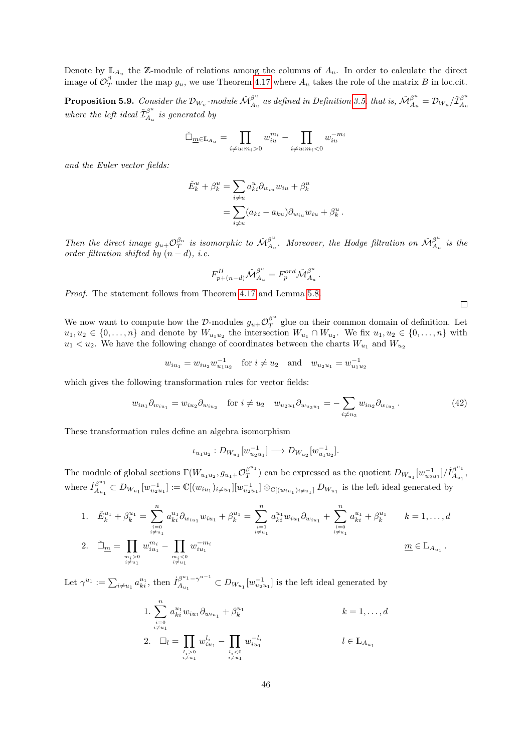Denote by $\mathbb{L}_{A_u}$ the $\mathbb{Z}$-module of relations among the columns of $A_u$. In order to calculate the direct image of $\mathcal{O}_T^{\beta}$ under the map $g_u$, we use Theorem 4.17 where $A_u$ takes the role of the matrix $B$ in loc.cit.

**Proposition 5.9.** *Consider the $\mathcal{D}_{W_u}$-module $\check{\mathcal{M}}_{A_u}^{\beta^u}$ as defined in Definition 3.5, that is, $\check{\mathcal{M}}_{A_u}^{\beta^u} = \mathcal{D}_{W_u}/\check{\mathcal{I}}_{A_u}^{\beta^u}$ where the left ideal $\check{\mathcal{I}}_{A_u}^{\beta^u}$ is generated by*

$$\check{\Box}_{\underline{m}\in\mathbb{L}_{A_u}} = \prod_{i\neq u: m_i>0} w_{iu}^{m_i} - \prod_{i\neq u: m_i<0} w_{iu}^{-m_i}$$

*and the Euler vector fields:*

$$\begin{aligned}\check{E}_k^u + \beta_k^u &= \sum_{i\neq u} a_{ki}^u \partial_{w_{iu}} w_{iu} + \beta_k^u \\ &= \sum_{i\neq u} (a_{ki} - a_{ku}) \partial_{w_{iu}} w_{iu} + \beta_k^u \,.\end{aligned}$$

*Then the direct image $g_{u+}\mathcal{O}_T^{\beta_u}$ is isomorphic to $\check{\mathcal{M}}_{A_u}^{\beta^u}$. Moreover, the Hodge filtration on $\check{\mathcal{M}}_{A_u}^{\beta^u}$ is the order filtration shifted by $(n-d)$, i.e.*

$$F^H_{p+(n-d)}\check{\mathcal{M}}_{A_u}^{\beta^u} = F_p^{ord}\check{\mathcal{M}}_{A_u}^{\beta^u}\,.$$

*Proof.* The statement follows from Theorem 4.17 and Lemma 5.8. ∎

We now want to compute how the $\mathcal{D}$-modules $g_{u+}\mathcal{O}_T^{\beta^u}$ glue on their common domain of definition. Let $u_1, u_2 \in \{0,\dots,n\}$ and denote by $W_{u_1u_2}$ the intersection $W_{u_1}\cap W_{u_2}$. We fix $u_1, u_2 \in \{0,\dots,n\}$ with $u_1 < u_2$. We have the following change of coordinates between the charts $W_{u_1}$ and $W_{u_2}$

$$w_{iu_1} = w_{iu_2} w_{u_1u_2}^{-1} \quad \text{for } i \neq u_2 \quad \text{and} \quad w_{u_2u_1} = w_{u_1u_2}^{-1}$$

which gives the following transformation rules for vector fields:

$$w_{iu_1}\partial_{w_{iu_1}} = w_{iu_2}\partial_{w_{iu_2}} \quad \text{for } i\neq u_2 \quad w_{u_2u_1}\partial_{w_{u_2u_1}} = -\sum_{i\neq u_2} w_{iu_2}\partial_{w_{iu_2}}\,. \tag{42}$$

These transformation rules define an algebra isomorphism

$$\iota_{u_1u_2} : D_{W_{u_1}}[w_{u_2u_1}^{-1}] \longrightarrow D_{W_{u_2}}[w_{u_1u_2}^{-1}].$$

The module of global sections $\Gamma(W_{u_1u_2}, g_{u_1+}\mathcal{O}_T^{\beta^{u_1}})$ can be expressed as the quotient $D_{W_{u_1}}[w_{u_2u_1}^{-1}]/\dot{I}_{A_{u_1}}^{\beta^{u_1}}$, where $\dot{I}_{A_{u_1}}^{\beta^{u_1}} \subset D_{W_{u_1}}[w_{u_2u_1}^{-1}] := \mathbb{C}[(w_{iu_1})_{i\neq u_1}][w_{u_2u_1}^{-1}] \otimes_{\mathbb{C}[(w_{iu_1})_{i\neq u_1}]} D_{W_{u_1}}$ is the left ideal generated by

1. $\displaystyle \check{E}_k^{u_1} + \beta_k^{u_1} = \sum_{\substack{i=0\\ i\neq u_1}}^n a_{ki}^{u_1}\partial_{w_{iu_1}} w_{iu_1} + \beta_k^{u_1} = \sum_{\substack{i=0\\ i\neq u_1}}^n a_{ki}^{u_1} w_{iu_1}\partial_{w_{iu_1}} + \sum_{\substack{i=0\\ i\neq u_1}}^n a_{ki}^{u_1} + \beta_k^{u_1} \qquad k = 1,\dots,d$
2. $\displaystyle \check{\Box}_{\underline{m}} = \prod_{\substack{m_i>0\\ i\neq u_1}} w_{iu_1}^{m_i} - \prod_{\substack{m_i<0\\ i\neq u_1}} w_{iu_1}^{-m_i} \qquad \underline{m}\in\mathbb{L}_{A_{u_1}}\,.$

Let $\gamma^{u_1} := \sum_{i\neq u_1} a_{ki}^{u_1}$, then $\dot{I}_{A_{u_1}}^{\beta^{u_1}-\gamma^{u-1}} \subset D_{W_{u_1}}[w_{u_2u_1}^{-1}]$ is the left ideal generated by

1. $\displaystyle \sum_{\substack{i=0\\ i\neq u_1}}^n a_{ki}^{u_1} w_{iu_1}\partial_{w_{iu_1}} + \beta_k^{u_1} \qquad k = 1,\dots,d$
2. $\displaystyle \Box_l = \prod_{\substack{l_i>0\\ i\neq u_1}} w_{iu_1}^{l_i} - \prod_{\substack{l_i<0\\ i\neq u_1}} w_{iu_1}^{-l_i} \qquad l\in\mathbb{L}_{A_{u_1}}$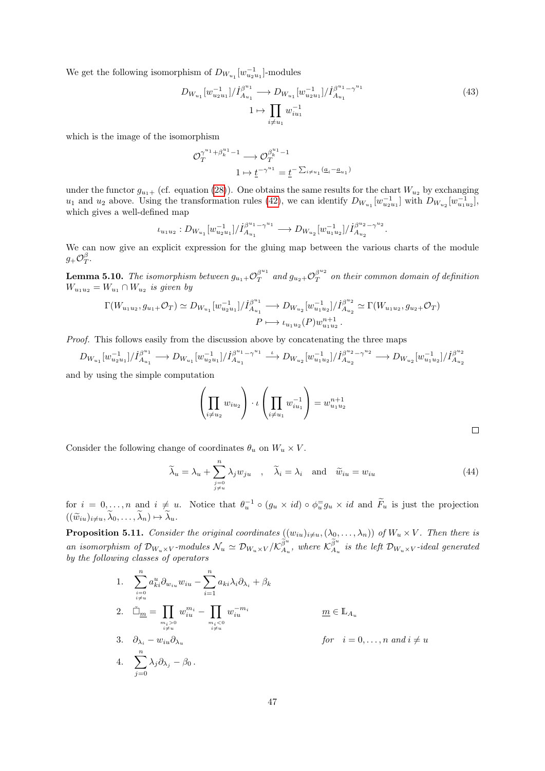We get the following isomorphism of $D_{W_{u_1}}[w_{u_2u_1}^{-1}]$-modules

$$
\begin{aligned}
D_{W_{u_1}}[w_{u_2u_1}^{-1}]/\dot{I}_{A_{u_1}}^{\beta^{u_1}} &\longrightarrow D_{W_{u_1}}[w_{u_2u_1}^{-1}]/\dot{I}_{A_{u_1}}^{\beta^{u_1}-\gamma^{u_1}} \\
1 &\mapsto \prod_{i\neq u_1} w_{iu_1}^{-1}
\end{aligned}
\tag{43}
$$

which is the image of the isomorphism

$$
\begin{aligned}
\mathcal{O}_T^{\gamma^{u_1}+\beta_k^{u_1}-1} &\longrightarrow \mathcal{O}_T^{\beta_k^{u_1}-1} \\
1 &\mapsto \underline{t}^{-\gamma^{u_1}} = \underline{t}^{-\sum_{i\neq u_1}(\underline{a}_i - \underline{a}_{u_1})}
\end{aligned}
$$

under the functor $g_{u_1+}$ (cf. equation (28)). One obtains the same results for the chart $W_{u_2}$ by exchanging $u_1$ and $u_2$ above. Using the transformation rules (42), we can identify $D_{W_{u_1}}[w_{u_2u_1}^{-1}]$ with $D_{W_{u_2}}[w_{u_1u_2}^{-1}]$, which gives a well-defined map

$$
\iota_{u_1u_2} : D_{W_{u_1}}[w_{u_2u_1}^{-1}]/\dot{I}_{A_{u_1}}^{\beta^{u_1}-\gamma^{u_1}} \longrightarrow D_{W_{u_2}}[w_{u_1u_2}^{-1}]/\dot{I}_{A_{u_2}}^{\beta^{u_2}-\gamma^{u_2}}.
$$

We can now give an explicit expression for the gluing map between the various charts of the module $g_+\mathcal{O}_T^{\beta}$.

**Lemma 5.10.** *The isomorphism between $g_{u_1+}\mathcal{O}_T^{\beta^{u_1}}$ and $g_{u_2+}\mathcal{O}_T^{\beta^{u_2}}$ on their common domain of definition $W_{u_1u_2} = W_{u_1} \cap W_{u_2}$ is given by*

$$
\begin{aligned}
\Gamma(W_{u_1u_2}, g_{u_1+}\mathcal{O}_T) \simeq D_{W_{u_1}}[w_{u_2u_1}^{-1}]/\dot{I}_{A_{u_1}}^{\beta^{u_1}} &\longrightarrow D_{W_{u_2}}[w_{u_1u_2}^{-1}]/\dot{I}_{A_{u_2}}^{\beta^{u_2}} \simeq \Gamma(W_{u_1u_2}, g_{u_2+}\mathcal{O}_T) \\
P &\longmapsto \iota_{u_1u_2}(P) w_{u_1u_2}^{n+1}.
\end{aligned}
$$

*Proof.* This follows easily from the discussion above by concatenating the three maps

$$
D_{W_{u_1}}[w_{u_2u_1}^{-1}]/\dot{I}_{A_{u_1}}^{\beta^{u_1}} \longrightarrow D_{W_{u_1}}[w_{u_2u_1}^{-1}]/\dot{I}_{A_{u_1}}^{\beta^{u_1}-\gamma^{u_1}} \xrightarrow{\iota} D_{W_{u_2}}[w_{u_1u_2}^{-1}]/\dot{I}_{A_{u_2}}^{\beta^{u_2}-\gamma^{u_2}} \longrightarrow D_{W_{u_2}}[w_{u_1u_2}^{-1}]/\dot{I}_{A_{u_2}}^{\beta^{u_2}}
$$

and by using the simple computation

$$
\left(\prod_{i\neq u_2} w_{iu_2}\right) \cdot \iota\left(\prod_{i\neq u_1} w_{iu_1}^{-1}\right) = w_{u_1u_2}^{n+1}
$$

□

Consider the following change of coordinates $\theta_u$ on $W_u \times V$.

$$
\widetilde{\lambda}_u = \lambda_u + \sum_{\substack{j=0\\ j\neq u}}^{n} \lambda_j w_{ju} \quad , \quad \widetilde{\lambda}_i = \lambda_i \quad \text{and} \quad \widetilde{w}_{iu} = w_{iu}
\tag{44}
$$

for $i = 0, \ldots, n$ and $i \neq u$. Notice that $\theta_u^{-1} \circ (g_u \times id) \circ \phi_u^{=} g_u \times id$ and $\widetilde{F}_u$ is just the projection $((\widetilde{w}_{iu})_{i\neq u}, \widetilde{\lambda}_0, \ldots, \widetilde{\lambda}_n) \mapsto \widetilde{\lambda}_u$.

**Proposition 5.11.** *Consider the original coordinates $((w_{iu})_{i\neq u}, (\lambda_0, \ldots, \lambda_n))$ of $W_u \times V$. Then there is an isomorphism of $\mathcal{D}_{W_u\times V}$-modules $\mathcal{N}_u \simeq \mathcal{D}_{W_u\times V}/\mathcal{K}_{A_u}^{\widetilde{\beta}^u}$, where $\mathcal{K}_{A_u}^{\widetilde{\beta}^u}$ is the left $\mathcal{D}_{W_u\times V}$-ideal generated by the following classes of operators*

1. $\displaystyle\sum_{\substack{i=0\\ i\neq u}}^{n} a_{ki}^u \partial_{w_{iu}} w_{iu} - \sum_{i=1}^{n} a_{ki}\lambda_i\partial_{\lambda_i} + \beta_k$
2. $\displaystyle\check{\Box}_{\underline{m}} = \prod_{\substack{m_i>0\\ i\neq u}} w_{iu}^{m_i} - \prod_{\substack{m_i<0\\ i\neq u}} w_{iu}^{-m_i}$ $\qquad\qquad$ $\underline{m} \in \mathbb{L}_{A_u}$
3. $\partial_{\lambda_i} - w_{iu}\partial_{\lambda_u}$ $\qquad\qquad$ *for* $\quad i = 0, \ldots, n$ *and* $i \neq u$
4. $\displaystyle\sum_{j=0}^{n} \lambda_j\partial_{\lambda_j} - \beta_0$.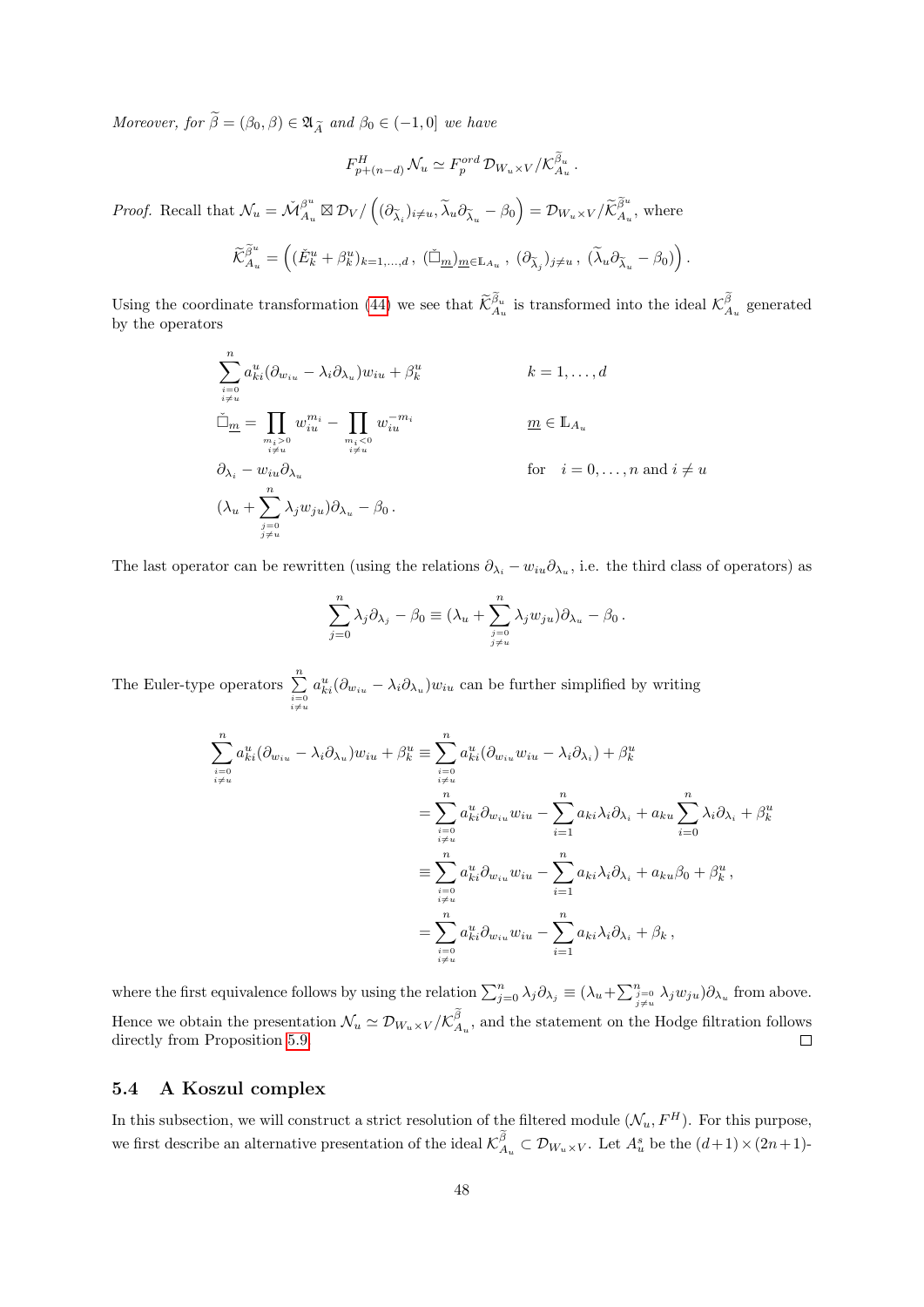*Moreover, for $\widetilde{\beta} = (\beta_0, \beta) \in \mathfrak{A}_{\widetilde{A}}$ and $\beta_0 \in (-1, 0]$ we have*

$$F^H_{p+(n-d)} \mathcal{N}_u \simeq F^{ord}_p \mathcal{D}_{W_u \times V} / \mathcal{K}^{\widetilde{\beta}_u}_{A_u}.$$

*Proof.* Recall that $\mathcal{N}_u = \check{\mathcal{M}}^{\beta^u}_{A_u} \boxtimes \mathcal{D}_V / \left( (\partial_{\widetilde{\lambda}_i})_{i \neq u}, \widetilde{\lambda}_u \partial_{\widetilde{\lambda}_u} - \beta_0 \right) = \mathcal{D}_{W_u \times V} / \widetilde{\mathcal{K}}^{\widetilde{\beta}^u}_{A_u}$, where

$$\widetilde{\mathcal{K}}^{\widetilde{\beta}^u}_{A_u} = \left( (\check{E}^u_k + \beta^u_k)_{k=1,\dots,d} \, , \, (\check{\Box}_{\underline{m}})_{\underline{m} \in \mathbb{L}_{A_u}} \, , \, (\partial_{\widetilde{\lambda}_j})_{j \neq u} \, , \, (\widetilde{\lambda}_u \partial_{\widetilde{\lambda}_u} - \beta_0) \right).$$

Using the coordinate transformation (44) we see that $\widetilde{\mathcal{K}}^{\widetilde{\beta}_u}_{A_u}$ is transformed into the ideal $\mathcal{K}^{\widetilde{\beta}}_{A_u}$ generated by the operators

$$\begin{aligned}
&\sum_{\substack{i=0 \\ i \neq u}}^{n} a^u_{ki} (\partial_{w_{iu}} - \lambda_i \partial_{\lambda_u}) w_{iu} + \beta^u_k && k = 1, \dots, d \\
&\check{\Box}_{\underline{m}} = \prod_{\substack{m_i > 0 \\ i \neq u}} w_{iu}^{m_i} - \prod_{\substack{m_i < 0 \\ i \neq u}} w_{iu}^{-m_i} && \underline{m} \in \mathbb{L}_{A_u} \\
&\partial_{\lambda_i} - w_{iu} \partial_{\lambda_u} && \text{for} \quad i = 0, \dots, n \text{ and } i \neq u \\
&(\lambda_u + \sum_{\substack{j=0 \\ j \neq u}}^{n} \lambda_j w_{ju}) \partial_{\lambda_u} - \beta_0 \, .
\end{aligned}$$

The last operator can be rewritten (using the relations $\partial_{\lambda_i} - w_{iu} \partial_{\lambda_u}$, i.e. the third class of operators) as

$$\sum_{j=0}^{n} \lambda_j \partial_{\lambda_j} - \beta_0 \equiv (\lambda_u + \sum_{\substack{j=0 \\ j \neq u}}^{n} \lambda_j w_{ju}) \partial_{\lambda_u} - \beta_0 \, .$$

The Euler-type operators $\sum\limits_{\substack{i=0 \\ i \neq u}}^{n} a^u_{ki} (\partial_{w_{iu}} - \lambda_i \partial_{\lambda_u}) w_{iu}$ can be further simplified by writing

$$\begin{aligned}
\sum_{\substack{i=0 \\ i \neq u}}^{n} a^u_{ki} (\partial_{w_{iu}} - \lambda_i \partial_{\lambda_u}) w_{iu} + \beta^u_k &\equiv \sum_{\substack{i=0 \\ i \neq u}}^{n} a^u_{ki} (\partial_{w_{iu}} w_{iu} - \lambda_i \partial_{\lambda_i}) + \beta^u_k \\
&= \sum_{\substack{i=0 \\ i \neq u}}^{n} a^u_{ki} \partial_{w_{iu}} w_{iu} - \sum_{i=1}^{n} a_{ki} \lambda_i \partial_{\lambda_i} + a_{ku} \sum_{i=0}^{n} \lambda_i \partial_{\lambda_i} + \beta^u_k \\
&\equiv \sum_{\substack{i=0 \\ i \neq u}}^{n} a^u_{ki} \partial_{w_{iu}} w_{iu} - \sum_{i=1}^{n} a_{ki} \lambda_i \partial_{\lambda_i} + a_{ku} \beta_0 + \beta^u_k \, , \\
&= \sum_{\substack{i=0 \\ i \neq u}}^{n} a^u_{ki} \partial_{w_{iu}} w_{iu} - \sum_{i=1}^{n} a_{ki} \lambda_i \partial_{\lambda_i} + \beta_k \, ,
\end{aligned}$$

where the first equivalence follows by using the relation $\sum_{j=0}^{n} \lambda_j \partial_{\lambda_j} \equiv (\lambda_u + \sum_{\substack{j=0 \\ j \neq u}}^{n} \lambda_j w_{ju}) \partial_{\lambda_u}$ from above. Hence we obtain the presentation $\mathcal{N}_u \simeq \mathcal{D}_{W_u \times V} / \mathcal{K}^{\widetilde{\beta}}_{A_u}$, and the statement on the Hodge filtration follows directly from Proposition 5.9. $\square$

### 5.4 A Koszul complex

In this subsection, we will construct a strict resolution of the filtered module $(\mathcal{N}_u, F^H)$. For this purpose, we first describe an alternative presentation of the ideal $\mathcal{K}^{\widetilde{\beta}}_{A_u} \subset \mathcal{D}_{W_u \times V}$. Let $A^s_u$ be the $(d+1) \times (2n+1)$-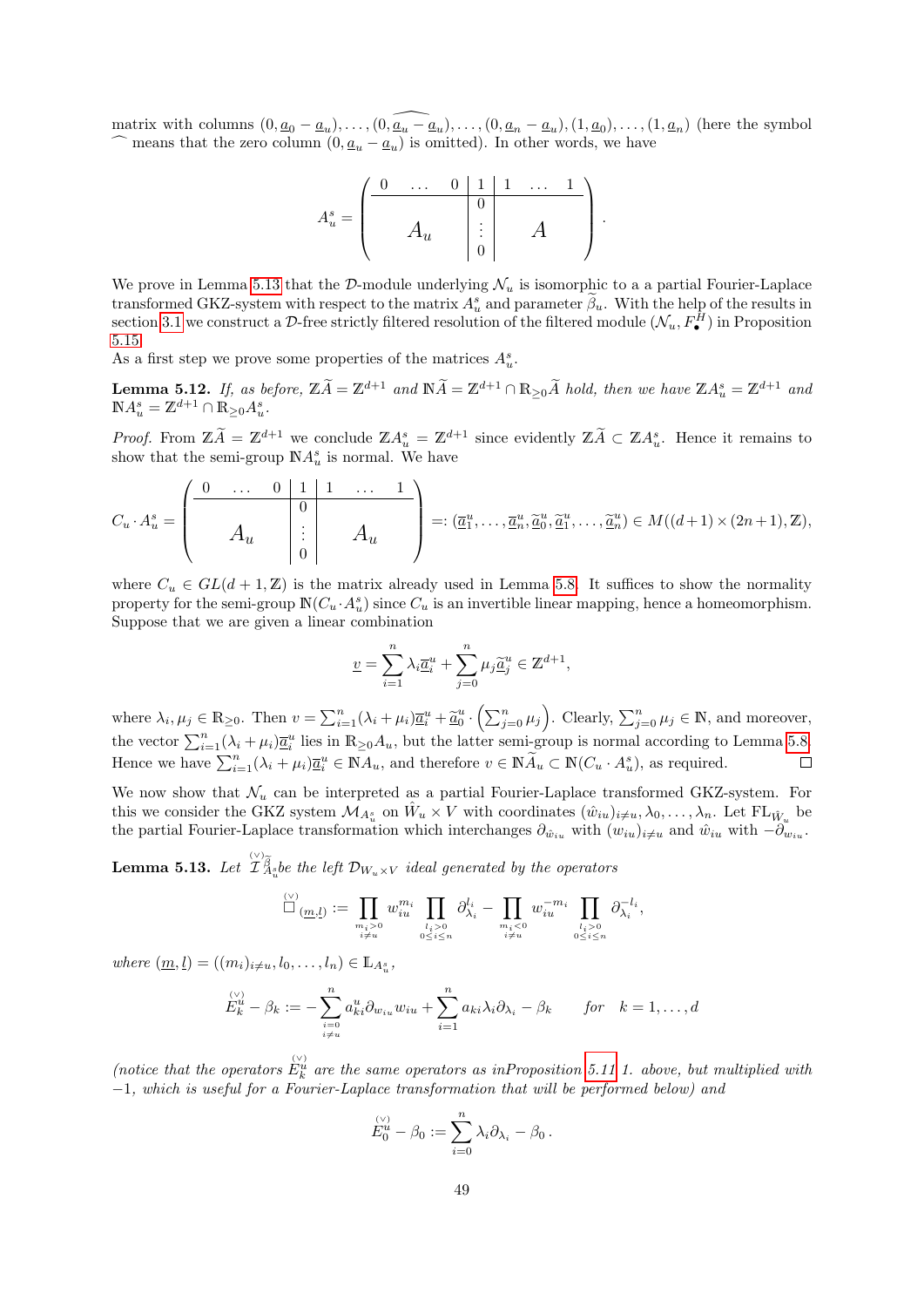matrix with columns $(0, \underline{a}_0 - \underline{a}_u), \ldots, \widehat{(0, \underline{a}_u - \underline{a}_u)}, \ldots, (0, \underline{a}_n - \underline{a}_u), (1, \underline{a}_0), \ldots, (1, \underline{a}_n)$ (here the symbol $\widehat{\ }$ means that the zero column $(0, \underline{a}_u - \underline{a}_u)$ is omitted). In other words, we have

$$A_u^s = \left(\begin{array}{ccc|c|ccc} 0 & \ldots & 0 & 1 & 1 & \ldots & 1 \\ \hline & & & 0 & & & \\ & A_u & & \vdots & & A & \\ & & & 0 & & & \end{array}\right).$$

We prove in Lemma 5.13 that the $\mathcal{D}$-module underlying $\mathcal{N}_u$ is isomorphic to a a partial Fourier-Laplace transformed GKZ-system with respect to the matrix $A_u^s$ and parameter $\widetilde{\beta}_u$. With the help of the results in section 3.1 we construct a $\mathcal{D}$-free strictly filtered resolution of the filtered module $(\mathcal{N}_u, F_\bullet^H)$ in Proposition 5.15.

As a first step we prove some properties of the matrices $A_u^s$.

**Lemma 5.12.** *If, as before, $\mathbb{Z}\widetilde{A} = \mathbb{Z}^{d+1}$ and $\mathbb{N}\widetilde{A} = \mathbb{Z}^{d+1} \cap \mathbb{R}_{\geq 0}\widetilde{A}$ hold, then we have $\mathbb{Z}A_u^s = \mathbb{Z}^{d+1}$ and $\mathbb{N}A_u^s = \mathbb{Z}^{d+1} \cap \mathbb{R}_{\geq 0}A_u^s$.*

*Proof.* From $\mathbb{Z}\widetilde{A} = \mathbb{Z}^{d+1}$ we conclude $\mathbb{Z}A_u^s = \mathbb{Z}^{d+1}$ since evidently $\mathbb{Z}\widetilde{A} \subset \mathbb{Z}A_u^s$. Hence it remains to show that the semi-group $\mathbb{N}A_u^s$ is normal. We have

$$C_u \cdot A_u^s = \left(\begin{array}{ccc|c|ccc} 0 & \ldots & 0 & 1 & 1 & \ldots & 1 \\ \hline & & & 0 & & & \\ & A_u & & \vdots & & A_u & \\ & & & 0 & & & \end{array}\right) =: (\underline{a}_1^u, \ldots, \underline{a}_n^u, \widetilde{\underline{a}}_0^u, \widetilde{\underline{a}}_1^u, \ldots, \widetilde{\underline{a}}_n^u) \in M((d+1) \times (2n+1), \mathbb{Z}),$$

where $C_u \in GL(d+1, \mathbb{Z})$ is the matrix already used in Lemma 5.8. It suffices to show the normality property for the semi-group $\mathbb{N}(C_u \cdot A_u^s)$ since $C_u$ is an invertible linear mapping, hence a homeomorphism. Suppose that we are given a linear combination

$$\underline{v} = \sum_{i=1}^n \lambda_i \underline{a}_i^u + \sum_{j=0}^n \mu_j \widetilde{\underline{a}}_j^u \in \mathbb{Z}^{d+1},$$

where $\lambda_i, \mu_j \in \mathbb{R}_{\geq 0}$. Then $v = \sum_{i=1}^n (\lambda_i + \mu_i)\underline{a}_i^u + \widetilde{\underline{a}}_0^u \cdot \left(\sum_{j=0}^n \mu_j\right)$. Clearly, $\sum_{j=0}^n \mu_j \in \mathbb{N}$, and moreover, the vector $\sum_{i=1}^n (\lambda_i + \mu_i)\underline{a}_i^u$ lies in $\mathbb{R}_{\geq 0}A_u$, but the latter semi-group is normal according to Lemma 5.8. Hence we have $\sum_{i=1}^n (\lambda_i + \mu_i)\underline{a}_i^u \in \mathbb{N}A_u$, and therefore $v \in \mathbb{N}\widetilde{A}_u \subset \mathbb{N}(C_u \cdot A_u^s)$, as required. $\square$

We now show that $\mathcal{N}_u$ can be interpreted as a partial Fourier-Laplace transformed GKZ-system. For this we consider the GKZ system $\mathcal{M}_{A_u^s}$ on $\hat{W}_u \times V$ with coordinates $(\hat{w}_{iu})_{i \neq u}, \lambda_0, \ldots, \lambda_n$. Let $\mathrm{FL}_{\hat{W}_u}$ be the partial Fourier-Laplace transformation which interchanges $\partial_{\hat{w}_{iu}}$ with $(w_{iu})_{i \neq u}$ and $\hat{w}_{iu}$ with $-\partial_{w_{iu}}$.

**Lemma 5.13.** *Let $\overset{(\vee)}{\mathcal{I}}{}_{A_u^s}^{\widetilde{\beta}}$ be the left $\mathcal{D}_{W_u \times V}$ ideal generated by the operators*

$$\overset{(\vee)}{\Box}_{(\underline{m}, \underline{l})} := \prod_{\substack{m_i > 0 \\ i \neq u}} w_{iu}^{m_i} \prod_{\substack{l_i > 0 \\ 0 \leq i \leq n}} \partial_{\lambda_i}^{l_i} - \prod_{\substack{m_i < 0 \\ i \neq u}} w_{iu}^{-m_i} \prod_{\substack{l_i > 0 \\ 0 \leq i \leq n}} \partial_{\lambda_i}^{-l_i},$$

*where $(\underline{m}, \underline{l}) = ((m_i)_{i \neq u}, l_0, \ldots, l_n) \in \mathbb{L}_{A_u^s}$,*

$$\overset{(\vee)}{E}{}_k^u - \beta_k := -\sum_{\substack{i=0 \\ i \neq u}}^n a_{ki}^u \partial_{w_{iu}} w_{iu} + \sum_{i=1}^n a_{ki} \lambda_i \partial_{\lambda_i} - \beta_k \qquad \text{for} \quad k = 1, \ldots, d$$

*(notice that the operators $\overset{(\vee)}{E}{}_k^u$ are the same operators as inProposition 5.11 1. above, but multiplied with $-1$, which is useful for a Fourier-Laplace transformation that will be performed below) and*

$$\overset{(\vee)}{E}{}_0^u - \beta_0 := \sum_{i=0}^n \lambda_i \partial_{\lambda_i} - \beta_0 \,.$$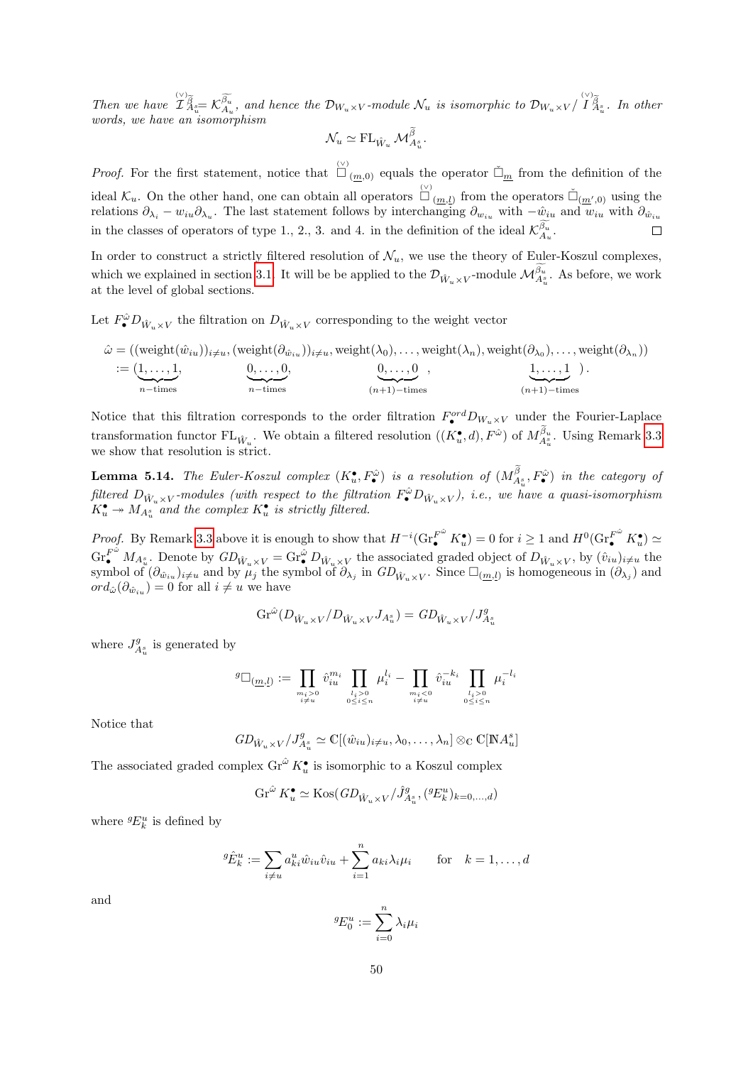*Then we have* $\overset{(\vee)}{\mathcal{I}}{}^{\widetilde{\beta}}_{\widetilde{A}^s_u} = \mathcal{K}^{\widetilde{\beta_u}}_{\widetilde{A_u}}$, *and hence the* $\mathcal{D}_{W_u\times V}$*-module* $\mathcal{N}_u$ *is isomorphic to* $\mathcal{D}_{W_u\times V}/\overset{(\vee)}{I}{}^{\widetilde{\beta}}_{\widetilde{A}^s_u}$. *In other words, we have an isomorphism*

$$\mathcal{N}_u \simeq \mathrm{FL}_{\hat{W}_u}\,\mathcal{M}^{\widetilde{\beta}}_{A^s_u}.$$

*Proof.* For the first statement, notice that $\overset{(\vee)}{\Box}_{(\underline{m},0)}$ equals the operator $\check{\Box}_{\underline{m}}$ from the definition of the ideal $\mathcal{K}_u$. On the other hand, one can obtain all operators $\overset{(\vee)}{\Box}_{(\underline{m},\underline{l})}$ from the operators $\check{\Box}_{(\underline{m}',0)}$ using the relations $\partial_{\lambda_i} - w_{iu}\partial_{\lambda_u}$. The last statement follows by interchanging $\partial_{w_{iu}}$ with $-\hat{w}_{iu}$ and $w_{iu}$ with $\partial_{\hat{w}_{iu}}$ in the classes of operators of type 1., 2., 3. and 4. in the definition of the ideal $\mathcal{K}^{\widetilde{\beta_u}}_{\widetilde{A_u}}$. ∎

In order to construct a strictly filtered resolution of $\mathcal{N}_u$, we use the theory of Euler-Koszul complexes, which we explained in section 3.1. It will be be applied to the $\mathcal{D}_{\hat{W}_u\times V}$-module $\mathcal{M}^{\widetilde{\beta}_u}_{A^s_u}$. As before, we work at the level of global sections.

Let $F^{\hat{\omega}}_\bullet D_{\hat{W}_u\times V}$ the filtration on $D_{\hat{W}_u\times V}$ corresponding to the weight vector

$$\begin{aligned}\hat{\omega} &= ((\mathrm{weight}(\hat{w}_{iu}))_{i\neq u}, (\mathrm{weight}(\partial_{\hat{w}_{iu}}))_{i\neq u}, \mathrm{weight}(\lambda_0),\ldots,\mathrm{weight}(\lambda_n), \mathrm{weight}(\partial_{\lambda_0}),\ldots,\mathrm{weight}(\partial_{\lambda_n}))\\ &:= (\underbrace{1,\ldots,1}_{n-\text{times}}, \underbrace{0,\ldots,0}_{n-\text{times}}, \underbrace{0,\ldots,0}_{(n+1)-\text{times}}, \underbrace{1,\ldots,1}_{(n+1)-\text{times}}).\end{aligned}$$

Notice that this filtration corresponds to the order filtration $F^{ord}_\bullet D_{W_u\times V}$ under the Fourier-Laplace transformation functor $\mathrm{FL}_{\hat{W}_u}$. We obtain a filtered resolution $((K^\bullet_u, d), F^{\hat{\omega}})$ of $M^{\widetilde{\beta}_u}_{A^s_u}$. Using Remark 3.3 we show that resolution is strict.

**Lemma 5.14.** *The Euler-Koszul complex* $(K^\bullet_u, F^{\hat{\omega}}_\bullet)$ *is a resolution of* $(M^{\widetilde{\beta}}_{A^s_u}, F^{\hat{\omega}}_\bullet)$ *in the category of filtered* $D_{\hat{W}_u\times V}$*-modules (with respect to the filtration* $F^{\hat{\omega}}_\bullet D_{\hat{W}_u\times V}$*), i.e., we have a quasi-isomorphism* $K^\bullet_u \twoheadrightarrow M_{A^s_u}$ *and the complex* $K^\bullet_u$ *is strictly filtered.*

*Proof.* By Remark 3.3 above it is enough to show that $H^{-i}(\mathrm{Gr}^{F^{\hat{\omega}}}_\bullet K^\bullet_u) = 0$ for $i \geq 1$ and $H^0(\mathrm{Gr}^{F^{\hat{\omega}}}_\bullet K^\bullet_u) \simeq \mathrm{Gr}^{F^{\hat{\omega}}}_\bullet M_{A^s_u}$. Denote by $GD_{\hat{W}_u\times V} = \mathrm{Gr}^{\hat{\omega}}_\bullet D_{\hat{W}_u\times V}$ the associated graded object of $D_{\hat{W}_u\times V}$, by $(\hat{v}_{iu})_{i\neq u}$ the symbol of $(\partial_{\hat{w}_{iu}})_{i\neq u}$ and by $\mu_j$ the symbol of $\partial_{\lambda_j}$ in $GD_{\hat{W}_u\times V}$. Since $\Box_{(\underline{m},\underline{l})}$ is homogeneous in $(\partial_{\lambda_j})$ and $ord_{\hat{\omega}}(\partial_{\hat{w}_{iu}}) = 0$ for all $i\neq u$ we have

$$\mathrm{Gr}^{\hat{\omega}}(D_{\hat{W}_u\times V}/D_{\hat{W}_u\times V}J_{A^s_u}) = GD_{\hat{W}_u\times V}/J^g_{A^s_u}$$

where $J^g_{A^s_u}$ is generated by

$${}^g\Box_{(\underline{m},\underline{l})} := \prod_{\substack{m_i>0\\ i\neq u}} \hat{v}_{iu}^{m_i} \prod_{\substack{l_i>0\\ 0\leq i\leq n}} \mu_i^{l_i} - \prod_{\substack{m_i<0\\ i\neq u}} \hat{v}_{iu}^{-k_i} \prod_{\substack{l_i>0\\ 0\leq i\leq n}} \mu_i^{-l_i}$$

Notice that

$$GD_{\hat{W}_u\times V}/J^g_{A^s_u} \simeq \mathbb{C}[(\hat{w}_{iu})_{i\neq u}, \lambda_0,\ldots,\lambda_n] \otimes_{\mathbb{C}} \mathbb{C}[\mathbb{N}A^s_u]$$

The associated graded complex $\mathrm{Gr}^{\hat{\omega}} K^\bullet_u$ is isomorphic to a Koszul complex

$$\mathrm{Gr}^{\hat{\omega}} K^\bullet_u \simeq \mathrm{Kos}(GD_{\hat{W}_u\times V}/\hat{J}^g_{A^s_u}, ({}^gE^u_k)_{k=0,\ldots,d})$$

where ${}^gE^u_k$ is defined by

$${}^g\hat{E}^u_k := \sum_{i\neq u} a^u_{ki}\hat{w}_{iu}\hat{v}_{iu} + \sum_{i=1}^n a_{ki}\lambda_i\mu_i \qquad \text{for} \quad k=1,\ldots,d$$

and

$${}^gE^u_0 := \sum_{i=0}^n \lambda_i\mu_i$$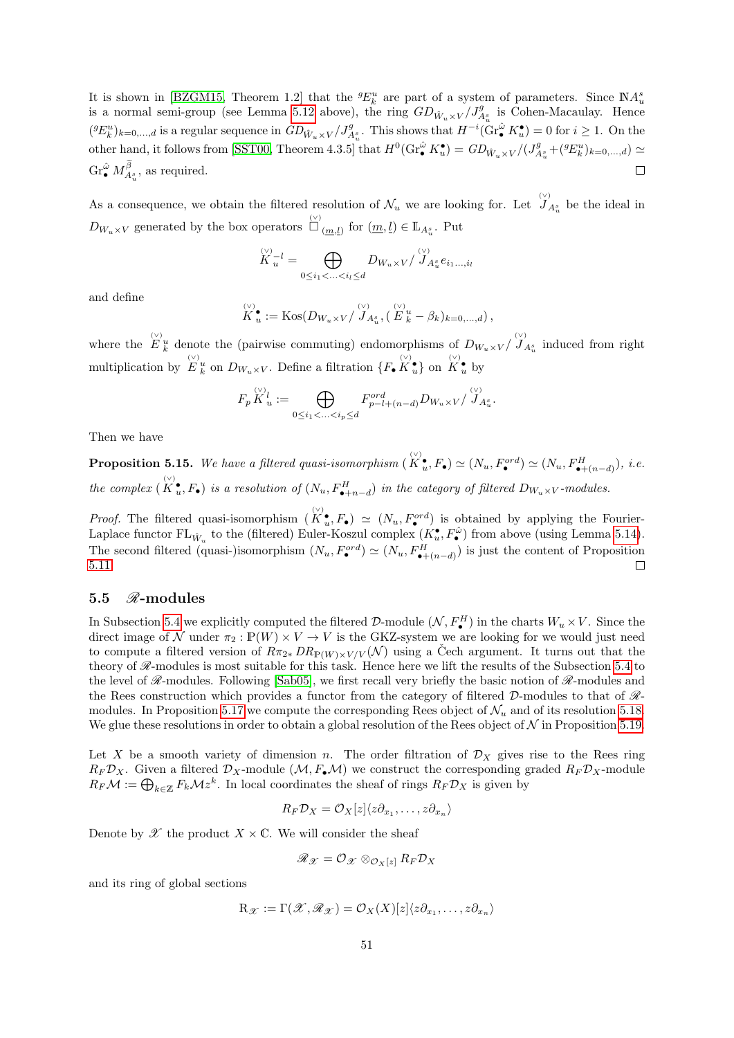It is shown in [BZGM15, Theorem 1.2] that the ${}^gE^u_k$ are part of a system of parameters. Since $\mathbb{N}A^s_u$ is a normal semi-group (see Lemma 5.12 above), the ring $GD_{\hat{W}_u\times V}/J^g_{A^s_u}$ is Cohen-Macaulay. Hence $({}^gE^u_k)_{k=0,\dots,d}$ is a regular sequence in $GD_{\hat{W}_u\times V}/J^g_{A^s_u}$. This shows that $H^{-i}(\mathrm{Gr}^{\hat{\omega}}_\bullet K^\bullet_u) = 0$ for $i \geq 1$. On the other hand, it follows from [SST00, Theorem 4.3.5] that $H^0(\mathrm{Gr}^{\hat{\omega}}_\bullet K^\bullet_u) = GD_{\hat{W}_u\times V}/(J^g_{A^s_u} + ({}^gE^u_k)_{k=0,\dots,d}) \simeq \mathrm{Gr}^{\hat{\omega}}_\bullet M^{\widetilde{\beta}}_{A^s_u}$, as required. □

As a consequence, we obtain the filtered resolution of $\mathcal{N}_u$ we are looking for. Let $\overset{(\vee)}{J}_{A^s_u}$ be the ideal in $D_{W_u\times V}$ generated by the box operators $\overset{(\vee)}{\Box}_{(\underline{m},\underline{l})}$ for $(\underline{m},\underline{l}) \in \mathbb{L}_{A^s_u}$. Put

$$\overset{(\vee)}{K}{}^{-l}_u = \bigoplus_{0\leq i_1<\ldots<i_l\leq d} D_{W_u\times V}/\overset{(\vee)}{J}_{A^s_u} e_{i_1\ldots,i_l}$$

and define

$$\overset{(\vee)}{K}{}^\bullet_u := \mathrm{Kos}(D_{W_u\times V}/\overset{(\vee)}{J}_{A^s_u}, (\overset{(\vee)}{E}{}^u_k - \beta_k)_{k=0,\dots,d}),$$

where the $\overset{(\vee)}{E}{}^u_k$ denote the (pairwise commuting) endomorphisms of $D_{W_u\times V}/\overset{(\vee)}{J}_{A^s_u}$ induced from right multiplication by $\overset{(\vee)}{E}{}^u_k$ on $D_{W_u\times V}$. Define a filtration $\{F_\bullet \overset{(\vee)}{K}{}^\bullet_u\}$ on $\overset{(\vee)}{K}{}^\bullet_u$ by

$$F_p \overset{(\vee)}{K}{}^l_u := \bigoplus_{0\leq i_1<\ldots<i_p\leq d} F^{ord}_{p-l+(n-d)} D_{W_u\times V}/\overset{(\vee)}{J}_{A^s_u}.$$

Then we have

**Proposition 5.15.** *We have a filtered quasi-isomorphism $(\overset{(\vee)}{K}{}^\bullet_u, F_\bullet) \simeq (N_u, F^{ord}_\bullet) \simeq (N_u, F^H_{\bullet+(n-d)})$, i.e. the complex $(\overset{(\vee)}{K}{}^\bullet_u, F_\bullet)$ is a resolution of $(N_u, F^H_{\bullet+n-d})$ in the category of filtered $D_{W_u\times V}$-modules.*

*Proof.* The filtered quasi-isomorphism $(\overset{(\vee)}{K}{}^\bullet_u, F_\bullet) \simeq (N_u, F^{ord}_\bullet)$ is obtained by applying the Fourier-Laplace functor $\mathrm{FL}_{\hat{W}_u}$ to the (filtered) Euler-Koszul complex $(K^\bullet_u, F^{\hat{\omega}}_\bullet)$ from above (using Lemma 5.14). The second filtered (quasi-)isomorphism $(N_u, F^{ord}_\bullet) \simeq (N_u, F^H_{\bullet+(n-d)})$ is just the content of Proposition 5.11. □

## 5.5 $\mathscr{R}$-modules

In Subsection 5.4 we explicitly computed the filtered $\mathcal{D}$-module $(\mathcal{N}, F^H_\bullet)$ in the charts $W_u \times V$. Since the direct image of $\mathcal{N}$ under $\pi_2 : \mathbb{P}(W) \times V \to V$ is the GKZ-system we are looking for we would just need to compute a filtered version of $R\pi_{2*}\, DR_{\mathbb{P}(W)\times V/V}(\mathcal{N})$ using a Čech argument. It turns out that the theory of $\mathscr{R}$-modules is most suitable for this task. Hence here we lift the results of the Subsection 5.4 to the level of $\mathscr{R}$-modules. Following [Sab05], we first recall very briefly the basic notion of $\mathscr{R}$-modules and the Rees construction which provides a functor from the category of filtered $\mathcal{D}$-modules to that of $\mathscr{R}$-modules. In Proposition 5.17 we compute the corresponding Rees object of $\mathcal{N}_u$ and of its resolution 5.18. We glue these resolutions in order to obtain a global resolution of the Rees object of $\mathcal{N}$ in Proposition 5.19.

Let $X$ be a smooth variety of dimension $n$. The order filtration of $\mathcal{D}_X$ gives rise to the Rees ring $R_F\mathcal{D}_X$. Given a filtered $\mathcal{D}_X$-module $(\mathcal{M}, F_\bullet\mathcal{M})$ we construct the corresponding graded $R_F\mathcal{D}_X$-module $R_F\mathcal{M} := \bigoplus_{k\in\mathbb{Z}} F_k\mathcal{M}z^k$. In local coordinates the sheaf of rings $R_F\mathcal{D}_X$ is given by

$$R_F\mathcal{D}_X = \mathcal{O}_X[z]\langle z\partial_{x_1}, \dots, z\partial_{x_n}\rangle$$

Denote by $\mathscr{X}$ the product $X \times \mathbb{C}$. We will consider the sheaf

$$\mathscr{R}_{\mathscr{X}} = \mathcal{O}_{\mathscr{X}} \otimes_{\mathcal{O}_X[z]} R_F\mathcal{D}_X$$

and its ring of global sections

$$\mathrm{R}_{\mathscr{X}} := \Gamma(\mathscr{X}, \mathscr{R}_{\mathscr{X}}) = \mathcal{O}_X(X)[z]\langle z\partial_{x_1}, \dots, z\partial_{x_n}\rangle$$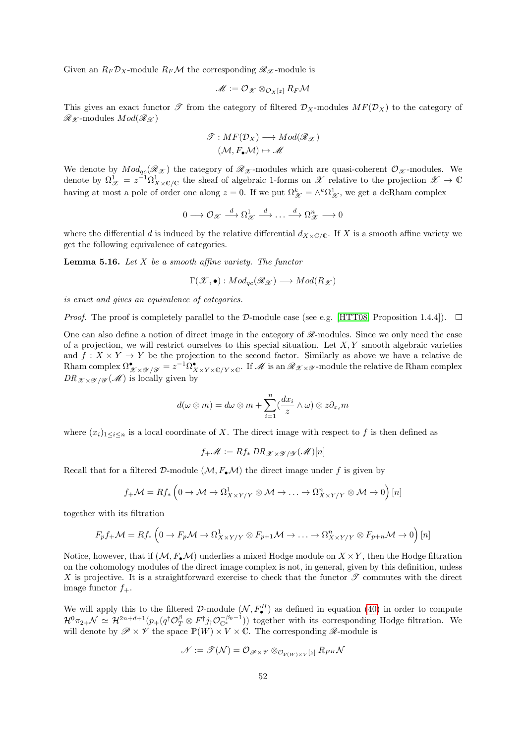Given an $R_F\mathcal{D}_X$-module $R_F\mathcal{M}$ the corresponding $\mathscr{R}_\mathscr{X}$-module is

$$\mathscr{M} := \mathcal{O}_\mathscr{X} \otimes_{\mathcal{O}_X[z]} R_F\mathcal{M}$$

This gives an exact functor $\mathscr{T}$ from the category of filtered $\mathcal{D}_X$-modules $MF(\mathcal{D}_X)$ to the category of $\mathscr{R}_\mathscr{X}$-modules $Mod(\mathscr{R}_\mathscr{X})$

$$\begin{aligned} \mathscr{T} : MF(\mathcal{D}_X) &\longrightarrow Mod(\mathscr{R}_\mathscr{X}) \\ (\mathcal{M}, F_\bullet\mathcal{M}) &\mapsto \mathscr{M} \end{aligned}$$

We denote by $Mod_{qc}(\mathscr{R}_\mathscr{X})$ the category of $\mathscr{R}_\mathscr{X}$-modules which are quasi-coherent $\mathcal{O}_\mathscr{X}$-modules. We denote by $\Omega^1_\mathscr{X} = z^{-1}\Omega^1_{X\times\mathbb{C}/\mathbb{C}}$ the sheaf of algebraic 1-forms on $\mathscr{X}$ relative to the projection $\mathscr{X} \to \mathbb{C}$ having at most a pole of order one along $z = 0$. If we put $\Omega^k_\mathscr{X} = \wedge^k\Omega^1_\mathscr{X}$, we get a deRham complex

$$0 \longrightarrow \mathcal{O}_\mathscr{X} \xrightarrow{d} \Omega^1_\mathscr{X} \xrightarrow{d} \ldots \xrightarrow{d} \Omega^n_\mathscr{X} \longrightarrow 0$$

where the differential $d$ is induced by the relative differential $d_{X\times\mathbb{C}/\mathbb{C}}$. If $X$ is a smooth affine variety we get the following equivalence of categories.

**Lemma 5.16.** *Let $X$ be a smooth affine variety. The functor*

$$\Gamma(\mathscr{X}, \bullet) : Mod_{qc}(\mathscr{R}_\mathscr{X}) \longrightarrow Mod(R_\mathscr{X})$$

*is exact and gives an equivalence of categories.*

*Proof.* The proof is completely parallel to the $\mathcal{D}$-module case (see e.g. [HTT08, Proposition 1.4.4]). ☐

One can also define a notion of direct image in the category of $\mathscr{R}$-modules. Since we only need the case of a projection, we will restrict ourselves to this special situation. Let $X, Y$ smooth algebraic varieties and $f : X \times Y \to Y$ be the projection to the second factor. Similarly as above we have a relative de Rham complex $\Omega^\bullet_{\mathscr{X}\times\mathscr{Y}/\mathscr{Y}} = z^{-1}\Omega^\bullet_{X\times Y\times\mathbb{C}/Y\times\mathbb{C}}$. If $\mathscr{M}$ is an $\mathscr{R}_{\mathscr{X}\times\mathscr{Y}}$-module the relative de Rham complex $DR_{\mathscr{X}\times\mathscr{Y}/\mathscr{Y}}(\mathscr{M})$ is locally given by

$$d(\omega \otimes m) = d\omega \otimes m + \sum_{i=1}^{n} \left(\frac{dx_i}{z} \wedge \omega\right) \otimes z\partial_{x_i} m$$

where $(x_i)_{1\le i\le n}$ is a local coordinate of $X$. The direct image with respect to $f$ is then defined as

$$f_+\mathscr{M} := Rf_*\, DR_{\mathscr{X}\times\mathscr{Y}/\mathscr{Y}}(\mathscr{M})[n]$$

Recall that for a filtered $\mathcal{D}$-module $(\mathcal{M}, F_\bullet\mathcal{M})$ the direct image under $f$ is given by

$$f_+\mathcal{M} = Rf_*\left(0 \to \mathcal{M} \to \Omega^1_{X\times Y/Y} \otimes \mathcal{M} \to \ldots \to \Omega^n_{X\times Y/Y} \otimes \mathcal{M} \to 0\right)[n]$$

together with its filtration

$$F_p f_+\mathcal{M} = Rf_*\left(0 \to F_p\mathcal{M} \to \Omega^1_{X\times Y/Y} \otimes F_{p+1}\mathcal{M} \to \ldots \to \Omega^n_{X\times Y/Y} \otimes F_{p+n}\mathcal{M} \to 0\right)[n]$$

Notice, however, that if $(\mathcal{M}, F_\bullet\mathcal{M})$ underlies a mixed Hodge module on $X \times Y$, then the Hodge filtration on the cohomology modules of the direct image complex is not, in general, given by this definition, unless $X$ is projective. It is a straightforward exercise to check that the functor $\mathscr{T}$ commutes with the direct image functor $f_+$.

We will apply this to the filtered $\mathcal{D}$-module $(\mathcal{N}, F^H_\bullet)$ as defined in equation (40) in order to compute $\mathcal{H}^0\pi_{2+}\mathcal{N} \simeq \mathcal{H}^{2n+d+1}(p_+(q^\dagger\mathcal{O}^\beta_T \otimes F^\dagger j_\dagger\mathcal{O}^{-\beta_0-1}_{\mathbb{C}^*}))$ together with its corresponding Hodge filtration. We will denote by $\mathscr{P} \times \mathscr{V}$ the space $\mathbb{P}(W) \times V \times \mathbb{C}$. The corresponding $\mathscr{R}$-module is

$$\mathscr{N} := \mathscr{T}(\mathcal{N}) = \mathcal{O}_{\mathscr{P}\times\mathscr{V}} \otimes_{\mathcal{O}_{\mathbb{P}(W)\times V}[z]} R_{F^H}\mathcal{N}$$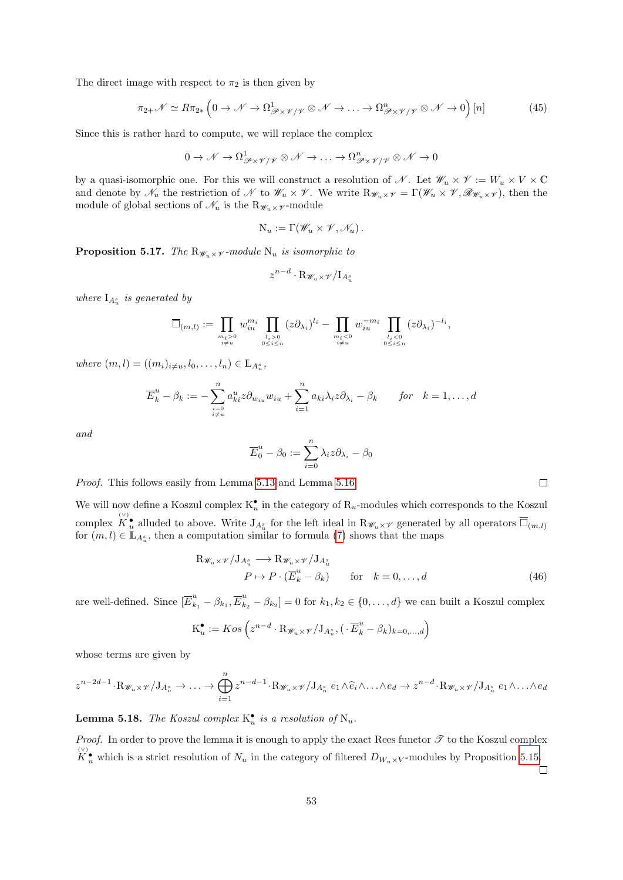The direct image with respect to $\pi_2$ is then given by

$$\pi_{2+}\mathscr{N} \simeq R\pi_{2*}\left(0 \to \mathscr{N} \to \Omega^1_{\mathscr{P}\times\mathscr{V}/\mathscr{V}} \otimes \mathscr{N} \to \ldots \to \Omega^n_{\mathscr{P}\times\mathscr{V}/\mathscr{V}} \otimes \mathscr{N} \to 0\right)[n] \tag{45}$$

Since this is rather hard to compute, we will replace the complex

$$0 \to \mathscr{N} \to \Omega^1_{\mathscr{P}\times\mathscr{V}/\mathscr{V}} \otimes \mathscr{N} \to \ldots \to \Omega^n_{\mathscr{P}\times\mathscr{V}/\mathscr{V}} \otimes \mathscr{N} \to 0$$

by a quasi-isomorphic one. For this we will construct a resolution of $\mathscr{N}$. Let $\mathscr{W}_u \times \mathscr{V} := W_u \times V \times \mathbb{C}$ and denote by $\mathscr{N}_u$ the restriction of $\mathscr{N}$ to $\mathscr{W}_u \times \mathscr{V}$. We write $\mathrm{R}_{\mathscr{W}_u\times\mathscr{V}} = \Gamma(\mathscr{W}_u \times \mathscr{V}, \mathscr{R}_{\mathscr{W}_u\times\mathscr{V}})$, then the module of global sections of $\mathscr{N}_u$ is the $\mathrm{R}_{\mathscr{W}_u\times\mathscr{V}}$-module

$$\mathrm{N}_u := \Gamma(\mathscr{W}_u \times \mathscr{V}, \mathscr{N}_u)\,.$$

**Proposition 5.17.** *The $\mathrm{R}_{\mathscr{W}_u\times\mathscr{V}}$-module $\mathrm{N}_u$ is isomorphic to*

$$z^{n-d} \cdot \mathrm{R}_{\mathscr{W}_u\times\mathscr{V}}/\mathrm{I}_{A_u^s}$$

*where $\mathrm{I}_{A_u^s}$ is generated by*

$$\overline{\Box}_{(m,l)} := \prod_{\substack{m_i>0 \\ i\neq u}} w_{iu}^{m_i} \prod_{\substack{l_i>0 \\ 0\leq i\leq n}} (z\partial_{\lambda_i})^{l_i} - \prod_{\substack{m_i<0 \\ i\neq u}} w_{iu}^{-m_i} \prod_{\substack{l_i<0 \\ 0\leq i\leq n}} (z\partial_{\lambda_i})^{-l_i},$$

*where $(m,l) = ((m_i)_{i\neq u}, l_0, \ldots, l_n) \in \mathbb{L}_{A_u^s}$,*

$$\overline{E}_k^u - \beta_k := -\sum_{\substack{i=0 \\ i\neq u}}^n a_{ki}^u z\partial_{w_{iu}} w_{iu} + \sum_{i=1}^n a_{ki}\lambda_i z\partial_{\lambda_i} - \beta_k \qquad \textit{for} \quad k = 1, \ldots, d$$

*and*

$$\overline{E}_0^u - \beta_0 := \sum_{i=0}^n \lambda_i z\partial_{\lambda_i} - \beta_0$$

*Proof.* This follows easily from Lemma 5.13 and Lemma 5.16. $\square$

We will now define a Koszul complex $\mathrm{K}_u^\bullet$ in the category of $\mathrm{R}_u$-modules which corresponds to the Koszul complex $\overset{(\vee)}{K}{}_u^\bullet$ alluded to above. Write $\mathrm{J}_{A_u^s}$ for the left ideal in $\mathrm{R}_{\mathscr{W}_u\times\mathscr{V}}$ generated by all operators $\overline{\Box}_{(m,l)}$ for $(m,l) \in \mathbb{L}_{A_u^s}$, then a computation similar to formula (7) shows that the maps

$$\begin{aligned} \mathrm{R}_{\mathscr{W}_u\times\mathscr{V}}/\mathrm{J}_{A_u^s} &\longrightarrow \mathrm{R}_{\mathscr{W}_u\times\mathscr{V}}/\mathrm{J}_{A_u^s} \\ P &\mapsto P \cdot (\overline{E}_k^u - \beta_k) \qquad \text{for} \quad k = 0, \ldots, d \end{aligned} \tag{46}$$

are well-defined. Since $[\overline{E}_{k_1}^u - \beta_{k_1}, \overline{E}_{k_2}^u - \beta_{k_2}] = 0$ for $k_1, k_2 \in \{0, \ldots, d\}$ we can built a Koszul complex

$$\mathrm{K}_u^\bullet := Kos\left(z^{n-d} \cdot \mathrm{R}_{\mathscr{W}_u\times\mathscr{V}}/\mathrm{J}_{A_u^s}, (\cdot\,\overline{E}_k^u - \beta_k)_{k=0,\ldots,d}\right)$$

whose terms are given by

$$z^{n-2d-1} \cdot \mathrm{R}_{\mathscr{W}_u\times\mathscr{V}}/\mathrm{J}_{A_u^s} \to \ldots \to \bigoplus_{i=1}^n z^{n-d-1} \cdot \mathrm{R}_{\mathscr{W}_u\times\mathscr{V}}/\mathrm{J}_{A_u^s}\; e_1 \wedge \widehat{e}_i \wedge \ldots \wedge e_d \to z^{n-d} \cdot \mathrm{R}_{\mathscr{W}_u\times\mathscr{V}}/\mathrm{J}_{A_u^s}\; e_1 \wedge \ldots \wedge e_d$$

**Lemma 5.18.** *The Koszul complex $\mathrm{K}_u^\bullet$ is a resolution of $\mathrm{N}_u$.*

*Proof.* In order to prove the lemma it is enough to apply the exact Rees functor $\mathscr{T}$ to the Koszul complex $\overset{(\vee)}{K}{}_u^\bullet$ which is a strict resolution of $N_u$ in the category of filtered $D_{W_u\times V}$-modules by Proposition 5.15. $\square$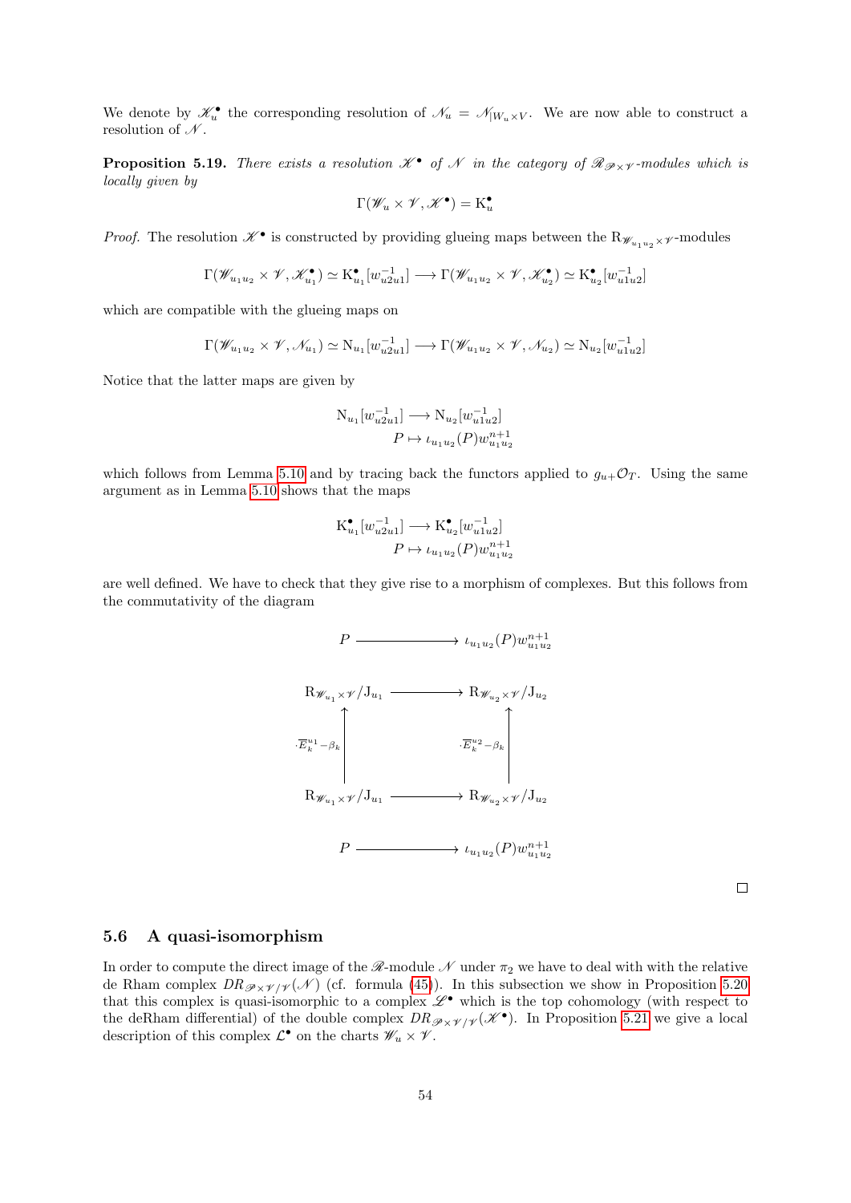We denote by $\mathscr{K}_u^\bullet$ the corresponding resolution of $\mathscr{N}_u = \mathscr{N}_{|W_u \times V}$. We are now able to construct a resolution of $\mathscr{N}$.

**Proposition 5.19.** *There exists a resolution $\mathscr{K}^\bullet$ of $\mathscr{N}$ in the category of $\mathscr{R}_{\mathscr{P}\times\mathscr{V}}$-modules which is locally given by*

$$\Gamma(\mathscr{W}_u \times \mathscr{V}, \mathscr{K}^\bullet) = \mathrm{K}_u^\bullet$$

*Proof.* The resolution $\mathscr{K}^\bullet$ is constructed by providing glueing maps between the $\mathrm{R}_{\mathscr{W}_{u_1u_2}\times\mathscr{V}}$-modules

$$\Gamma(\mathscr{W}_{u_1u_2} \times \mathscr{V}, \mathscr{K}_{u_1}^\bullet) \simeq \mathrm{K}_{u_1}^\bullet[w_{u2u1}^{-1}] \longrightarrow \Gamma(\mathscr{W}_{u_1u_2} \times \mathscr{V}, \mathscr{K}_{u_2}^\bullet) \simeq \mathrm{K}_{u_2}^\bullet[w_{u1u2}^{-1}]$$

which are compatible with the glueing maps on

$$\Gamma(\mathscr{W}_{u_1u_2} \times \mathscr{V}, \mathscr{N}_{u_1}) \simeq \mathrm{N}_{u_1}[w_{u2u1}^{-1}] \longrightarrow \Gamma(\mathscr{W}_{u_1u_2} \times \mathscr{V}, \mathscr{N}_{u_2}) \simeq \mathrm{N}_{u_2}[w_{u1u2}^{-1}]$$

Notice that the latter maps are given by

$$\begin{aligned} \mathrm{N}_{u_1}[w_{u2u1}^{-1}] &\longrightarrow \mathrm{N}_{u_2}[w_{u1u2}^{-1}] \\ P &\mapsto \iota_{u_1u_2}(P)w_{u_1u_2}^{n+1} \end{aligned}$$

which follows from Lemma 5.10 and by tracing back the functors applied to $g_{u+}\mathcal{O}_T$. Using the same argument as in Lemma 5.10 shows that the maps

$$\begin{aligned} \mathrm{K}_{u_1}^\bullet[w_{u2u1}^{-1}] &\longrightarrow \mathrm{K}_{u_2}^\bullet[w_{u1u2}^{-1}] \\ P &\mapsto \iota_{u_1u_2}(P)w_{u_1u_2}^{n+1} \end{aligned}$$

are well defined. We have to check that they give rise to a morphism of complexes. But this follows from the commutativity of the diagram

$$\begin{array}{ccc} P & \longrightarrow & \iota_{u_1u_2}(P)w_{u_1u_2}^{n+1} \\ & & \\ \mathrm{R}_{\mathscr{W}_{u_1}\times\mathscr{V}}/\mathrm{J}_{u_1} & \longrightarrow & \mathrm{R}_{\mathscr{W}_{u_2}\times\mathscr{V}}/\mathrm{J}_{u_2} \\ \Big\uparrow {\scriptstyle \cdot\overline{E}_k^{u_1}-\beta_k} & & \Big\uparrow {\scriptstyle \cdot\overline{E}_k^{u_2}-\beta_k} \\ \mathrm{R}_{\mathscr{W}_{u_1}\times\mathscr{V}}/\mathrm{J}_{u_1} & \longrightarrow & \mathrm{R}_{\mathscr{W}_{u_2}\times\mathscr{V}}/\mathrm{J}_{u_2} \\ & & \\ P & \longrightarrow & \iota_{u_1u_2}(P)w_{u_1u_2}^{n+1} \end{array}$$

□

### 5.6 A quasi-isomorphism

In order to compute the direct image of the $\mathscr{R}$-module $\mathscr{N}$ under $\pi_2$ we have to deal with with the relative de Rham complex $DR_{\mathscr{P}\times\mathscr{V}/\mathscr{V}}(\mathscr{N})$ (cf. formula (45)). In this subsection we show in Proposition 5.20 that this complex is quasi-isomorphic to a complex $\mathscr{L}^\bullet$ which is the top cohomology (with respect to the deRham differential) of the double complex $DR_{\mathscr{P}\times\mathscr{V}/\mathscr{V}}(\mathscr{K}^\bullet)$. In Proposition 5.21 we give a local description of this complex $\mathcal{L}^\bullet$ on the charts $\mathscr{W}_u \times \mathscr{V}$.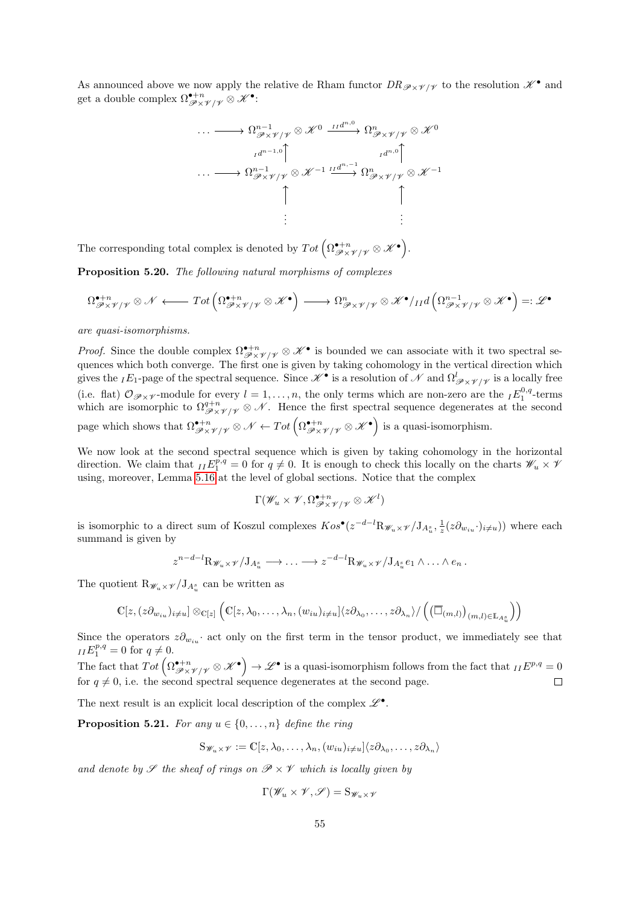As announced above we now apply the relative de Rham functor $DR_{\mathscr{P}\times\mathscr{V}/\mathscr{V}}$ to the resolution $\mathscr{K}^\bullet$ and get a double complex $\Omega^{\bullet+n}_{\mathscr{P}\times\mathscr{V}/\mathscr{V}}\otimes\mathscr{K}^\bullet$:

$$
\begin{array}{ccccc}
\cdots \longrightarrow & \Omega^{n-1}_{\mathscr{P}\times\mathscr{V}/\mathscr{V}}\otimes\mathscr{K}^0 & \xrightarrow{\ {}_{II}d^{n,0}\ } & \Omega^{n}_{\mathscr{P}\times\mathscr{V}/\mathscr{V}}\otimes\mathscr{K}^0 \\
 & {\scriptstyle {}_Id^{n-1,0}}\uparrow & & {\scriptstyle {}_Id^{n,0}}\uparrow \\
\cdots \longrightarrow & \Omega^{n-1}_{\mathscr{P}\times\mathscr{V}/\mathscr{V}}\otimes\mathscr{K}^{-1} & \xrightarrow{\ {}_{II}d^{n,-1}\ } & \Omega^{n}_{\mathscr{P}\times\mathscr{V}/\mathscr{V}}\otimes\mathscr{K}^{-1} \\
 & \uparrow & & \uparrow \\
 & \vdots & & \vdots
\end{array}
$$

The corresponding total complex is denoted by $Tot\left(\Omega^{\bullet+n}_{\mathscr{P}\times\mathscr{V}/\mathscr{V}}\otimes\mathscr{K}^\bullet\right)$.

**Proposition 5.20.** *The following natural morphisms of complexes*

$$\Omega^{\bullet+n}_{\mathscr{P}\times\mathscr{V}/\mathscr{V}}\otimes\mathscr{N} \longleftarrow Tot\left(\Omega^{\bullet+n}_{\mathscr{P}\times\mathscr{V}/\mathscr{V}}\otimes\mathscr{K}^\bullet\right) \longrightarrow \Omega^{n}_{\mathscr{P}\times\mathscr{V}/\mathscr{V}}\otimes\mathscr{K}^\bullet/_{II}d\left(\Omega^{n-1}_{\mathscr{P}\times\mathscr{V}/\mathscr{V}}\otimes\mathscr{K}^\bullet\right) =: \mathscr{L}^\bullet$$

*are quasi-isomorphisms.*

*Proof.* Since the double complex $\Omega^{\bullet+n}_{\mathscr{P}\times\mathscr{V}/\mathscr{V}}\otimes\mathscr{K}^\bullet$ is bounded we can associate with it two spectral sequences which both converge. The first one is given by taking cohomology in the vertical direction which gives the ${}_IE_1$-page of the spectral sequence. Since $\mathscr{K}^\bullet$ is a resolution of $\mathscr{N}$ and $\Omega^l_{\mathscr{P}\times\mathscr{V}/\mathscr{V}}$ is a locally free (i.e. flat) $\mathcal{O}_{\mathscr{P}\times\mathscr{V}}$-module for every $l=1,\ldots,n$, the only terms which are non-zero are the ${}_IE_1^{0,q}$-terms which are isomorphic to $\Omega^{q+n}_{\mathscr{P}\times\mathscr{V}/\mathscr{V}}\otimes\mathscr{N}$. Hence the first spectral sequence degenerates at the second page which shows that $\Omega^{\bullet+n}_{\mathscr{P}\times\mathscr{V}/\mathscr{V}}\otimes\mathscr{N}\leftarrow Tot\left(\Omega^{\bullet+n}_{\mathscr{P}\times\mathscr{V}/\mathscr{V}}\otimes\mathscr{K}^\bullet\right)$ is a quasi-isomorphism.

We now look at the second spectral sequence which is given by taking cohomology in the horizontal direction. We claim that ${}_{II}E_1^{p,q}=0$ for $q\neq 0$. It is enough to check this locally on the charts $\mathscr{W}_u\times\mathscr{V}$ using, moreover, Lemma 5.16 at the level of global sections. Notice that the complex

$$\Gamma(\mathscr{W}_u\times\mathscr{V},\Omega^{\bullet+n}_{\mathscr{P}\times\mathscr{V}/\mathscr{V}}\otimes\mathscr{K}^l)$$

is isomorphic to a direct sum of Koszul complexes $Kos^\bullet(z^{-d-l}\mathrm{R}_{\mathscr{W}_u\times\mathscr{V}}/\mathrm{J}_{A^s_u},\frac{1}{z}(z\partial_{w_{iu}}\cdot)_{i\neq u})$ where each summand is given by

$$z^{n-d-l}\mathrm{R}_{\mathscr{W}_u\times\mathscr{V}}/\mathrm{J}_{A^s_u}\longrightarrow\ldots\longrightarrow z^{-d-l}\mathrm{R}_{\mathscr{W}_u\times\mathscr{V}}/\mathrm{J}_{A^s_u}e_1\wedge\ldots\wedge e_n\,.$$

The quotient $\mathrm{R}_{\mathscr{W}_u\times\mathscr{V}}/\mathrm{J}_{A^s_u}$ can be written as

$$\mathbb{C}[z,(z\partial_{w_{iu}})_{i\neq u}]\otimes_{\mathbb{C}[z]}\left(\mathbb{C}[z,\lambda_0,\ldots,\lambda_n,(w_{iu})_{i\neq u}]\langle z\partial_{\lambda_0},\ldots,z\partial_{\lambda_n}\rangle/\left(\left(\overline{\Box}_{(m,l)}\right)_{(m,l)\in\mathbb{L}_{A^s_u}}\right)\right)$$

Since the operators $z\partial_{w_{iu}}\cdot$ act only on the first term in the tensor product, we immediately see that ${}_{II}E_1^{p,q}=0$ for $q\neq 0$.

The fact that $Tot\left(\Omega^{\bullet+n}_{\mathscr{P}\times\mathscr{V}/\mathscr{V}}\otimes\mathscr{K}^\bullet\right)\to\mathscr{L}^\bullet$ is a quasi-isomorphism follows from the fact that ${}_{II}E^{p,q}=0$ for $q\neq 0$, i.e. the second spectral sequence degenerates at the second page. $\square$

The next result is an explicit local description of the complex $\mathscr{L}^\bullet$.

**Proposition 5.21.** *For any $u\in\{0,\ldots,n\}$ define the ring*

$$\mathrm{S}_{\mathscr{W}_u\times\mathscr{V}}:=\mathbb{C}[z,\lambda_0,\ldots,\lambda_n,(w_{iu})_{i\neq u}]\langle z\partial_{\lambda_0},\ldots,z\partial_{\lambda_n}\rangle$$

*and denote by $\mathscr{S}$ the sheaf of rings on $\mathscr{P}\times\mathscr{V}$ which is locally given by*

$$\Gamma(\mathscr{W}_u\times\mathscr{V},\mathscr{S})=\mathrm{S}_{\mathscr{W}_u\times\mathscr{V}}$$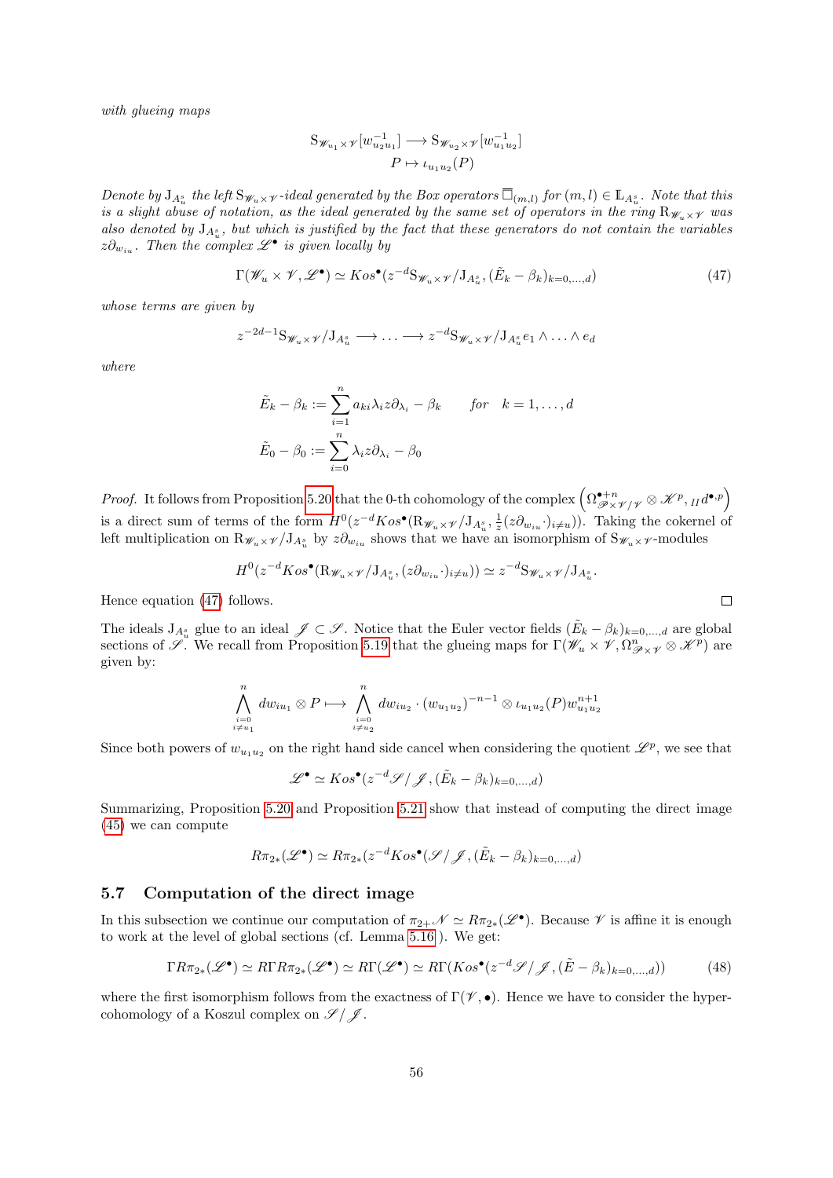*with glueing maps*

$$\mathrm{S}_{\mathscr{W}_{u_1}\times\mathscr{V}}[w_{u_2u_1}^{-1}] \longrightarrow \mathrm{S}_{\mathscr{W}_{u_2}\times\mathscr{V}}[w_{u_1u_2}^{-1}]$$
$$P \mapsto \iota_{u_1u_2}(P)$$

*Denote by $\mathrm{J}_{A_u^s}$ the left $\mathrm{S}_{\mathscr{W}_u\times\mathscr{V}}$-ideal generated by the Box operators $\Box_{(m,l)}$ for $(m,l)\in\mathbb{L}_{A_u^s}$. Note that this is a slight abuse of notation, as the ideal generated by the same set of operators in the ring $\mathrm{R}_{\mathscr{W}_u\times\mathscr{V}}$ was also denoted by $\mathrm{J}_{A_u^s}$, but which is justified by the fact that these generators do not contain the variables $z\partial_{w_{iu}}$. Then the complex $\mathscr{L}^\bullet$ is given locally by*

$$\Gamma(\mathscr{W}_u\times\mathscr{V},\mathscr{L}^\bullet)\simeq Kos^\bullet(z^{-d}\mathrm{S}_{\mathscr{W}_u\times\mathscr{V}}/\mathrm{J}_{A_u^s},(\tilde{E}_k-\beta_k)_{k=0,\dots,d}) \tag{47}$$

*whose terms are given by*

$$z^{-2d-1}\mathrm{S}_{\mathscr{W}_u\times\mathscr{V}}/\mathrm{J}_{A_u^s}\longrightarrow\ldots\longrightarrow z^{-d}\mathrm{S}_{\mathscr{W}_u\times\mathscr{V}}/\mathrm{J}_{A_u^s}e_1\wedge\ldots\wedge e_d$$

*where*

$$\tilde{E}_k-\beta_k := \sum_{i=1}^n a_{ki}\lambda_i z\partial_{\lambda_i}-\beta_k \qquad \textit{for}\quad k=1,\dots,d$$
$$\tilde{E}_0-\beta_0 := \sum_{i=0}^n \lambda_i z\partial_{\lambda_i}-\beta_0$$

*Proof.* It follows from Proposition 5.20 that the 0-th cohomology of the complex $\left(\Omega^{\bullet+n}_{\mathscr{P}\times\mathscr{V}/\mathscr{V}}\otimes\mathscr{K}^p,{}_{II}d^{\bullet,p}\right)$ is a direct sum of terms of the form $H^0(z^{-d}Kos^\bullet(\mathrm{R}_{\mathscr{W}_u\times\mathscr{V}}/\mathrm{J}_{A_u^s},\frac{1}{z}(z\partial_{w_{iu}}\cdot)_{i\neq u}))$. Taking the cokernel of left multiplication on $\mathrm{R}_{\mathscr{W}_u\times\mathscr{V}}/\mathrm{J}_{A_u^s}$ by $z\partial_{w_{iu}}$ shows that we have an isomorphism of $\mathrm{S}_{\mathscr{W}_u\times\mathscr{V}}$-modules

$$H^0(z^{-d}Kos^\bullet(\mathrm{R}_{\mathscr{W}_u\times\mathscr{V}}/\mathrm{J}_{A_u^s},(z\partial_{w_{iu}}\cdot)_{i\neq u}))\simeq z^{-d}\mathrm{S}_{\mathscr{W}_u\times\mathscr{V}}/\mathrm{J}_{A_u^s}.$$

Hence equation (47) follows. ∎

The ideals $\mathrm{J}_{A_u^s}$ glue to an ideal $\mathscr{J}\subset\mathscr{S}$. Notice that the Euler vector fields $(\tilde{E}_k-\beta_k)_{k=0,\dots,d}$ are global sections of $\mathscr{S}$. We recall from Proposition 5.19 that the glueing maps for $\Gamma(\mathscr{W}_u\times\mathscr{V},\Omega^n_{\mathscr{P}\times\mathscr{V}}\otimes\mathscr{K}^p)$ are given by:

$$\bigwedge_{\substack{i=0\\ i\neq u_1}}^n dw_{iu_1}\otimes P\longmapsto\bigwedge_{\substack{i=0\\ i\neq u_2}}^n dw_{iu_2}\cdot(w_{u_1u_2})^{-n-1}\otimes\iota_{u_1u_2}(P)w_{u_1u_2}^{n+1}$$

Since both powers of $w_{u_1u_2}$ on the right hand side cancel when considering the quotient $\mathscr{L}^p$, we see that

$$\mathscr{L}^\bullet\simeq Kos^\bullet(z^{-d}\mathscr{S}/\mathscr{J},(\tilde{E}_k-\beta_k)_{k=0,\dots,d})$$

Summarizing, Proposition 5.20 and Proposition 5.21 show that instead of computing the direct image (45) we can compute

$$R\pi_{2*}(\mathscr{L}^\bullet)\simeq R\pi_{2*}(z^{-d}Kos^\bullet(\mathscr{S}/\mathscr{J},(\tilde{E}_k-\beta_k)_{k=0,\dots,d})$$

## 5.7 Computation of the direct image

In this subsection we continue our computation of $\pi_{2+}\mathscr{N}\simeq R\pi_{2*}(\mathscr{L}^\bullet)$. Because $\mathscr{V}$ is affine it is enough to work at the level of global sections (cf. Lemma 5.16 ). We get:

$$\Gamma R\pi_{2*}(\mathscr{L}^\bullet)\simeq R\Gamma R\pi_{2*}(\mathscr{L}^\bullet)\simeq R\Gamma(\mathscr{L}^\bullet)\simeq R\Gamma(Kos^\bullet(z^{-d}\mathscr{S}/\mathscr{J},(\tilde{E}-\beta)_{k=0,\dots,d})) \tag{48}$$

where the first isomorphism follows from the exactness of $\Gamma(\mathscr{V},\bullet)$. Hence we have to consider the hypercohomology of a Koszul complex on $\mathscr{S}/\mathscr{J}$.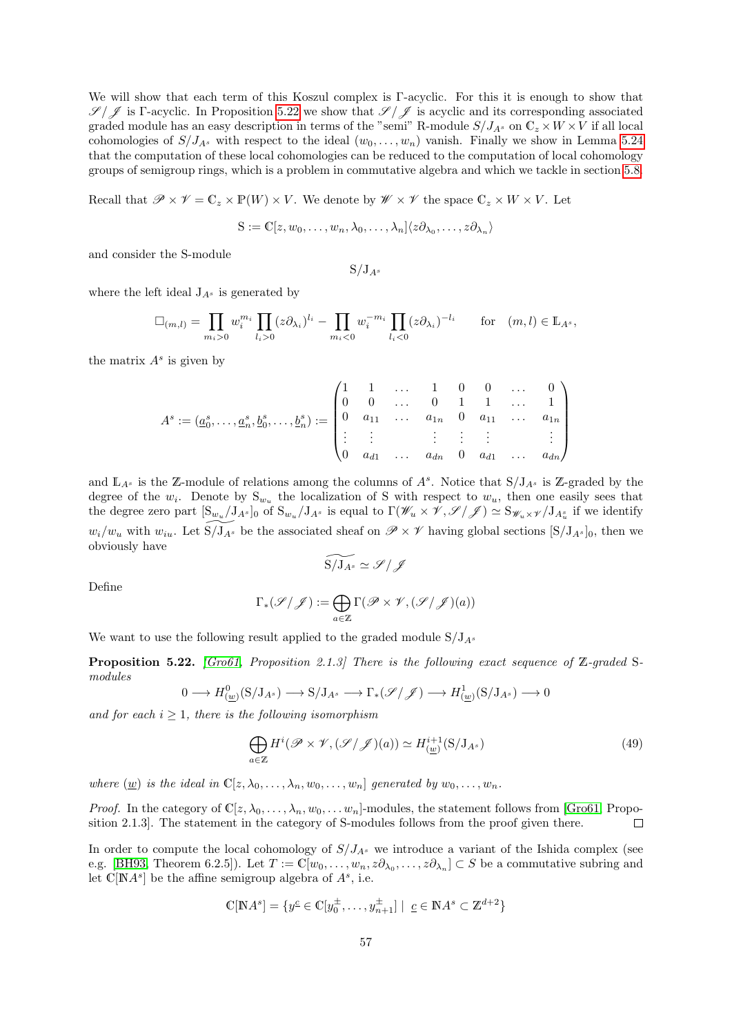We will show that each term of this Koszul complex is Γ-acyclic. For this it is enough to show that $\mathscr{S}/\mathscr{J}$ is Γ-acyclic. In Proposition 5.22 we show that $\mathscr{S}/\mathscr{J}$ is acyclic and its corresponding associated graded module has an easy description in terms of the "semi" R-module $S/J_{A^s}$ on $\mathbb{C}_z \times W \times V$ if all local cohomologies of $S/J_{A^s}$ with respect to the ideal $(w_0, \dots, w_n)$ vanish. Finally we show in Lemma 5.24 that the computation of these local cohomologies can be reduced to the computation of local cohomology groups of semigroup rings, which is a problem in commutative algebra and which we tackle in section 5.8.

Recall that $\mathscr{P} \times \mathscr{V} = \mathbb{C}_z \times \mathbb{P}(W) \times V$. We denote by $\mathscr{W} \times \mathscr{V}$ the space $\mathbb{C}_z \times W \times V$. Let

$$\mathrm{S} := \mathbb{C}[z, w_0, \dots, w_n, \lambda_0, \dots, \lambda_n]\langle z\partial_{\lambda_0}, \dots, z\partial_{\lambda_n}\rangle$$

and consider the S-module

$$\mathrm{S}/\mathrm{J}_{A^s}$$

where the left ideal $\mathrm{J}_{A^s}$ is generated by

$$\Box_{(m,l)} = \prod_{m_i>0} w_i^{m_i} \prod_{l_i>0} (z\partial_{\lambda_i})^{l_i} - \prod_{m_i<0} w_i^{-m_i} \prod_{l_i<0} (z\partial_{\lambda_i})^{-l_i} \qquad \text{for} \quad (m,l) \in \mathbb{L}_{A^s},$$

the matrix $A^s$ is given by

$$A^s := (\underline{a}_0^s, \dots, \underline{a}_n^s, \underline{b}_0^s, \dots, \underline{b}_n^s) := \begin{pmatrix} 1 & 1 & \dots & 1 & 0 & 0 & \dots & 0 \\ 0 & 0 & \dots & 0 & 1 & 1 & \dots & 1 \\ 0 & a_{11} & \dots & a_{1n} & 0 & a_{11} & \dots & a_{1n} \\ \vdots & \vdots & & \vdots & \vdots & \vdots & & \vdots \\ 0 & a_{d1} & \dots & a_{dn} & 0 & a_{d1} & \dots & a_{dn} \end{pmatrix}$$

and $\mathbb{L}_{A^s}$ is the $\mathbb{Z}$-module of relations among the columns of $A^s$. Notice that $\mathrm{S}/\mathrm{J}_{A^s}$ is $\mathbb{Z}$-graded by the degree of the $w_i$. Denote by $\mathrm{S}_{w_u}$ the localization of S with respect to $w_u$, then one easily sees that the degree zero part $[\mathrm{S}_{w_u}/\mathrm{J}_{A^s}]_0$ of $\mathrm{S}_{w_u}/\mathrm{J}_{A^s}$ is equal to $\Gamma(\mathscr{W}_u \times \mathscr{V}, \mathscr{S}/\mathscr{J}) \simeq \mathrm{S}_{\mathscr{W}_u \times \mathscr{V}}/\mathrm{J}_{A_u^s}$ if we identify $w_i/w_u$ with $w_{iu}$. Let $\widetilde{\mathrm{S}/\mathrm{J}_{A^s}}$ be the associated sheaf on $\mathscr{P} \times \mathscr{V}$ having global sections $[\mathrm{S}/\mathrm{J}_{A^s}]_0$, then we obviously have

$$\widetilde{\mathrm{S}/\mathrm{J}_{A^s}} \simeq \mathscr{S}/\mathscr{J}$$

Define

$$\Gamma_*(\mathscr{S}/\mathscr{J}) := \bigoplus_{a \in \mathbb{Z}} \Gamma(\mathscr{P} \times \mathscr{V}, (\mathscr{S}/\mathscr{J})(a))$$

We want to use the following result applied to the graded module $\mathrm{S}/\mathrm{J}_{A^s}$

**Proposition 5.22.** *[Gro61, Proposition 2.1.3] There is the following exact sequence of $\mathbb{Z}$-graded S-modules*

$$0 \longrightarrow H^0_{(\underline{w})}(\mathrm{S}/\mathrm{J}_{A^s}) \longrightarrow \mathrm{S}/\mathrm{J}_{A^s} \longrightarrow \Gamma_*(\mathscr{S}/\mathscr{J}) \longrightarrow H^1_{(\underline{w})}(\mathrm{S}/\mathrm{J}_{A^s}) \longrightarrow 0$$

*and for each $i \geq 1$, there is the following isomorphism*

$$\bigoplus_{a \in \mathbb{Z}} H^i(\mathscr{P} \times \mathscr{V}, (\mathscr{S}/\mathscr{J})(a)) \simeq H^{i+1}_{(\underline{w})}(\mathrm{S}/\mathrm{J}_{A^s}) \tag{49}$$

*where $(\underline{w})$ is the ideal in $\mathbb{C}[z, \lambda_0, \dots, \lambda_n, w_0, \dots, w_n]$ generated by $w_0, \dots, w_n$.*

*Proof.* In the category of $\mathbb{C}[z, \lambda_0, \dots, \lambda_n, w_0, \dots w_n]$-modules, the statement follows from [Gro61, Proposition 2.1.3]. The statement in the category of S-modules follows from the proof given there. □

In order to compute the local cohomology of $S/J_{A^s}$ we introduce a variant of the Ishida complex (see e.g. [BH93, Theorem 6.2.5]). Let $T := \mathbb{C}[w_0, \dots, w_n, z\partial_{\lambda_0}, \dots, z\partial_{\lambda_n}] \subset S$ be a commutative subring and let $\mathbb{C}[\mathbb{N}A^s]$ be the affine semigroup algebra of $A^s$, i.e.

$$\mathbb{C}[\mathbb{N}A^s] = \{ y^{\underline{c}} \in \mathbb{C}[y_0^{\pm}, \dots, y_{n+1}^{\pm}] \mid \underline{c} \in \mathbb{N}A^s \subset \mathbb{Z}^{d+2} \}$$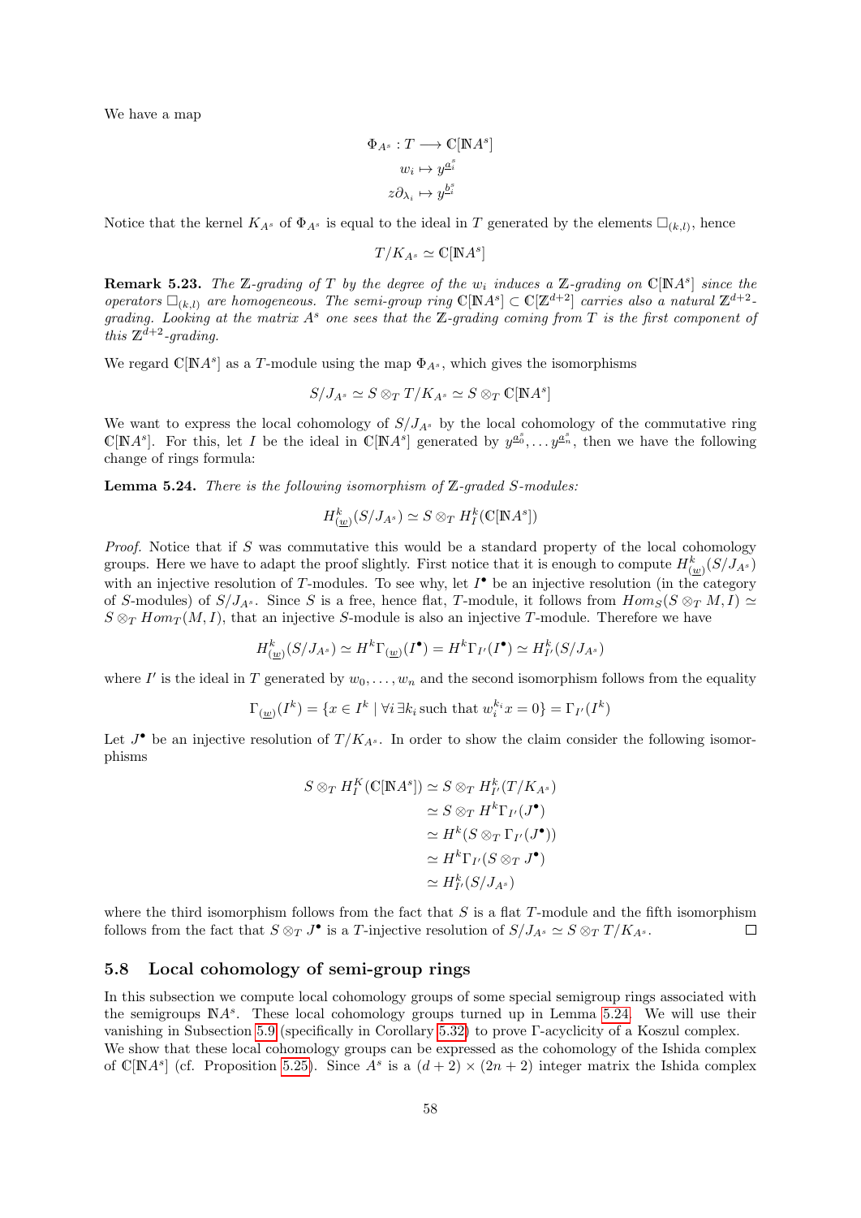We have a map

$$\Phi_{A^s} : T \longrightarrow \mathbb{C}[\mathbb{N}A^s]$$
$$w_i \mapsto y^{\underline{a}_i^s}$$
$$z\partial_{\lambda_i} \mapsto y^{\underline{b}_i^s}$$

Notice that the kernel $K_{A^s}$ of $\Phi_{A^s}$ is equal to the ideal in $T$ generated by the elements $\Box_{(k,l)}$, hence

$$T/K_{A^s} \simeq \mathbb{C}[\mathbb{N}A^s]$$

**Remark 5.23.** *The $\mathbb{Z}$-grading of $T$ by the degree of the $w_i$ induces a $\mathbb{Z}$-grading on $\mathbb{C}[\mathbb{N}A^s]$ since the operators $\Box_{(k,l)}$ are homogeneous. The semi-group ring $\mathbb{C}[\mathbb{N}A^s] \subset \mathbb{C}[\mathbb{Z}^{d+2}]$ carries also a natural $\mathbb{Z}^{d+2}$-grading. Looking at the matrix $A^s$ one sees that the $\mathbb{Z}$-grading coming from $T$ is the first component of this $\mathbb{Z}^{d+2}$-grading.*

We regard $\mathbb{C}[\mathbb{N}A^s]$ as a $T$-module using the map $\Phi_{A^s}$, which gives the isomorphisms

$$S/J_{A^s} \simeq S \otimes_T T/K_{A^s} \simeq S \otimes_T \mathbb{C}[\mathbb{N}A^s]$$

We want to express the local cohomology of $S/J_{A^s}$ by the local cohomology of the commutative ring $\mathbb{C}[\mathbb{N}A^s]$. For this, let $I$ be the ideal in $\mathbb{C}[\mathbb{N}A^s]$ generated by $y^{\underline{a}_0^s}, \ldots y^{\underline{a}_n^s}$, then we have the following change of rings formula:

**Lemma 5.24.** *There is the following isomorphism of $\mathbb{Z}$-graded $S$-modules:*

$$H^k_{(\underline{w})}(S/J_{A^s}) \simeq S \otimes_T H^k_I(\mathbb{C}[\mathbb{N}A^s])$$

*Proof.* Notice that if $S$ was commutative this would be a standard property of the local cohomology groups. Here we have to adapt the proof slightly. First notice that it is enough to compute $H^k_{(\underline{w})}(S/J_{A^s})$ with an injective resolution of $T$-modules. To see why, let $I^\bullet$ be an injective resolution (in the category of $S$-modules) of $S/J_{A^s}$. Since $S$ is a free, hence flat, $T$-module, it follows from $Hom_S(S \otimes_T M, I) \simeq S \otimes_T Hom_T(M, I)$, that an injective $S$-module is also an injective $T$-module. Therefore we have

$$H^k_{(\underline{w})}(S/J_{A^s}) \simeq H^k\Gamma_{(\underline{w})}(I^\bullet) = H^k\Gamma_{I'}(I^\bullet) \simeq H^k_{I'}(S/J_{A^s})$$

where $I'$ is the ideal in $T$ generated by $w_0, \ldots, w_n$ and the second isomorphism follows from the equality

$$\Gamma_{(\underline{w})}(I^k) = \{x \in I^k \mid \forall i \, \exists k_i \, \text{such that } w_i^{k_i} x = 0\} = \Gamma_{I'}(I^k)$$

Let $J^\bullet$ be an injective resolution of $T/K_{A^s}$. In order to show the claim consider the following isomorphisms

$$\begin{aligned}
S \otimes_T H^K_I(\mathbb{C}[\mathbb{N}A^s]) &\simeq S \otimes_T H^k_{I'}(T/K_{A^s}) \\
&\simeq S \otimes_T H^k\Gamma_{I'}(J^\bullet) \\
&\simeq H^k(S \otimes_T \Gamma_{I'}(J^\bullet)) \\
&\simeq H^k\Gamma_{I'}(S \otimes_T J^\bullet) \\
&\simeq H^k_{I'}(S/J_{A^s})
\end{aligned}$$

where the third isomorphism follows from the fact that $S$ is a flat $T$-module and the fifth isomorphism follows from the fact that $S \otimes_T J^\bullet$ is a $T$-injective resolution of $S/J_{A^s} \simeq S \otimes_T T/K_{A^s}$. $\square$

## 5.8 Local cohomology of semi-group rings

In this subsection we compute local cohomology groups of some special semigroup rings associated with the semigroups $\mathbb{N}A^s$. These local cohomology groups turned up in Lemma 5.24. We will use their vanishing in Subsection 5.9 (specifically in Corollary 5.32) to prove $\Gamma$-acyclicity of a Koszul complex. We show that these local cohomology groups can be expressed as the cohomology of the Ishida complex of $\mathbb{C}[\mathbb{N}A^s]$ (cf. Proposition 5.25). Since $A^s$ is a $(d+2) \times (2n+2)$ integer matrix the Ishida complex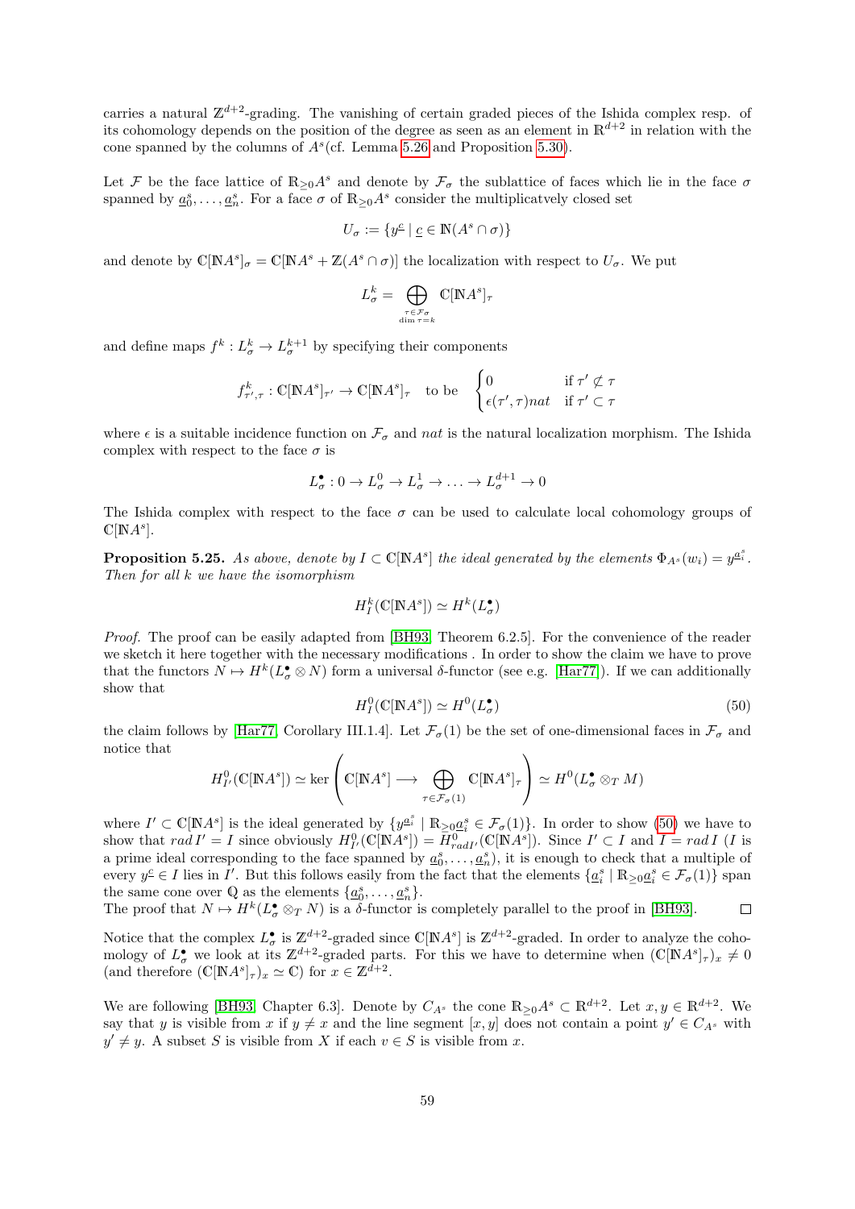carries a natural $\mathbb{Z}^{d+2}$-grading. The vanishing of certain graded pieces of the Ishida complex resp. of its cohomology depends on the position of the degree as seen as an element in $\mathbb{R}^{d+2}$ in relation with the cone spanned by the columns of $A^s$(cf. Lemma 5.26 and Proposition 5.30).

Let $\mathcal{F}$ be the face lattice of $\mathbb{R}_{\geq 0}A^s$ and denote by $\mathcal{F}_\sigma$ the sublattice of faces which lie in the face $\sigma$ spanned by $\underline{a}_0^s, \ldots, \underline{a}_n^s$. For a face $\sigma$ of $\mathbb{R}_{\geq 0}A^s$ consider the multiplicatvely closed set

$$U_\sigma := \{y^{\underline{c}} \mid \underline{c} \in \mathbb{N}(A^s \cap \sigma)\}$$

and denote by $\mathbb{C}[\mathbb{N}A^s]_\sigma = \mathbb{C}[\mathbb{N}A^s + \mathbb{Z}(A^s \cap \sigma)]$ the localization with respect to $U_\sigma$. We put

$$L_\sigma^k = \bigoplus_{\substack{\tau \in \mathcal{F}_\sigma \\ \dim \tau = k}} \mathbb{C}[\mathbb{N}A^s]_\tau$$

and define maps $f^k : L_\sigma^k \to L_\sigma^{k+1}$ by specifying their components

$$f_{\tau',\tau}^k : \mathbb{C}[\mathbb{N}A^s]_{\tau'} \to \mathbb{C}[\mathbb{N}A^s]_\tau \quad \text{to be} \quad \begin{cases} 0 & \text{if } \tau' \not\subset \tau \\ \epsilon(\tau',\tau) nat & \text{if } \tau' \subset \tau \end{cases}$$

where $\epsilon$ is a suitable incidence function on $\mathcal{F}_\sigma$ and $nat$ is the natural localization morphism. The Ishida complex with respect to the face $\sigma$ is

$$L_\sigma^\bullet : 0 \to L_\sigma^0 \to L_\sigma^1 \to \ldots \to L_\sigma^{d+1} \to 0$$

The Ishida complex with respect to the face $\sigma$ can be used to calculate local cohomology groups of $\mathbb{C}[\mathbb{N}A^s]$.

**Proposition 5.25.** *As above, denote by $I \subset \mathbb{C}[\mathbb{N}A^s]$ the ideal generated by the elements $\Phi_{A^s}(w_i) = y^{\underline{a}_i^s}$. Then for all $k$ we have the isomorphism*

$$H_I^k(\mathbb{C}[\mathbb{N}A^s]) \simeq H^k(L_\sigma^\bullet)$$

*Proof.* The proof can be easily adapted from [BH93, Theorem 6.2.5]. For the convenience of the reader we sketch it here together with the necessary modifications . In order to show the claim we have to prove that the functors $N \mapsto H^k(L_\sigma^\bullet \otimes N)$ form a universal $\delta$-functor (see e.g. [Har77]). If we can additionally show that

$$H_I^0(\mathbb{C}[\mathbb{N}A^s]) \simeq H^0(L_\sigma^\bullet) \tag{50}$$

the claim follows by [Har77, Corollary III.1.4]. Let $\mathcal{F}_\sigma(1)$ be the set of one-dimensional faces in $\mathcal{F}_\sigma$ and notice that

$$H_{I'}^0(\mathbb{C}[\mathbb{N}A^s]) \simeq \ker \left( \mathbb{C}[\mathbb{N}A^s] \longrightarrow \bigoplus_{\tau \in \mathcal{F}_\sigma(1)} \mathbb{C}[\mathbb{N}A^s]_\tau \right) \simeq H^0(L_\sigma^\bullet \otimes_T M)$$

where $I' \subset \mathbb{C}[\mathbb{N}A^s]$ is the ideal generated by $\{y^{\underline{a}_i^s} \mid \mathbb{R}_{\geq 0}\underline{a}_i^s \in \mathcal{F}_\sigma(1)\}$. In order to show (50) we have to show that $rad\, I' = I$ since obviously $H_{I'}^0(\mathbb{C}[\mathbb{N}A^s]) = H_{rad I'}^0(\mathbb{C}[\mathbb{N}A^s])$. Since $I' \subset I$ and $I = rad\, I$ ($I$ is a prime ideal corresponding to the face spanned by $\underline{a}_0^s, \ldots, \underline{a}_n^s$), it is enough to check that a multiple of every $y^{\underline{c}} \in I$ lies in $I'$. But this follows easily from the fact that the elements $\{\underline{a}_i^s \mid \mathbb{R}_{\geq 0}\underline{a}_i^s \in \mathcal{F}_\sigma(1)\}$ span the same cone over $\mathbb{Q}$ as the elements $\{\underline{a}_0^s, \ldots, \underline{a}_n^s\}$.
The proof that $N \mapsto H^k(L_\sigma^\bullet \otimes_T N)$ is a $\delta$-functor is completely parallel to the proof in [BH93]. □

Notice that the complex $L_\sigma^\bullet$ is $\mathbb{Z}^{d+2}$-graded since $\mathbb{C}[\mathbb{N}A^s]$ is $\mathbb{Z}^{d+2}$-graded. In order to analyze the cohomology of $L_\sigma^\bullet$ we look at its $\mathbb{Z}^{d+2}$-graded parts. For this we have to determine when $(\mathbb{C}[\mathbb{N}A^s]_\tau)_x \neq 0$ (and therefore $(\mathbb{C}[\mathbb{N}A^s]_\tau)_x \simeq \mathbb{C}$) for $x \in \mathbb{Z}^{d+2}$.

We are following [BH93, Chapter 6.3]. Denote by $C_{A^s}$ the cone $\mathbb{R}_{\geq 0}A^s \subset \mathbb{R}^{d+2}$. Let $x, y \in \mathbb{R}^{d+2}$. We say that $y$ is visible from $x$ if $y \neq x$ and the line segment $[x, y]$ does not contain a point $y' \in C_{A^s}$ with $y' \neq y$. A subset $S$ is visible from $X$ if each $v \in S$ is visible from $x$.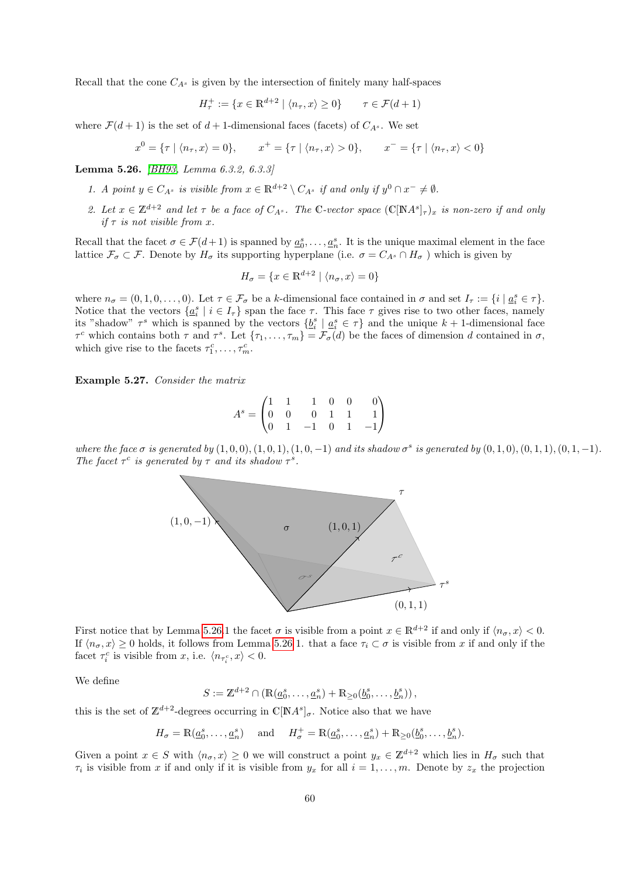Recall that the cone $C_{A^s}$ is given by the intersection of finitely many half-spaces

$$H_\tau^+ := \{x \in \mathbb{R}^{d+2} \mid \langle n_\tau, x\rangle \geq 0\} \qquad \tau \in \mathcal{F}(d+1)$$

where $\mathcal{F}(d+1)$ is the set of $d+1$-dimensional faces (facets) of $C_{A^s}$. We set

$$x^0 = \{\tau \mid \langle n_\tau, x\rangle = 0\}, \qquad x^+ = \{\tau \mid \langle n_\tau, x\rangle > 0\}, \qquad x^- = \{\tau \mid \langle n_\tau, x\rangle < 0\}$$

**Lemma 5.26.** *[BH93, Lemma 6.3.2, 6.3.3]*

1. *A point $y \in C_{A^s}$ is visible from $x \in \mathbb{R}^{d+2} \setminus C_{A^s}$ if and only if $y^0 \cap x^- \neq \emptyset$.*
2. *Let $x \in \mathbb{Z}^{d+2}$ and let $\tau$ be a face of $C_{A^s}$. The $\mathbb{C}$-vector space $(\mathbb{C}[\mathbb{N}A^s]_\tau)_x$ is non-zero if and only if $\tau$ is not visible from $x$.*

Recall that the facet $\sigma \in \mathcal{F}(d+1)$ is spanned by $\underline{a}_0^s, \ldots, \underline{a}_n^s$. It is the unique maximal element in the face lattice $\mathcal{F}_\sigma \subset \mathcal{F}$. Denote by $H_\sigma$ its supporting hyperplane (i.e. $\sigma = C_{A^s} \cap H_\sigma$ ) which is given by

$$H_\sigma = \{x \in \mathbb{R}^{d+2} \mid \langle n_\sigma, x\rangle = 0\}$$

where $n_\sigma = (0, 1, 0, \ldots, 0)$. Let $\tau \in \mathcal{F}_\sigma$ be a $k$-dimensional face contained in $\sigma$ and set $I_\tau := \{i \mid \underline{a}_i^s \in \tau\}$. Notice that the vectors $\{\underline{a}_i^s \mid i \in I_\tau\}$ span the face $\tau$. This face $\tau$ gives rise to two other faces, namely its "shadow" $\tau^s$ which is spanned by the vectors $\{\underline{b}_i^s \mid \underline{a}_i^s \in \tau\}$ and the unique $k+1$-dimensional face $\tau^c$ which contains both $\tau$ and $\tau^s$. Let $\{\tau_1, \ldots, \tau_m\} = \mathcal{F}_\sigma(d)$ be the faces of dimension $d$ contained in $\sigma$, which give rise to the facets $\tau_1^c, \ldots, \tau_m^c$.

**Example 5.27.** *Consider the matrix*

$$A^s = \begin{pmatrix} 1 & 1 & 1 & 0 & 0 & 0 \\ 0 & 0 & 0 & 1 & 1 & 1 \\ 0 & 1 & -1 & 0 & 1 & -1 \end{pmatrix}$$

*where the face $\sigma$ is generated by $(1,0,0), (1,0,1), (1,0,-1)$ and its shadow $\sigma^s$ is generated by $(0,1,0), (0,1,1), (0,1,-1)$. The facet $\tau^c$ is generated by $\tau$ and its shadow $\tau^s$.*

First notice that by Lemma 5.26.1 the facet $\sigma$ is visible from a point $x \in \mathbb{R}^{d+2}$ if and only if $\langle n_\sigma, x\rangle < 0$. If $\langle n_\sigma, x\rangle \geq 0$ holds, it follows from Lemma 5.26.1. that a face $\tau_i \subset \sigma$ is visible from $x$ if and only if the facet $\tau_i^c$ is visible from $x$, i.e. $\langle n_{\tau_i^c}, x\rangle < 0$.

We define

$$S := \mathbb{Z}^{d+2} \cap \left(\mathbb{R}(\underline{a}_0^s, \ldots, \underline{a}_n^s) + \mathbb{R}_{\geq 0}(\underline{b}_0^s, \ldots, \underline{b}_n^s)\right),$$

this is the set of $\mathbb{Z}^{d+2}$-degrees occurring in $\mathbb{C}[\mathbb{N}A^s]_\sigma$. Notice also that we have

$$H_\sigma = \mathbb{R}(\underline{a}_0^s, \ldots, \underline{a}_n^s) \quad \text{and} \quad H_\sigma^+ = \mathbb{R}(\underline{a}_0^s, \ldots, \underline{a}_n^s) + \mathbb{R}_{\geq 0}(\underline{b}_0^s, \ldots, \underline{b}_n^s).$$

Given a point $x \in S$ with $\langle n_\sigma, x\rangle \geq 0$ we will construct a point $y_x \in \mathbb{Z}^{d+2}$ which lies in $H_\sigma$ such that $\tau_i$ is visible from $x$ if and only if it is visible from $y_x$ for all $i = 1, \ldots, m$. Denote by $z_x$ the projection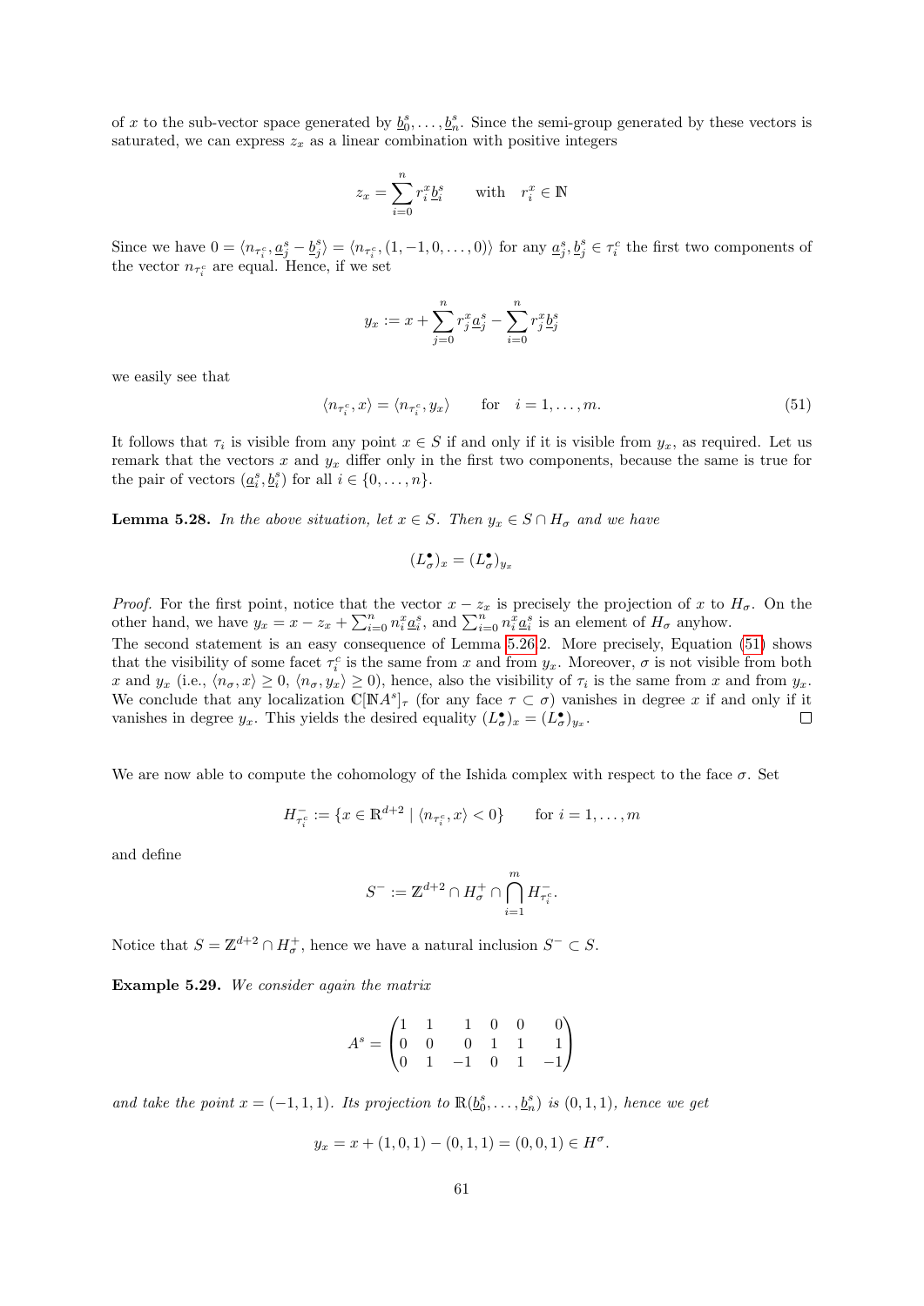of $x$ to the sub-vector space generated by $\underline{b}_0^s, \ldots, \underline{b}_n^s$. Since the semi-group generated by these vectors is saturated, we can express $z_x$ as a linear combination with positive integers

$$z_x = \sum_{i=0}^{n} r_i^x \underline{b}_i^s \qquad \text{with} \quad r_i^x \in \mathbb{N}$$

Since we have $0 = \langle n_{\tau_i^c}, \underline{a}_j^s - \underline{b}_j^s \rangle = \langle n_{\tau_i^c}, (1, -1, 0, \ldots, 0) \rangle$ for any $\underline{a}_j^s, \underline{b}_j^s \in \tau_i^c$ the first two components of the vector $n_{\tau_i^c}$ are equal. Hence, if we set

$$y_x := x + \sum_{j=0}^{n} r_j^x \underline{a}_j^s - \sum_{i=0}^{n} r_j^x \underline{b}_j^s$$

we easily see that

$$\langle n_{\tau_i^c}, x \rangle = \langle n_{\tau_i^c}, y_x \rangle \qquad \text{for} \quad i = 1, \ldots, m. \tag{51}$$

It follows that $\tau_i$ is visible from any point $x \in S$ if and only if it is visible from $y_x$, as required. Let us remark that the vectors $x$ and $y_x$ differ only in the first two components, because the same is true for the pair of vectors $(\underline{a}_i^s, \underline{b}_i^s)$ for all $i \in \{0, \ldots, n\}$.

**Lemma 5.28.** *In the above situation, let $x \in S$. Then $y_x \in S \cap H_\sigma$ and we have*

$$(L_\sigma^\bullet)_x = (L_\sigma^\bullet)_{y_x}$$

*Proof.* For the first point, notice that the vector $x - z_x$ is precisely the projection of $x$ to $H_\sigma$. On the other hand, we have $y_x = x - z_x + \sum_{i=0}^{n} n_i^x \underline{a}_i^s$, and $\sum_{i=0}^{n} n_i^x \underline{a}_i^s$ is an element of $H_\sigma$ anyhow.

The second statement is an easy consequence of Lemma 5.26.2. More precisely, Equation (51) shows that the visibility of some facet $\tau_i^c$ is the same from $x$ and from $y_x$. Moreover, $\sigma$ is not visible from both $x$ and $y_x$ (i.e., $\langle n_\sigma, x \rangle \geq 0$, $\langle n_\sigma, y_x \rangle \geq 0$), hence, also the visibility of $\tau_i$ is the same from $x$ and from $y_x$. We conclude that any localization $\mathbb{C}[\mathbb{N}A^s]_\tau$ (for any face $\tau \subset \sigma$) vanishes in degree $x$ if and only if it vanishes in degree $y_x$. This yields the desired equality $(L_\sigma^\bullet)_x = (L_\sigma^\bullet)_{y_x}$. $\square$

We are now able to compute the cohomology of the Ishida complex with respect to the face $\sigma$. Set

$$H_{\tau_i^c}^- := \{x \in \mathbb{R}^{d+2} \mid \langle n_{\tau_i^c}, x \rangle < 0\} \qquad \text{for } i = 1, \ldots, m$$

and define

$$S^- := \mathbb{Z}^{d+2} \cap H_\sigma^+ \cap \bigcap_{i=1}^{m} H_{\tau_i^c}^-.$$

Notice that $S = \mathbb{Z}^{d+2} \cap H_\sigma^+$, hence we have a natural inclusion $S^- \subset S$.

**Example 5.29.** *We consider again the matrix*

$$A^s = \begin{pmatrix} 1 & 1 & 1 & 0 & 0 & 0 \\ 0 & 0 & 0 & 1 & 1 & 1 \\ 0 & 1 & -1 & 0 & 1 & -1 \end{pmatrix}$$

*and take the point $x = (-1, 1, 1)$. Its projection to $\mathbb{R}(\underline{b}_0^s, \ldots, \underline{b}_n^s)$ is $(0, 1, 1)$, hence we get*

$$y_x = x + (1, 0, 1) - (0, 1, 1) = (0, 0, 1) \in H^\sigma.$$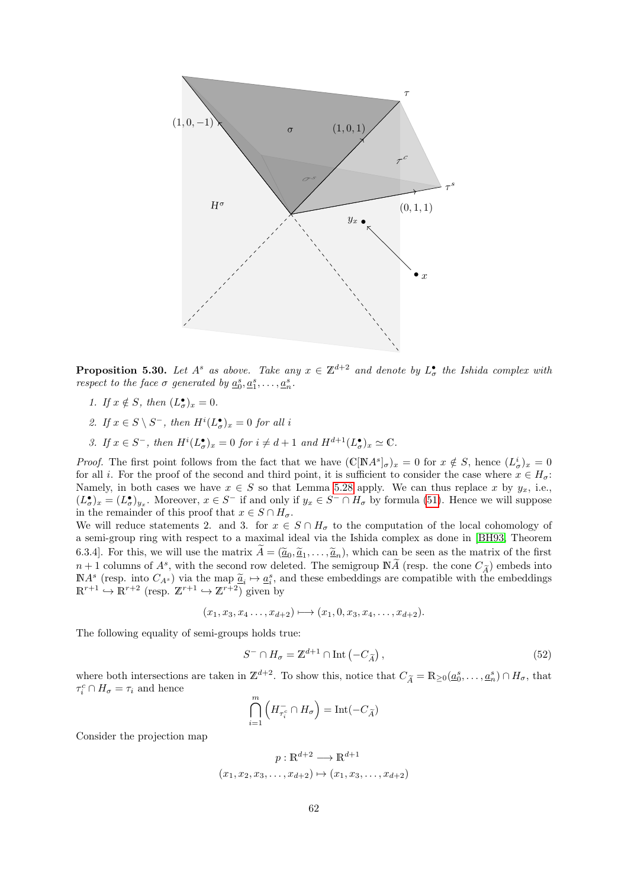**Proposition 5.30.** *Let $A^s$ as above. Take any $x \in \mathbb{Z}^{d+2}$ and denote by $L^\bullet_\sigma$ the Ishida complex with respect to the face $\sigma$ generated by $\underline{a}^s_0, \underline{a}^s_1, \ldots, \underline{a}^s_n$.*

1. *If $x \notin S$, then $(L^\bullet_\sigma)_x = 0$.*
2. *If $x \in S \setminus S^-$, then $H^i(L^\bullet_\sigma)_x = 0$ for all $i$*
3. *If $x \in S^-$, then $H^i(L^\bullet_\sigma)_x = 0$ for $i \neq d+1$ and $H^{d+1}(L^\bullet_\sigma)_x \simeq \mathbb{C}$.*

*Proof.* The first point follows from the fact that we have $(\mathbb{C}[\mathbb{N}A^s]_\sigma)_x = 0$ for $x \notin S$, hence $(L^i_\sigma)_x = 0$ for all $i$. For the proof of the second and third point, it is sufficient to consider the case where $x \in H_\sigma$: Namely, in both cases we have $x \in S$ so that Lemma 5.28 apply. We can thus replace $x$ by $y_x$, i.e., $(L^\bullet_\sigma)_x = (L^\bullet_\sigma)_{y_x}$. Moreover, $x \in S^-$ if and only if $y_x \in S^- \cap H_\sigma$ by formula (51). Hence we will suppose in the remainder of this proof that $x \in S \cap H_\sigma$.

We will reduce statements 2. and 3. for $x \in S \cap H_\sigma$ to the computation of the local cohomology of a semi-group ring with respect to a maximal ideal via the Ishida complex as done in [BH93, Theorem 6.3.4]. For this, we will use the matrix $\widetilde{A} = (\widetilde{\underline{a}}_0, \widetilde{\underline{a}}_1, \ldots, \widetilde{\underline{a}}_n)$, which can be seen as the matrix of the first $n+1$ columns of $A^s$, with the second row deleted. The semigroup $\mathbb{N}\widetilde{A}$ (resp. the cone $C_{\widetilde{A}}$) embeds into $\mathbb{N}A^s$ (resp. into $C_{A^s}$) via the map $\widetilde{\underline{a}}_i \mapsto \underline{a}^s_i$, and these embeddings are compatible with the embeddings $\mathbb{R}^{r+1} \hookrightarrow \mathbb{R}^{r+2}$ (resp. $\mathbb{Z}^{r+1} \hookrightarrow \mathbb{Z}^{r+2}$) given by

$$(x_1, x_3, x_4 \ldots, x_{d+2}) \longmapsto (x_1, 0, x_3, x_4, \ldots, x_{d+2}).$$

The following equality of semi-groups holds true:

$$S^- \cap H_\sigma = \mathbb{Z}^{d+1} \cap \mathrm{Int}\left(-C_{\widetilde{A}}\right), \tag{52}$$

where both intersections are taken in $\mathbb{Z}^{d+2}$. To show this, notice that $C_{\widetilde{A}} = \mathbb{R}_{\geq 0}(\underline{a}^s_0, \ldots, \underline{a}^s_n) \cap H_\sigma$, that $\tau^c_i \cap H_\sigma = \tau_i$ and hence

$$\bigcap_{i=1}^{m} \left(H^-_{\tau^c_i} \cap H_\sigma\right) = \mathrm{Int}(-C_{\widetilde{A}})$$

Consider the projection map

$$p : \mathbb{R}^{d+2} \longrightarrow \mathbb{R}^{d+1}$$
$$(x_1, x_2, x_3, \ldots, x_{d+2}) \mapsto (x_1, x_3, \ldots, x_{d+2})$$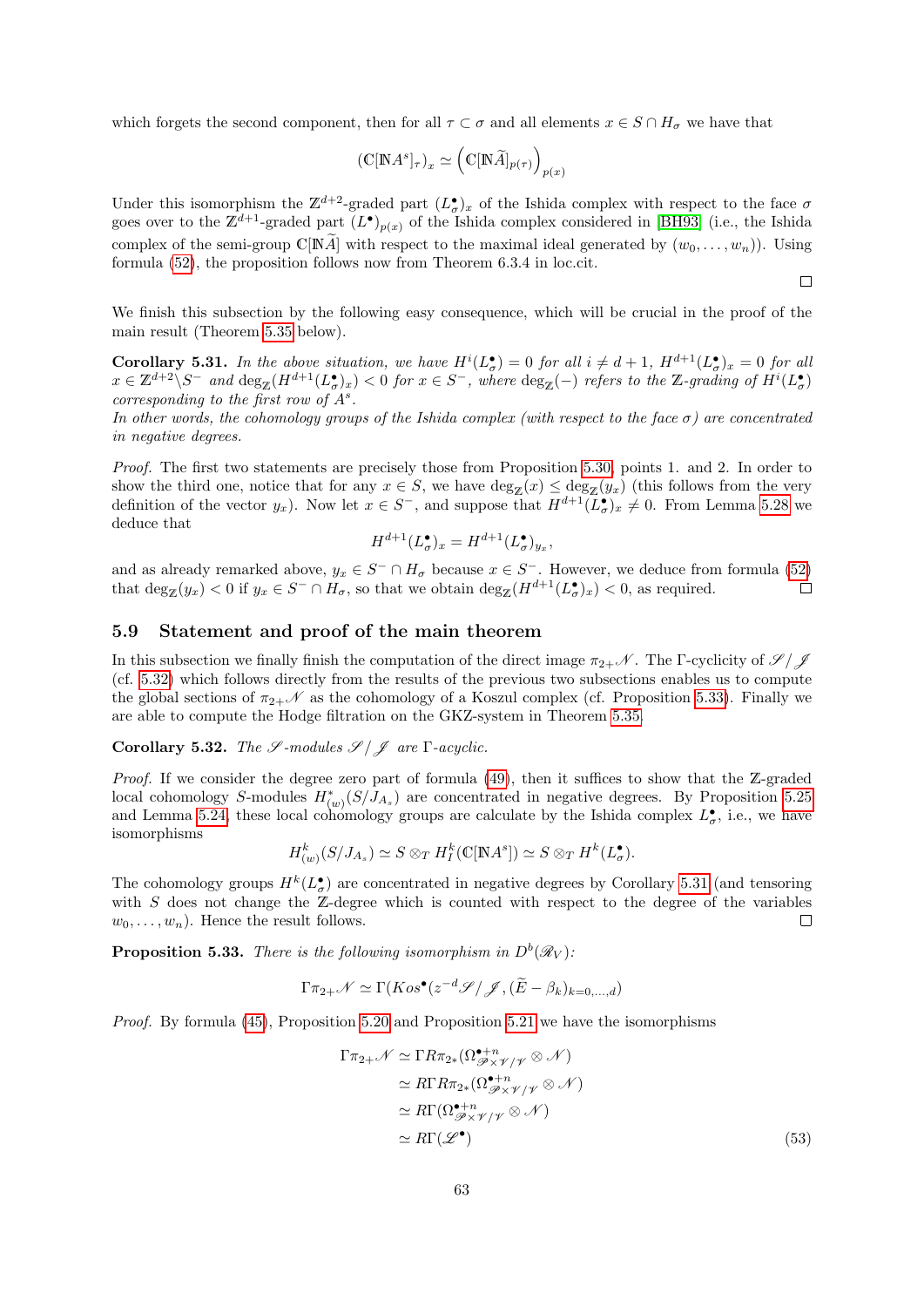which forgets the second component, then for all $\tau \subset \sigma$ and all elements $x \in S \cap H_\sigma$ we have that

$$(\mathbb{C}[\mathbb{N}A^s]_\tau)_x \simeq \left(\mathbb{C}[\mathbb{N}\widetilde{A}]_{p(\tau)}\right)_{p(x)}$$

Under this isomorphism the $\mathbb{Z}^{d+2}$-graded part $(L^\bullet_\sigma)_x$ of the Ishida complex with respect to the face $\sigma$ goes over to the $\mathbb{Z}^{d+1}$-graded part $(L^\bullet)_{p(x)}$ of the Ishida complex considered in [BH93] (i.e., the Ishida complex of the semi-group $\mathbb{C}[\mathbb{N}\widetilde{A}]$ with respect to the maximal ideal generated by $(w_0, \ldots, w_n)$). Using formula (52), the proposition follows now from Theorem 6.3.4 in loc.cit. □

We finish this subsection by the following easy consequence, which will be crucial in the proof of the main result (Theorem 5.35 below).

**Corollary 5.31.** *In the above situation, we have $H^i(L^\bullet_\sigma) = 0$ for all $i \neq d+1$, $H^{d+1}(L^\bullet_\sigma)_x = 0$ for all $x \in \mathbb{Z}^{d+2}\backslash S^-$ and $\deg_\mathbb{Z}(H^{d+1}(L^\bullet_\sigma)_x) < 0$ for $x \in S^-$, where $\deg_\mathbb{Z}(-)$ refers to the $\mathbb{Z}$-grading of $H^i(L^\bullet_\sigma)$ corresponding to the first row of $A^s$.*
*In other words, the cohomology groups of the Ishida complex (with respect to the face $\sigma$) are concentrated in negative degrees.*

*Proof.* The first two statements are precisely those from Proposition 5.30, points 1. and 2. In order to show the third one, notice that for any $x \in S$, we have $\deg_\mathbb{Z}(x) \leq \deg_\mathbb{Z}(y_x)$ (this follows from the very definition of the vector $y_x$). Now let $x \in S^-$, and suppose that $H^{d+1}(L^\bullet_\sigma)_x \neq 0$. From Lemma 5.28 we deduce that

$$H^{d+1}(L^\bullet_\sigma)_x = H^{d+1}(L^\bullet_\sigma)_{y_x},$$

and as already remarked above, $y_x \in S^- \cap H_\sigma$ because $x \in S^-$. However, we deduce from formula (52) that $\deg_\mathbb{Z}(y_x) < 0$ if $y_x \in S^- \cap H_\sigma$, so that we obtain $\deg_\mathbb{Z}(H^{d+1}(L^\bullet_\sigma)_x) < 0$, as required. □

## 5.9 Statement and proof of the main theorem

In this subsection we finally finish the computation of the direct image $\pi_{2+}\mathscr{N}$. The $\Gamma$-cyclicity of $\mathscr{S}/\mathscr{J}$ (cf. 5.32) which follows directly from the results of the previous two subsections enables us to compute the global sections of $\pi_{2+}\mathscr{N}$ as the cohomology of a Koszul complex (cf. Proposition 5.33). Finally we are able to compute the Hodge filtration on the GKZ-system in Theorem 5.35.

**Corollary 5.32.** *The $\mathscr{S}$-modules $\mathscr{S}/\mathscr{J}$ are $\Gamma$-acyclic.*

*Proof.* If we consider the degree zero part of formula (49), then it suffices to show that the $\mathbb{Z}$-graded local cohomology $S$-modules $H^*_{(w)}(S/J_{A_s})$ are concentrated in negative degrees. By Proposition 5.25 and Lemma 5.24, these local cohomology groups are calculate by the Ishida complex $L^\bullet_\sigma$, i.e., we have isomorphisms

$$H^k_{(w)}(S/J_{A_s}) \simeq S \otimes_T H^k_I(\mathbb{C}[\mathbb{N}A^s]) \simeq S \otimes_T H^k(L^\bullet_\sigma).$$

The cohomology groups $H^k(L^\bullet_\sigma)$ are concentrated in negative degrees by Corollary 5.31 (and tensoring with $S$ does not change the $\mathbb{Z}$-degree which is counted with respect to the degree of the variables $w_0, \ldots, w_n$). Hence the result follows. □

**Proposition 5.33.** *There is the following isomorphism in $D^b(\mathscr{R}_V)$:*

$$\Gamma\pi_{2+}\mathscr{N} \simeq \Gamma(Kos^\bullet(z^{-d}\mathscr{S}/\mathscr{J}, (\widetilde{E} - \beta_k)_{k=0,\ldots,d})$$

*Proof.* By formula (45), Proposition 5.20 and Proposition 5.21 we have the isomorphisms

$$\begin{aligned}
\Gamma\pi_{2+}\mathscr{N} &\simeq \Gamma R\pi_{2*}(\Omega^{\bullet+n}_{\mathscr{P}\times\mathscr{V}/\mathscr{V}} \otimes \mathscr{N}) \\
&\simeq R\Gamma R\pi_{2*}(\Omega^{\bullet+n}_{\mathscr{P}\times\mathscr{V}/\mathscr{V}} \otimes \mathscr{N}) \\
&\simeq R\Gamma(\Omega^{\bullet+n}_{\mathscr{P}\times\mathscr{V}/\mathscr{V}} \otimes \mathscr{N}) \\
&\simeq R\Gamma(\mathscr{L}^\bullet) \qquad (53)
\end{aligned}$$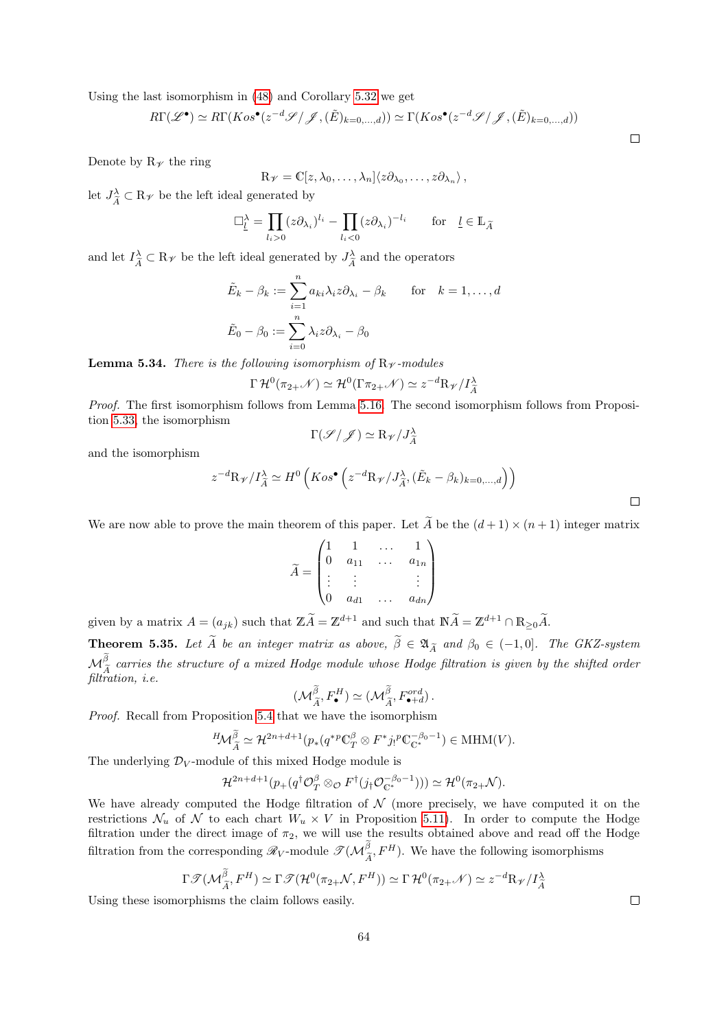Using the last isomorphism in (48) and Corollary 5.32 we get

$$R\Gamma(\mathscr{L}^\bullet) \simeq R\Gamma(Kos^\bullet(z^{-d}\mathscr{S}/\mathscr{J}, (\tilde{E})_{k=0,\ldots,d})) \simeq \Gamma(Kos^\bullet(z^{-d}\mathscr{S}/\mathscr{J}, (\tilde{E})_{k=0,\ldots,d}))$$

□

Denote by $\mathrm{R}_{\mathscr{V}}$ the ring

$$\mathrm{R}_{\mathscr{V}} = \mathbb{C}[z, \lambda_0, \ldots, \lambda_n]\langle z\partial_{\lambda_0}, \ldots, z\partial_{\lambda_n}\rangle\,,$$

let $J^\lambda_{\widetilde{A}} \subset \mathrm{R}_{\mathscr{V}}$ be the left ideal generated by

$$\Box^\lambda_{\underline{l}} = \prod_{l_i>0}(z\partial_{\lambda_i})^{l_i} - \prod_{l_i<0}(z\partial_{\lambda_i})^{-l_i} \qquad \text{for} \quad \underline{l} \in \mathbb{L}_{\widetilde{A}}$$

and let $I^\lambda_{\widetilde{A}} \subset \mathrm{R}_{\mathscr{V}}$ be the left ideal generated by $J^\lambda_{\widetilde{A}}$ and the operators

$$\tilde{E}_k - \beta_k := \sum_{i=1}^n a_{ki}\lambda_i z\partial_{\lambda_i} - \beta_k \qquad \text{for} \quad k = 1, \ldots, d$$

$$\tilde{E}_0 - \beta_0 := \sum_{i=0}^n \lambda_i z\partial_{\lambda_i} - \beta_0$$

**Lemma 5.34.** *There is the following isomorphism of $\mathrm{R}_{\mathscr{V}}$-modules*

$$\Gamma\,\mathcal{H}^0(\pi_{2+}\mathscr{N}) \simeq \mathcal{H}^0(\Gamma\pi_{2+}\mathscr{N}) \simeq z^{-d}\mathrm{R}_{\mathscr{V}}/I^\lambda_{\widetilde{A}}$$

*Proof.* The first isomorphism follows from Lemma 5.16. The second isomorphism follows from Proposition 5.33, the isomorphism

$$\Gamma(\mathscr{S}/\mathscr{J}) \simeq \mathrm{R}_{\mathscr{V}}/J^\lambda_{\widetilde{A}}$$

and the isomorphism

$$z^{-d}\mathrm{R}_{\mathscr{V}}/I^\lambda_{\widetilde{A}} \simeq H^0\left(Kos^\bullet\left(z^{-d}\mathrm{R}_{\mathscr{V}}/J^\lambda_{\widetilde{A}}, (\tilde{E}_k - \beta_k)_{k=0,\ldots,d}\right)\right)$$

□

We are now able to prove the main theorem of this paper. Let $\widetilde{A}$ be the $(d+1)\times(n+1)$ integer matrix

$$\widetilde{A} = \begin{pmatrix} 1 & 1 & \ldots & 1 \\ 0 & a_{11} & \ldots & a_{1n} \\ \vdots & \vdots & & \vdots \\ 0 & a_{d1} & \ldots & a_{dn} \end{pmatrix}$$

given by a matrix $A = (a_{jk})$ such that $\mathbb{Z}\widetilde{A} = \mathbb{Z}^{d+1}$ and such that $\mathbb{N}\widetilde{A} = \mathbb{Z}^{d+1} \cap \mathbb{R}_{\geq 0}\widetilde{A}$.

**Theorem 5.35.** *Let $\widetilde{A}$ be an integer matrix as above, $\widetilde{\beta} \in \mathfrak{A}_{\widetilde{A}}$ and $\beta_0 \in (-1, 0]$. The GKZ-system $\mathcal{M}^{\widetilde{\beta}}_{\widetilde{A}}$ carries the structure of a mixed Hodge module whose Hodge filtration is given by the shifted order filtration, i.e.*

$$(\mathcal{M}^{\widetilde{\beta}}_{\widetilde{A}}, F^H_\bullet) \simeq (\mathcal{M}^{\widetilde{\beta}}_{\widetilde{A}}, F^{ord}_{\bullet+d})\,.$$

*Proof.* Recall from Proposition 5.4 that we have the isomorphism

$${}^H\!\mathcal{M}^{\widetilde{\beta}}_{\widetilde{A}} \simeq \mathcal{H}^{2n+d+1}(p_*(q^{*p}\mathbb{C}^\beta_T \otimes F^* j_!{}^p\mathbb{C}^{-\beta_0-1}_{\mathbb{C}^*}) \in \mathrm{MHM}(V).$$

The underlying $\mathcal{D}_V$-module of this mixed Hodge module is

$$\mathcal{H}^{2n+d+1}(p_+(q^\dagger\mathcal{O}^\beta_T \otimes_{\mathcal{O}} F^\dagger(j_\dagger\mathcal{O}^{-\beta_0-1}_{\mathbb{C}^*}))) \simeq \mathcal{H}^0(\pi_{2+}\mathcal{N}).$$

We have already computed the Hodge filtration of $\mathcal{N}$ (more precisely, we have computed it on the restrictions $\mathcal{N}_u$ of $\mathcal{N}$ to each chart $W_u \times V$ in Proposition 5.11). In order to compute the Hodge filtration under the direct image of $\pi_2$, we will use the results obtained above and read off the Hodge filtration from the corresponding $\mathscr{R}_V$-module $\mathscr{T}(\mathcal{M}^{\widetilde{\beta}}_{\widetilde{A}}, F^H)$. We have the following isomorphisms

$$\Gamma\mathscr{T}(\mathcal{M}^{\widetilde{\beta}}_{\widetilde{A}}, F^H) \simeq \Gamma\mathscr{T}(\mathcal{H}^0(\pi_{2+}\mathcal{N}, F^H)) \simeq \Gamma\,\mathcal{H}^0(\pi_{2+}\mathscr{N}) \simeq z^{-d}\mathrm{R}_{\mathscr{V}}/I^\lambda_{\widetilde{A}}$$

Using these isomorphisms the claim follows easily.

□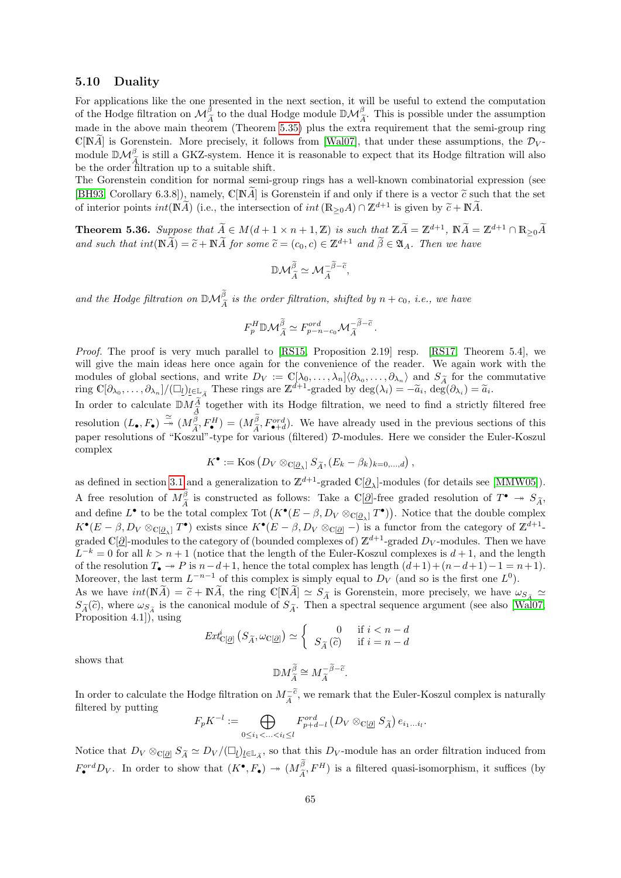### 5.10 Duality

For applications like the one presented in the next section, it will be useful to extend the computation of the Hodge filtration on $\mathcal{M}^{\widetilde{\beta}}_{\widetilde{A}}$ to the dual Hodge module $\mathbb{D}\mathcal{M}^{\beta}_{\widetilde{A}}$. This is possible under the assumption made in the above main theorem (Theorem 5.35) plus the extra requirement that the semi-group ring $\mathbb{C}[\mathbb{N}\widetilde{A}]$ is Gorenstein. More precisely, it follows from [Wal07], that under these assumptions, the $\mathcal{D}_V$-module $\mathbb{D}\mathcal{M}^{\beta}_{\widetilde{A}}$ is still a GKZ-system. Hence it is reasonable to expect that its Hodge filtration will also be the order filtration up to a suitable shift.

The Gorenstein condition for normal semi-group rings has a well-known combinatorial expression (see [BH93, Corollary 6.3.8]), namely, $\mathbb{C}[\mathbb{N}\widetilde{A}]$ is Gorenstein if and only if there is a vector $\widetilde{c}$ such that the set of interior points $int(\mathbb{N}\widetilde{A})$ (i.e., the intersection of $int\,(\mathbb{R}_{\geq 0}A) \cap \mathbb{Z}^{d+1}$ is given by $\widetilde{c} + \mathbb{N}\widetilde{A}$.

**Theorem 5.36.** *Suppose that $\widetilde{A} \in M(d+1 \times n+1, \mathbb{Z})$ is such that $\mathbb{Z}\widetilde{A} = \mathbb{Z}^{d+1}$, $\mathbb{N}\widetilde{A} = \mathbb{Z}^{d+1} \cap \mathbb{R}_{\geq 0}\widetilde{A}$ and such that $int(\mathbb{N}\widetilde{A}) = \widetilde{c} + \mathbb{N}\widetilde{A}$ for some $\widetilde{c} = (c_0, c) \in \mathbb{Z}^{d+1}$ and $\widetilde{\beta} \in \mathfrak{A}_A$. Then we have*

$$\mathbb{D}\mathcal{M}^{\widetilde{\beta}}_{\widetilde{A}} \simeq \mathcal{M}^{-\widetilde{\beta}-\widetilde{c}}_{\widetilde{A}},$$

*and the Hodge filtration on $\mathbb{D}\mathcal{M}^{\widetilde{\beta}}_{\widetilde{A}}$ is the order filtration, shifted by $n + c_0$, i.e., we have*

$$F^H_p \mathbb{D}\mathcal{M}^{\widetilde{\beta}}_{\widetilde{A}} \simeq F^{ord}_{p-n-c_0} \mathcal{M}^{-\widetilde{\beta}-\widetilde{c}}_{\widetilde{A}}.$$

*Proof.* The proof is very much parallel to [RS15, Proposition 2.19] resp. [RS17, Theorem 5.4], we will give the main ideas here once again for the convenience of the reader. We again work with the modules of global sections, and write $D_V := \mathbb{C}[\lambda_0, \ldots, \lambda_n]\langle \partial_{\lambda_0}, \ldots, \partial_{\lambda_n}\rangle$ and $S_{\widetilde{A}}$ for the commutative ring $\mathbb{C}[\partial_{\lambda_0}, \ldots, \partial_{\lambda_n}]/(\Box_{\underline{l}})_{\underline{l} \in \mathbb{L}_{\widetilde{A}}}$. These rings are $\mathbb{Z}^{d+1}$-graded by $\deg(\lambda_i) = -\widetilde{a}_i$, $\deg(\partial_{\lambda_i}) = \widetilde{a}_i$.

In order to calculate $\mathbb{D}M^{\widetilde{A}}_{\widetilde{A}}$ together with its Hodge filtration, we need to find a strictly filtered free resolution $(L_\bullet, F_\bullet) \overset{\simeq}{\twoheadrightarrow} (M^{\widetilde{\beta}}_{\widetilde{A}}, F^H_\bullet) = (M^{\widetilde{\beta}}_{\widetilde{A}}, F^{ord}_{\bullet+d})$. We have already used in the previous sections of this paper resolutions of "Koszul"-type for various (filtered) $\mathcal{D}$-modules. Here we consider the Euler-Koszul complex

$$K^\bullet := \mathrm{Kos}\left(D_V \otimes_{\mathbb{C}[\underline{\partial}_\lambda]} S_{\widetilde{A}}, (E_k - \beta_k)_{k=0,\ldots,d}\right),$$

as defined in section 3.1 and a generalization to $\mathbb{Z}^{d+1}$-graded $\mathbb{C}[\underline{\partial}_\lambda]$-modules (for details see [MMW05]). A free resolution of $M^{\beta}_{\widetilde{A}}$ is constructed as follows: Take a $\mathbb{C}[\underline{\partial}]$-free graded resolution of $T^\bullet \twoheadrightarrow S_{\widetilde{A}}$, and define $L^\bullet$ to be the total complex $\mathrm{Tot}\left(K^\bullet(E - \beta, D_V \otimes_{\mathbb{C}[\underline{\partial}_\lambda]} T^\bullet)\right)$. Notice that the double complex $K^\bullet(E - \beta, D_V \otimes_{\mathbb{C}[\underline{\partial}_\lambda]} T^\bullet)$ exists since $K^\bullet(E - \beta, D_V \otimes_{\mathbb{C}[\underline{\partial}]} -)$ is a functor from the category of $\mathbb{Z}^{d+1}$-graded $\mathbb{C}[\underline{\partial}]$-modules to the category of (bounded complexes of) $\mathbb{Z}^{d+1}$-graded $D_V$-modules. Then we have $L^{-k} = 0$ for all $k > n+1$ (notice that the length of the Euler-Koszul complexes is $d+1$, and the length of the resolution $T_\bullet \twoheadrightarrow P$ is $n-d+1$, hence the total complex has length $(d+1)+(n-d+1)-1 = n+1$). Moreover, the last term $L^{-n-1}$ of this complex is simply equal to $D_V$ (and so is the first one $L^0$).

As we have $int(\mathbb{N}\widetilde{A}) = \widetilde{c} + \mathbb{N}\widetilde{A}$, the ring $\mathbb{C}[\mathbb{N}\widetilde{A}] \simeq S_{\widetilde{A}}$ is Gorenstein, more precisely, we have $\omega_{S_{\widetilde{A}}} \simeq S_{\widetilde{A}}(\widetilde{c})$, where $\omega_{S_{\widetilde{A}}}$ is the canonical module of $S_{\widetilde{A}}$. Then a spectral sequence argument (see also [Wal07, Proposition 4.1]), using

$$Ext^i_{\mathbb{C}[\underline{\partial}]}\left(S_{\widetilde{A}}, \omega_{\mathbb{C}[\underline{\partial}]}\right) \simeq \begin{cases} 0 & \text{if } i < n-d \\ S_{\widetilde{A}}(\widetilde{c}) & \text{if } i = n-d \end{cases}$$

shows that

$$\mathbb{D}M^{\widetilde{\beta}}_{\widetilde{A}} \cong M^{-\widetilde{\beta}-\widetilde{c}}_{\widetilde{A}}.$$

In order to calculate the Hodge filtration on $M^{-\widetilde{c}}_{\widetilde{A}}$, we remark that the Euler-Koszul complex is naturally filtered by putting

$$F_p K^{-l} := \bigoplus_{0 \leq i_1 < \ldots < i_l \leq l} F^{ord}_{p+d-l}\left(D_V \otimes_{\mathbb{C}[\underline{\partial}]} S_{\widetilde{A}}\right) e_{i_1 \ldots i_l}.$$

Notice that $D_V \otimes_{\mathbb{C}[\underline{\partial}]} S_{\widetilde{A}} \simeq D_V/(\Box_{\underline{l}})_{\underline{l} \in \mathbb{L}_{\widetilde{A}}}$, so that this $D_V$-module has an order filtration induced from $F^{ord}_\bullet D_V$. In order to show that $(K^\bullet, F_\bullet) \twoheadrightarrow (M^{\widetilde{\beta}}_{\widetilde{A}}, F^H)$ is a filtered quasi-isomorphism, it suffices (by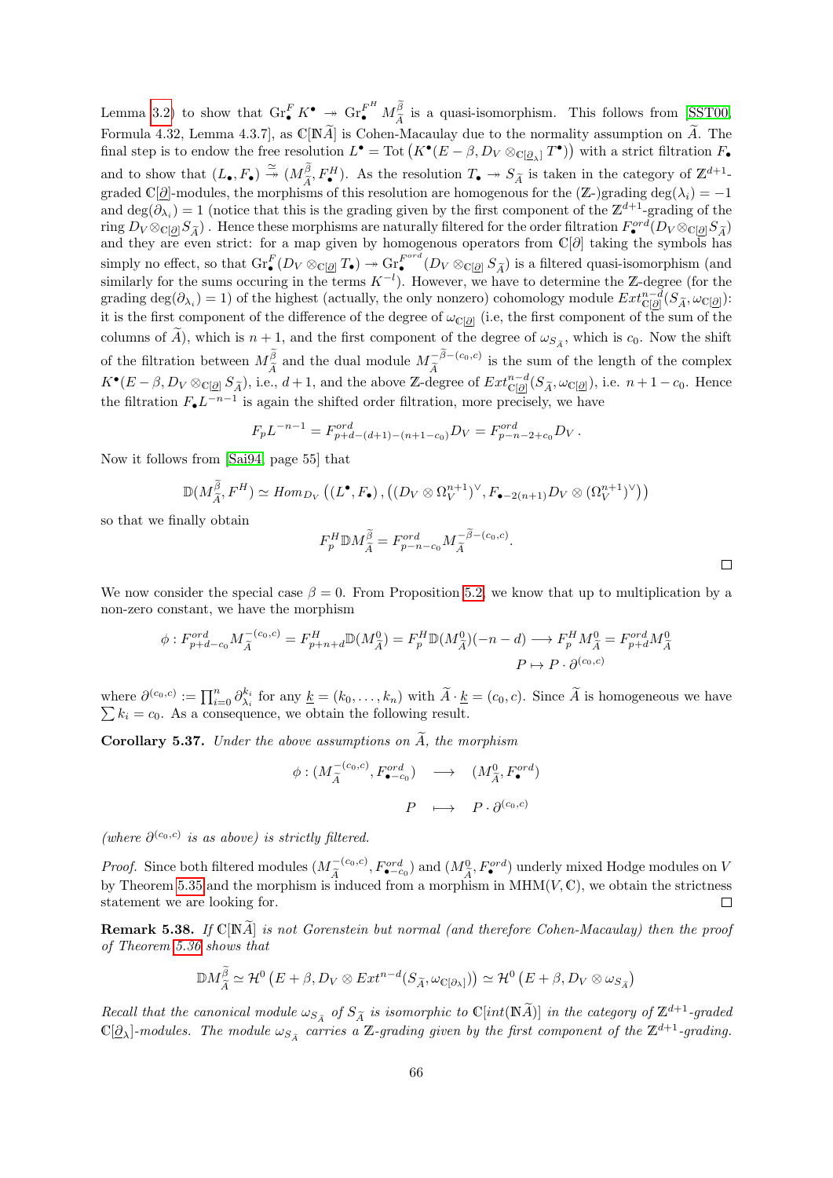Lemma 3.2) to show that $\mathrm{Gr}^F_\bullet K^\bullet \twoheadrightarrow \mathrm{Gr}^{F^H}_\bullet M^{\widetilde{\beta}}_{\widetilde{A}}$ is a quasi-isomorphism. This follows from [SST00, Formula 4.32, Lemma 4.3.7], as $\mathbb{C}[\mathbb{N}\widetilde{A}]$ is Cohen-Macaulay due to the normality assumption on $\widetilde{A}$. The final step is to endow the free resolution $L^\bullet = \mathrm{Tot}\left(K^\bullet(E-\beta, D_V \otimes_{\mathbb{C}[\underline{\partial}_\lambda]} T^\bullet)\right)$ with a strict filtration $F_\bullet$ and to show that $(L_\bullet, F_\bullet) \xrightarrow{\simeq} (M^{\widetilde{\beta}}_{\widetilde{A}}, F^H_\bullet)$. As the resolution $T_\bullet \twoheadrightarrow S_{\widetilde{A}}$ is taken in the category of $\mathbb{Z}^{d+1}$-graded $\mathbb{C}[\underline{\partial}]$-modules, the morphisms of this resolution are homogenous for the ($\mathbb{Z}$-)grading $\deg(\lambda_i) = -1$ and $\deg(\partial_{\lambda_i}) = 1$ (notice that this is the grading given by the first component of the $\mathbb{Z}^{d+1}$-grading of the ring $D_V \otimes_{\mathbb{C}[\underline{\partial}]} S_{\widetilde{A}}$) . Hence these morphisms are naturally filtered for the order filtration $F^{ord}_\bullet(D_V \otimes_{\mathbb{C}[\underline{\partial}]} S_{\widetilde{A}})$ and they are even strict: for a map given by homogenous operators from $\mathbb{C}[\partial]$ taking the symbols has simply no effect, so that $\mathrm{Gr}^F_\bullet(D_V \otimes_{\mathbb{C}[\underline{\partial}]} T_\bullet) \twoheadrightarrow \mathrm{Gr}^{F^{ord}}_\bullet(D_V \otimes_{\mathbb{C}[\underline{\partial}]} S_{\widetilde{A}})$ is a filtered quasi-isomorphism (and similarly for the sums occuring in the terms $K^{-l}$). However, we have to determine the $\mathbb{Z}$-degree (for the grading $\deg(\partial_{\lambda_i}) = 1$) of the highest (actually, the only nonzero) cohomology module $Ext^{n-d}_{\mathbb{C}[\underline{\partial}]}(S_{\widetilde{A}}, \omega_{\mathbb{C}[\underline{\partial}]})$: it is the first component of the difference of the degree of $\omega_{\mathbb{C}[\underline{\partial}]}$ (i.e, the first component of the sum of the columns of $\widetilde{A}$), which is $n+1$, and the first component of the degree of $\omega_{S_{\widetilde{A}}}$, which is $c_0$. Now the shift of the filtration between $M^{\widetilde{\beta}}_{\widetilde{A}}$ and the dual module $M^{-\widetilde{\beta}-(c_0,c)}_{\widetilde{A}}$ is the sum of the length of the complex $K^\bullet(E-\beta, D_V \otimes_{\mathbb{C}[\underline{\partial}]} S_{\widetilde{A}})$, i.e., $d+1$, and the above $\mathbb{Z}$-degree of $Ext^{n-d}_{\mathbb{C}[\underline{\partial}]}(S_{\widetilde{A}}, \omega_{\mathbb{C}[\underline{\partial}]})$, i.e. $n+1-c_0$. Hence the filtration $F_\bullet L^{-n-1}$ is again the shifted order filtration, more precisely, we have

$$F_p L^{-n-1} = F^{ord}_{p+d-(d+1)-(n+1-c_0)} D_V = F^{ord}_{p-n-2+c_0} D_V \,.$$

Now it follows from [Sai94, page 55] that

$$\mathbb{D}(M^{\widetilde{\beta}}_{\widetilde{A}}, F^H) \simeq \mathcal{H}om_{D_V}\left((L^\bullet, F_\bullet), \left((D_V \otimes \Omega^{n+1}_V)^\vee, F_{\bullet-2(n+1)} D_V \otimes (\Omega^{n+1}_V)^\vee\right)\right)$$

so that we finally obtain

$$F^H_p \mathbb{D} M^{\widetilde{\beta}}_{\widetilde{A}} = F^{ord}_{p-n-c_0} M^{-\widetilde{\beta}-(c_0,c)}_{\widetilde{A}}.$$

□

We now consider the special case $\beta = 0$. From Proposition 5.2, we know that up to multiplication by a non-zero constant, we have the morphism

$$\begin{aligned}
\phi : F^{ord}_{p+d-c_0} M^{-(c_0,c)}_{\widetilde{A}} = F^H_{p+n+d} \mathbb{D}(M^0_{\widetilde{A}}) = F^H_p \mathbb{D}(M^0_{\widetilde{A}})(-n-d) &\longrightarrow F^H_p M^0_{\widetilde{A}} = F^{ord}_{p+d} M^0_{\widetilde{A}} \\
P &\mapsto P \cdot \partial^{(c_0,c)}
\end{aligned}$$

where $\partial^{(c_0,c)} := \prod_{i=0}^n \partial^{k_i}_{\lambda_i}$ for any $\underline{k} = (k_0, \ldots, k_n)$ with $\widetilde{A} \cdot \underline{k} = (c_0, c)$. Since $\widetilde{A}$ is homogeneous we have $\sum k_i = c_0$. As a consequence, we obtain the following result.

**Corollary 5.37.** *Under the above assumptions on $\widetilde{A}$, the morphism*

$$\begin{aligned}
\phi : (M^{-(c_0,c)}_{\widetilde{A}}, F^{ord}_{\bullet-c_0}) &\longrightarrow (M^0_{\widetilde{A}}, F^{ord}_\bullet) \\
P &\longmapsto P \cdot \partial^{(c_0,c)}
\end{aligned}$$

*(where $\partial^{(c_0,c)}$ is as above) is strictly filtered.*

*Proof.* Since both filtered modules $(M^{-(c_0,c)}_{\widetilde{A}}, F^{ord}_{\bullet-c_0})$ and $(M^0_{\widetilde{A}}, F^{ord}_\bullet)$ underly mixed Hodge modules on $V$ by Theorem 5.35 and the morphism is induced from a morphism in $\mathrm{MHM}(V, \mathbb{C})$, we obtain the strictness statement we are looking for. □

**Remark 5.38.** *If $\mathbb{C}[\mathbb{N}\widetilde{A}]$ is not Gorenstein but normal (and therefore Cohen-Macaulay) then the proof of Theorem 5.36 shows that*

$$\mathbb{D} M^{\widetilde{\beta}}_{\widetilde{A}} \simeq \mathcal{H}^0\left(E+\beta, D_V \otimes Ext^{n-d}(S_{\widetilde{A}}, \omega_{\mathbb{C}[\partial_\lambda]})\right) \simeq \mathcal{H}^0\left(E+\beta, D_V \otimes \omega_{S_{\widetilde{A}}}\right)$$

*Recall that the canonical module $\omega_{S_{\widetilde{A}}}$ of $S_{\widetilde{A}}$ is isomorphic to $\mathbb{C}[int(\mathbb{N}\widetilde{A})]$ in the category of $\mathbb{Z}^{d+1}$-graded $\mathbb{C}[\underline{\partial}_\lambda]$-modules. The module $\omega_{S_{\widetilde{A}}}$ carries a $\mathbb{Z}$-grading given by the first component of the $\mathbb{Z}^{d+1}$-grading.*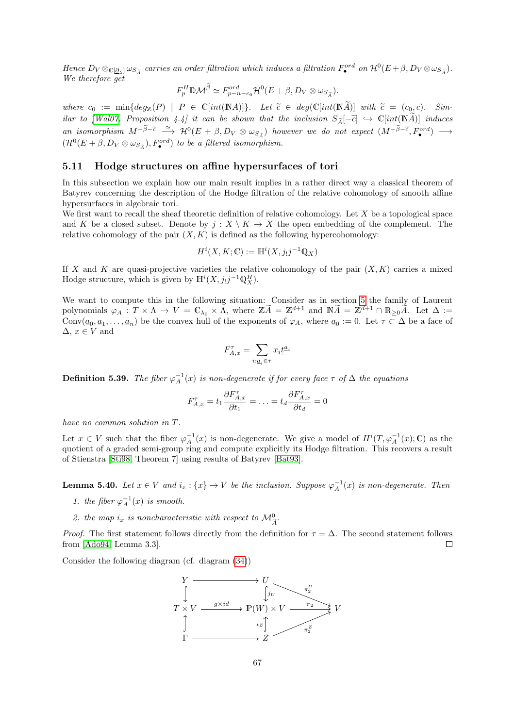*Hence $D_V \otimes_{\mathbb{C}[\underline{\partial}_\lambda]} \omega_{S_{\widetilde{A}}}$ carries an order filtration which induces a filtration $F^{ord}_\bullet$ on $\mathcal{H}^0(E+\beta, D_V \otimes \omega_{S_{\widetilde{A}}})$. We therefore get*

$$F^H_p \mathbb{D}\mathcal{M}^{\widetilde{\beta}} \simeq F^{ord}_{p-n-c_0} \mathcal{H}^0(E+\beta, D_V \otimes \omega_{S_{\widetilde{A}}}).$$

*where $c_0 := \min\{deg_{\mathbb{Z}}(P) \mid P \in \mathbb{C}[int(\mathbb{N}A)]\}$. Let $\widetilde{c} \in deg(\mathbb{C}[int(\mathbb{N}\widetilde{A})]$ with $\widetilde{c} = (c_0, c)$. Similar to [Wal07, Proposition 4.4] it can be shown that the inclusion $S_{\widetilde{A}}[-\widetilde{c}] \hookrightarrow \mathbb{C}[int(\mathbb{N}\widetilde{A})]$ induces an isomorphism $M^{-\widetilde{\beta}-\widetilde{c}} \xrightarrow{\simeq} \mathcal{H}^0(E+\beta, D_V \otimes \omega_{S_{\widetilde{A}}})$ however we do not expect $(M^{-\widetilde{\beta}-\widetilde{c}}, F^{ord}_\bullet) \longrightarrow (\mathcal{H}^0(E+\beta, D_V \otimes \omega_{S_{\widetilde{A}}}), F^{ord}_\bullet)$ to be a filtered isomorphism.*

## 5.11 Hodge structures on affine hypersurfaces of tori

In this subsection we explain how our main result implies in a rather direct way a classical theorem of Batyrev concerning the description of the Hodge filtration of the relative cohomology of smooth affine hypersurfaces in algebraic tori.

We first want to recall the sheaf theoretic definition of relative cohomology. Let $X$ be a topological space and $K$ be a closed subset. Denote by $j : X \setminus K \to X$ the open embedding of the complement. The relative cohomology of the pair $(X, K)$ is defined as the following hypercohomology:

$$H^i(X, K; \mathbb{C}) := \mathbb{H}^i(X, j_! j^{-1} \mathbb{Q}_X)$$

If $X$ and $K$ are quasi-projective varieties the relative cohomology of the pair $(X, K)$ carries a mixed Hodge structure, which is given by $\mathbb{H}^i(X, j_! j^{-1} \mathbb{Q}^H_X)$.

We want to compute this in the following situation: Consider as in section 5 the family of Laurent polynomials $\varphi_A : T \times \Lambda \to V = \mathbb{C}_{\lambda_0} \times \Lambda$, where $\mathbb{Z}\widetilde{A} = \mathbb{Z}^{d+1}$ and $\mathbb{N}\widetilde{A} = \mathbb{Z}^{d+1} \cap \mathbb{R}_{\geq 0}\widetilde{A}$. Let $\Delta := \mathrm{Conv}(\underline{a}_0, \underline{a}_1, \dots, \underline{a}_n)$ be the convex hull of the exponents of $\varphi_A$, where $\underline{a}_0 := 0$. Let $\tau \subset \Delta$ be a face of $\Delta$, $x \in V$ and

$$F^\tau_{A,x} = \sum_{i : \underline{a}_i \in \tau} x_i \underline{t}^{\underline{a}_i}$$

**Definition 5.39.** *The fiber $\varphi_A^{-1}(x)$ is non-degenerate if for every face $\tau$ of $\Delta$ the equations*

$$F^\tau_{A,x} = t_1 \frac{\partial F^\tau_{A,x}}{\partial t_1} = \dots = t_d \frac{\partial F^\tau_{A,x}}{\partial t_d} = 0$$

*have no common solution in $T$.*

Let $x \in V$ such that the fiber $\varphi_A^{-1}(x)$ is non-degenerate. We give a model of $H^i(T, \varphi_A^{-1}(x); \mathbb{C})$ as the quotient of a graded semi-group ring and compute explicitly its Hodge filtration. This recovers a result of Stienstra [Sti98, Theorem 7] using results of Batyrev [Bat93].

**Lemma 5.40.** *Let $x \in V$ and $i_x : \{x\} \to V$ be the inclusion. Suppose $\varphi_A^{-1}(x)$ is non-degenerate. Then*

1. *the fiber $\varphi_A^{-1}(x)$ is smooth.*
2. *the map $i_x$ is noncharacteristic with respect to $\mathcal{M}^0_{\widetilde{A}}$.*

*Proof.* The first statement follows directly from the definition for $\tau = \Delta$. The second statement follows from [Ado94, Lemma 3.3]. ∎

Consider the following diagram (cf. diagram (34))

$$\begin{array}{ccccc}
Y & \longrightarrow & U & & \\
\downarrow & & \downarrow j_U & \searrow^{\pi_2^U} & \\
T \times V & \xrightarrow{g \times id} & \mathbb{P}(W) \times V & \xrightarrow{\pi_2} & V \\
\uparrow & & \uparrow i_Z & \nearrow_{\pi_2^Z} & \\
\Gamma & \longrightarrow & Z & &
\end{array}$$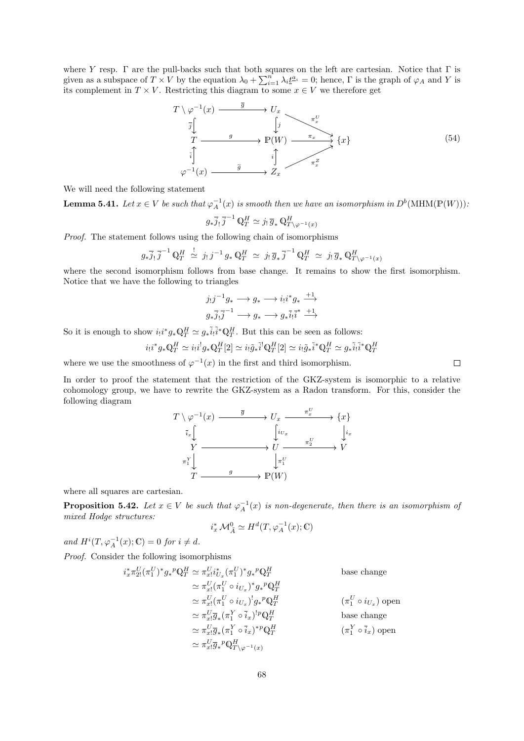where $Y$ resp. $\Gamma$ are the pull-backs such that both squares on the left are cartesian. Notice that $\Gamma$ is given as a subspace of $T \times V$ by the equation $\lambda_0 + \sum_{i=1}^n \lambda_i \underline{t}^{\underline{a}_i} = 0$; hence, $\Gamma$ is the graph of $\varphi_A$ and $Y$ is its complement in $T \times V$. Restricting this diagram to some $x \in V$ we therefore get

$$
\begin{array}{ccccc}
T \setminus \varphi^{-1}(x) & \xrightarrow{\overline{g}} & U_x & & \\
\big\downarrow{\scriptstyle \overline{j}} & & \big\downarrow{\scriptstyle j} & \searrow{\scriptstyle \pi_x^U} & \\
T & \xrightarrow{g} & \mathbb{P}(W) & \xrightarrow{\pi_x} & \{x\} \\
\big\uparrow{\scriptstyle \tilde{i}} & & \big\uparrow{\scriptstyle i} & \nearrow{\scriptstyle \pi_x^Z} & \\
\varphi^{-1}(x) & \xrightarrow{\tilde{g}} & Z_x & &
\end{array}
\tag{54}
$$

We will need the following statement

**Lemma 5.41.** *Let $x \in V$ be such that $\varphi_A^{-1}(x)$ is smooth then we have an isomorphism in $D^b(\mathrm{MHM}(\mathbb{P}(W)))$:*

$$g_* \overline{j}_! \, \overline{j}^{-1} \, \mathbb{Q}_T^H \simeq j_! \, \overline{g}_* \, \mathbb{Q}^H_{T \setminus \varphi^{-1}(x)}$$

*Proof.* The statement follows using the following chain of isomorphisms

$$g_* \overline{j}_! \, \overline{j}^{-1} \, \mathbb{Q}_T^H \overset{!}{\simeq} j_! \, j^{-1} \, g_* \, \mathbb{Q}_T^H \simeq j_! \, \overline{g}_* \, \overline{j}^{-1} \, \mathbb{Q}_T^H \simeq j_! \, \overline{g}_* \, \mathbb{Q}^H_{T \setminus \varphi^{-1}(x)}$$

where the second isomorphism follows from base change. It remains to show the first isomorphism. Notice that we have the following to triangles

$$j_! j^{-1} g_* \longrightarrow g_* \longrightarrow i_! i^* g_* \xrightarrow{+1}$$

$$g_* \overline{j}_! \overline{j}^{-1} \longrightarrow g_* \longrightarrow g_* \tilde{i}_! \tilde{i}^* \xrightarrow{+1}$$

So it is enough to show $i_! i^* g_* \mathbb{Q}_T^H \simeq g_* \tilde{i}_! \tilde{i}^* \mathbb{Q}_T^H$. But this can be seen as follows:

$$i_! i^* g_* \mathbb{Q}_T^H \simeq i_! i^! g_* \mathbb{Q}_T^H[2] \simeq i_! \tilde{g}_* \tilde{i}^! \mathbb{Q}_T^H[2] \simeq i_! \tilde{g}_* \tilde{i}^* \mathbb{Q}_T^H \simeq g_* \tilde{i}_! \tilde{i}^* \mathbb{Q}_T^H$$

where we use the smoothness of $\varphi^{-1}(x)$ in the first and third isomorphism. $\square$

In order to proof the statement that the restriction of the GKZ-system is isomorphic to a relative cohomology group, we have to rewrite the GKZ-system as a Radon transform. For this, consider the following diagram

$$
\begin{array}{ccccc}
T \setminus \varphi^{-1}(x) & \xrightarrow{\overline{g}} & U_x & \xrightarrow{\pi_x^U} & \{x\} \\
\big\downarrow{\scriptstyle \overline{i}_x} & & \big\downarrow{\scriptstyle i_{U_x}} & & \big\downarrow{\scriptstyle i_x} \\
Y & \longrightarrow & U & \xrightarrow{\pi_2^U} & V \\
\big\downarrow{\scriptstyle \pi_1^Y} & & \big\downarrow{\scriptstyle \pi_1^U} & & \\
T & \xrightarrow{g} & \mathbb{P}(W) & &
\end{array}
$$

where all squares are cartesian.

**Proposition 5.42.** *Let $x \in V$ be such that $\varphi_A^{-1}(x)$ is non-degenerate, then there is an isomorphism of mixed Hodge structures:*

$$i_x^* \, \mathcal{M}^0_{\tilde{A}} \simeq H^d(T, \varphi_A^{-1}(x); \mathbb{C})$$

*and $H^i(T, \varphi_A^{-1}(x); \mathbb{C}) = 0$ for $i \neq d$.*

*Proof.* Consider the following isomorphisms

$$
\begin{aligned}
i_x^* \pi^U_{2!} (\pi_1^U)^* g_* {}^p\mathbb{Q}_T^H &\simeq \pi^U_{x!} i^*_{U_x} (\pi_1^U)^* g_* {}^p\mathbb{Q}_T^H && \text{base change} \\
&\simeq \pi^U_{x!} (\pi_1^U \circ i_{U_x})^* g_* {}^p\mathbb{Q}_T^H && \\
&\simeq \pi^U_{x!} (\pi_1^U \circ i_{U_x})^! g_* {}^p\mathbb{Q}_T^H && (\pi_1^U \circ i_{U_x}) \text{ open} \\
&\simeq \pi^U_{x!} \overline{g}_* (\pi_1^Y \circ \overline{i}_x)^! {}^p\mathbb{Q}_T^H && \text{base change} \\
&\simeq \pi^U_{x!} \overline{g}_* (\pi_1^Y \circ \overline{i}_x)^* {}^p\mathbb{Q}_T^H && (\pi_1^Y \circ \overline{i}_x) \text{ open} \\
&\simeq \pi^U_{x!} \overline{g}_* {}^p\mathbb{Q}^H_{T \setminus \varphi^{-1}(x)} &&
\end{aligned}
$$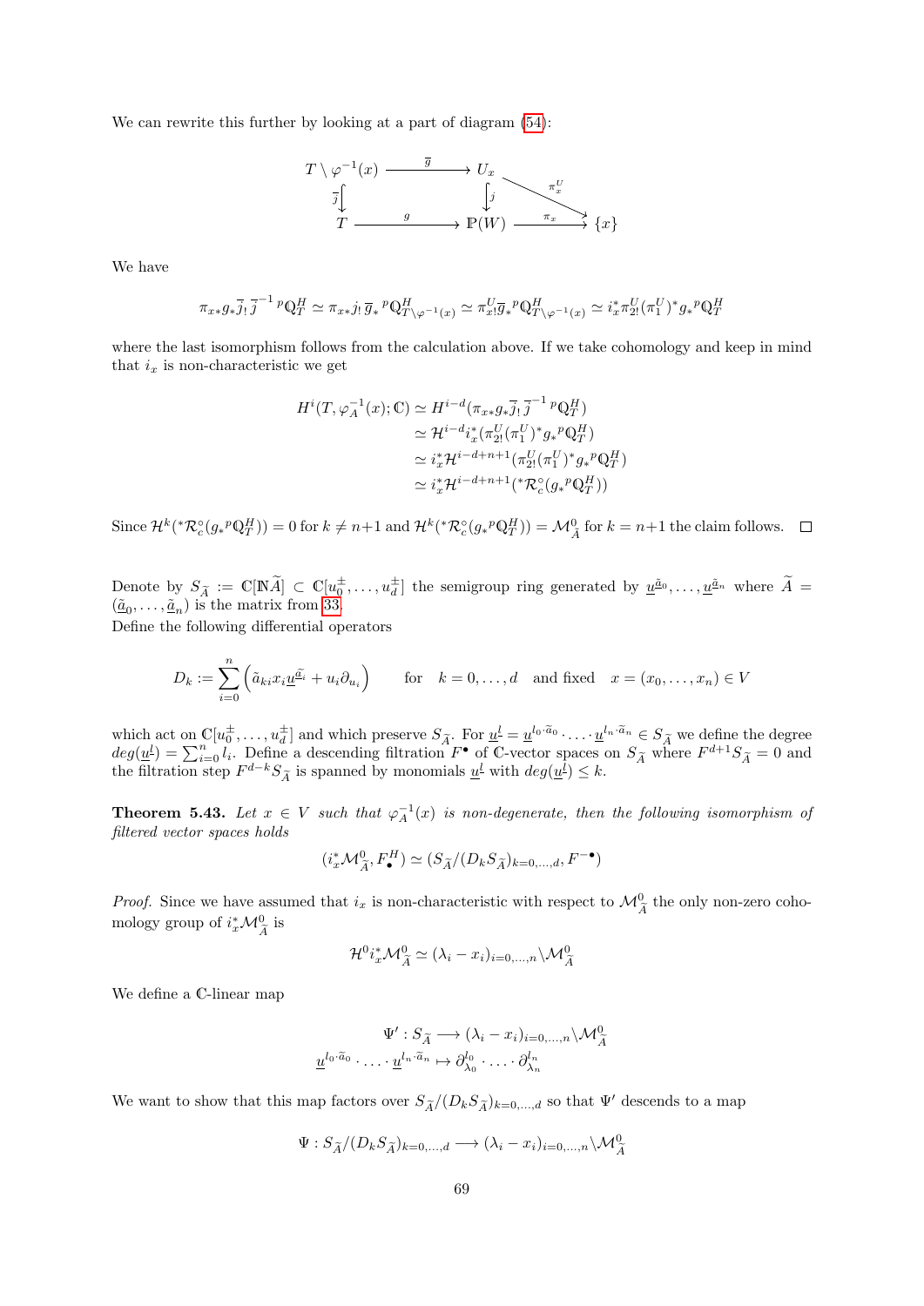We can rewrite this further by looking at a part of diagram (54):

$$
\begin{array}{ccccc}
T \setminus \varphi^{-1}(x) & \xrightarrow{\overline{g}} & U_x & & \\
\overline{j}\big\downarrow & & \big\downarrow j & \searrow^{\pi_x^U} & \\
T & \xrightarrow{g} & \mathbb{P}(W) & \xrightarrow{\pi_x} & \{x\}
\end{array}
$$

We have

$$
\pi_{x*} g_* \overline{j}_! \, \overline{j}^{-1}\, {}^p\mathbb{Q}^H_T \simeq \pi_{x*} j_! \, \overline{g}_* \, {}^p\mathbb{Q}^H_{T\setminus\varphi^{-1}(x)} \simeq \pi^U_{x!} \overline{g}_* \, {}^p\mathbb{Q}^H_{T\setminus\varphi^{-1}(x)} \simeq i_x^* \pi^U_{2!} (\pi^U_1)^* g_* \, {}^p\mathbb{Q}^H_T
$$

where the last isomorphism follows from the calculation above. If we take cohomology and keep in mind that $i_x$ is non-characteristic we get

$$
\begin{aligned}
H^i(T, \varphi_A^{-1}(x); \mathbb{C}) &\simeq H^{i-d}(\pi_{x*} g_* \overline{j}_! \, \overline{j}^{-1}\, {}^p\mathbb{Q}^H_T) \\
&\simeq \mathcal{H}^{i-d} i_x^* (\pi^U_{2!} (\pi^U_1)^* g_* {}^p\mathbb{Q}^H_T) \\
&\simeq i_x^* \mathcal{H}^{i-d+n+1} (\pi^U_{2!} (\pi^U_1)^* g_* {}^p\mathbb{Q}^H_T) \\
&\simeq i_x^* \mathcal{H}^{i-d+n+1} ({}^*\mathcal{R}^\circ_c (g_* {}^p\mathbb{Q}^H_T))
\end{aligned}
$$

Since $\mathcal{H}^k({}^*\mathcal{R}^\circ_c(g_* {}^p\mathbb{Q}^H_T)) = 0$ for $k \neq n+1$ and $\mathcal{H}^k({}^*\mathcal{R}^\circ_c(g_* {}^p\mathbb{Q}^H_T)) = \mathcal{M}^0_{\widetilde{A}}$ for $k = n+1$ the claim follows. $\square$

Denote by $S_{\widetilde{A}} := \mathbb{C}[\mathbb{N}\widetilde{A}] \subset \mathbb{C}[u_0^\pm, \ldots, u_d^\pm]$ the semigroup ring generated by $\underline{u}^{\tilde{\underline{a}}_0}, \ldots, \underline{u}^{\tilde{\underline{a}}_n}$ where $\widetilde{A} = (\tilde{\underline{a}}_0, \ldots, \tilde{\underline{a}}_n)$ is the matrix from 33.
Define the following differential operators

$$
D_k := \sum_{i=0}^n \left( \tilde{a}_{ki} x_i \underline{u}^{\tilde{\underline{a}}_i} + u_i \partial_{u_i} \right) \qquad \text{for} \quad k = 0, \ldots, d \quad \text{and fixed} \quad x = (x_0, \ldots, x_n) \in V
$$

which act on $\mathbb{C}[u_0^\pm, \ldots, u_d^\pm]$ and which preserve $S_{\widetilde{A}}$. For $\underline{u}^{\underline{l}} = \underline{u}^{l_0 \cdot \tilde{\underline{a}}_0} \cdot \ldots \cdot \underline{u}^{l_n \cdot \tilde{\underline{a}}_n} \in S_{\widetilde{A}}$ we define the degree $deg(\underline{u}^{\underline{l}}) = \sum_{i=0}^n l_i$. Define a descending filtration $F^\bullet$ of $\mathbb{C}$-vector spaces on $S_{\widetilde{A}}$ where $F^{d+1} S_{\widetilde{A}} = 0$ and the filtration step $F^{d-k} S_{\widetilde{A}}$ is spanned by monomials $\underline{u}^{\underline{l}}$ with $deg(\underline{u}^{\underline{l}}) \leq k$.

**Theorem 5.43.** *Let $x \in V$ such that $\varphi_A^{-1}(x)$ is non-degenerate, then the following isomorphism of filtered vector spaces holds*

$$
(i_x^* \mathcal{M}^0_{\widetilde{A}}, F^H_\bullet) \simeq (S_{\widetilde{A}}/(D_k S_{\widetilde{A}})_{k=0,\ldots,d}, F^{-\bullet})
$$

*Proof.* Since we have assumed that $i_x$ is non-characteristic with respect to $\mathcal{M}^0_{\widetilde{A}}$ the only non-zero cohomology group of $i_x^* \mathcal{M}^0_{\widetilde{A}}$ is

$$
\mathcal{H}^0 i_x^* \mathcal{M}^0_{\widetilde{A}} \simeq (\lambda_i - x_i)_{i=0,\ldots,n} \backslash \mathcal{M}^0_{\widetilde{A}}
$$

We define a $\mathbb{C}$-linear map

$$
\begin{aligned}
\Psi' : S_{\widetilde{A}} &\longrightarrow (\lambda_i - x_i)_{i=0,\ldots,n} \backslash \mathcal{M}^0_{\widetilde{A}} \\
\underline{u}^{l_0 \cdot \tilde{\underline{a}}_0} \cdot \ldots \cdot \underline{u}^{l_n \cdot \tilde{\underline{a}}_n} &\mapsto \partial_{\lambda_0}^{l_0} \cdot \ldots \cdot \partial_{\lambda_n}^{l_n}
\end{aligned}
$$

We want to show that this map factors over $S_{\widetilde{A}}/(D_k S_{\widetilde{A}})_{k=0,\ldots,d}$ so that $\Psi'$ descends to a map

$$
\Psi : S_{\widetilde{A}}/(D_k S_{\widetilde{A}})_{k=0,\ldots,d} \longrightarrow (\lambda_i - x_i)_{i=0,\ldots,n} \backslash \mathcal{M}^0_{\widetilde{A}}
$$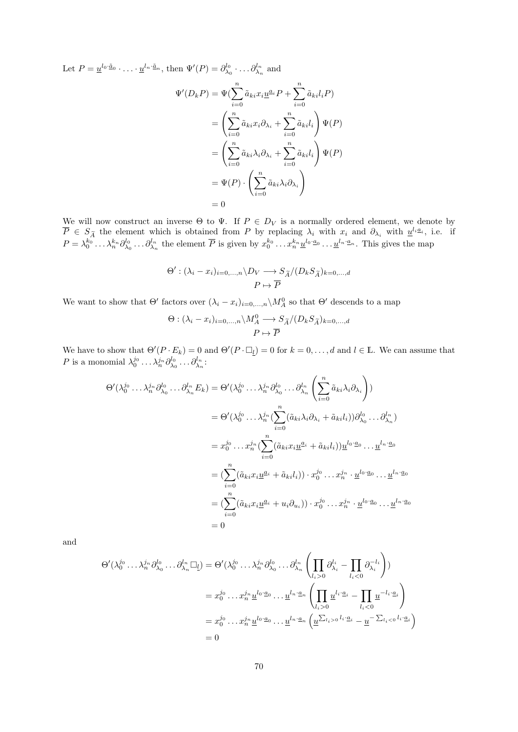Let $P = \underline{u}^{l_0 \cdot \tilde{\underline{a}}_0} \cdot \ldots \cdot \underline{u}^{l_n \cdot \tilde{\underline{a}}_n}$, then $\Psi'(P) = \partial_{\lambda_0}^{l_0} \cdot \ldots \partial_{\lambda_n}^{l_n}$ and

$$
\begin{aligned}
\Psi'(D_k P) &= \Psi(\sum_{i=0}^{n} \tilde{a}_{ki} x_i \underline{u}^{\underline{a}_i} P + \sum_{i=0}^{n} \tilde{a}_{ki} l_i P) \\
&= \left( \sum_{i=0}^{n} \tilde{a}_{ki} x_i \partial_{\lambda_i} + \sum_{i=0}^{n} \tilde{a}_{ki} l_i \right) \Psi(P) \\
&= \left( \sum_{i=0}^{n} \tilde{a}_{ki} \lambda_i \partial_{\lambda_i} + \sum_{i=0}^{n} \tilde{a}_{ki} l_i \right) \Psi(P) \\
&= \Psi(P) \cdot \left( \sum_{i=0}^{n} \tilde{a}_{ki} \lambda_i \partial_{\lambda_i} \right) \\
&= 0
\end{aligned}
$$

We will now construct an inverse $\Theta$ to $\Psi$. If $P \in D_V$ is a normally ordered element, we denote by $\overline{P} \in S_{\widetilde{A}}$ the element which is obtained from $P$ by replacing $\lambda_i$ with $x_i$ and $\partial_{\lambda_i}$ with $\underline{u}^{l_i \underline{a}_i}$, i.e. if $P = \lambda_0^{k_0} \ldots \lambda_n^{k_n} \partial_{\lambda_0}^{l_0} \ldots \partial_{\lambda_n}^{l_n}$ the element $\overline{P}$ is given by $x_0^{k_0} \ldots x_n^{k_n} \underline{u}^{l_0 \cdot \underline{a}_0} \ldots \underline{u}^{l_n \cdot \underline{a}_n}$. This gives the map

$$
\begin{aligned}
\Theta' : (\lambda_i - x_i)_{i=0,\ldots,n} \backslash D_V &\longrightarrow S_{\widetilde{A}} / (D_k S_{\widetilde{A}})_{k=0,\ldots,d} \\
P &\mapsto \overline{P}
\end{aligned}
$$

We want to show that $\Theta'$ factors over $(\lambda_i - x_i)_{i=0,\ldots,n} \backslash M_A^0$ so that $\Theta'$ descends to a map

$$
\begin{aligned}
\Theta : (\lambda_i - x_i)_{i=0,\ldots,n} \backslash M_A^0 &\longrightarrow S_{\widetilde{A}} / (D_k S_{\widetilde{A}})_{k=0,\ldots,d} \\
P &\mapsto \overline{P}
\end{aligned}
$$

We have to show that $\Theta'(P \cdot E_k) = 0$ and $\Theta'(P \cdot \Box_{\underline{l}}) = 0$ for $k = 0, \ldots, d$ and $l \in \mathbb{L}$. We can assume that $P$ is a monomial $\lambda_0^{j_0} \ldots \lambda_n^{j_n} \partial_{\lambda_0}^{l_0} \ldots \partial_{\lambda_n}^{l_n}$:

$$
\begin{aligned}
\Theta'(\lambda_0^{j_0} \ldots \lambda_n^{j_n} \partial_{\lambda_0}^{l_0} \ldots \partial_{\lambda_n}^{l_n} E_k) &= \Theta'(\lambda_0^{j_0} \ldots \lambda_n^{j_n} \partial_{\lambda_0}^{l_0} \ldots \partial_{\lambda_n}^{l_n} \left( \sum_{i=0}^{n} \tilde{a}_{ki} \lambda_i \partial_{\lambda_i} \right)) \\
&= \Theta'(\lambda_0^{j_0} \ldots \lambda_n^{j_n} (\sum_{i=0}^{n} (\tilde{a}_{ki} \lambda_i \partial_{\lambda_i} + \tilde{a}_{ki} l_i)) \partial_{\lambda_0}^{l_0} \ldots \partial_{\lambda_n}^{l_n}) \\
&= x_0^{j_0} \ldots x_n^{j_n} (\sum_{i=0}^{n} (\tilde{a}_{ki} x_i \underline{u}^{\underline{a}_i} + \tilde{a}_{ki} l_i)) \underline{u}^{l_0 \cdot \underline{a}_0} \ldots \underline{u}^{l_n \cdot \underline{a}_0} \\
&= (\sum_{i=0}^{n} (\tilde{a}_{ki} x_i \underline{u}^{\underline{a}_i} + \tilde{a}_{ki} l_i)) \cdot x_0^{j_0} \ldots x_n^{j_n} \cdot \underline{u}^{l_0 \cdot \underline{a}_0} \ldots \underline{u}^{l_n \cdot \underline{a}_0} \\
&= (\sum_{i=0}^{n} (\tilde{a}_{ki} x_i \underline{u}^{\underline{a}_i} + u_i \partial_{u_i})) \cdot x_0^{j_0} \ldots x_n^{j_n} \cdot \underline{u}^{l_0 \cdot \underline{a}_0} \ldots \underline{u}^{l_n \cdot \underline{a}_0} \\
&= 0
\end{aligned}
$$

and

$$
\begin{aligned}
\Theta'(\lambda_0^{j_0} \ldots \lambda_n^{j_n} \partial_{\lambda_0}^{l_0} \ldots \partial_{\lambda_n}^{l_n} \Box_{\underline{l}}) &= \Theta'(\lambda_0^{j_0} \ldots \lambda_n^{j_n} \partial_{\lambda_0}^{l_0} \ldots \partial_{\lambda_n}^{l_n} \left( \prod_{l_i > 0} \partial_{\lambda_i}^{l_i} - \prod_{l_i < 0} \partial_{\lambda_i}^{-l_i} \right)) \\
&= x_0^{j_0} \ldots x_n^{j_n} \underline{u}^{l_0 \cdot \underline{a}_0} \ldots \underline{u}^{l_n \cdot \underline{a}_n} \left( \prod_{l_i > 0} \underline{u}^{l_i \cdot \underline{a}_i} - \prod_{l_i < 0} \underline{u}^{-l_i \cdot \underline{a}_i} \right) \\
&= x_0^{j_0} \ldots x_n^{j_n} \underline{u}^{l_0 \cdot \underline{a}_0} \ldots \underline{u}^{l_n \cdot \underline{a}_n} \left( \underline{u}^{\sum_{l_i > 0} l_i \cdot \underline{a}_i} - \underline{u}^{-\sum_{l_i < 0} l_i \cdot \underline{a}_i} \right) \\
&= 0
\end{aligned}
$$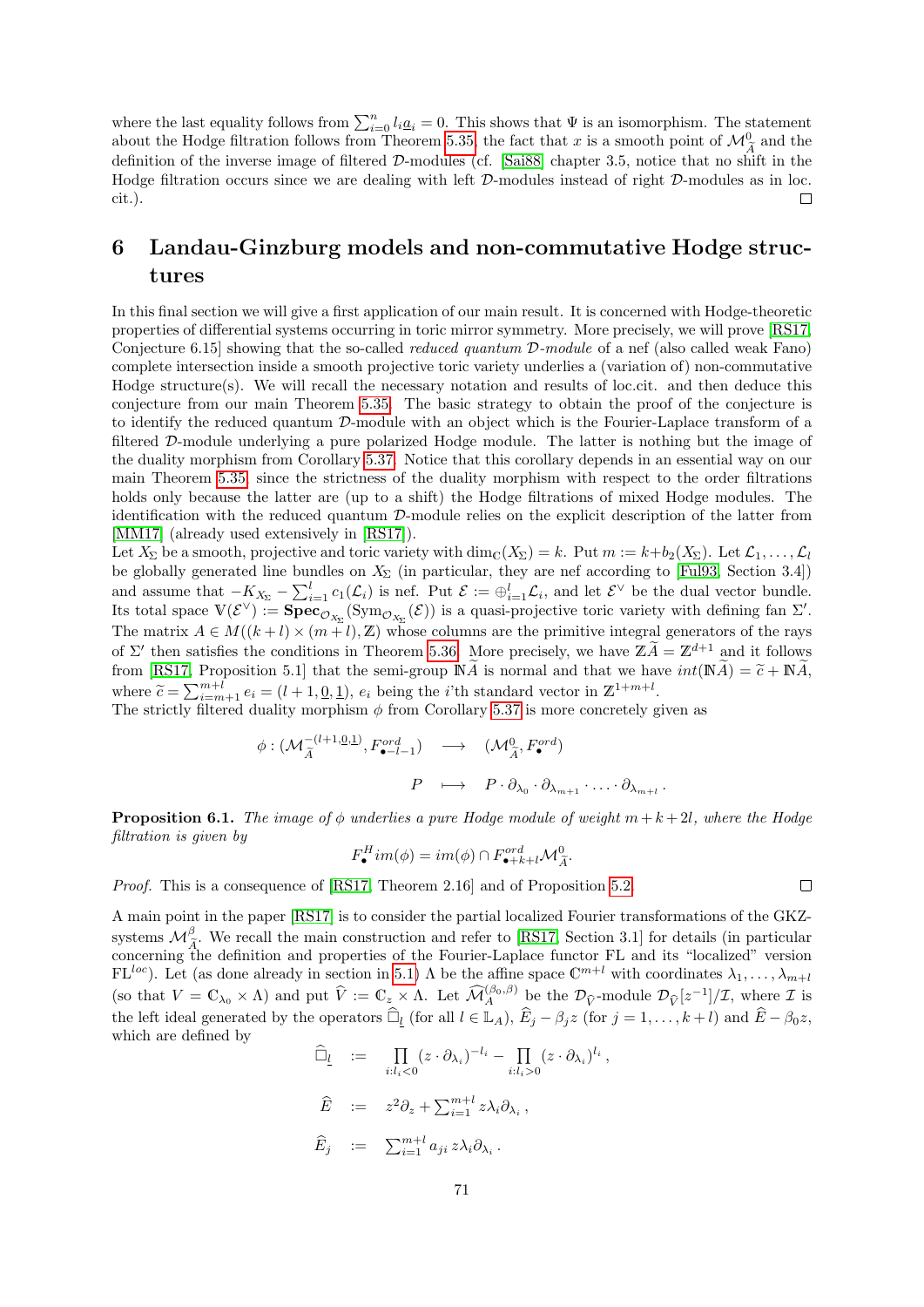where the last equality follows from $\sum_{i=0}^n l_i \underline{a}_i = 0$. This shows that $\Psi$ is an isomorphism. The statement about the Hodge filtration follows from Theorem 5.35, the fact that $x$ is a smooth point of $\mathcal{M}^0_{\widetilde{A}}$ and the definition of the inverse image of filtered $\mathcal{D}$-modules (cf. [Sai88] chapter 3.5, notice that no shift in the Hodge filtration occurs since we are dealing with left $\mathcal{D}$-modules instead of right $\mathcal{D}$-modules as in loc. cit.). □

# 6 Landau-Ginzburg models and non-commutative Hodge structures

In this final section we will give a first application of our main result. It is concerned with Hodge-theoretic properties of differential systems occurring in toric mirror symmetry. More precisely, we will prove [RS17, Conjecture 6.15] showing that the so-called *reduced quantum* $\mathcal{D}$*-module* of a nef (also called weak Fano) complete intersection inside a smooth projective toric variety underlies a (variation of) non-commutative Hodge structure(s). We will recall the necessary notation and results of loc.cit. and then deduce this conjecture from our main Theorem 5.35. The basic strategy to obtain the proof of the conjecture is to identify the reduced quantum $\mathcal{D}$-module with an object which is the Fourier-Laplace transform of a filtered $\mathcal{D}$-module underlying a pure polarized Hodge module. The latter is nothing but the image of the duality morphism from Corollary 5.37. Notice that this corollary depends in an essential way on our main Theorem 5.35, since the strictness of the duality morphism with respect to the order filtrations holds only because the latter are (up to a shift) the Hodge filtrations of mixed Hodge modules. The identification with the reduced quantum $\mathcal{D}$-module relies on the explicit description of the latter from [MM17] (already used extensively in [RS17]).

Let $X_\Sigma$ be a smooth, projective and toric variety with $\dim_{\mathbb{C}}(X_\Sigma) = k$. Put $m := k + b_2(X_\Sigma)$. Let $\mathcal{L}_1, \ldots, \mathcal{L}_l$ be globally generated line bundles on $X_\Sigma$ (in particular, they are nef according to [Ful93, Section 3.4]) and assume that $-K_{X_\Sigma} - \sum_{i=1}^l c_1(\mathcal{L}_i)$ is nef. Put $\mathcal{E} := \oplus_{i=1}^l \mathcal{L}_i$, and let $\mathcal{E}^\vee$ be the dual vector bundle. Its total space $\mathbb{V}(\mathcal{E}^\vee) := \mathbf{Spec}_{\mathcal{O}_{X_\Sigma}}(\mathrm{Sym}_{\mathcal{O}_{X_\Sigma}}(\mathcal{E}))$ is a quasi-projective toric variety with defining fan $\Sigma'$. The matrix $A \in M((k+l)\times(m+l), \mathbb{Z})$ whose columns are the primitive integral generators of the rays of $\Sigma'$ then satisfies the conditions in Theorem 5.36. More precisely, we have $\mathbb{Z}\widetilde{A} = \mathbb{Z}^{d+1}$ and it follows from [RS17, Proposition 5.1] that the semi-group $\mathbb{N}\widetilde{A}$ is normal and that we have $int(\mathbb{N}\widetilde{A}) = \widetilde{c} + \mathbb{N}\widetilde{A}$, where $\widetilde{c} = \sum_{i=m+1}^{m+l} e_i = (l+1, \underline{0}, \underline{1})$, $e_i$ being the $i$'th standard vector in $\mathbb{Z}^{1+m+l}$.

The strictly filtered duality morphism $\phi$ from Corollary 5.37 is more concretely given as

$$\begin{aligned} \phi : (\mathcal{M}^{-(l+1,\underline{0},\underline{1})}_{\widetilde{A}}, F^{ord}_{\bullet - l - 1}) &\longrightarrow (\mathcal{M}^0_{\widetilde{A}}, F^{ord}_\bullet) \\ P &\longmapsto P \cdot \partial_{\lambda_0} \cdot \partial_{\lambda_{m+1}} \cdot \ldots \cdot \partial_{\lambda_{m+l}}. \end{aligned}$$

**Proposition 6.1.** *The image of $\phi$ underlies a pure Hodge module of weight $m+k+2l$, where the Hodge filtration is given by*

$$F^H_\bullet im(\phi) = im(\phi) \cap F^{ord}_{\bullet+k+l} \mathcal{M}^0_{\widetilde{A}}.$$

*Proof.* This is a consequence of [RS17, Theorem 2.16] and of Proposition 5.2. □

A main point in the paper [RS17] is to consider the partial localized Fourier transformations of the GKZ-systems $\mathcal{M}^\beta_{\widetilde{A}}$. We recall the main construction and refer to [RS17, Section 3.1] for details (in particular concerning the definition and properties of the Fourier-Laplace functor FL and its "localized" version $\mathrm{FL}^{loc}$). Let (as done already in section in 5.1) $\Lambda$ be the affine space $\mathbb{C}^{m+l}$ with coordinates $\lambda_1, \ldots, \lambda_{m+l}$ (so that $V = \mathbb{C}_{\lambda_0} \times \Lambda$) and put $\widehat{V} := \mathbb{C}_z \times \Lambda$. Let $\widehat{\mathcal{M}}^{(\beta_0,\beta)}_A$ be the $\mathcal{D}_{\widehat{V}}$-module $\mathcal{D}_{\widehat{V}}[z^{-1}]/\mathcal{I}$, where $\mathcal{I}$ is the left ideal generated by the operators $\widehat{\Box}_{\underline{l}}$ (for all $l \in \mathbb{L}_A$), $\widehat{E}_j - \beta_j z$ (for $j = 1, \ldots, k+l$) and $\widehat{E} - \beta_0 z$, which are defined by

$$\begin{aligned} \widehat{\Box}_{\underline{l}} &:= \prod_{i: l_i < 0} (z \cdot \partial_{\lambda_i})^{-l_i} - \prod_{i: l_i > 0} (z \cdot \partial_{\lambda_i})^{l_i}, \\ \widehat{E} &:= z^2 \partial_z + \textstyle\sum_{i=1}^{m+l} z \lambda_i \partial_{\lambda_i}, \\ \widehat{E}_j &:= \textstyle\sum_{i=1}^{m+l} a_{ji}\, z \lambda_i \partial_{\lambda_i}. \end{aligned}$$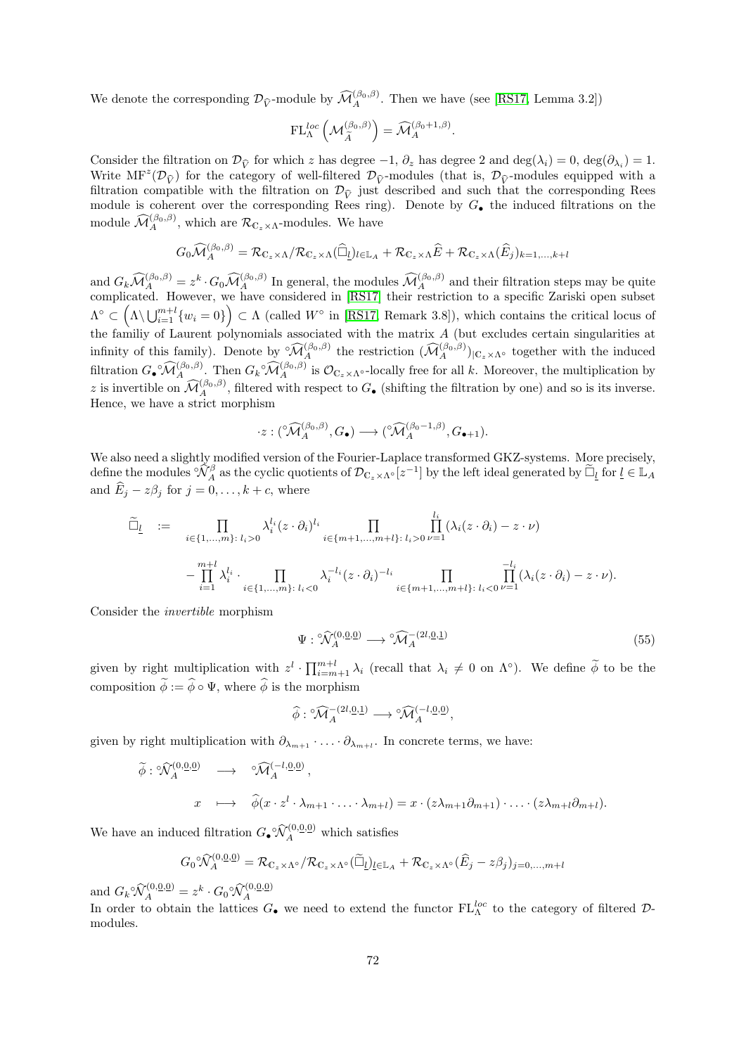We denote the corresponding $\mathcal{D}_{\widehat{V}}$-module by $\widehat{\mathcal{M}}_A^{(\beta_0,\beta)}$. Then we have (see [RS17, Lemma 3.2])

$$\mathrm{FL}_\Lambda^{loc}\left(\mathcal{M}_{\widetilde{A}}^{(\beta_0,\beta)}\right) = \widehat{\mathcal{M}}_A^{(\beta_0+1,\beta)}.$$

Consider the filtration on $\mathcal{D}_{\widehat{V}}$ for which $z$ has degree $-1$, $\partial_z$ has degree 2 and $\deg(\lambda_i) = 0$, $\deg(\partial_{\lambda_i}) = 1$. Write $\mathrm{MF}^z(\mathcal{D}_{\widehat{V}})$ for the category of well-filtered $\mathcal{D}_{\widehat{V}}$-modules (that is, $\mathcal{D}_{\widehat{V}}$-modules equipped with a filtration compatible with the filtration on $\mathcal{D}_{\widehat{V}}$ just described and such that the corresponding Rees module is coherent over the corresponding Rees ring). Denote by $G_\bullet$ the induced filtrations on the module $\widehat{\mathcal{M}}_A^{(\beta_0,\beta)}$, which are $\mathcal{R}_{\mathbb{C}_z\times\Lambda}$-modules. We have

$$G_0\widehat{\mathcal{M}}_A^{(\beta_0,\beta)} = \mathcal{R}_{\mathbb{C}_z\times\Lambda}/\mathcal{R}_{\mathbb{C}_z\times\Lambda}(\widehat{\Box}_{\underline{l}})_{l\in\mathbb{L}_A} + \mathcal{R}_{\mathbb{C}_z\times\Lambda}\widehat{E} + \mathcal{R}_{\mathbb{C}_z\times\Lambda}(\widehat{E}_j)_{k=1,\ldots,k+l}$$

and $G_k\widehat{\mathcal{M}}_A^{(\beta_0,\beta)} = z^k\cdot G_0\widehat{\mathcal{M}}_A^{(\beta_0,\beta)}$ In general, the modules $\widehat{\mathcal{M}}_A^{(\beta_0,\beta)}$ and their filtration steps may be quite complicated. However, we have considered in [RS17] their restriction to a specific Zariski open subset $\Lambda^\circ \subset \left(\Lambda\backslash\bigcup_{i=1}^{m+l}\{w_i=0\}\right) \subset \Lambda$ (called $W^\circ$ in [RS17, Remark 3.8]), which contains the critical locus of the familiy of Laurent polynomials associated with the matrix $A$ (but excludes certain singularities at infinity of this family). Denote by ${}^\circ\widehat{\mathcal{M}}_A^{(\beta_0,\beta)}$ the restriction $(\widehat{\mathcal{M}}_A^{(\beta_0,\beta)})_{|\mathbb{C}_z\times\Lambda^\circ}$ together with the induced filtration $G_\bullet{}^\circ\widehat{\mathcal{M}}_A^{(\beta_0,\beta)}$. Then $G_k{}^\circ\widehat{\mathcal{M}}_A^{(\beta_0,\beta)}$ is $\mathcal{O}_{\mathbb{C}_z\times\Lambda^\circ}$-locally free for all $k$. Moreover, the multiplication by $z$ is invertible on $\widehat{\mathcal{M}}_A^{(\beta_0,\beta)}$, filtered with respect to $G_\bullet$ (shifting the filtration by one) and so is its inverse. Hence, we have a strict morphism

$$\cdot z : ({}^\circ\widehat{\mathcal{M}}_A^{(\beta_0,\beta)}, G_\bullet) \longrightarrow ({}^\circ\widehat{\mathcal{M}}_A^{(\beta_0-1,\beta)}, G_{\bullet+1}).$$

We also need a slightly modified version of the Fourier-Laplace transformed GKZ-systems. More precisely, define the modules ${}^\circ\widehat{\mathcal{N}}_A^{\beta}$ as the cyclic quotients of $\mathcal{D}_{\mathbb{C}_z\times\Lambda^\circ}[z^{-1}]$ by the left ideal generated by $\widetilde{\Box}_{\underline{l}}$ for $\underline{l}\in\mathbb{L}_A$ and $\widehat{E}_j - z\beta_j$ for $j=0,\ldots,k+c$, where

$$\begin{aligned}
\widetilde{\Box}_{\underline{l}} \quad := \quad & \prod_{i\in\{1,\ldots,m\}:\, l_i>0} \lambda_i^{l_i}(z\cdot\partial_i)^{l_i} \prod_{i\in\{m+1,\ldots,m+l\}:\, l_i>0}\prod_{\nu=1}^{l_i}(\lambda_i(z\cdot\partial_i) - z\cdot\nu) \\
& - \prod_{i=1}^{m+l}\lambda_i^{l_i}\cdot \prod_{i\in\{1,\ldots,m\}:\, l_i<0}\lambda_i^{-l_i}(z\cdot\partial_i)^{-l_i} \prod_{i\in\{m+1,\ldots,m+l\}:\, l_i<0}\prod_{\nu=1}^{-l_i}(\lambda_i(z\cdot\partial_i) - z\cdot\nu).
\end{aligned}$$

Consider the *invertible* morphism

$$\Psi : {}^\circ\widehat{\mathcal{N}}_A^{(0,\underline{0},\underline{0})} \longrightarrow {}^\circ\widehat{\mathcal{M}}_A^{-(2l,\underline{0},\underline{1})} \tag{55}$$

given by right multiplication with $z^l\cdot\prod_{i=m+1}^{m+l}\lambda_i$ (recall that $\lambda_i\neq 0$ on $\Lambda^\circ$). We define $\widetilde{\phi}$ to be the composition $\widetilde{\phi} := \widehat{\phi}\circ\Psi$, where $\widehat{\phi}$ is the morphism

$$\widehat{\phi} : {}^\circ\widehat{\mathcal{M}}_A^{-(2l,\underline{0},\underline{1})} \longrightarrow {}^\circ\widehat{\mathcal{M}}_A^{(-l,\underline{0},\underline{0})},$$

given by right multiplication with $\partial_{\lambda_{m+1}}\cdot\ldots\cdot\partial_{\lambda_{m+l}}$. In concrete terms, we have:

$$\begin{aligned}
\widetilde{\phi} : {}^\circ\widehat{\mathcal{N}}_A^{(0,\underline{0},\underline{0})} \quad &\longrightarrow \quad {}^\circ\widehat{\mathcal{M}}_A^{(-l,\underline{0},\underline{0})}, \\
x \quad &\longmapsto \quad \widehat{\phi}(x\cdot z^l\cdot\lambda_{m+1}\cdot\ldots\cdot\lambda_{m+l}) = x\cdot(z\lambda_{m+1}\partial_{m+1})\cdot\ldots\cdot(z\lambda_{m+l}\partial_{m+l}).
\end{aligned}$$

We have an induced filtration $G_\bullet{}^\circ\widehat{\mathcal{N}}_A^{(0,\underline{0},\underline{0})}$ which satisfies

$$G_0{}^\circ\widehat{\mathcal{N}}_A^{(0,\underline{0},\underline{0})} = \mathcal{R}_{\mathbb{C}_z\times\Lambda^\circ}/\mathcal{R}_{\mathbb{C}_z\times\Lambda^\circ}(\widetilde{\Box}_{\underline{l}})_{\underline{l}\in\mathbb{L}_A} + \mathcal{R}_{\mathbb{C}_z\times\Lambda^\circ}(\widehat{E}_j - z\beta_j)_{j=0,\ldots,m+l}$$

and $G_k{}^\circ\widehat{\mathcal{N}}_A^{(0,\underline{0},\underline{0})} = z^k\cdot G_0{}^\circ\widehat{\mathcal{N}}_A^{(0,\underline{0},\underline{0})}$

In order to obtain the lattices $G_\bullet$ we need to extend the functor $\mathrm{FL}_\Lambda^{loc}$ to the category of filtered $\mathcal{D}$-modules.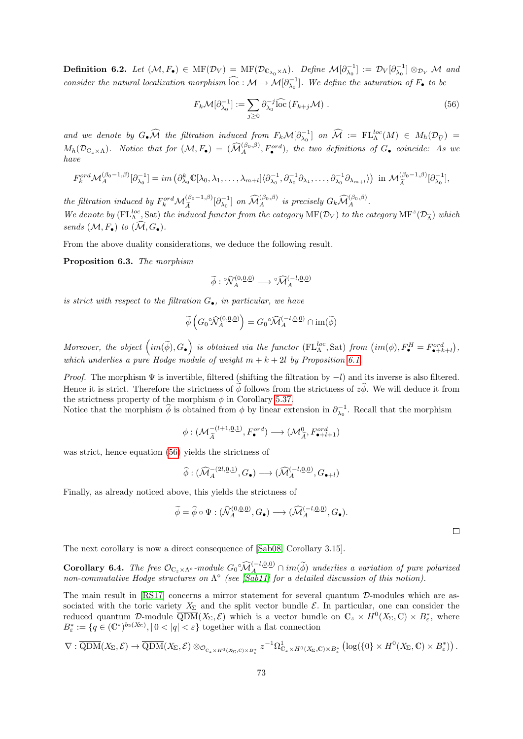**Definition 6.2.** *Let $(\mathcal{M}, F_\bullet) \in \mathrm{MF}(\mathcal{D}_V) = \mathrm{MF}(\mathcal{D}_{\mathbb{C}_{\lambda_0}\times\Lambda})$. Define $\mathcal{M}[\partial_{\lambda_0}^{-1}] := \mathcal{D}_V[\partial_{\lambda_0}^{-1}] \otimes_{\mathcal{D}_V} \mathcal{M}$ and consider the natural localization morphism $\widehat{\mathrm{loc}} : \mathcal{M} \to \mathcal{M}[\partial_{\lambda_0}^{-1}]$. We define the saturation of $F_\bullet$ to be*

$$F_k\mathcal{M}[\partial_{\lambda_0}^{-1}] := \sum_{j\geq 0} \partial_{\lambda_0}^{-j}\widehat{\mathrm{loc}}\left(F_{k+j}\mathcal{M}\right) . \tag{56}$$

*and we denote by $G_\bullet\widehat{\mathcal{M}}$ the filtration induced from $F_k\mathcal{M}[\partial_{\lambda_0}^{-1}]$ on $\widehat{\mathcal{M}} := \mathrm{FL}_\Lambda^{loc}(M) \in M_h(\mathcal{D}_{\widehat{V}}) = M_h(\mathcal{D}_{\mathbb{C}_z\times\Lambda})$. Notice that for $(\mathcal{M}, F_\bullet) = (\widehat{\mathcal{M}}_A^{(\beta_0,\beta)}, F_\bullet^{ord})$, the two definitions of $G_\bullet$ coincide: As we have*

$$F_k^{ord}\mathcal{M}_{\widetilde{A}}^{(\beta_0-1,\beta)}[\partial_{\lambda_0}^{-1}] = im\left(\partial_{\lambda_0}^k\mathbb{C}[\lambda_0,\lambda_1,\ldots,\lambda_{m+l}]\langle\partial_{\lambda_0}^{-1},\partial_{\lambda_0}^{-1}\partial_{\lambda_1},\ldots,\partial_{\lambda_0}^{-1}\partial_{\lambda_{m+l}}\rangle\right) \text{ in } \mathcal{M}_{\widetilde{A}}^{(\beta_0-1,\beta)}[\partial_{\lambda_0}^{-1}],$$

*the filtration induced by $F_k^{ord}\mathcal{M}_{\widetilde{A}}^{(\beta_0-1,\beta)}[\partial_{\lambda_0}^{-1}]$ on $\widehat{\mathcal{M}}_A^{(\beta_0,\beta)}$ is precisely $G_k\widehat{\mathcal{M}}_A^{(\beta_0,\beta)}$.*
*We denote by $(\mathrm{FL}_\Lambda^{loc}, \mathrm{Sat})$ the induced functor from the category $\mathrm{MF}(\mathcal{D}_V)$ to the category $\mathrm{MF}^z(\mathcal{D}_{\widehat{\Lambda}})$ which sends $(\mathcal{M}, F_\bullet)$ to $(\widehat{\mathcal{M}}, G_\bullet)$.*

From the above duality considerations, we deduce the following result.

**Proposition 6.3.** *The morphism*

$$\widetilde{\phi} : {}^\circ\widehat{\mathcal{N}}_A^{(0,\underline{0},\underline{0})} \longrightarrow {}^\circ\widehat{\mathcal{M}}_A^{(-l,\underline{0},\underline{0})}$$

*is strict with respect to the filtration $G_\bullet$, in particular, we have*

$$\widetilde{\phi}\left(G_0{}^\circ\widehat{\mathcal{N}}_A^{(0,\underline{0},\underline{0})}\right) = G_0{}^\circ\widehat{\mathcal{M}}_A^{(-l,\underline{0},\underline{0})} \cap \mathrm{im}(\widetilde{\phi})$$

*Moreover, the object $\left(im(\widetilde{\phi}), G_\bullet\right)$ is obtained via the functor $(\mathrm{FL}_\Lambda^{loc}, \mathrm{Sat})$ from $\left(im(\phi), F_\bullet^H = F_{\bullet+k+l}^{ord}\right)$, which underlies a pure Hodge module of weight $m+k+2l$ by Proposition 6.1.*

*Proof.* The morphism $\Psi$ is invertible, filtered (shifting the filtration by $-l$) and its inverse is also filtered. Hence it is strict. Therefore the strictness of $\widetilde{\phi}$ follows from the strictness of $z\widehat{\phi}$. We will deduce it from the strictness property of the morphism $\phi$ in Corollary 5.37.
Notice that the morphism $\widehat{\phi}$ is obtained from $\phi$ by linear extension in $\partial_{\lambda_0}^{-1}$. Recall that the morphism

$$\phi : (\mathcal{M}_{\widetilde{A}}^{-(l+1,\underline{0},\underline{1})}, F_\bullet^{ord}) \longrightarrow (\mathcal{M}_{\widetilde{A}}^{0}, F_{\bullet+l+1}^{ord})$$

was strict, hence equation (56) yields the strictness of

$$\widehat{\phi} : (\widehat{\mathcal{M}}_A^{-(2l,\underline{0},\underline{1})}, G_\bullet) \longrightarrow (\widehat{\mathcal{M}}_A^{(-l,\underline{0},\underline{0})}, G_{\bullet+l})$$

Finally, as already noticed above, this yields the strictness of

$$\widetilde{\phi} = \widehat{\phi}\circ\Psi : (\widehat{\mathcal{N}}_A^{(0,\underline{0},\underline{0})}, G_\bullet) \longrightarrow (\widehat{\mathcal{M}}_A^{(-l,\underline{0},\underline{0})}, G_\bullet).$$

$\square$

The next corollary is now a direct consequence of [Sab08, Corollary 3.15].

**Corollary 6.4.** *The free $\mathcal{O}_{\mathbb{C}_z\times\Lambda^\circ}$-module $G_0{}^\circ\widehat{\mathcal{M}}_A^{(-l,\underline{0},\underline{0})} \cap im(\widetilde{\phi})$ underlies a variation of pure polarized non-commutative Hodge structures on $\Lambda^\circ$ (see [Sab11] for a detailed discussion of this notion).*

The main result in [RS17] concerns a mirror statement for several quantum $\mathcal{D}$-modules which are associated with the toric variety $X_\Sigma$ and the split vector bundle $\mathcal{E}$. In particular, one can consider the reduced quantum $\mathcal{D}$-module $\overline{\mathrm{QDM}}(X_\Sigma, \mathcal{E})$ which is a vector bundle on $\mathbb{C}_z \times H^0(X_\Sigma, \mathbb{C}) \times B_\varepsilon^*$, where $B_\varepsilon^* := \{q \in (\mathbb{C}^*)^{b_2(X_\Sigma)}, | \, 0 < |q| < \varepsilon\}$ together with a flat connection

$$\nabla : \overline{\mathrm{QDM}}(X_\Sigma, \mathcal{E}) \to \overline{\mathrm{QDM}}(X_\Sigma, \mathcal{E}) \otimes_{\mathcal{O}_{\mathbb{C}_z\times H^0(X_\Sigma,\mathbb{C})\times B_\varepsilon^*}} z^{-1}\Omega^1_{\mathbb{C}_z\times H^0(X_\Sigma,\mathbb{C})\times B_\varepsilon^*}\left(\log(\{0\}\times H^0(X_\Sigma,\mathbb{C})\times B_\varepsilon^*)\right).$$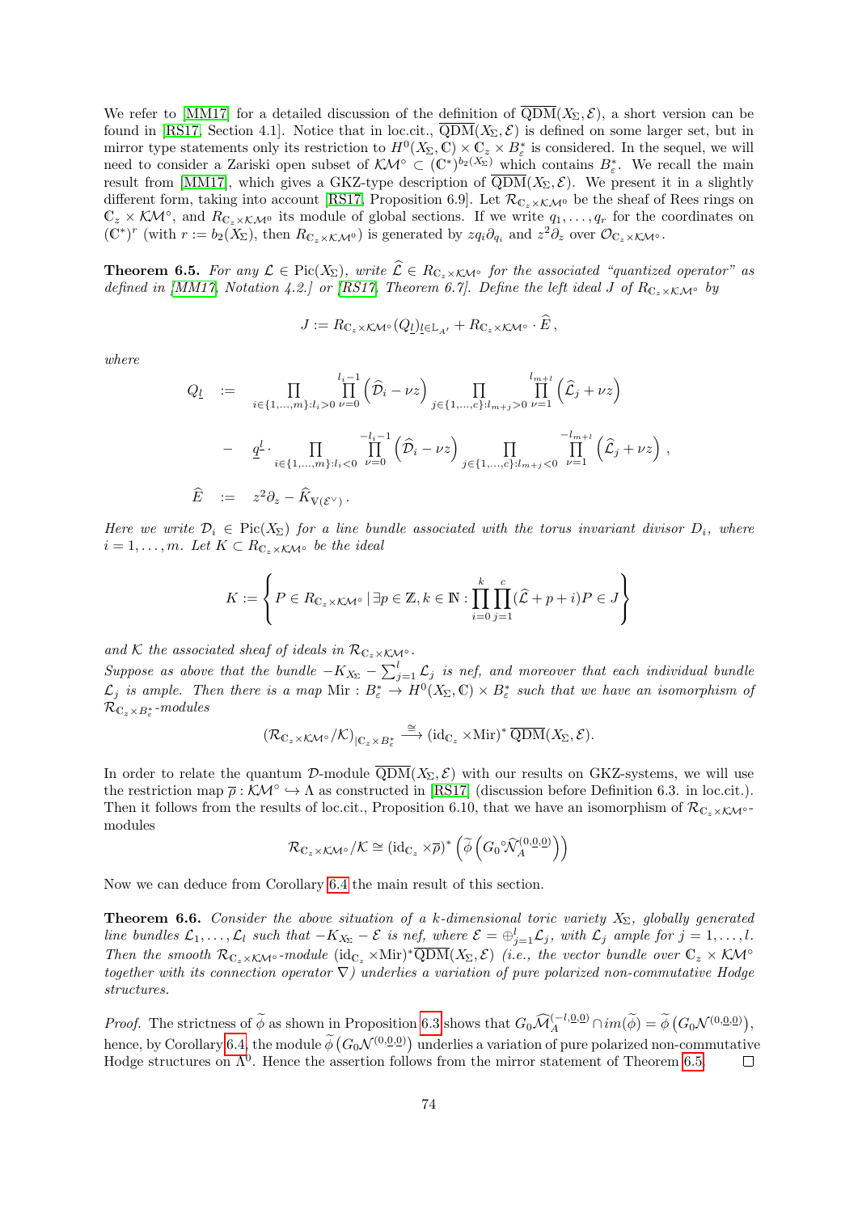We refer to [MM17] for a detailed discussion of the definition of $\overline{\mathrm{QDM}}(X_\Sigma, \mathcal{E})$, a short version can be found in [RS17, Section 4.1]. Notice that in loc.cit., $\overline{\mathrm{QDM}}(X_\Sigma, \mathcal{E})$ is defined on some larger set, but in mirror type statements only its restriction to $H^0(X_\Sigma, \mathbb{C}) \times \mathbb{C}_z \times B^*_\varepsilon$ is considered. In the sequel, we will need to consider a Zariski open subset of $\mathcal{KM}^\circ \subset (\mathbb{C}^*)^{b_2(X_\Sigma)}$ which contains $B^*_\varepsilon$. We recall the main result from [MM17], which gives a GKZ-type description of $\overline{\mathrm{QDM}}(X_\Sigma, \mathcal{E})$. We present it in a slightly different form, taking into account [RS17, Proposition 6.9]. Let $\mathcal{R}_{\mathbb{C}_z \times \mathcal{KM}^\circ}$ be the sheaf of Rees rings on $\mathbb{C}_z \times \mathcal{KM}^\circ$, and $R_{\mathbb{C}_z \times \mathcal{KM}^\circ}$ its module of global sections. If we write $q_1, \ldots, q_r$ for the coordinates on $(\mathbb{C}^*)^r$ (with $r := b_2(X_\Sigma)$, then $R_{\mathbb{C}_z \times \mathcal{KM}^0}$) is generated by $zq_i\partial_{q_i}$ and $z^2\partial_z$ over $\mathcal{O}_{\mathbb{C}_z \times \mathcal{KM}^\circ}$.

**Theorem 6.5.** *For any $\mathcal{L} \in \mathrm{Pic}(X_\Sigma)$, write $\widehat{\mathcal{L}} \in R_{\mathbb{C}_z \times \mathcal{KM}^\circ}$ for the associated "quantized operator" as defined in [MM17, Notation 4.2.] or [RS17, Theorem 6.7]. Define the left ideal $J$ of $R_{\mathbb{C}_z \times \mathcal{KM}^\circ}$ by*

$$J := R_{\mathbb{C}_z \times \mathcal{KM}^\circ}(Q_{\underline{l}})_{\underline{l} \in \mathbb{L}_{A'}} + R_{\mathbb{C}_z \times \mathcal{KM}^\circ} \cdot \widehat{E}\,,$$

*where*

$$\begin{aligned}
Q_{\underline{l}} \;&:=\; \prod_{i \in \{1,\ldots,m\}: l_i > 0} \prod_{\nu=0}^{l_i - 1} \left(\widehat{\mathcal{D}}_i - \nu z\right) \prod_{j \in \{1,\ldots,c\}: l_{m+j} > 0} \prod_{\nu=1}^{l_{m+l}} \left(\widehat{\mathcal{L}}_j + \nu z\right) \\
&-\; \underline{q}^{\underline{l}} \cdot \prod_{i \in \{1,\ldots,m\}: l_i < 0} \prod_{\nu=0}^{-l_i - 1} \left(\widehat{\mathcal{D}}_i - \nu z\right) \prod_{j \in \{1,\ldots,c\}: l_{m+j} < 0} \prod_{\nu=1}^{-l_{m+l}} \left(\widehat{\mathcal{L}}_j + \nu z\right), \\
\widehat{E} \;&:=\; z^2\partial_z - \widehat{K}_{\mathbb{V}(\mathcal{E}^\vee)}\,.
\end{aligned}$$

*Here we write $\mathcal{D}_i \in \mathrm{Pic}(X_\Sigma)$ for a line bundle associated with the torus invariant divisor $D_i$, where $i = 1, \ldots, m$. Let $K \subset R_{\mathbb{C}_z \times \mathcal{KM}^\circ}$ be the ideal*

$$K := \left\{ P \in R_{\mathbb{C}_z \times \mathcal{KM}^\circ} \,|\, \exists p \in \mathbb{Z}, k \in \mathbb{N} : \prod_{i=0}^{k} \prod_{j=1}^{c} (\widehat{\mathcal{L}} + p + i) P \in J \right\}$$

*and $\mathcal{K}$ the associated sheaf of ideals in $\mathcal{R}_{\mathbb{C}_z \times \mathcal{KM}^\circ}$.*
*Suppose as above that the bundle $-K_{X_\Sigma} - \sum_{j=1}^{l} \mathcal{L}_j$ is nef, and moreover that each individual bundle $\mathcal{L}_j$ is ample. Then there is a map $\mathrm{Mir} : B^*_\varepsilon \to H^0(X_\Sigma, \mathbb{C}) \times B^*_\varepsilon$ such that we have an isomorphism of $\mathcal{R}_{\mathbb{C}_z \times B^*_\varepsilon}$-modules*

$$(\mathcal{R}_{\mathbb{C}_z \times \mathcal{KM}^\circ}/\mathcal{K})_{|\mathbb{C}_z \times B^*_\varepsilon} \xrightarrow{\cong} (\mathrm{id}_{\mathbb{C}_z} \times \mathrm{Mir})^* \, \overline{\mathrm{QDM}}(X_\Sigma, \mathcal{E}).$$

In order to relate the quantum $\mathcal{D}$-module $\overline{\mathrm{QDM}}(X_\Sigma, \mathcal{E})$ with our results on GKZ-systems, we will use the restriction map $\overline{\rho} : \mathcal{KM}^\circ \hookrightarrow \Lambda$ as constructed in [RS17] (discussion before Definition 6.3. in loc.cit.). Then it follows from the results of loc.cit., Proposition 6.10, that we have an isomorphism of $\mathcal{R}_{\mathbb{C}_z \times \mathcal{KM}^\circ}$-modules

$$\mathcal{R}_{\mathbb{C}_z \times \mathcal{KM}^\circ}/\mathcal{K} \cong (\mathrm{id}_{\mathbb{C}_z} \times \overline{\rho})^* \left( \widetilde{\phi} \left( G_0 {}^\circ\widehat{\mathcal{N}}_A^{(0,\underline{0},\underline{0})} \right) \right)$$

Now we can deduce from Corollary 6.4 the main result of this section.

**Theorem 6.6.** *Consider the above situation of a $k$-dimensional toric variety $X_\Sigma$, globally generated line bundles $\mathcal{L}_1, \ldots, \mathcal{L}_l$ such that $-K_{X_\Sigma} - \mathcal{E}$ is nef, where $\mathcal{E} = \oplus_{j=1}^{l} \mathcal{L}_j$, with $\mathcal{L}_j$ ample for $j = 1, \ldots, l$. Then the smooth $\mathcal{R}_{\mathbb{C}_z \times \mathcal{KM}^\circ}$-module $(\mathrm{id}_{\mathbb{C}_z} \times \mathrm{Mir})^* \overline{\mathrm{QDM}}(X_\Sigma, \mathcal{E})$ (i.e., the vector bundle over $\mathbb{C}_z \times \mathcal{KM}^\circ$ together with its connection operator $\nabla$) underlies a variation of pure polarized non-commutative Hodge structures.*

*Proof.* The strictness of $\widetilde{\phi}$ as shown in Proposition 6.3 shows that $G_0 \widehat{\mathcal{M}}_A^{(-l,\underline{0},\underline{0})} \cap im(\widetilde{\phi}) = \widetilde{\phi}\left(G_0 \mathcal{N}^{(0,\underline{0},\underline{0})}\right)$, hence, by Corollary 6.4, the module $\widetilde{\phi}\left(G_0 \mathcal{N}^{(0,\underline{0},\underline{0})}\right)$ underlies a variation of pure polarized non-commutative Hodge structures on $\Lambda^0$. Hence the assertion follows from the mirror statement of Theorem 6.5. $\square$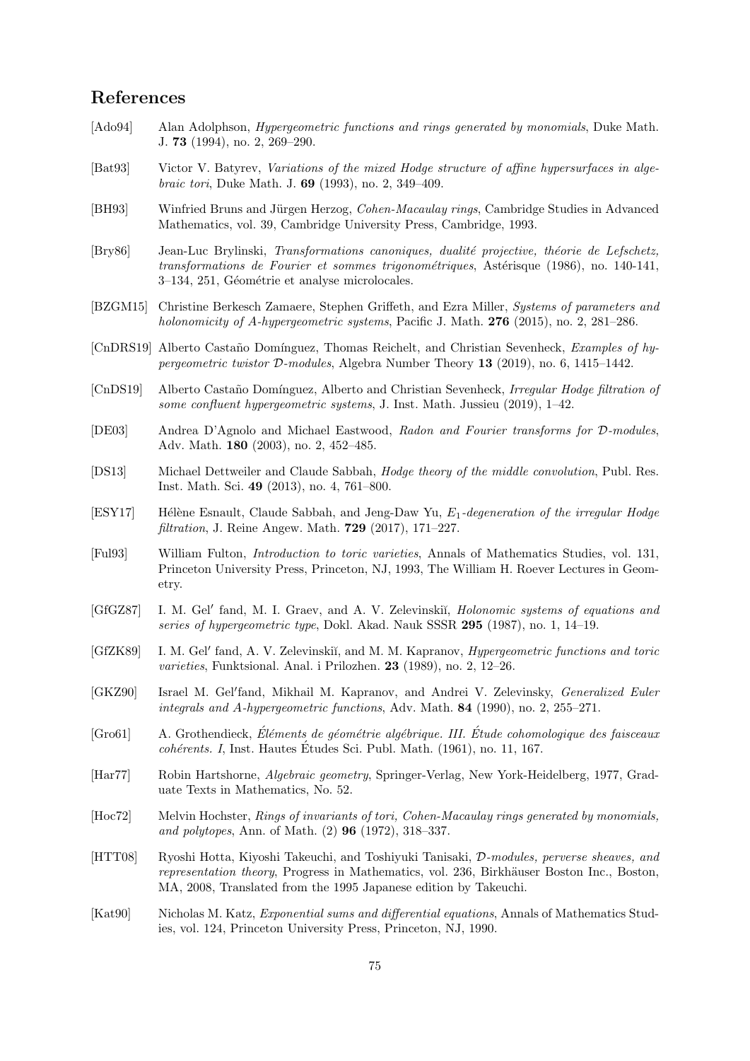## References

[Ado94] Alan Adolphson, *Hypergeometric functions and rings generated by monomials*, Duke Math. J. **73** (1994), no. 2, 269–290.

[Bat93] Victor V. Batyrev, *Variations of the mixed Hodge structure of affine hypersurfaces in algebraic tori*, Duke Math. J. **69** (1993), no. 2, 349–409.

[BH93] Winfried Bruns and Jürgen Herzog, *Cohen-Macaulay rings*, Cambridge Studies in Advanced Mathematics, vol. 39, Cambridge University Press, Cambridge, 1993.

[Bry86] Jean-Luc Brylinski, *Transformations canoniques, dualité projective, théorie de Lefschetz, transformations de Fourier et sommes trigonométriques*, Astérisque (1986), no. 140-141, 3–134, 251, Géométrie et analyse microlocales.

[BZGM15] Christine Berkesch Zamaere, Stephen Griffeth, and Ezra Miller, *Systems of parameters and holonomicity of A-hypergeometric systems*, Pacific J. Math. **276** (2015), no. 2, 281–286.

[CnDRS19] Alberto Castaño Domínguez, Thomas Reichelt, and Christian Sevenheck, *Examples of hypergeometric twistor $\mathcal{D}$-modules*, Algebra Number Theory **13** (2019), no. 6, 1415–1442.

[CnDS19] Alberto Castaño Domínguez, Alberto and Christian Sevenheck, *Irregular Hodge filtration of some confluent hypergeometric systems*, J. Inst. Math. Jussieu (2019), 1–42.

[DE03] Andrea D'Agnolo and Michael Eastwood, *Radon and Fourier transforms for $\mathcal{D}$-modules*, Adv. Math. **180** (2003), no. 2, 452–485.

[DS13] Michael Dettweiler and Claude Sabbah, *Hodge theory of the middle convolution*, Publ. Res. Inst. Math. Sci. **49** (2013), no. 4, 761–800.

[ESY17] Hélène Esnault, Claude Sabbah, and Jeng-Daw Yu, *$E_1$-degeneration of the irregular Hodge filtration*, J. Reine Angew. Math. **729** (2017), 171–227.

[Ful93] William Fulton, *Introduction to toric varieties*, Annals of Mathematics Studies, vol. 131, Princeton University Press, Princeton, NJ, 1993, The William H. Roever Lectures in Geometry.

[GfGZ87] I. M. Gel′ fand, M. I. Graev, and A. V. Zelevinskiĭ, *Holonomic systems of equations and series of hypergeometric type*, Dokl. Akad. Nauk SSSR **295** (1987), no. 1, 14–19.

[GfZK89] I. M. Gel′ fand, A. V. Zelevinskiĭ, and M. M. Kapranov, *Hypergeometric functions and toric varieties*, Funktsional. Anal. i Prilozhen. **23** (1989), no. 2, 12–26.

[GKZ90] Israel M. Gel′fand, Mikhail M. Kapranov, and Andrei V. Zelevinsky, *Generalized Euler integrals and A-hypergeometric functions*, Adv. Math. **84** (1990), no. 2, 255–271.

[Gro61] A. Grothendieck, *Éléments de géométrie algébrique. III. Étude cohomologique des faisceaux cohérents. I*, Inst. Hautes Études Sci. Publ. Math. (1961), no. 11, 167.

[Har77] Robin Hartshorne, *Algebraic geometry*, Springer-Verlag, New York-Heidelberg, 1977, Graduate Texts in Mathematics, No. 52.

[Hoc72] Melvin Hochster, *Rings of invariants of tori, Cohen-Macaulay rings generated by monomials, and polytopes*, Ann. of Math. (2) **96** (1972), 318–337.

[HTT08] Ryoshi Hotta, Kiyoshi Takeuchi, and Toshiyuki Tanisaki, *$\mathcal{D}$-modules, perverse sheaves, and representation theory*, Progress in Mathematics, vol. 236, Birkhäuser Boston Inc., Boston, MA, 2008, Translated from the 1995 Japanese edition by Takeuchi.

[Kat90] Nicholas M. Katz, *Exponential sums and differential equations*, Annals of Mathematics Studies, vol. 124, Princeton University Press, Princeton, NJ, 1990.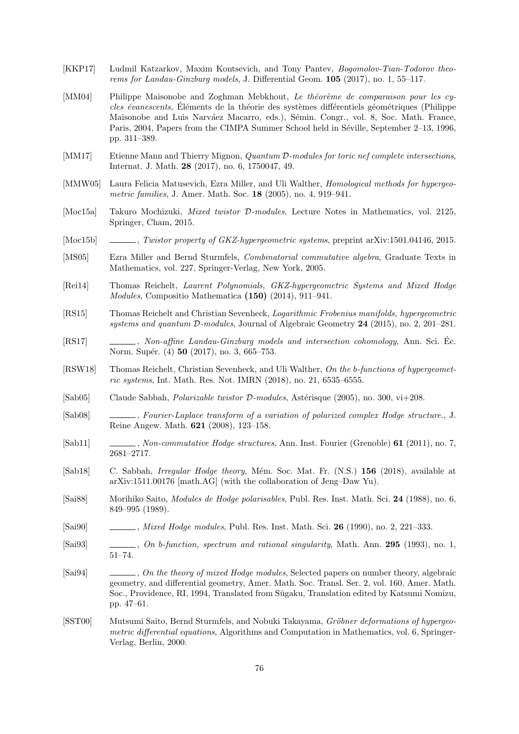[KKP17] Ludmil Katzarkov, Maxim Kontsevich, and Tony Pantev, *Bogomolov-Tian-Todorov theorems for Landau-Ginzburg models*, J. Differential Geom. **105** (2017), no. 1, 55–117.

[MM04] Philippe Maisonobe and Zoghman Mebkhout, *Le théorème de comparaison pour les cycles évanescents*, Éléments de la théorie des systèmes différentiels géométriques (Philippe Maisonobe and Luis Narváez Macarro, eds.), Sémin. Congr., vol. 8, Soc. Math. France, Paris, 2004, Papers from the CIMPA Summer School held in Séville, September 2–13, 1996, pp. 311–389.

[MM17] Etienne Mann and Thierry Mignon, *Quantum $\mathcal{D}$-modules for toric nef complete intersections*, Internat. J. Math. **28** (2017), no. 6, 1750047, 49.

[MMW05] Laura Felicia Matusevich, Ezra Miller, and Uli Walther, *Homological methods for hypergeometric families*, J. Amer. Math. Soc. **18** (2005), no. 4, 919–941.

[Moc15a] Takuro Mochizuki, *Mixed twistor $\mathcal{D}$-modules*, Lecture Notes in Mathematics, vol. 2125, Springer, Cham, 2015.

[Moc15b] ______, *Twistor property of GKZ-hypergeometric systems*, preprint arXiv:1501.04146, 2015.

[MS05] Ezra Miller and Bernd Sturmfels, *Combinatorial commutative algebra*, Graduate Texts in Mathematics, vol. 227, Springer-Verlag, New York, 2005.

[Rei14] Thomas Reichelt, *Laurent Polynomials, GKZ-hypergeometric Systems and Mixed Hodge Modules*, Compositio Mathematica **(150)** (2014), 911–941.

[RS15] Thomas Reichelt and Christian Sevenheck, *Logarithmic Frobenius manifolds, hypergeometric systems and quantum $\mathcal{D}$-modules*, Journal of Algebraic Geometry **24** (2015), no. 2, 201–281.

[RS17] ______, *Non-affine Landau-Ginzburg models and intersection cohomology*, Ann. Sci. Éc. Norm. Supér. (4) **50** (2017), no. 3, 665–753.

[RSW18] Thomas Reichelt, Christian Sevenheck, and Uli Walther, *On the b-functions of hypergeometric systems*, Int. Math. Res. Not. IMRN (2018), no. 21, 6535–6555.

[Sab05] Claude Sabbah, *Polarizable twistor $\mathcal{D}$-modules*, Astérisque (2005), no. 300, vi+208.

[Sab08] ______, *Fourier-Laplace transform of a variation of polarized complex Hodge structure.*, J. Reine Angew. Math. **621** (2008), 123–158.

[Sab11] ______, *Non-commutative Hodge structures*, Ann. Inst. Fourier (Grenoble) **61** (2011), no. 7, 2681–2717.

[Sab18] C. Sabbah, *Irregular Hodge theory*, Mém. Soc. Mat. Fr. (N.S.) **156** (2018), available at arXiv:1511.00176 [math.AG] (with the collaboration of Jeng–Daw Yu).

[Sai88] Morihiko Saito, *Modules de Hodge polarisables*, Publ. Res. Inst. Math. Sci. **24** (1988), no. 6, 849–995 (1989).

[Sai90] ______, *Mixed Hodge modules*, Publ. Res. Inst. Math. Sci. **26** (1990), no. 2, 221–333.

[Sai93] ______, *On b-function, spectrum and rational singularity*, Math. Ann. **295** (1993), no. 1, 51–74.

[Sai94] ______, *On the theory of mixed Hodge modules*, Selected papers on number theory, algebraic geometry, and differential geometry, Amer. Math. Soc. Transl. Ser. 2, vol. 160, Amer. Math. Soc., Providence, RI, 1994, Translated from Sūgaku, Translation edited by Katsumi Nomizu, pp. 47–61.

[SST00] Mutsumi Saito, Bernd Sturmfels, and Nobuki Takayama, *Gröbner deformations of hypergeometric differential equations*, Algorithms and Computation in Mathematics, vol. 6, Springer-Verlag, Berlin, 2000.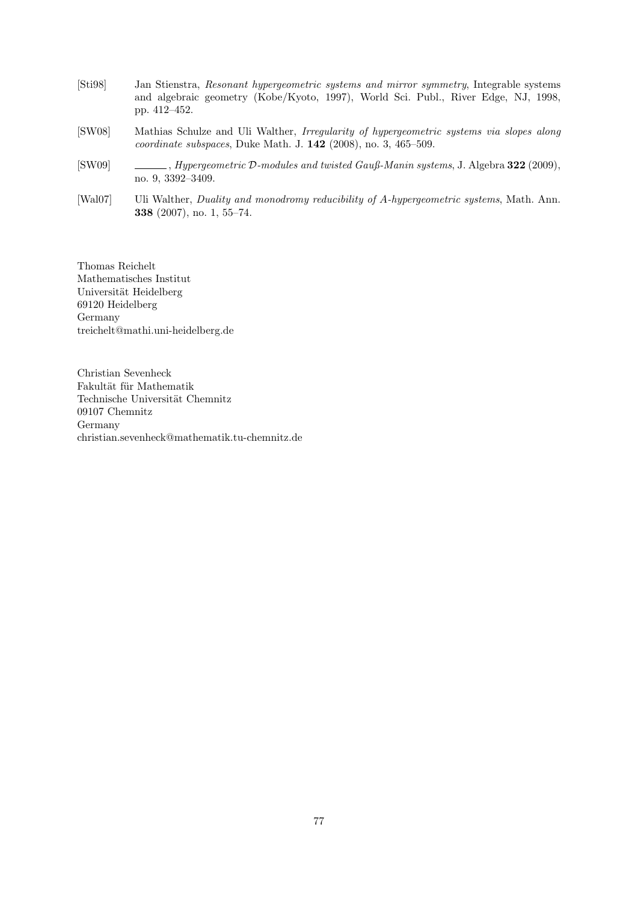[Sti98] Jan Stienstra, *Resonant hypergeometric systems and mirror symmetry*, Integrable systems and algebraic geometry (Kobe/Kyoto, 1997), World Sci. Publ., River Edge, NJ, 1998, pp. 412–452.

[SW08] Mathias Schulze and Uli Walther, *Irregularity of hypergeometric systems via slopes along coordinate subspaces*, Duke Math. J. **142** (2008), no. 3, 465–509.

[SW09] ______, *Hypergeometric $\mathcal{D}$-modules and twisted Gauß-Manin systems*, J. Algebra **322** (2009), no. 9, 3392–3409.

[Wal07] Uli Walther, *Duality and monodromy reducibility of A-hypergeometric systems*, Math. Ann. **338** (2007), no. 1, 55–74.

Thomas Reichelt
Mathematisches Institut
Universität Heidelberg
69120 Heidelberg
Germany
treichelt@mathi.uni-heidelberg.de

Christian Sevenheck
Fakultät für Mathematik
Technische Universität Chemnitz
09107 Chemnitz
Germany
christian.sevenheck@mathematik.tu-chemnitz.de